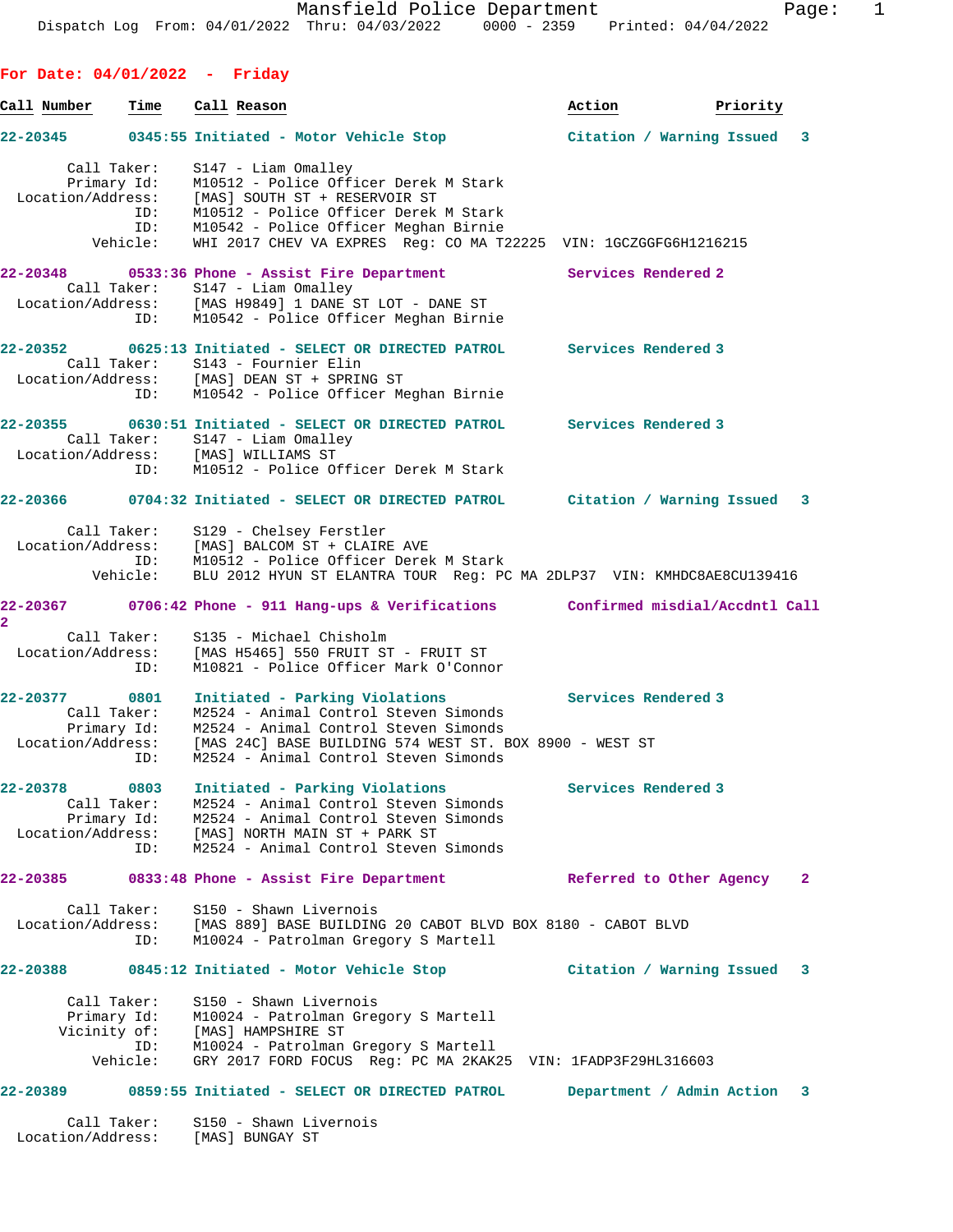Dispatch Log From: 04/01/2022 Thru: 04/03/2022 0000 - 2359 Printed: 04/04/2022

## For Date: 04/01/2022 - Friday

**Call Number** | **Time** | **Call Reason** | **Action** | **Priority**

**22-20345** 0345:55 Initiated - Motor Vehicle Stop — Citation / Warning Issued 3

```
       Call Taker:    S147 - Liam Omalley
       Primary Id:    M10512 - Police Officer Derek M Stark
 Location/Address:    [MAS] SOUTH ST + RESERVOIR ST
               ID:    M10512 - Police Officer Derek M Stark
               ID:    M10542 - Police Officer Meghan Birnie
          Vehicle:    WHI 2017 CHEV VA EXPRES  Reg: CO MA T22225  VIN: 1GCZGGFG6H1216215
```

**22-20348** 0533:36 Phone - Assist Fire Department — Services Rendered 2

```
       Call Taker:    S147 - Liam Omalley
 Location/Address:    [MAS H9849] 1 DANE ST LOT - DANE ST
               ID:    M10542 - Police Officer Meghan Birnie
```

**22-20352** 0625:13 Initiated - SELECT OR DIRECTED PATROL — Services Rendered 3

```
       Call Taker:    S143 - Fournier Elin
 Location/Address:    [MAS] DEAN ST + SPRING ST
               ID:    M10542 - Police Officer Meghan Birnie
```

**22-20355** 0630:51 Initiated - SELECT OR DIRECTED PATROL — Services Rendered 3

```
       Call Taker:    S147 - Liam Omalley
 Location/Address:    [MAS] WILLIAMS ST
               ID:    M10512 - Police Officer Derek M Stark
```

**22-20366** 0704:32 Initiated - SELECT OR DIRECTED PATROL — Citation / Warning Issued 3

```
       Call Taker:    S129 - Chelsey Ferstler
 Location/Address:    [MAS] BALCOM ST + CLAIRE AVE
               ID:    M10512 - Police Officer Derek M Stark
          Vehicle:    BLU 2012 HYUN ST ELANTRA TOUR  Reg: PC MA 2DLP37  VIN: KMHDC8AE8CU139416
```

**22-20367** 0706:42 Phone - 911 Hang-ups & Verifications — Confirmed misdial/Accdntl Call 2

```
       Call Taker:    S135 - Michael Chisholm
 Location/Address:    [MAS H5465] 550 FRUIT ST - FRUIT ST
               ID:    M10821 - Police Officer Mark O'Connor
```

**22-20377** 0801 Initiated - Parking Violations — Services Rendered 3

```
       Call Taker:    M2524 - Animal Control Steven Simonds
       Primary Id:    M2524 - Animal Control Steven Simonds
 Location/Address:    [MAS 24C] BASE BUILDING 574 WEST ST. BOX 8900 - WEST ST
               ID:    M2524 - Animal Control Steven Simonds
```

**22-20378** 0803 Initiated - Parking Violations — Services Rendered 3

```
       Call Taker:    M2524 - Animal Control Steven Simonds
       Primary Id:    M2524 - Animal Control Steven Simonds
 Location/Address:    [MAS] NORTH MAIN ST + PARK ST
               ID:    M2524 - Animal Control Steven Simonds
```

**22-20385** 0833:48 Phone - Assist Fire Department — Referred to Other Agency 2

```
       Call Taker:    S150 - Shawn Livernois
 Location/Address:    [MAS 889] BASE BUILDING 20 CABOT BLVD BOX 8180 - CABOT BLVD
               ID:    M10024 - Patrolman Gregory S Martell
```

**22-20388** 0845:12 Initiated - Motor Vehicle Stop — Citation / Warning Issued 3

```
       Call Taker:    S150 - Shawn Livernois
       Primary Id:    M10024 - Patrolman Gregory S Martell
      Vicinity of:    [MAS] HAMPSHIRE ST
               ID:    M10024 - Patrolman Gregory S Martell
          Vehicle:    GRY 2017 FORD FOCUS  Reg: PC MA 2KAK25  VIN: 1FADP3F29HL316603
```

**22-20389** 0859:55 Initiated - SELECT OR DIRECTED PATROL — Department / Admin Action 3

```
       Call Taker:    S150 - Shawn Livernois
 Location/Address:    [MAS] BUNGAY ST
```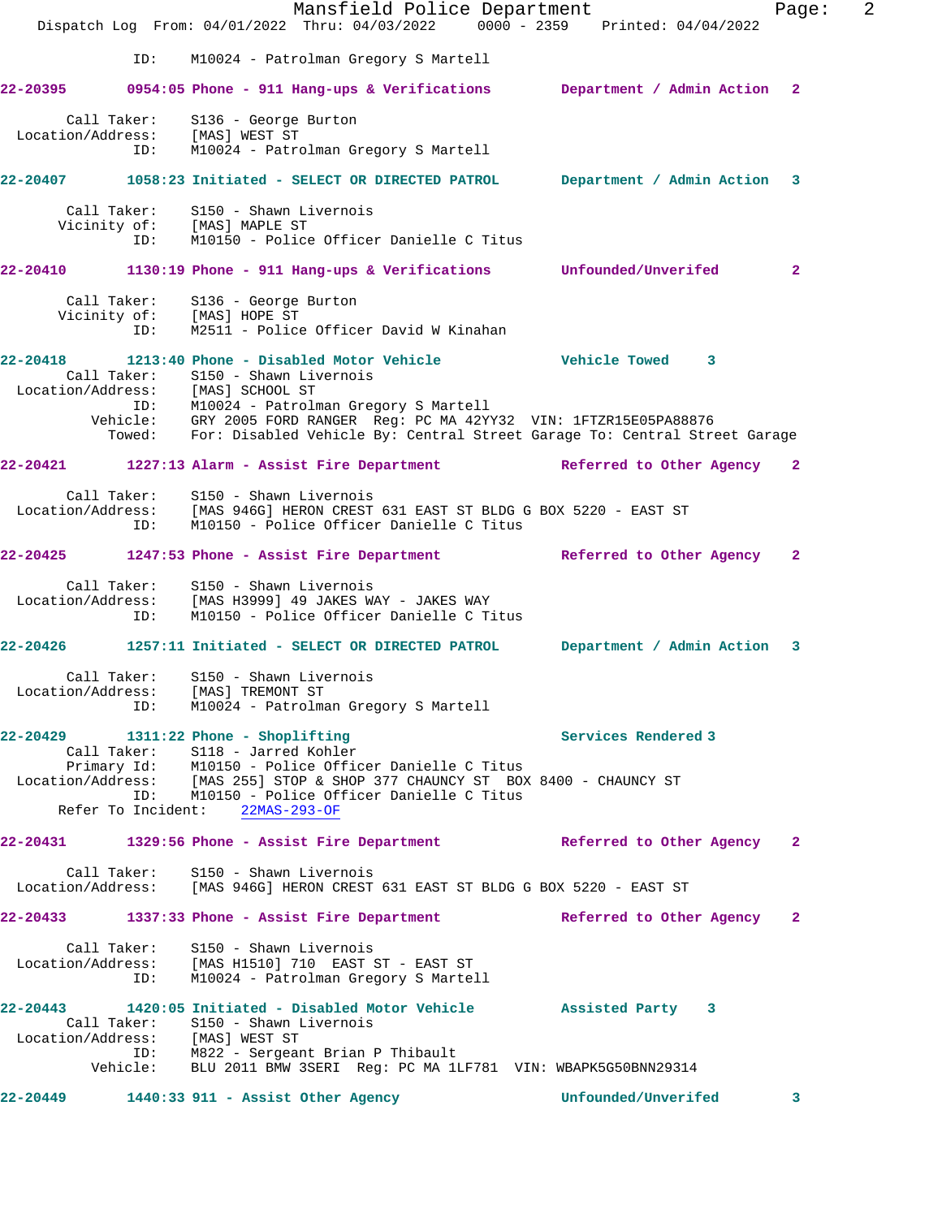ID: M10024 - Patrolman Gregory S Martell

**22-20395 0954:05 Phone - 911 Hang-ups & Verifications Department / Admin Action 2**

Call Taker: S136 - George Burton
Location/Address: [MAS] WEST ST
ID: M10024 - Patrolman Gregory S Martell

**22-20407 1058:23 Initiated - SELECT OR DIRECTED PATROL Department / Admin Action 3**

Call Taker: S150 - Shawn Livernois
Vicinity of: [MAS] MAPLE ST
ID: M10150 - Police Officer Danielle C Titus

**22-20410 1130:19 Phone - 911 Hang-ups & Verifications Unfounded/Unverifed 2**

Call Taker: S136 - George Burton
Vicinity of: [MAS] HOPE ST
ID: M2511 - Police Officer David W Kinahan

**22-20418 1213:40 Phone - Disabled Motor Vehicle Vehicle Towed 3**

Call Taker: S150 - Shawn Livernois
Location/Address: [MAS] SCHOOL ST
ID: M10024 - Patrolman Gregory S Martell
Vehicle: GRY 2005 FORD RANGER Reg: PC MA 42YY32 VIN: 1FTZR15E05PA88876
Towed: For: Disabled Vehicle By: Central Street Garage To: Central Street Garage

**22-20421 1227:13 Alarm - Assist Fire Department Referred to Other Agency 2**

Call Taker: S150 - Shawn Livernois
Location/Address: [MAS 946G] HERON CREST 631 EAST ST BLDG G BOX 5220 - EAST ST
ID: M10150 - Police Officer Danielle C Titus

**22-20425 1247:53 Phone - Assist Fire Department Referred to Other Agency 2**

Call Taker: S150 - Shawn Livernois
Location/Address: [MAS H3999] 49 JAKES WAY - JAKES WAY
ID: M10150 - Police Officer Danielle C Titus

**22-20426 1257:11 Initiated - SELECT OR DIRECTED PATROL Department / Admin Action 3**

Call Taker: S150 - Shawn Livernois
Location/Address: [MAS] TREMONT ST
ID: M10024 - Patrolman Gregory S Martell

**22-20429 1311:22 Phone - Shoplifting Services Rendered 3**

Call Taker: S118 - Jarred Kohler
Primary Id: M10150 - Police Officer Danielle C Titus
Location/Address: [MAS 255] STOP & SHOP 377 CHAUNCY ST BOX 8400 - CHAUNCY ST
ID: M10150 - Police Officer Danielle C Titus
Refer To Incident: 22MAS-293-OF

**22-20431 1329:56 Phone - Assist Fire Department Referred to Other Agency 2**

Call Taker: S150 - Shawn Livernois
Location/Address: [MAS 946G] HERON CREST 631 EAST ST BLDG G BOX 5220 - EAST ST

**22-20433 1337:33 Phone - Assist Fire Department Referred to Other Agency 2**

Call Taker: S150 - Shawn Livernois
Location/Address: [MAS H1510] 710 EAST ST - EAST ST
ID: M10024 - Patrolman Gregory S Martell

**22-20443 1420:05 Initiated - Disabled Motor Vehicle Assisted Party 3**

Call Taker: S150 - Shawn Livernois
Location/Address: [MAS] WEST ST
ID: M822 - Sergeant Brian P Thibault
Vehicle: BLU 2011 BMW 3SERI Reg: PC MA 1LF781 VIN: WBAPK5G50BNN29314

**22-20449 1440:33 911 - Assist Other Agency Unfounded/Unverifed 3**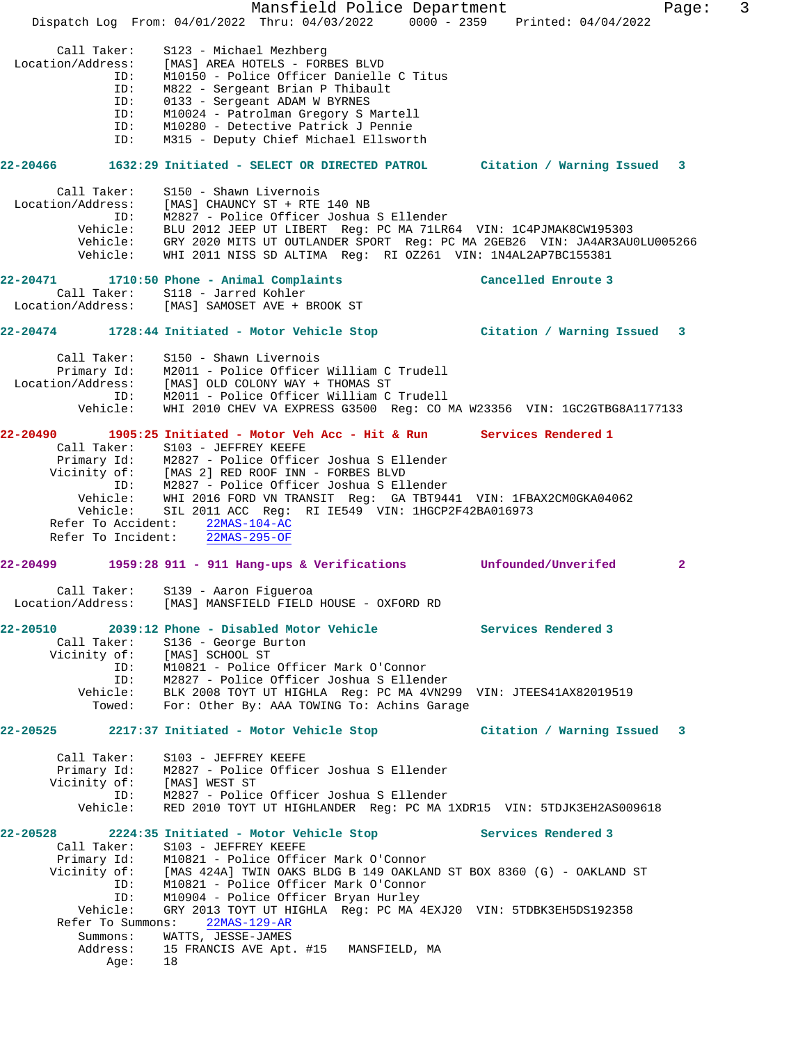Call Taker: S123 - Michael Mezhberg
Location/Address: [MAS] AREA HOTELS - FORBES BLVD
ID: M10150 - Police Officer Danielle C Titus
ID: M822 - Sergeant Brian P Thibault
ID: 0133 - Sergeant ADAM W BYRNES
ID: M10024 - Patrolman Gregory S Martell
ID: M10280 - Detective Patrick J Pennie
ID: M315 - Deputy Chief Michael Ellsworth

**22-20466 1632:29 Initiated - SELECT OR DIRECTED PATROL Citation / Warning Issued 3**

Call Taker: S150 - Shawn Livernois
Location/Address: [MAS] CHAUNCY ST + RTE 140 NB
ID: M2827 - Police Officer Joshua S Ellender
Vehicle: BLU 2012 JEEP UT LIBERT Reg: PC MA 71LR64 VIN: 1C4PJMAK8CW195303
Vehicle: GRY 2020 MITS UT OUTLANDER SPORT Reg: PC MA 2GEB26 VIN: JA4AR3AU0LU005266
Vehicle: WHI 2011 NISS SD ALTIMA Reg: RI OZ261 VIN: 1N4AL2AP7BC155381

**22-20471 1710:50 Phone - Animal Complaints Cancelled Enroute 3**

Call Taker: S118 - Jarred Kohler
Location/Address: [MAS] SAMOSET AVE + BROOK ST

**22-20474 1728:44 Initiated - Motor Vehicle Stop Citation / Warning Issued 3**

Call Taker: S150 - Shawn Livernois
Primary Id: M2011 - Police Officer William C Trudell
Location/Address: [MAS] OLD COLONY WAY + THOMAS ST
ID: M2011 - Police Officer William C Trudell
Vehicle: WHI 2010 CHEV VA EXPRESS G3500 Reg: CO MA W23356 VIN: 1GC2GTBG8A1177133

**22-20490 1905:25 Initiated - Motor Veh Acc - Hit & Run Services Rendered 1**

Call Taker: S103 - JEFFREY KEEFE
Primary Id: M2827 - Police Officer Joshua S Ellender
Vicinity of: [MAS 2] RED ROOF INN - FORBES BLVD
ID: M2827 - Police Officer Joshua S Ellender
Vehicle: WHI 2016 FORD VN TRANSIT Reg: GA TBT9441 VIN: 1FBAX2CM0GKA04062
Vehicle: SIL 2011 ACC Reg: RI IE549 VIN: 1HGCP2F42BA016973
Refer To Accident: 22MAS-104-AC
Refer To Incident: 22MAS-295-OF

**22-20499 1959:28 911 - 911 Hang-ups & Verifications Unfounded/Unverifed 2**

Call Taker: S139 - Aaron Figueroa
Location/Address: [MAS] MANSFIELD FIELD HOUSE - OXFORD RD

**22-20510 2039:12 Phone - Disabled Motor Vehicle Services Rendered 3**

Call Taker: S136 - George Burton
Vicinity of: [MAS] SCHOOL ST
ID: M10821 - Police Officer Mark O'Connor
ID: M2827 - Police Officer Joshua S Ellender
Vehicle: BLK 2008 TOYT UT HIGHLA Reg: PC MA 4VN299 VIN: JTEES41AX82019519
Towed: For: Other By: AAA TOWING To: Achins Garage

**22-20525 2217:37 Initiated - Motor Vehicle Stop Citation / Warning Issued 3**

Call Taker: S103 - JEFFREY KEEFE
Primary Id: M2827 - Police Officer Joshua S Ellender
Vicinity of: [MAS] WEST ST
ID: M2827 - Police Officer Joshua S Ellender
Vehicle: RED 2010 TOYT UT HIGHLANDER Reg: PC MA 1XDR15 VIN: 5TDJK3EH2AS009618

**22-20528 2224:35 Initiated - Motor Vehicle Stop Services Rendered 3**

Call Taker: S103 - JEFFREY KEEFE
Primary Id: M10821 - Police Officer Mark O'Connor
Vicinity of: [MAS 424A] TWIN OAKS BLDG B 149 OAKLAND ST BOX 8360 (G) - OAKLAND ST
ID: M10821 - Police Officer Mark O'Connor
ID: M10904 - Police Officer Bryan Hurley
Vehicle: GRY 2013 TOYT UT HIGHLA Reg: PC MA 4EXJ20 VIN: 5TDBK3EH5DS192358
Refer To Summons: 22MAS-129-AR
Summons: WATTS, JESSE-JAMES
Address: 15 FRANCIS AVE Apt. #15 MANSFIELD, MA
Age: 18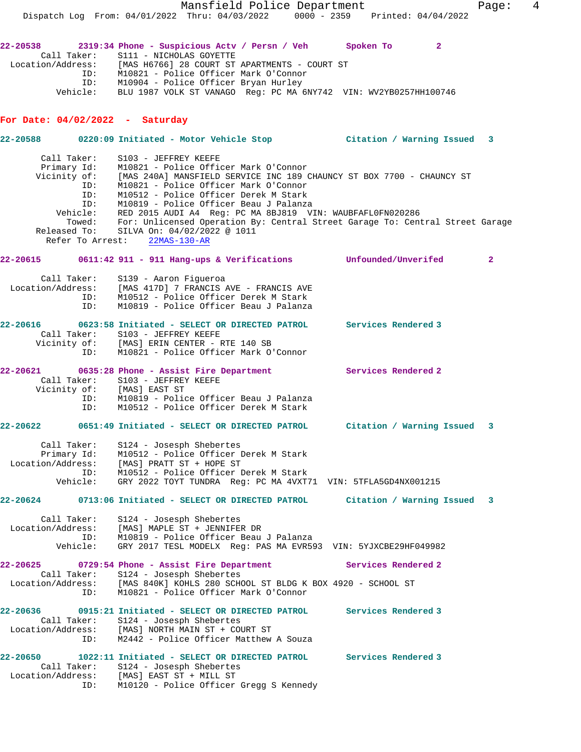**22-20538 2319:34 Phone - Suspicious Actv / Persn / Veh Spoken To 2**

Call Taker: S111 - NICHOLAS GOYETTE
Location/Address: [MAS H6766] 28 COURT ST APARTMENTS - COURT ST
ID: M10821 - Police Officer Mark O'Connor
ID: M10904 - Police Officer Bryan Hurley
Vehicle: BLU 1987 VOLK ST VANAGO Reg: PC MA 6NY742 VIN: WV2YB0257HH100746

## For Date: 04/02/2022 - Saturday

**22-20588 0220:09 Initiated - Motor Vehicle Stop Citation / Warning Issued 3**

Call Taker: S103 - JEFFREY KEEFE
Primary Id: M10821 - Police Officer Mark O'Connor
Vicinity of: [MAS 240A] MANSFIELD SERVICE INC 189 CHAUNCY ST BOX 7700 - CHAUNCY ST
ID: M10821 - Police Officer Mark O'Connor
ID: M10512 - Police Officer Derek M Stark
ID: M10819 - Police Officer Beau J Palanza
Vehicle: RED 2015 AUDI A4 Reg: PC MA 8BJ819 VIN: WAUBFAFL0FN020286
Towed: For: Unlicensed Operation By: Central Street Garage To: Central Street Garage
Released To: SILVA On: 04/02/2022 @ 1011
Refer To Arrest: 22MAS-130-AR

**22-20615 0611:42 911 - 911 Hang-ups & Verifications Unfounded/Unverifed 2**

Call Taker: S139 - Aaron Figueroa
Location/Address: [MAS 417D] 7 FRANCIS AVE - FRANCIS AVE
ID: M10512 - Police Officer Derek M Stark
ID: M10819 - Police Officer Beau J Palanza

**22-20616 0623:58 Initiated - SELECT OR DIRECTED PATROL Services Rendered 3**

Call Taker: S103 - JEFFREY KEEFE
Vicinity of: [MAS] ERIN CENTER - RTE 140 SB
ID: M10821 - Police Officer Mark O'Connor

**22-20621 0635:28 Phone - Assist Fire Department Services Rendered 2**

Call Taker: S103 - JEFFREY KEEFE
Vicinity of: [MAS] EAST ST
ID: M10819 - Police Officer Beau J Palanza
ID: M10512 - Police Officer Derek M Stark

**22-20622 0651:49 Initiated - SELECT OR DIRECTED PATROL Citation / Warning Issued 3**

Call Taker: S124 - Josesph Shebertes
Primary Id: M10512 - Police Officer Derek M Stark
Location/Address: [MAS] PRATT ST + HOPE ST
ID: M10512 - Police Officer Derek M Stark
Vehicle: GRY 2022 TOYT TUNDRA Reg: PC MA 4VXT71 VIN: 5TFLA5GD4NX001215

**22-20624 0713:06 Initiated - SELECT OR DIRECTED PATROL Citation / Warning Issued 3**

Call Taker: S124 - Josesph Shebertes
Location/Address: [MAS] MAPLE ST + JENNIFER DR
ID: M10819 - Police Officer Beau J Palanza
Vehicle: GRY 2017 TESL MODELX Reg: PAS MA EVR593 VIN: 5YJXCBE29HF049982

**22-20625 0729:54 Phone - Assist Fire Department Services Rendered 2**

Call Taker: S124 - Josesph Shebertes
Location/Address: [MAS 840K] KOHLS 280 SCHOOL ST BLDG K BOX 4920 - SCHOOL ST
ID: M10821 - Police Officer Mark O'Connor

**22-20636 0915:21 Initiated - SELECT OR DIRECTED PATROL Services Rendered 3**

Call Taker: S124 - Josesph Shebertes
Location/Address: [MAS] NORTH MAIN ST + COURT ST
ID: M2442 - Police Officer Matthew A Souza

**22-20650 1022:11 Initiated - SELECT OR DIRECTED PATROL Services Rendered 3**

Call Taker: S124 - Josesph Shebertes
Location/Address: [MAS] EAST ST + MILL ST
ID: M10120 - Police Officer Gregg S Kennedy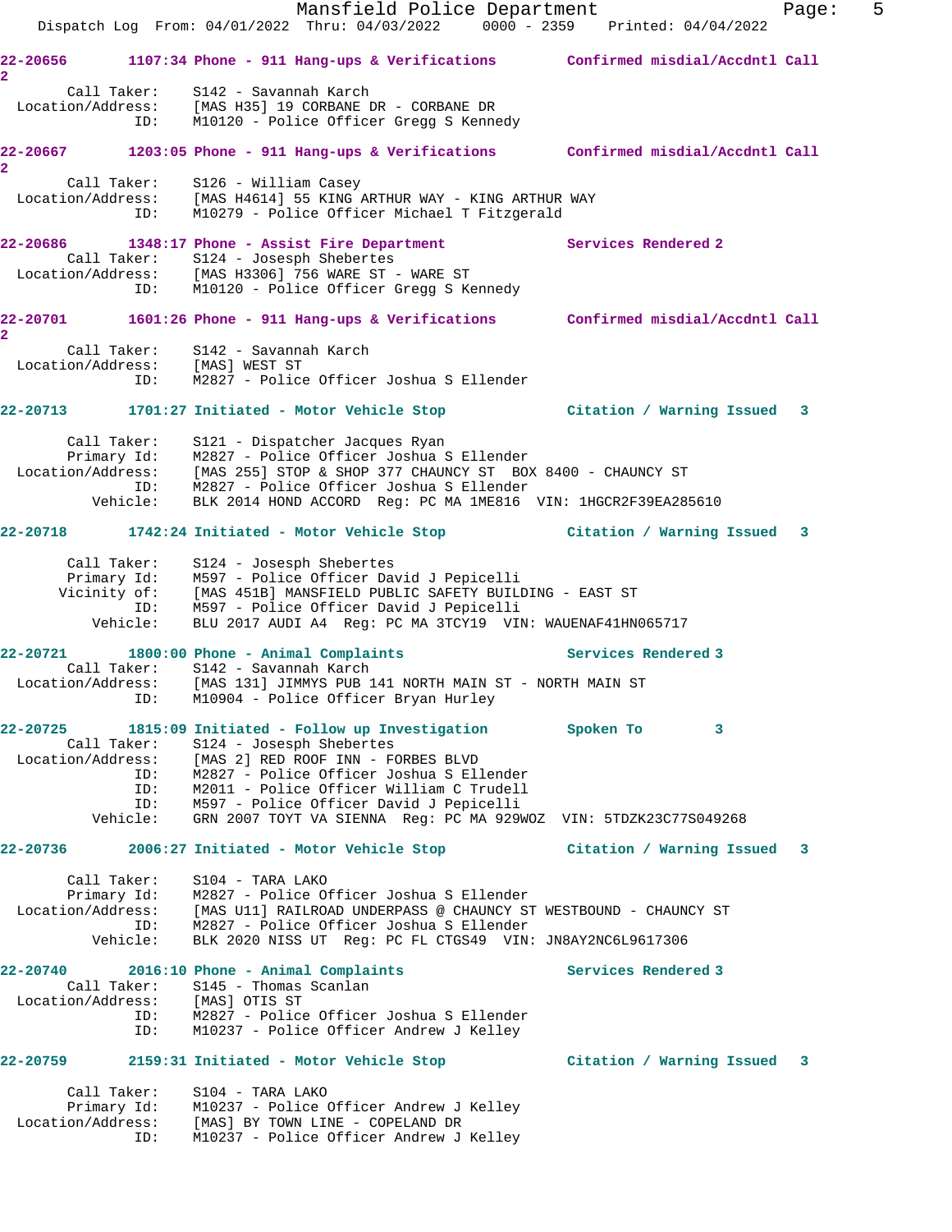**22-20656 1107:34 Phone - 911 Hang-ups & Verifications Confirmed misdial/Accdntl Call 2**

Call Taker: S142 - Savannah Karch
Location/Address: [MAS H35] 19 CORBANE DR - CORBANE DR
ID: M10120 - Police Officer Gregg S Kennedy

**22-20667 1203:05 Phone - 911 Hang-ups & Verifications Confirmed misdial/Accdntl Call 2**

Call Taker: S126 - William Casey
Location/Address: [MAS H4614] 55 KING ARTHUR WAY - KING ARTHUR WAY
ID: M10279 - Police Officer Michael T Fitzgerald

**22-20686 1348:17 Phone - Assist Fire Department Services Rendered 2**

Call Taker: S124 - Josesph Shebertes
Location/Address: [MAS H3306] 756 WARE ST - WARE ST
ID: M10120 - Police Officer Gregg S Kennedy

**22-20701 1601:26 Phone - 911 Hang-ups & Verifications Confirmed misdial/Accdntl Call 2**

Call Taker: S142 - Savannah Karch
Location/Address: [MAS] WEST ST
ID: M2827 - Police Officer Joshua S Ellender

**22-20713 1701:27 Initiated - Motor Vehicle Stop Citation / Warning Issued 3**

Call Taker: S121 - Dispatcher Jacques Ryan
Primary Id: M2827 - Police Officer Joshua S Ellender
Location/Address: [MAS 255] STOP & SHOP 377 CHAUNCY ST BOX 8400 - CHAUNCY ST
ID: M2827 - Police Officer Joshua S Ellender
Vehicle: BLK 2014 HOND ACCORD Reg: PC MA 1ME816 VIN: 1HGCR2F39EA285610

**22-20718 1742:24 Initiated - Motor Vehicle Stop Citation / Warning Issued 3**

Call Taker: S124 - Josesph Shebertes
Primary Id: M597 - Police Officer David J Pepicelli
Vicinity of: [MAS 451B] MANSFIELD PUBLIC SAFETY BUILDING - EAST ST
ID: M597 - Police Officer David J Pepicelli
Vehicle: BLU 2017 AUDI A4 Reg: PC MA 3TCY19 VIN: WAUENAF41HN065717

**22-20721 1800:00 Phone - Animal Complaints Services Rendered 3**

Call Taker: S142 - Savannah Karch
Location/Address: [MAS 131] JIMMYS PUB 141 NORTH MAIN ST - NORTH MAIN ST
ID: M10904 - Police Officer Bryan Hurley

**22-20725 1815:09 Initiated - Follow up Investigation Spoken To 3**

Call Taker: S124 - Josesph Shebertes
Location/Address: [MAS 2] RED ROOF INN - FORBES BLVD
ID: M2827 - Police Officer Joshua S Ellender
ID: M2011 - Police Officer William C Trudell
ID: M597 - Police Officer David J Pepicelli
Vehicle: GRN 2007 TOYT VA SIENNA Reg: PC MA 929WOZ VIN: 5TDZK23C77S049268

**22-20736 2006:27 Initiated - Motor Vehicle Stop Citation / Warning Issued 3**

Call Taker: S104 - TARA LAKO
Primary Id: M2827 - Police Officer Joshua S Ellender
Location/Address: [MAS U11] RAILROAD UNDERPASS @ CHAUNCY ST WESTBOUND - CHAUNCY ST
ID: M2827 - Police Officer Joshua S Ellender
Vehicle: BLK 2020 NISS UT Reg: PC FL CTGS49 VIN: JN8AY2NC6L9617306

**22-20740 2016:10 Phone - Animal Complaints Services Rendered 3**

Call Taker: S145 - Thomas Scanlan
Location/Address: [MAS] OTIS ST
ID: M2827 - Police Officer Joshua S Ellender
ID: M10237 - Police Officer Andrew J Kelley

**22-20759 2159:31 Initiated - Motor Vehicle Stop Citation / Warning Issued 3**

Call Taker: S104 - TARA LAKO
Primary Id: M10237 - Police Officer Andrew J Kelley
Location/Address: [MAS] BY TOWN LINE - COPELAND DR
ID: M10237 - Police Officer Andrew J Kelley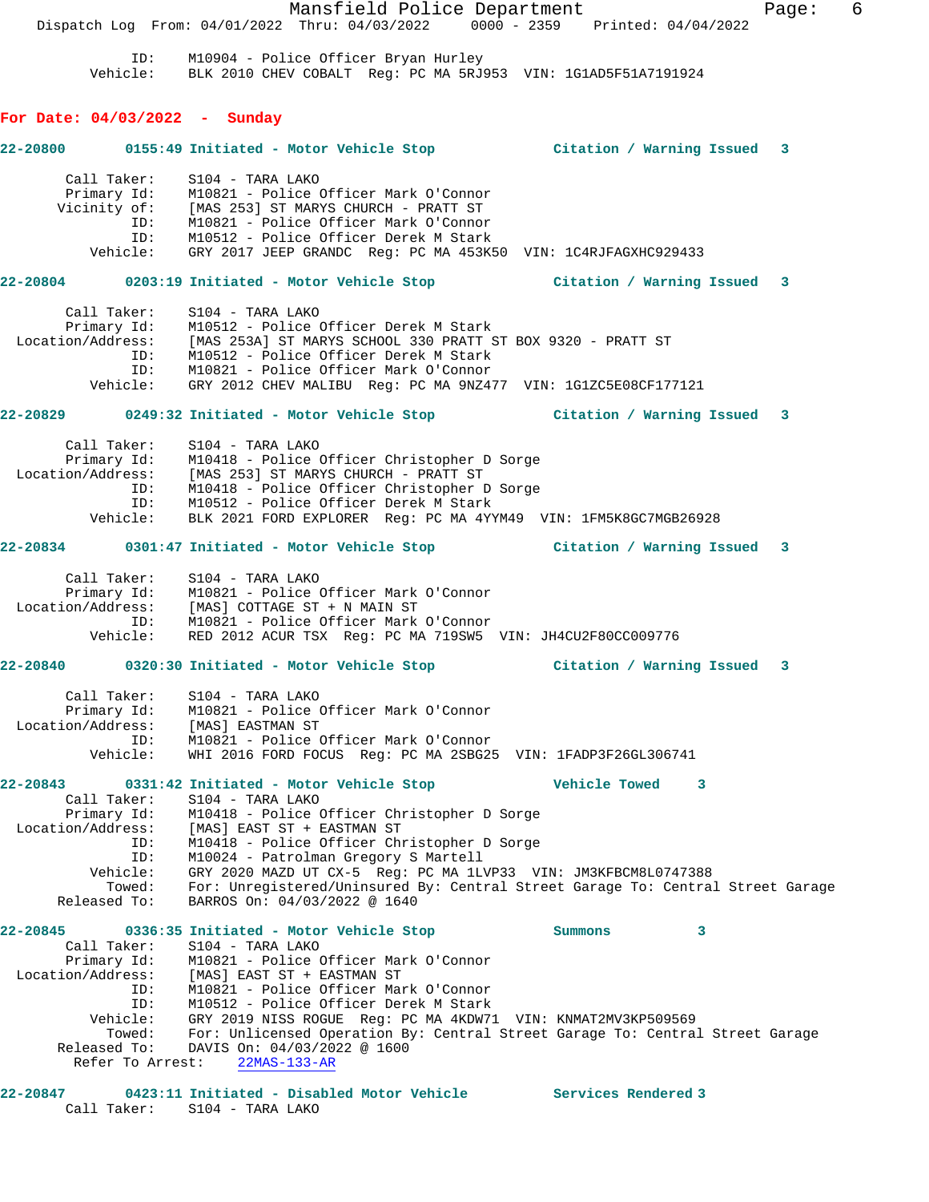ID: M10904 - Police Officer Bryan Hurley
Vehicle: BLK 2010 CHEV COBALT Reg: PC MA 5RJ953 VIN: 1G1AD5F51A7191924

## For Date: 04/03/2022 - Sunday

**22-20800** 0155:49 Initiated - Motor Vehicle Stop **Citation / Warning Issued 3**

Call Taker: S104 - TARA LAKO
Primary Id: M10821 - Police Officer Mark O'Connor
Vicinity of: [MAS 253] ST MARYS CHURCH - PRATT ST
ID: M10821 - Police Officer Mark O'Connor
ID: M10512 - Police Officer Derek M Stark
Vehicle: GRY 2017 JEEP GRANDC Reg: PC MA 453K50 VIN: 1C4RJFAGXHC929433

**22-20804** 0203:19 Initiated - Motor Vehicle Stop **Citation / Warning Issued 3**

Call Taker: S104 - TARA LAKO
Primary Id: M10512 - Police Officer Derek M Stark
Location/Address: [MAS 253A] ST MARYS SCHOOL 330 PRATT ST BOX 9320 - PRATT ST
ID: M10512 - Police Officer Derek M Stark
ID: M10821 - Police Officer Mark O'Connor
Vehicle: GRY 2012 CHEV MALIBU Reg: PC MA 9NZ477 VIN: 1G1ZC5E08CF177121

**22-20829** 0249:32 Initiated - Motor Vehicle Stop **Citation / Warning Issued 3**

Call Taker: S104 - TARA LAKO
Primary Id: M10418 - Police Officer Christopher D Sorge
Location/Address: [MAS 253] ST MARYS CHURCH - PRATT ST
ID: M10418 - Police Officer Christopher D Sorge
ID: M10512 - Police Officer Derek M Stark
Vehicle: BLK 2021 FORD EXPLORER Reg: PC MA 4YYM49 VIN: 1FM5K8GC7MGB26928

**22-20834** 0301:47 Initiated - Motor Vehicle Stop **Citation / Warning Issued 3**

Call Taker: S104 - TARA LAKO
Primary Id: M10821 - Police Officer Mark O'Connor
Location/Address: [MAS] COTTAGE ST + N MAIN ST
ID: M10821 - Police Officer Mark O'Connor
Vehicle: RED 2012 ACUR TSX Reg: PC MA 719SW5 VIN: JH4CU2F80CC009776

**22-20840** 0320:30 Initiated - Motor Vehicle Stop **Citation / Warning Issued 3**

Call Taker: S104 - TARA LAKO
Primary Id: M10821 - Police Officer Mark O'Connor
Location/Address: [MAS] EASTMAN ST
ID: M10821 - Police Officer Mark O'Connor
Vehicle: WHI 2016 FORD FOCUS Reg: PC MA 2SBG25 VIN: 1FADP3F26GL306741

**22-20843** 0331:42 Initiated - Motor Vehicle Stop **Vehicle Towed 3**
Call Taker: S104 - TARA LAKO
Primary Id: M10418 - Police Officer Christopher D Sorge
Location/Address: [MAS] EAST ST + EASTMAN ST
ID: M10418 - Police Officer Christopher D Sorge
ID: M10024 - Patrolman Gregory S Martell
Vehicle: GRY 2020 MAZD UT CX-5 Reg: PC MA 1LVP33 VIN: JM3KFBCM8L0747388
Towed: For: Unregistered/Uninsured By: Central Street Garage To: Central Street Garage
Released To: BARROS On: 04/03/2022 @ 1640

**22-20845** 0336:35 Initiated - Motor Vehicle Stop **Summons 3**
Call Taker: S104 - TARA LAKO
Primary Id: M10821 - Police Officer Mark O'Connor
Location/Address: [MAS] EAST ST + EASTMAN ST
ID: M10821 - Police Officer Mark O'Connor
ID: M10512 - Police Officer Derek M Stark
Vehicle: GRY 2019 NISS ROGUE Reg: PC MA 4KDW71 VIN: KNMAT2MV3KP509569
Towed: For: Unlicensed Operation By: Central Street Garage To: Central Street Garage
Released To: DAVIS On: 04/03/2022 @ 1600
Refer To Arrest: 22MAS-133-AR

**22-20847** 0423:11 Initiated - Disabled Motor Vehicle **Services Rendered 3**
Call Taker: S104 - TARA LAKO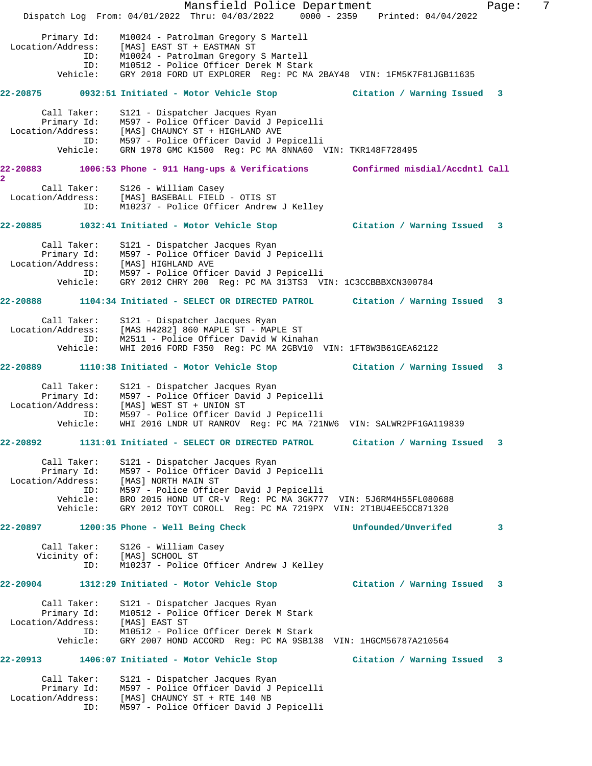Primary Id: M10024 - Patrolman Gregory S Martell
Location/Address: [MAS] EAST ST + EASTMAN ST
ID: M10024 - Patrolman Gregory S Martell
ID: M10512 - Police Officer Derek M Stark
Vehicle: GRY 2018 FORD UT EXPLORER Reg: PC MA 2BAY48 VIN: 1FM5K7F81JGB11635

**22-20875 0932:51 Initiated - Motor Vehicle Stop Citation / Warning Issued 3**

Call Taker: S121 - Dispatcher Jacques Ryan
Primary Id: M597 - Police Officer David J Pepicelli
Location/Address: [MAS] CHAUNCY ST + HIGHLAND AVE
ID: M597 - Police Officer David J Pepicelli
Vehicle: GRN 1978 GMC K1500 Reg: PC MA 8NNA60 VIN: TKR148F728495

**22-20883 1006:53 Phone - 911 Hang-ups & Verifications Confirmed misdial/Accdntl Call 2**

Call Taker: S126 - William Casey
Location/Address: [MAS] BASEBALL FIELD - OTIS ST
ID: M10237 - Police Officer Andrew J Kelley

**22-20885 1032:41 Initiated - Motor Vehicle Stop Citation / Warning Issued 3**

Call Taker: S121 - Dispatcher Jacques Ryan
Primary Id: M597 - Police Officer David J Pepicelli
Location/Address: [MAS] HIGHLAND AVE
ID: M597 - Police Officer David J Pepicelli
Vehicle: GRY 2012 CHRY 200 Reg: PC MA 313TS3 VIN: 1C3CCBBBXCN300784

**22-20888 1104:34 Initiated - SELECT OR DIRECTED PATROL Citation / Warning Issued 3**

Call Taker: S121 - Dispatcher Jacques Ryan
Location/Address: [MAS H4282] 860 MAPLE ST - MAPLE ST
ID: M2511 - Police Officer David W Kinahan
Vehicle: WHI 2016 FORD F350 Reg: PC MA 2GBV10 VIN: 1FT8W3B61GEA62122

**22-20889 1110:38 Initiated - Motor Vehicle Stop Citation / Warning Issued 3**

Call Taker: S121 - Dispatcher Jacques Ryan
Primary Id: M597 - Police Officer David J Pepicelli
Location/Address: [MAS] WEST ST + UNION ST
ID: M597 - Police Officer David J Pepicelli
Vehicle: WHI 2016 LNDR UT RANROV Reg: PC MA 721NW6 VIN: SALWR2PF1GA119839

**22-20892 1131:01 Initiated - SELECT OR DIRECTED PATROL Citation / Warning Issued 3**

Call Taker: S121 - Dispatcher Jacques Ryan
Primary Id: M597 - Police Officer David J Pepicelli
Location/Address: [MAS] NORTH MAIN ST
ID: M597 - Police Officer David J Pepicelli
Vehicle: BRO 2015 HOND UT CR-V Reg: PC MA 3GK777 VIN: 5J6RM4H55FL080688
Vehicle: GRY 2012 TOYT COROLL Reg: PC MA 7219PX VIN: 2T1BU4EE5CC871320

**22-20897 1200:35 Phone - Well Being Check Unfounded/Unverifed 3**

Call Taker: S126 - William Casey
Vicinity of: [MAS] SCHOOL ST
ID: M10237 - Police Officer Andrew J Kelley

**22-20904 1312:29 Initiated - Motor Vehicle Stop Citation / Warning Issued 3**

Call Taker: S121 - Dispatcher Jacques Ryan
Primary Id: M10512 - Police Officer Derek M Stark
Location/Address: [MAS] EAST ST
ID: M10512 - Police Officer Derek M Stark
Vehicle: GRY 2007 HOND ACCORD Reg: PC MA 9SB138 VIN: 1HGCM56787A210564

**22-20913 1406:07 Initiated - Motor Vehicle Stop Citation / Warning Issued 3**

Call Taker: S121 - Dispatcher Jacques Ryan
Primary Id: M597 - Police Officer David J Pepicelli
Location/Address: [MAS] CHAUNCY ST + RTE 140 NB
ID: M597 - Police Officer David J Pepicelli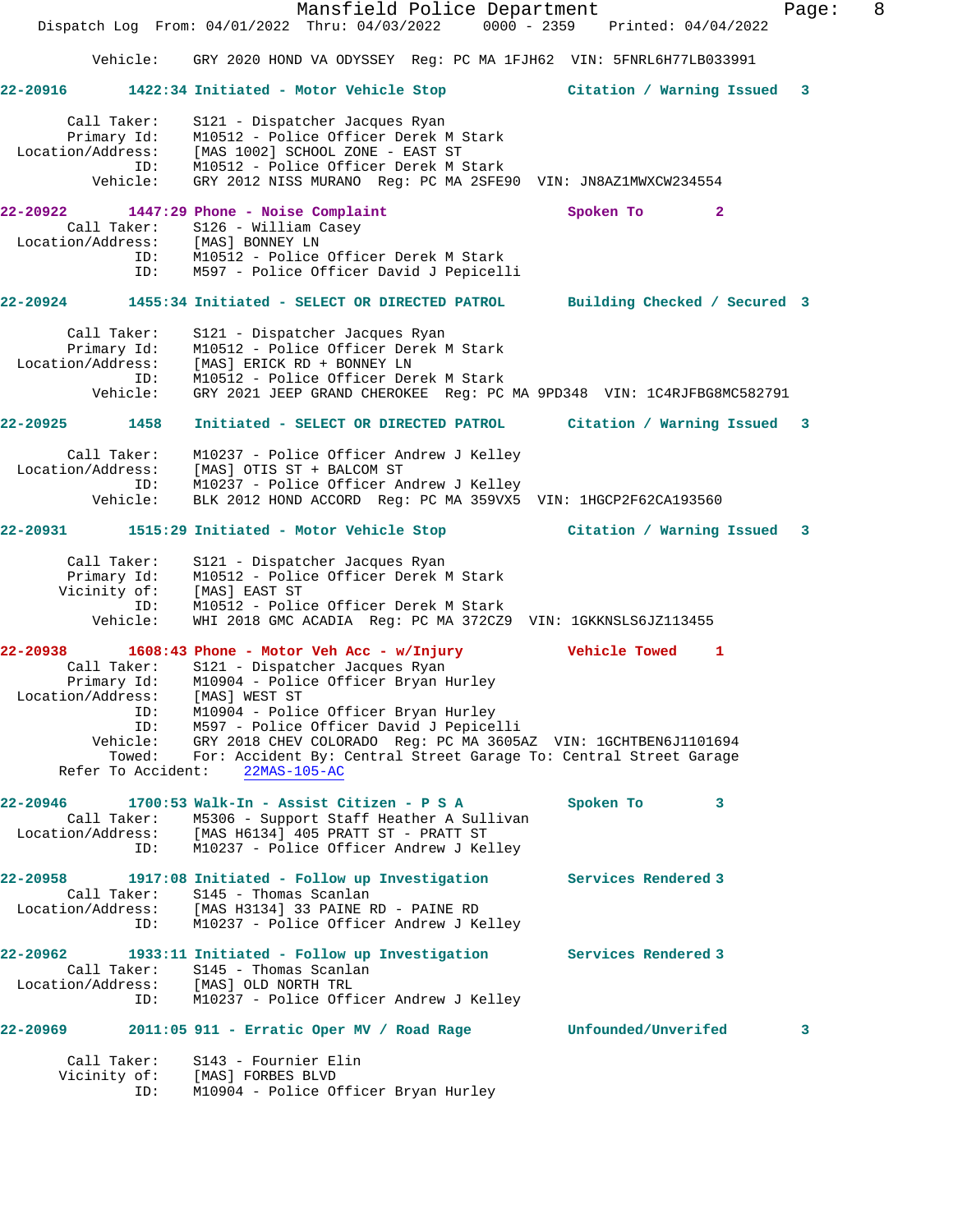Vehicle: GRY 2020 HOND VA ODYSSEY Reg: PC MA 1FJH62 VIN: 5FNRL6H77LB033991

**22-20916** 1422:34 Initiated - Motor Vehicle Stop — Citation / Warning Issued 3

Call Taker: S121 - Dispatcher Jacques Ryan
Primary Id: M10512 - Police Officer Derek M Stark
Location/Address: [MAS 1002] SCHOOL ZONE - EAST ST
ID: M10512 - Police Officer Derek M Stark
Vehicle: GRY 2012 NISS MURANO Reg: PC MA 2SFE90 VIN: JN8AZ1MWXCW234554

**22-20922** 1447:29 Phone - Noise Complaint — Spoken To 2

Call Taker: S126 - William Casey
Location/Address: [MAS] BONNEY LN
ID: M10512 - Police Officer Derek M Stark
ID: M597 - Police Officer David J Pepicelli

**22-20924** 1455:34 Initiated - SELECT OR DIRECTED PATROL — Building Checked / Secured 3

Call Taker: S121 - Dispatcher Jacques Ryan
Primary Id: M10512 - Police Officer Derek M Stark
Location/Address: [MAS] ERICK RD + BONNEY LN
ID: M10512 - Police Officer Derek M Stark
Vehicle: GRY 2021 JEEP GRAND CHEROKEE Reg: PC MA 9PD348 VIN: 1C4RJFBG8MC582791

**22-20925** 1458 Initiated - SELECT OR DIRECTED PATROL — Citation / Warning Issued 3

Call Taker: M10237 - Police Officer Andrew J Kelley
Location/Address: [MAS] OTIS ST + BALCOM ST
ID: M10237 - Police Officer Andrew J Kelley
Vehicle: BLK 2012 HOND ACCORD Reg: PC MA 359VX5 VIN: 1HGCP2F62CA193560

**22-20931** 1515:29 Initiated - Motor Vehicle Stop — Citation / Warning Issued 3

Call Taker: S121 - Dispatcher Jacques Ryan
Primary Id: M10512 - Police Officer Derek M Stark
Vicinity of: [MAS] EAST ST
ID: M10512 - Police Officer Derek M Stark
Vehicle: WHI 2018 GMC ACADIA Reg: PC MA 372CZ9 VIN: 1GKKNSLS6JZ113455

**22-20938** 1608:43 Phone - Motor Veh Acc - w/Injury — Vehicle Towed 1

Call Taker: S121 - Dispatcher Jacques Ryan
Primary Id: M10904 - Police Officer Bryan Hurley
Location/Address: [MAS] WEST ST
ID: M10904 - Police Officer Bryan Hurley
ID: M597 - Police Officer David J Pepicelli
Vehicle: GRY 2018 CHEV COLORADO Reg: PC MA 3605AZ VIN: 1GCHTBEN6J1101694
Towed: For: Accident By: Central Street Garage To: Central Street Garage
Refer To Accident: 22MAS-105-AC

**22-20946** 1700:53 Walk-In - Assist Citizen - P S A — Spoken To 3

Call Taker: M5306 - Support Staff Heather A Sullivan
Location/Address: [MAS H6134] 405 PRATT ST - PRATT ST
ID: M10237 - Police Officer Andrew J Kelley

**22-20958** 1917:08 Initiated - Follow up Investigation — Services Rendered 3

Call Taker: S145 - Thomas Scanlan
Location/Address: [MAS H3134] 33 PAINE RD - PAINE RD
ID: M10237 - Police Officer Andrew J Kelley

**22-20962** 1933:11 Initiated - Follow up Investigation — Services Rendered 3

Call Taker: S145 - Thomas Scanlan
Location/Address: [MAS] OLD NORTH TRL
ID: M10237 - Police Officer Andrew J Kelley

**22-20969** 2011:05 911 - Erratic Oper MV / Road Rage — Unfounded/Unverifed 3

Call Taker: S143 - Fournier Elin
Vicinity of: [MAS] FORBES BLVD
ID: M10904 - Police Officer Bryan Hurley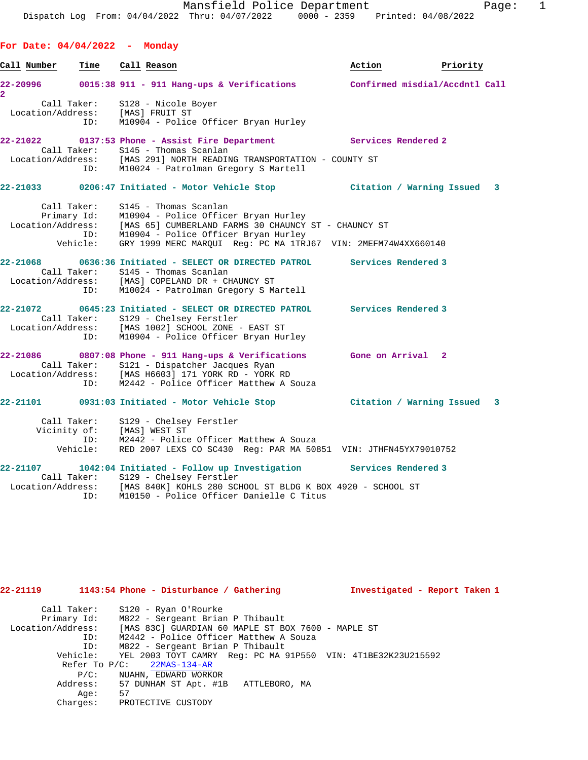## For Date: 04/04/2022 - Monday

| Call Number | Time | Call Reason | Action | Priority |
|---|---|---|---|---|

**22-20996** 0015:38 911 - 911 Hang-ups & Verifications — Confirmed misdial/Accdntl Call 2

- Call Taker: S128 - Nicole Boyer
- Location/Address: [MAS] FRUIT ST
- ID: M10904 - Police Officer Bryan Hurley

**22-21022** 0137:53 Phone - Assist Fire Department — Services Rendered 2

- Call Taker: S145 - Thomas Scanlan
- Location/Address: [MAS 291] NORTH READING TRANSPORTATION - COUNTY ST
- ID: M10024 - Patrolman Gregory S Martell

**22-21033** 0206:47 Initiated - Motor Vehicle Stop — Citation / Warning Issued 3

- Call Taker: S145 - Thomas Scanlan
- Primary Id: M10904 - Police Officer Bryan Hurley
- Location/Address: [MAS 65] CUMBERLAND FARMS 30 CHAUNCY ST - CHAUNCY ST
- ID: M10904 - Police Officer Bryan Hurley
- Vehicle: GRY 1999 MERC MARQUI Reg: PC MA 1TRJ67 VIN: 2MEFM74W4XX660140

**22-21068** 0636:36 Initiated - SELECT OR DIRECTED PATROL — Services Rendered 3

- Call Taker: S145 - Thomas Scanlan
- Location/Address: [MAS] COPELAND DR + CHAUNCY ST
- ID: M10024 - Patrolman Gregory S Martell

**22-21072** 0645:23 Initiated - SELECT OR DIRECTED PATROL — Services Rendered 3

- Call Taker: S129 - Chelsey Ferstler
- Location/Address: [MAS 1002] SCHOOL ZONE - EAST ST
- ID: M10904 - Police Officer Bryan Hurley

**22-21086** 0807:08 Phone - 911 Hang-ups & Verifications — Gone on Arrival 2

- Call Taker: S121 - Dispatcher Jacques Ryan
- Location/Address: [MAS H6603] 171 YORK RD - YORK RD
- ID: M2442 - Police Officer Matthew A Souza

**22-21101** 0931:03 Initiated - Motor Vehicle Stop — Citation / Warning Issued 3

- Call Taker: S129 - Chelsey Ferstler
- Vicinity of: [MAS] WEST ST
- ID: M2442 - Police Officer Matthew A Souza
- Vehicle: RED 2007 LEXS CO SC430 Reg: PAR MA 50851 VIN: JTHFN45YX79010752

**22-21107** 1042:04 Initiated - Follow up Investigation — Services Rendered 3

- Call Taker: S129 - Chelsey Ferstler
- Location/Address: [MAS 840K] KOHLS 280 SCHOOL ST BLDG K BOX 4920 - SCHOOL ST
- ID: M10150 - Police Officer Danielle C Titus

**22-21119** 1143:54 Phone - Disturbance / Gathering — Investigated - Report Taken 1

- Call Taker: S120 - Ryan O'Rourke
- Primary Id: M822 - Sergeant Brian P Thibault
- Location/Address: [MAS 83C] GUARDIAN 60 MAPLE ST BOX 7600 - MAPLE ST
- ID: M2442 - Police Officer Matthew A Souza
- ID: M822 - Sergeant Brian P Thibault
- Vehicle: YEL 2003 TOYT CAMRY Reg: PC MA 91P550 VIN: 4T1BE32K23U215592
- Refer To P/C: 22MAS-134-AR
- P/C: NUAHN, EDWARD WORKOR
- Address: 57 DUNHAM ST Apt. #1B ATTLEBORO, MA
- Age: 57
- Charges: PROTECTIVE CUSTODY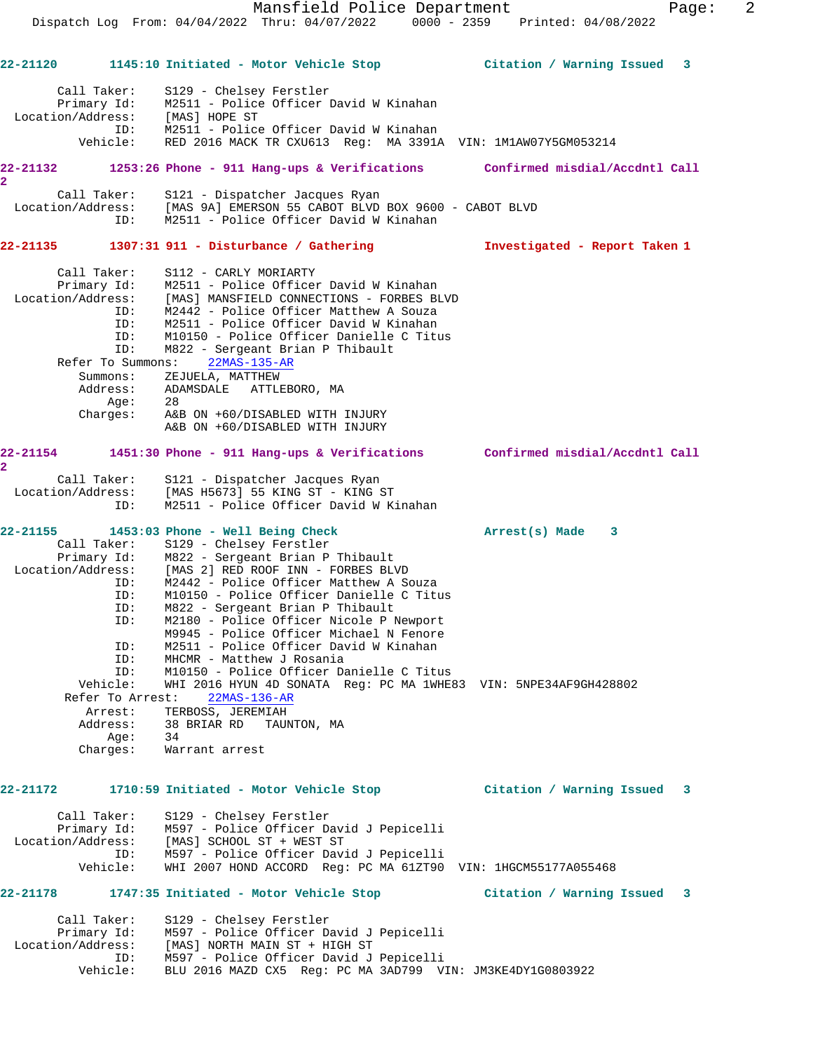**22-21120** 1145:10 Initiated - Motor Vehicle Stop — Citation / Warning Issued 3

```
Call Taker:       S129 - Chelsey Ferstler
Primary Id:       M2511 - Police Officer David W Kinahan
Location/Address: [MAS] HOPE ST
ID:               M2511 - Police Officer David W Kinahan
Vehicle:          RED 2016 MACK TR CXU613  Reg:  MA 3391A  VIN: 1M1AW07Y5GM053214
```

**22-21132** 1253:26 Phone - 911 Hang-ups & Verifications — Confirmed misdial/Accdntl Call 2

```
Call Taker:       S121 - Dispatcher Jacques Ryan
Location/Address: [MAS 9A] EMERSON 55 CABOT BLVD BOX 9600 - CABOT BLVD
ID:               M2511 - Police Officer David W Kinahan
```

**22-21135** 1307:31 911 - Disturbance / Gathering — Investigated - Report Taken 1

```
Call Taker:       S112 - CARLY MORIARTY
Primary Id:       M2511 - Police Officer David W Kinahan
Location/Address: [MAS] MANSFIELD CONNECTIONS - FORBES BLVD
ID:               M2442 - Police Officer Matthew A Souza
ID:               M2511 - Police Officer David W Kinahan
ID:               M10150 - Police Officer Danielle C Titus
ID:               M822 - Sergeant Brian P Thibault
Refer To Summons: 22MAS-135-AR
Summons:          ZEJUELA, MATTHEW
Address:          ADAMSDALE   ATTLEBORO, MA
Age:              28
Charges:          A&B ON +60/DISABLED WITH INJURY
                  A&B ON +60/DISABLED WITH INJURY
```

**22-21154** 1451:30 Phone - 911 Hang-ups & Verifications — Confirmed misdial/Accdntl Call 2

```
Call Taker:       S121 - Dispatcher Jacques Ryan
Location/Address: [MAS H5673] 55 KING ST - KING ST
ID:               M2511 - Police Officer David W Kinahan
```

**22-21155** 1453:03 Phone - Well Being Check — Arrest(s) Made 3

```
Call Taker:       S129 - Chelsey Ferstler
Primary Id:       M822 - Sergeant Brian P Thibault
Location/Address: [MAS 2] RED ROOF INN - FORBES BLVD
ID:               M2442 - Police Officer Matthew A Souza
ID:               M10150 - Police Officer Danielle C Titus
ID:               M822 - Sergeant Brian P Thibault
ID:               M2180 - Police Officer Nicole P Newport
                  M9945 - Police Officer Michael N Fenore
ID:               M2511 - Police Officer David W Kinahan
ID:               MHCMR - Matthew J Rosania
ID:               M10150 - Police Officer Danielle C Titus
Vehicle:          WHI 2016 HYUN 4D SONATA  Reg: PC MA 1WHE83  VIN: 5NPE34AF9GH428802
Refer To Arrest:  22MAS-136-AR
Arrest:           TERBOSS, JEREMIAH
Address:          38 BRIAR RD   TAUNTON, MA
Age:              34
Charges:          Warrant arrest
```

**22-21172** 1710:59 Initiated - Motor Vehicle Stop — Citation / Warning Issued 3

```
Call Taker:       S129 - Chelsey Ferstler
Primary Id:       M597 - Police Officer David J Pepicelli
Location/Address: [MAS] SCHOOL ST + WEST ST
ID:               M597 - Police Officer David J Pepicelli
Vehicle:          WHI 2007 HOND ACCORD  Reg: PC MA 61ZT90  VIN: 1HGCM55177A055468
```

**22-21178** 1747:35 Initiated - Motor Vehicle Stop — Citation / Warning Issued 3

```
Call Taker:       S129 - Chelsey Ferstler
Primary Id:       M597 - Police Officer David J Pepicelli
Location/Address: [MAS] NORTH MAIN ST + HIGH ST
ID:               M597 - Police Officer David J Pepicelli
Vehicle:          BLU 2016 MAZD CX5  Reg: PC MA 3AD799  VIN: JM3KE4DY1G0803922
```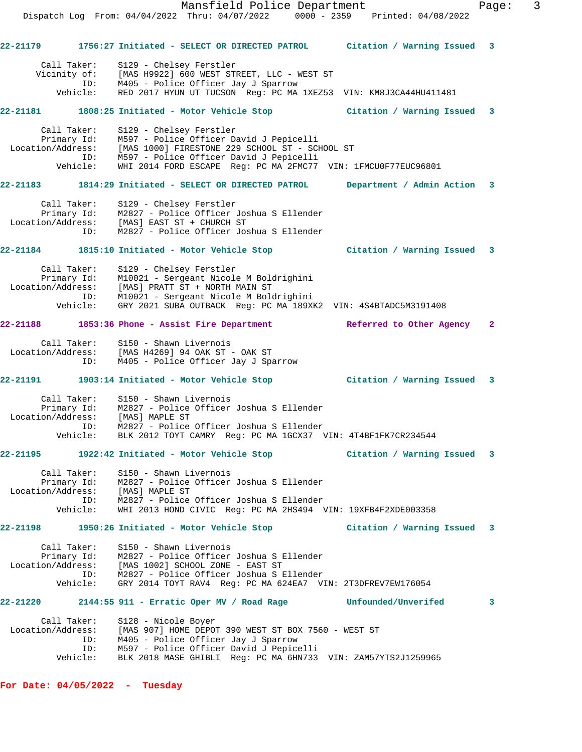**22-21179** 1756:27 Initiated - SELECT OR DIRECTED PATROL — Citation / Warning Issued 3

Call Taker: S129 - Chelsey Ferstler
Vicinity of: [MAS H9922] 600 WEST STREET, LLC - WEST ST
ID: M405 - Police Officer Jay J Sparrow
Vehicle: RED 2017 HYUN UT TUCSON Reg: PC MA 1XEZ53 VIN: KM8J3CA44HU411481

**22-21181** 1808:25 Initiated - Motor Vehicle Stop — Citation / Warning Issued 3

Call Taker: S129 - Chelsey Ferstler
Primary Id: M597 - Police Officer David J Pepicelli
Location/Address: [MAS 1000] FIRESTONE 229 SCHOOL ST - SCHOOL ST
ID: M597 - Police Officer David J Pepicelli
Vehicle: WHI 2014 FORD ESCAPE Reg: PC MA 2FMC77 VIN: 1FMCU0F77EUC96801

**22-21183** 1814:29 Initiated - SELECT OR DIRECTED PATROL — Department / Admin Action 3

Call Taker: S129 - Chelsey Ferstler
Primary Id: M2827 - Police Officer Joshua S Ellender
Location/Address: [MAS] EAST ST + CHURCH ST
ID: M2827 - Police Officer Joshua S Ellender

**22-21184** 1815:10 Initiated - Motor Vehicle Stop — Citation / Warning Issued 3

Call Taker: S129 - Chelsey Ferstler
Primary Id: M10021 - Sergeant Nicole M Boldrighini
Location/Address: [MAS] PRATT ST + NORTH MAIN ST
ID: M10021 - Sergeant Nicole M Boldrighini
Vehicle: GRY 2021 SUBA OUTBACK Reg: PC MA 189XK2 VIN: 4S4BTADC5M3191408

**22-21188** 1853:36 Phone - Assist Fire Department — Referred to Other Agency 2

Call Taker: S150 - Shawn Livernois
Location/Address: [MAS H4269] 94 OAK ST - OAK ST
ID: M405 - Police Officer Jay J Sparrow

**22-21191** 1903:14 Initiated - Motor Vehicle Stop — Citation / Warning Issued 3

Call Taker: S150 - Shawn Livernois
Primary Id: M2827 - Police Officer Joshua S Ellender
Location/Address: [MAS] MAPLE ST
ID: M2827 - Police Officer Joshua S Ellender
Vehicle: BLK 2012 TOYT CAMRY Reg: PC MA 1GCX37 VIN: 4T4BF1FK7CR234544

**22-21195** 1922:42 Initiated - Motor Vehicle Stop — Citation / Warning Issued 3

Call Taker: S150 - Shawn Livernois
Primary Id: M2827 - Police Officer Joshua S Ellender
Location/Address: [MAS] MAPLE ST
ID: M2827 - Police Officer Joshua S Ellender
Vehicle: WHI 2013 HOND CIVIC Reg: PC MA 2HS494 VIN: 19XFB4F2XDE003358

**22-21198** 1950:26 Initiated - Motor Vehicle Stop — Citation / Warning Issued 3

Call Taker: S150 - Shawn Livernois
Primary Id: M2827 - Police Officer Joshua S Ellender
Location/Address: [MAS 1002] SCHOOL ZONE - EAST ST
ID: M2827 - Police Officer Joshua S Ellender
Vehicle: GRY 2014 TOYT RAV4 Reg: PC MA 624EA7 VIN: 2T3DFREV7EW176054

**22-21220** 2144:55 911 - Erratic Oper MV / Road Rage — Unfounded/Unverifed 3

Call Taker: S128 - Nicole Boyer
Location/Address: [MAS 907] HOME DEPOT 390 WEST ST BOX 7560 - WEST ST
ID: M405 - Police Officer Jay J Sparrow
ID: M597 - Police Officer David J Pepicelli
Vehicle: BLK 2018 MASE GHIBLI Reg: PC MA 6HN733 VIN: ZAM57YTS2J1259965

**For Date: 04/05/2022 - Tuesday**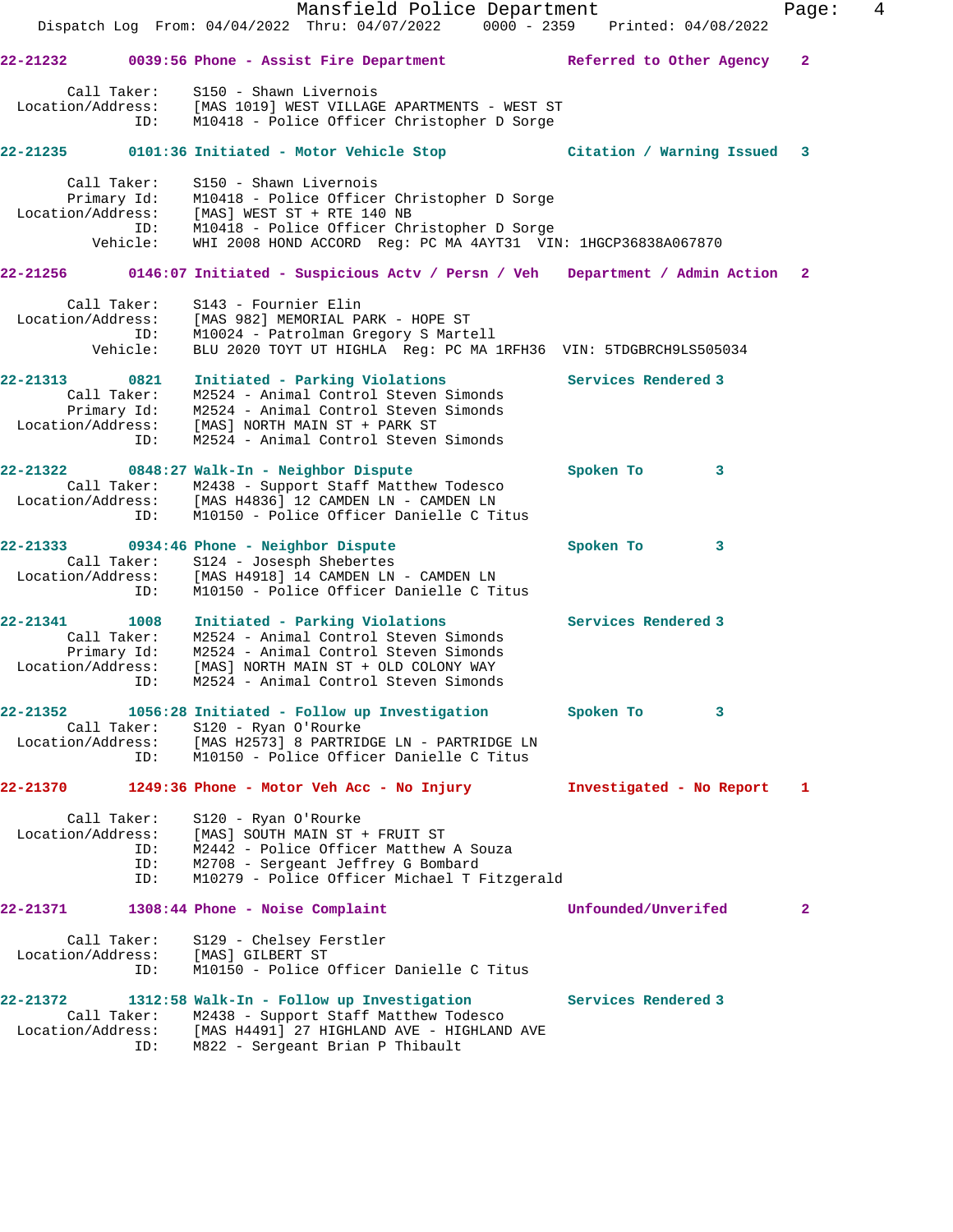**22-21232 0039:56 Phone - Assist Fire Department — Referred to Other Agency 2**

```
Call Taker:       S150 - Shawn Livernois
Location/Address: [MAS 1019] WEST VILLAGE APARTMENTS - WEST ST
ID:               M10418 - Police Officer Christopher D Sorge
```

**22-21235 0101:36 Initiated - Motor Vehicle Stop — Citation / Warning Issued 3**

```
Call Taker:       S150 - Shawn Livernois
Primary Id:       M10418 - Police Officer Christopher D Sorge
Location/Address: [MAS] WEST ST + RTE 140 NB
ID:               M10418 - Police Officer Christopher D Sorge
Vehicle:          WHI 2008 HOND ACCORD  Reg: PC MA 4AYT31  VIN: 1HGCP36838A067870
```

**22-21256 0146:07 Initiated - Suspicious Actv / Persn / Veh — Department / Admin Action 2**

```
Call Taker:       S143 - Fournier Elin
Location/Address: [MAS 982] MEMORIAL PARK - HOPE ST
ID:               M10024 - Patrolman Gregory S Martell
Vehicle:          BLU 2020 TOYT UT HIGHLA  Reg: PC MA 1RFH36  VIN: 5TDGBRCH9LS505034
```

**22-21313 0821 Initiated - Parking Violations — Services Rendered 3**

```
Call Taker:       M2524 - Animal Control Steven Simonds
Primary Id:       M2524 - Animal Control Steven Simonds
Location/Address: [MAS] NORTH MAIN ST + PARK ST
ID:               M2524 - Animal Control Steven Simonds
```

**22-21322 0848:27 Walk-In - Neighbor Dispute — Spoken To 3**

```
Call Taker:       M2438 - Support Staff Matthew Todesco
Location/Address: [MAS H4836] 12 CAMDEN LN - CAMDEN LN
ID:               M10150 - Police Officer Danielle C Titus
```

**22-21333 0934:46 Phone - Neighbor Dispute — Spoken To 3**

```
Call Taker:       S124 - Josesph Shebertes
Location/Address: [MAS H4918] 14 CAMDEN LN - CAMDEN LN
ID:               M10150 - Police Officer Danielle C Titus
```

**22-21341 1008 Initiated - Parking Violations — Services Rendered 3**

```
Call Taker:       M2524 - Animal Control Steven Simonds
Primary Id:       M2524 - Animal Control Steven Simonds
Location/Address: [MAS] NORTH MAIN ST + OLD COLONY WAY
ID:               M2524 - Animal Control Steven Simonds
```

**22-21352 1056:28 Initiated - Follow up Investigation — Spoken To 3**

```
Call Taker:       S120 - Ryan O'Rourke
Location/Address: [MAS H2573] 8 PARTRIDGE LN - PARTRIDGE LN
ID:               M10150 - Police Officer Danielle C Titus
```

**22-21370 1249:36 Phone - Motor Veh Acc - No Injury — Investigated - No Report 1**

```
Call Taker:       S120 - Ryan O'Rourke
Location/Address: [MAS] SOUTH MAIN ST + FRUIT ST
ID:               M2442 - Police Officer Matthew A Souza
ID:               M2708 - Sergeant Jeffrey G Bombard
ID:               M10279 - Police Officer Michael T Fitzgerald
```

**22-21371 1308:44 Phone - Noise Complaint — Unfounded/Unverifed 2**

```
Call Taker:       S129 - Chelsey Ferstler
Location/Address: [MAS] GILBERT ST
ID:               M10150 - Police Officer Danielle C Titus
```

**22-21372 1312:58 Walk-In - Follow up Investigation — Services Rendered 3**

```
Call Taker:       M2438 - Support Staff Matthew Todesco
Location/Address: [MAS H4491] 27 HIGHLAND AVE - HIGHLAND AVE
ID:               M822 - Sergeant Brian P Thibault
```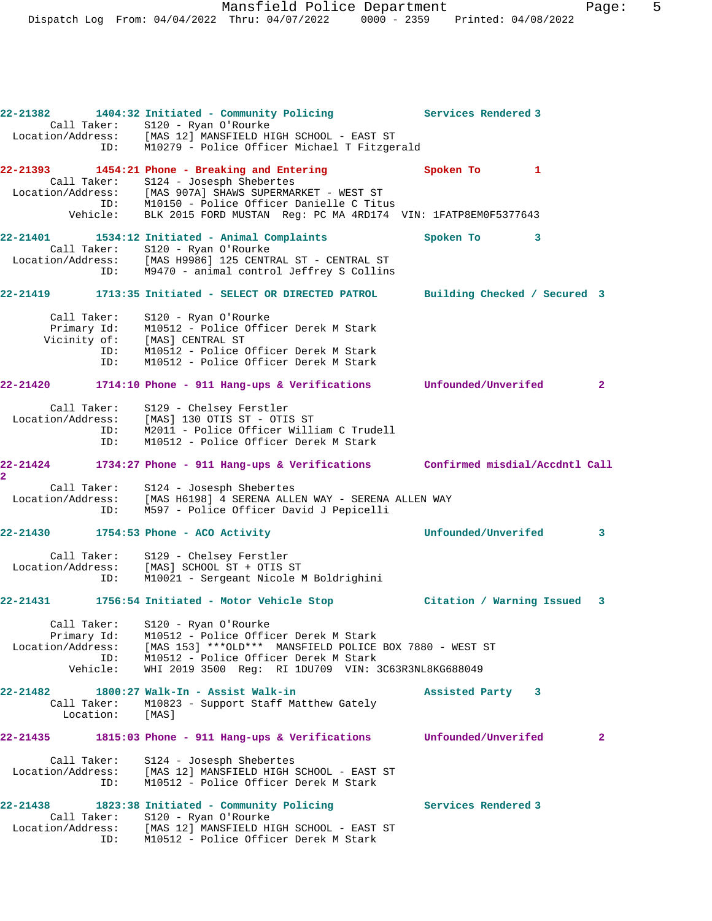```
22-21382        1404:32 Initiated - Community Policing          Services Rendered 3
       Call Taker:     S120 - Ryan O'Rourke
  Location/Address:    [MAS 12] MANSFIELD HIGH SCHOOL - EAST ST
                ID:    M10279 - Police Officer Michael T Fitzgerald

22-21393        1454:21 Phone - Breaking and Entering           Spoken To        1
       Call Taker:     S124 - Josesph Shebertes
  Location/Address:    [MAS 907A] SHAWS SUPERMARKET - WEST ST
                ID:    M10150 - Police Officer Danielle C Titus
           Vehicle:    BLK 2015 FORD MUSTAN  Reg: PC MA 4RD174  VIN: 1FATP8EM0F5377643

22-21401        1534:12 Initiated - Animal Complaints           Spoken To        3
       Call Taker:     S120 - Ryan O'Rourke
  Location/Address:    [MAS H9986] 125 CENTRAL ST - CENTRAL ST
                ID:    M9470 - animal control Jeffrey S Collins

22-21419        1713:35 Initiated - SELECT OR DIRECTED PATROL       Building Checked / Secured  3

       Call Taker:     S120 - Ryan O'Rourke
        Primary Id:    M10512 - Police Officer Derek M Stark
       Vicinity of:    [MAS] CENTRAL ST
                ID:    M10512 - Police Officer Derek M Stark
                ID:    M10512 - Police Officer Derek M Stark

22-21420        1714:10 Phone - 911 Hang-ups & Verifications        Unfounded/Unverifed        2

       Call Taker:     S129 - Chelsey Ferstler
  Location/Address:    [MAS] 130 OTIS ST - OTIS ST
                ID:    M2011 - Police Officer William C Trudell
                ID:    M10512 - Police Officer Derek M Stark

22-21424        1734:27 Phone - 911 Hang-ups & Verifications        Confirmed misdial/Accdntl Call
2
       Call Taker:     S124 - Josesph Shebertes
  Location/Address:    [MAS H6198] 4 SERENA ALLEN WAY - SERENA ALLEN WAY
                ID:    M597 - Police Officer David J Pepicelli

22-21430        1754:53 Phone - ACO Activity                    Unfounded/Unverifed        3

       Call Taker:     S129 - Chelsey Ferstler
  Location/Address:    [MAS] SCHOOL ST + OTIS ST
                ID:    M10021 - Sergeant Nicole M Boldrighini

22-21431        1756:54 Initiated - Motor Vehicle Stop          Citation / Warning Issued   3

       Call Taker:     S120 - Ryan O'Rourke
        Primary Id:    M10512 - Police Officer Derek M Stark
  Location/Address:    [MAS 153] ***OLD***  MANSFIELD POLICE BOX 7880 - WEST ST
                ID:    M10512 - Police Officer Derek M Stark
           Vehicle:    WHI 2019 3500  Reg:  RI 1DU709  VIN: 3C63R3NL8KG688049

22-21482        1800:27 Walk-In - Assist Walk-in                Assisted Party    3
       Call Taker:     M10823 - Support Staff Matthew Gately
          Location:    [MAS]

22-21435        1815:03 Phone - 911 Hang-ups & Verifications        Unfounded/Unverifed        2

       Call Taker:     S124 - Josesph Shebertes
  Location/Address:    [MAS 12] MANSFIELD HIGH SCHOOL - EAST ST
                ID:    M10512 - Police Officer Derek M Stark

22-21438        1823:38 Initiated - Community Policing          Services Rendered 3
       Call Taker:     S120 - Ryan O'Rourke
  Location/Address:    [MAS 12] MANSFIELD HIGH SCHOOL - EAST ST
                ID:    M10512 - Police Officer Derek M Stark
```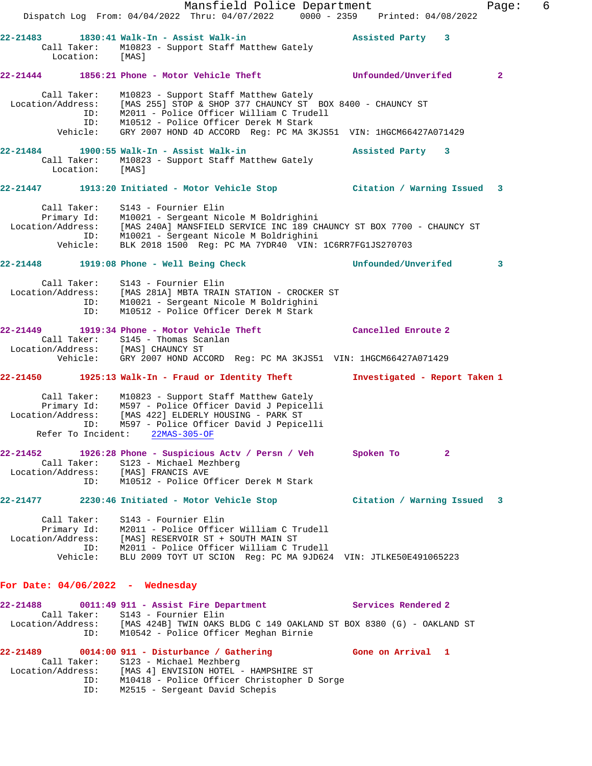**22-21483 1830:41 Walk-In - Assist Walk-in — Assisted Party 3**

Call Taker: M10823 - Support Staff Matthew Gately
Location: [MAS]

**22-21444 1856:21 Phone - Motor Vehicle Theft — Unfounded/Unverifed 2**

Call Taker: M10823 - Support Staff Matthew Gately
Location/Address: [MAS 255] STOP & SHOP 377 CHAUNCY ST BOX 8400 - CHAUNCY ST
ID: M2011 - Police Officer William C Trudell
ID: M10512 - Police Officer Derek M Stark
Vehicle: GRY 2007 HOND 4D ACCORD Reg: PC MA 3KJS51 VIN: 1HGCM66427A071429

**22-21484 1900:55 Walk-In - Assist Walk-in — Assisted Party 3**

Call Taker: M10823 - Support Staff Matthew Gately
Location: [MAS]

**22-21447 1913:20 Initiated - Motor Vehicle Stop — Citation / Warning Issued 3**

Call Taker: S143 - Fournier Elin
Primary Id: M10021 - Sergeant Nicole M Boldrighini
Location/Address: [MAS 240A] MANSFIELD SERVICE INC 189 CHAUNCY ST BOX 7700 - CHAUNCY ST
ID: M10021 - Sergeant Nicole M Boldrighini
Vehicle: BLK 2018 1500 Reg: PC MA 7YDR40 VIN: 1C6RR7FG1JS270703

**22-21448 1919:08 Phone - Well Being Check — Unfounded/Unverifed 3**

Call Taker: S143 - Fournier Elin
Location/Address: [MAS 281A] MBTA TRAIN STATION - CROCKER ST
ID: M10021 - Sergeant Nicole M Boldrighini
ID: M10512 - Police Officer Derek M Stark

**22-21449 1919:34 Phone - Motor Vehicle Theft — Cancelled Enroute 2**

Call Taker: S145 - Thomas Scanlan
Location/Address: [MAS] CHAUNCY ST
Vehicle: GRY 2007 HOND ACCORD Reg: PC MA 3KJS51 VIN: 1HGCM66427A071429

**22-21450 1925:13 Walk-In - Fraud or Identity Theft — Investigated - Report Taken 1**

Call Taker: M10823 - Support Staff Matthew Gately
Primary Id: M597 - Police Officer David J Pepicelli
Location/Address: [MAS 422] ELDERLY HOUSING - PARK ST
ID: M597 - Police Officer David J Pepicelli
Refer To Incident: 22MAS-305-OF

**22-21452 1926:28 Phone - Suspicious Actv / Persn / Veh — Spoken To 2**

Call Taker: S123 - Michael Mezhberg
Location/Address: [MAS] FRANCIS AVE
ID: M10512 - Police Officer Derek M Stark

**22-21477 2230:46 Initiated - Motor Vehicle Stop — Citation / Warning Issued 3**

Call Taker: S143 - Fournier Elin
Primary Id: M2011 - Police Officer William C Trudell
Location/Address: [MAS] RESERVOIR ST + SOUTH MAIN ST
ID: M2011 - Police Officer William C Trudell
Vehicle: BLU 2009 TOYT UT SCION Reg: PC MA 9JD624 VIN: JTLKE50E491065223

## For Date: 04/06/2022 - Wednesday

**22-21488 0011:49 911 - Assist Fire Department — Services Rendered 2**

Call Taker: S143 - Fournier Elin
Location/Address: [MAS 424B] TWIN OAKS BLDG C 149 OAKLAND ST BOX 8380 (G) - OAKLAND ST
ID: M10542 - Police Officer Meghan Birnie

**22-21489 0014:00 911 - Disturbance / Gathering — Gone on Arrival 1**

Call Taker: S123 - Michael Mezhberg
Location/Address: [MAS 4] ENVISION HOTEL - HAMPSHIRE ST
ID: M10418 - Police Officer Christopher D Sorge
ID: M2515 - Sergeant David Schepis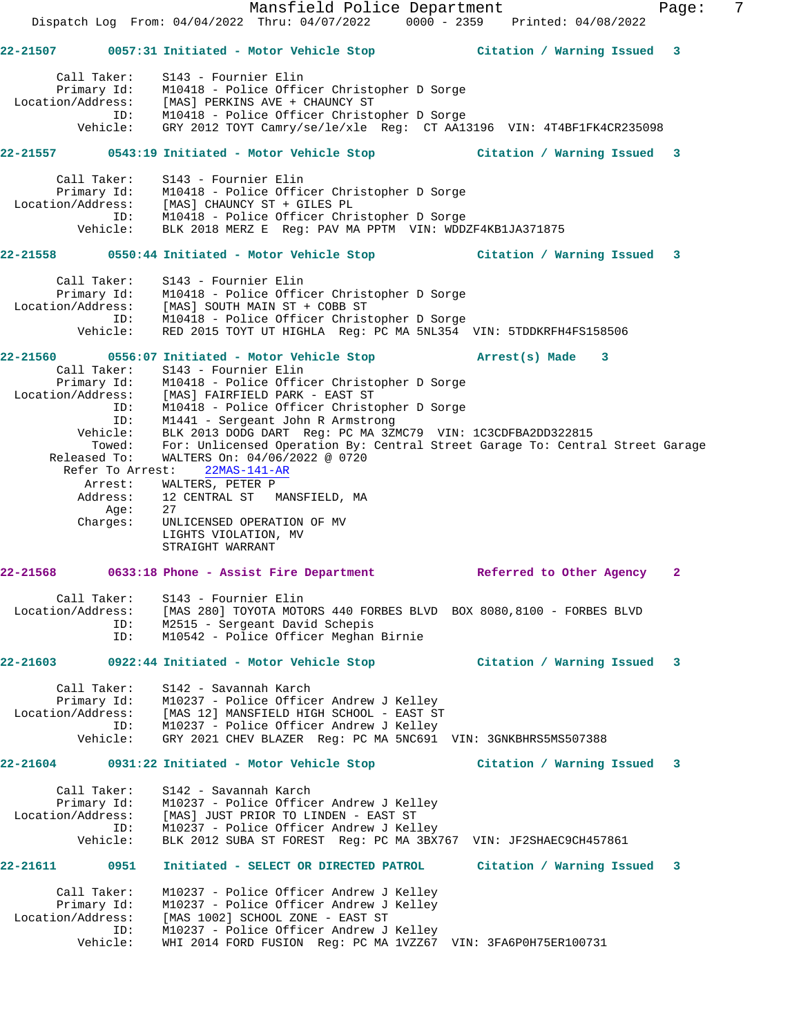22-21507 0057:31 Initiated - Motor Vehicle Stop Citation / Warning Issued 3

```
       Call Taker:    S143 - Fournier Elin
       Primary Id:    M10418 - Police Officer Christopher D Sorge
 Location/Address:    [MAS] PERKINS AVE + CHAUNCY ST
               ID:    M10418 - Police Officer Christopher D Sorge
          Vehicle:    GRY 2012 TOYT Camry/se/le/xle  Reg:  CT AA13196  VIN: 4T4BF1FK4CR235098
```

22-21557 0543:19 Initiated - Motor Vehicle Stop Citation / Warning Issued 3

```
       Call Taker:    S143 - Fournier Elin
       Primary Id:    M10418 - Police Officer Christopher D Sorge
 Location/Address:    [MAS] CHAUNCY ST + GILES PL
               ID:    M10418 - Police Officer Christopher D Sorge
          Vehicle:    BLK 2018 MERZ E  Reg: PAV MA PPTM  VIN: WDDZF4KB1JA371875
```

22-21558 0550:44 Initiated - Motor Vehicle Stop Citation / Warning Issued 3

```
       Call Taker:    S143 - Fournier Elin
       Primary Id:    M10418 - Police Officer Christopher D Sorge
 Location/Address:    [MAS] SOUTH MAIN ST + COBB ST
               ID:    M10418 - Police Officer Christopher D Sorge
          Vehicle:    RED 2015 TOYT UT HIGHLA  Reg: PC MA 5NL354  VIN: 5TDDKRFH4FS158506
```

22-21560 0556:07 Initiated - Motor Vehicle Stop Arrest(s) Made 3

```
       Call Taker:    S143 - Fournier Elin
       Primary Id:    M10418 - Police Officer Christopher D Sorge
 Location/Address:    [MAS] FAIRFIELD PARK - EAST ST
               ID:    M10418 - Police Officer Christopher D Sorge
               ID:    M1441 - Sergeant John R Armstrong
          Vehicle:    BLK 2013 DODG DART  Reg: PC MA 3ZMC79  VIN: 1C3CDFBA2DD322815
            Towed:    For: Unlicensed Operation By: Central Street Garage To: Central Street Garage
      Released To:    WALTERS On: 04/06/2022 @ 0720
    Refer To Arrest:    22MAS-141-AR
           Arrest:    WALTERS, PETER P
          Address:    12 CENTRAL ST   MANSFIELD, MA
              Age:    27
          Charges:    UNLICENSED OPERATION OF MV
                      LIGHTS VIOLATION, MV
                      STRAIGHT WARRANT
```

22-21568 0633:18 Phone - Assist Fire Department Referred to Other Agency 2

```
       Call Taker:    S143 - Fournier Elin
 Location/Address:    [MAS 280] TOYOTA MOTORS 440 FORBES BLVD  BOX 8080,8100 - FORBES BLVD
               ID:    M2515 - Sergeant David Schepis
               ID:    M10542 - Police Officer Meghan Birnie
```

22-21603 0922:44 Initiated - Motor Vehicle Stop Citation / Warning Issued 3

```
       Call Taker:    S142 - Savannah Karch
       Primary Id:    M10237 - Police Officer Andrew J Kelley
 Location/Address:    [MAS 12] MANSFIELD HIGH SCHOOL - EAST ST
               ID:    M10237 - Police Officer Andrew J Kelley
          Vehicle:    GRY 2021 CHEV BLAZER  Reg: PC MA 5NC691  VIN: 3GNKBHRS5MS507388
```

22-21604 0931:22 Initiated - Motor Vehicle Stop Citation / Warning Issued 3

```
       Call Taker:    S142 - Savannah Karch
       Primary Id:    M10237 - Police Officer Andrew J Kelley
 Location/Address:    [MAS] JUST PRIOR TO LINDEN - EAST ST
               ID:    M10237 - Police Officer Andrew J Kelley
          Vehicle:    BLK 2012 SUBA ST FOREST  Reg: PC MA 3BX767  VIN: JF2SHAEC9CH457861
```

22-21611 0951 Initiated - SELECT OR DIRECTED PATROL Citation / Warning Issued 3

```
       Call Taker:    M10237 - Police Officer Andrew J Kelley
       Primary Id:    M10237 - Police Officer Andrew J Kelley
 Location/Address:    [MAS 1002] SCHOOL ZONE - EAST ST
               ID:    M10237 - Police Officer Andrew J Kelley
          Vehicle:    WHI 2014 FORD FUSION  Reg: PC MA 1VZZ67  VIN: 3FA6P0H75ER100731
```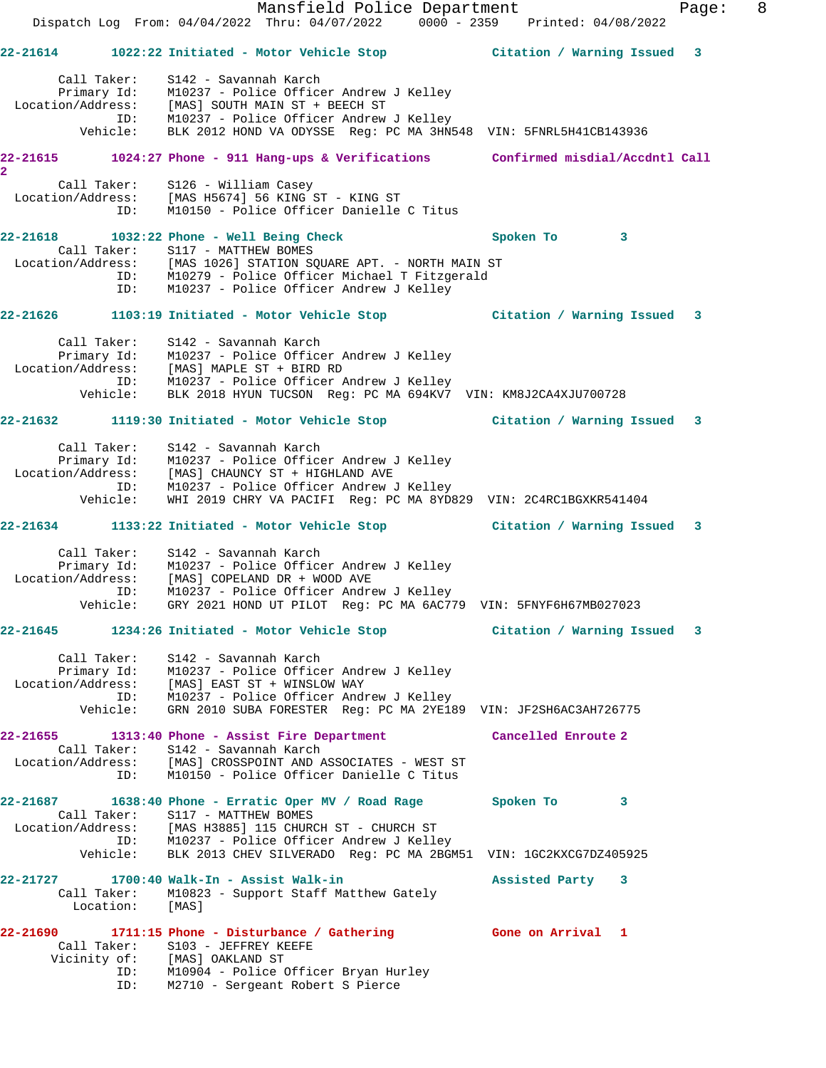**22-21614** 1022:22 Initiated - Motor Vehicle Stop Citation / Warning Issued 3

Call Taker: S142 - Savannah Karch
Primary Id: M10237 - Police Officer Andrew J Kelley
Location/Address: [MAS] SOUTH MAIN ST + BEECH ST
ID: M10237 - Police Officer Andrew J Kelley
Vehicle: BLK 2012 HOND VA ODYSSE Reg: PC MA 3HN548 VIN: 5FNRL5H41CB143936

**22-21615** 1024:27 Phone - 911 Hang-ups & Verifications Confirmed misdial/Accdntl Call 2

Call Taker: S126 - William Casey
Location/Address: [MAS H5674] 56 KING ST - KING ST
ID: M10150 - Police Officer Danielle C Titus

**22-21618** 1032:22 Phone - Well Being Check Spoken To 3

Call Taker: S117 - MATTHEW BOMES
Location/Address: [MAS 1026] STATION SQUARE APT. - NORTH MAIN ST
ID: M10279 - Police Officer Michael T Fitzgerald
ID: M10237 - Police Officer Andrew J Kelley

**22-21626** 1103:19 Initiated - Motor Vehicle Stop Citation / Warning Issued 3

Call Taker: S142 - Savannah Karch
Primary Id: M10237 - Police Officer Andrew J Kelley
Location/Address: [MAS] MAPLE ST + BIRD RD
ID: M10237 - Police Officer Andrew J Kelley
Vehicle: BLK 2018 HYUN TUCSON Reg: PC MA 694KV7 VIN: KM8J2CA4XJU700728

**22-21632** 1119:30 Initiated - Motor Vehicle Stop Citation / Warning Issued 3

Call Taker: S142 - Savannah Karch
Primary Id: M10237 - Police Officer Andrew J Kelley
Location/Address: [MAS] CHAUNCY ST + HIGHLAND AVE
ID: M10237 - Police Officer Andrew J Kelley
Vehicle: WHI 2019 CHRY VA PACIFI Reg: PC MA 8YD829 VIN: 2C4RC1BGXKR541404

**22-21634** 1133:22 Initiated - Motor Vehicle Stop Citation / Warning Issued 3

Call Taker: S142 - Savannah Karch
Primary Id: M10237 - Police Officer Andrew J Kelley
Location/Address: [MAS] COPELAND DR + WOOD AVE
ID: M10237 - Police Officer Andrew J Kelley
Vehicle: GRY 2021 HOND UT PILOT Reg: PC MA 6AC779 VIN: 5FNYF6H67MB027023

**22-21645** 1234:26 Initiated - Motor Vehicle Stop Citation / Warning Issued 3

Call Taker: S142 - Savannah Karch
Primary Id: M10237 - Police Officer Andrew J Kelley
Location/Address: [MAS] EAST ST + WINSLOW WAY
ID: M10237 - Police Officer Andrew J Kelley
Vehicle: GRN 2010 SUBA FORESTER Reg: PC MA 2YE189 VIN: JF2SH6AC3AH726775

**22-21655** 1313:40 Phone - Assist Fire Department Cancelled Enroute 2

Call Taker: S142 - Savannah Karch
Location/Address: [MAS] CROSSPOINT AND ASSOCIATES - WEST ST
ID: M10150 - Police Officer Danielle C Titus

**22-21687** 1638:40 Phone - Erratic Oper MV / Road Rage Spoken To 3

Call Taker: S117 - MATTHEW BOMES
Location/Address: [MAS H3885] 115 CHURCH ST - CHURCH ST
ID: M10237 - Police Officer Andrew J Kelley
Vehicle: BLK 2013 CHEV SILVERADO Reg: PC MA 2BGM51 VIN: 1GC2KXCG7DZ405925

**22-21727** 1700:40 Walk-In - Assist Walk-in Assisted Party 3

Call Taker: M10823 - Support Staff Matthew Gately
Location: [MAS]

**22-21690** 1711:15 Phone - Disturbance / Gathering Gone on Arrival 1

Call Taker: S103 - JEFFREY KEEFE
Vicinity of: [MAS] OAKLAND ST
ID: M10904 - Police Officer Bryan Hurley
ID: M2710 - Sergeant Robert S Pierce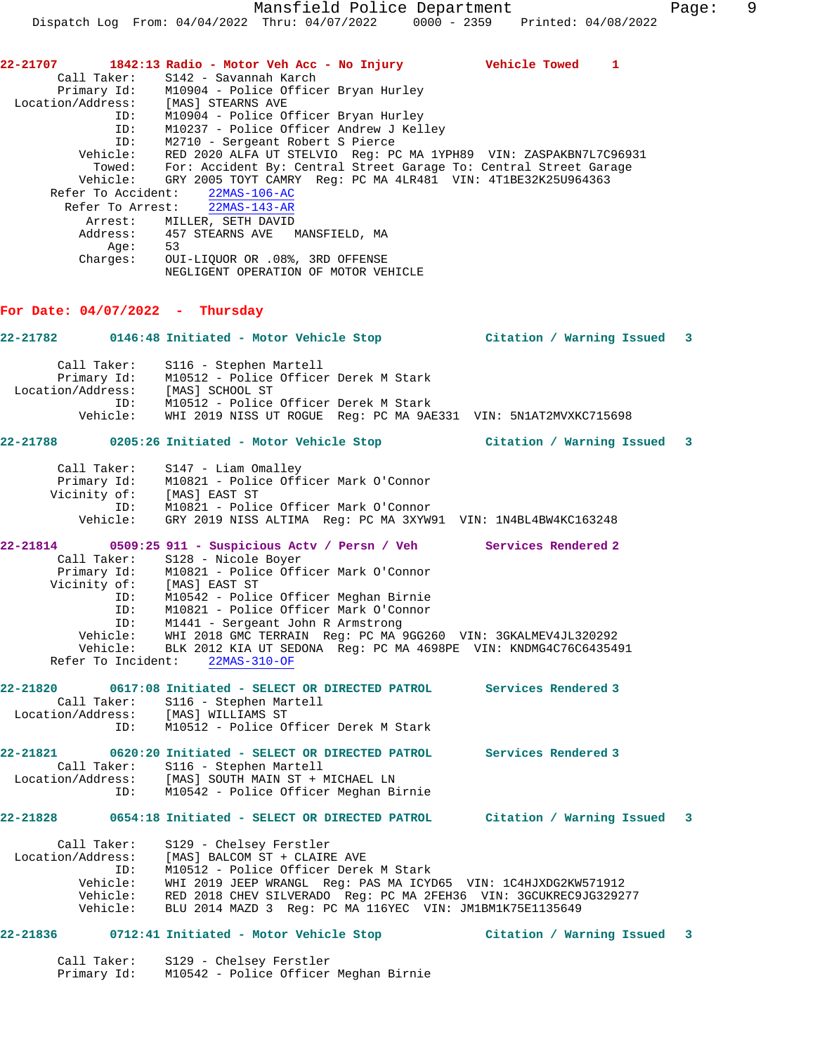**22-21707 1842:13 Radio - Motor Veh Acc - No Injury Vehicle Towed 1**

```
        Call Taker:    S142 - Savannah Karch
        Primary Id:    M10904 - Police Officer Bryan Hurley
  Location/Address:    [MAS] STEARNS AVE
                ID:    M10904 - Police Officer Bryan Hurley
                ID:    M10237 - Police Officer Andrew J Kelley
                ID:    M2710 - Sergeant Robert S Pierce
           Vehicle:    RED 2020 ALFA UT STELVIO  Reg: PC MA 1YPH89  VIN: ZASPAKBN7L7C96931
             Towed:    For: Accident By: Central Street Garage To: Central Street Garage
           Vehicle:    GRY 2005 TOYT CAMRY  Reg: PC MA 4LR481  VIN: 4T1BE32K25U964363
  Refer To Accident:   22MAS-106-AC
    Refer To Arrest:   22MAS-143-AR
            Arrest:    MILLER, SETH DAVID
           Address:    457 STEARNS AVE   MANSFIELD, MA
               Age:    53
           Charges:    OUI-LIQUOR OR .08%, 3RD OFFENSE
                       NEGLIGENT OPERATION OF MOTOR VEHICLE
```

## For Date: 04/07/2022 - Thursday

**22-21782 0146:48 Initiated - Motor Vehicle Stop Citation / Warning Issued 3**

```
        Call Taker:    S116 - Stephen Martell
        Primary Id:    M10512 - Police Officer Derek M Stark
  Location/Address:    [MAS] SCHOOL ST
                ID:    M10512 - Police Officer Derek M Stark
           Vehicle:    WHI 2019 NISS UT ROGUE  Reg: PC MA 9AE331  VIN: 5N1AT2MVXKC715698
```

**22-21788 0205:26 Initiated - Motor Vehicle Stop Citation / Warning Issued 3**

```
        Call Taker:    S147 - Liam Omalley
        Primary Id:    M10821 - Police Officer Mark O'Connor
       Vicinity of:    [MAS] EAST ST
                ID:    M10821 - Police Officer Mark O'Connor
           Vehicle:    GRY 2019 NISS ALTIMA  Reg: PC MA 3XYW91  VIN: 1N4BL4BW4KC163248
```

**22-21814 0509:25 911 - Suspicious Actv / Persn / Veh Services Rendered 2**

```
        Call Taker:    S128 - Nicole Boyer
        Primary Id:    M10821 - Police Officer Mark O'Connor
       Vicinity of:    [MAS] EAST ST
                ID:    M10542 - Police Officer Meghan Birnie
                ID:    M10821 - Police Officer Mark O'Connor
                ID:    M1441 - Sergeant John R Armstrong
           Vehicle:    WHI 2018 GMC TERRAIN  Reg: PC MA 9GG260  VIN: 3GKALMEV4JL320292
           Vehicle:    BLK 2012 KIA UT SEDONA  Reg: PC MA 4698PE  VIN: KNDMG4C76C6435491
  Refer To Incident:   22MAS-310-OF
```

**22-21820 0617:08 Initiated - SELECT OR DIRECTED PATROL Services Rendered 3**

```
        Call Taker:    S116 - Stephen Martell
  Location/Address:    [MAS] WILLIAMS ST
                ID:    M10512 - Police Officer Derek M Stark
```

**22-21821 0620:20 Initiated - SELECT OR DIRECTED PATROL Services Rendered 3**

```
        Call Taker:    S116 - Stephen Martell
  Location/Address:    [MAS] SOUTH MAIN ST + MICHAEL LN
                ID:    M10542 - Police Officer Meghan Birnie
```

**22-21828 0654:18 Initiated - SELECT OR DIRECTED PATROL Citation / Warning Issued 3**

```
        Call Taker:    S129 - Chelsey Ferstler
  Location/Address:    [MAS] BALCOM ST + CLAIRE AVE
                ID:    M10512 - Police Officer Derek M Stark
           Vehicle:    WHI 2019 JEEP WRANGL  Reg: PAS MA ICYD65  VIN: 1C4HJXDG2KW571912
           Vehicle:    RED 2018 CHEV SILVERADO  Reg: PC MA 2FEH36  VIN: 3GCUKREC9JG329277
           Vehicle:    BLU 2014 MAZD 3  Reg: PC MA 116YEC  VIN: JM1BM1K75E1135649
```

**22-21836 0712:41 Initiated - Motor Vehicle Stop Citation / Warning Issued 3**

```
        Call Taker:    S129 - Chelsey Ferstler
        Primary Id:    M10542 - Police Officer Meghan Birnie
```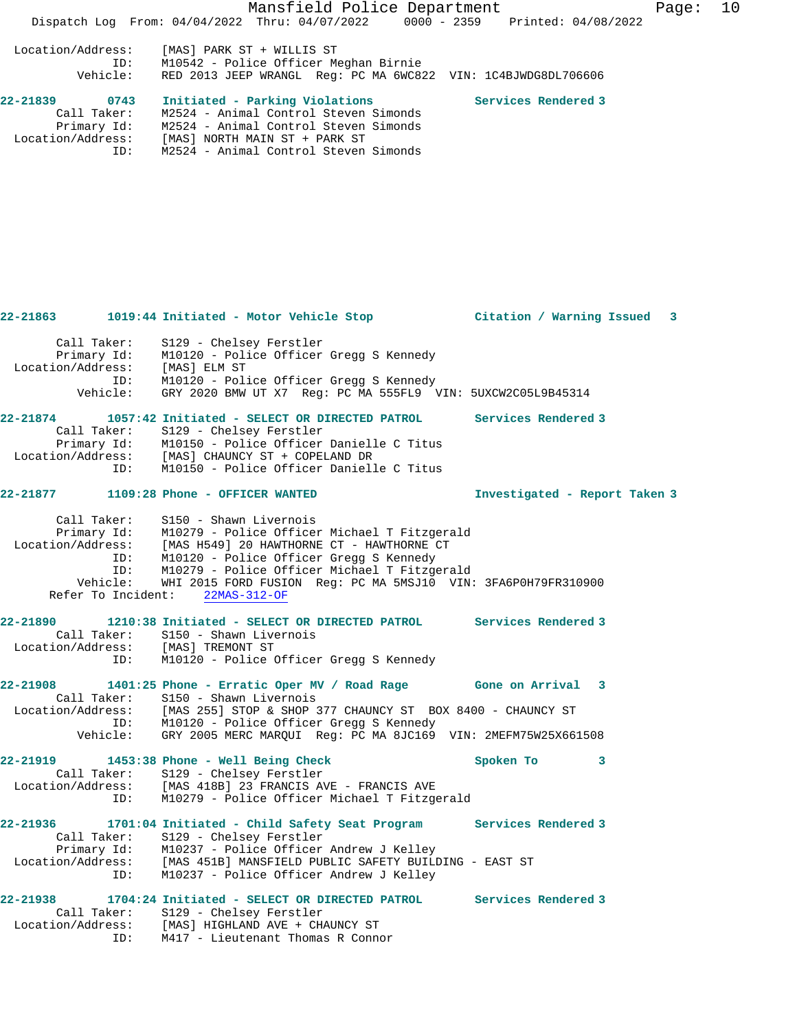```
Location/Address:    [MAS] PARK ST + WILLIS ST
              ID:    M10542 - Police Officer Meghan Birnie
         Vehicle:    RED 2013 JEEP WRANGL  Reg: PC MA 6WC822  VIN: 1C4BJWDG8DL706606

22-21839      0743   Initiated - Parking Violations           Services Rendered 3
      Call Taker:    M2524 - Animal Control Steven Simonds
      Primary Id:    M2524 - Animal Control Steven Simonds
Location/Address:    [MAS] NORTH MAIN ST + PARK ST
              ID:    M2524 - Animal Control Steven Simonds

22-21863      1019:44 Initiated - Motor Vehicle Stop           Citation / Warning Issued   3

      Call Taker:    S129 - Chelsey Ferstler
      Primary Id:    M10120 - Police Officer Gregg S Kennedy
Location/Address:    [MAS] ELM ST
              ID:    M10120 - Police Officer Gregg S Kennedy
         Vehicle:    GRY 2020 BMW UT X7  Reg: PC MA 555FL9  VIN: 5UXCW2C05L9B45314

22-21874      1057:42 Initiated - SELECT OR DIRECTED PATROL       Services Rendered 3
      Call Taker:    S129 - Chelsey Ferstler
      Primary Id:    M10150 - Police Officer Danielle C Titus
Location/Address:    [MAS] CHAUNCY ST + COPELAND DR
              ID:    M10150 - Police Officer Danielle C Titus

22-21877      1109:28 Phone - OFFICER WANTED                    Investigated - Report Taken 3

      Call Taker:    S150 - Shawn Livernois
      Primary Id:    M10279 - Police Officer Michael T Fitzgerald
Location/Address:    [MAS H549] 20 HAWTHORNE CT - HAWTHORNE CT
              ID:    M10120 - Police Officer Gregg S Kennedy
              ID:    M10279 - Police Officer Michael T Fitzgerald
         Vehicle:    WHI 2015 FORD FUSION  Reg: PC MA 5MSJ10  VIN: 3FA6P0H79FR310900
    Refer To Incident:    22MAS-312-OF

22-21890      1210:38 Initiated - SELECT OR DIRECTED PATROL       Services Rendered 3
      Call Taker:    S150 - Shawn Livernois
Location/Address:    [MAS] TREMONT ST
              ID:    M10120 - Police Officer Gregg S Kennedy

22-21908      1401:25 Phone - Erratic Oper MV / Road Rage        Gone on Arrival   3
      Call Taker:    S150 - Shawn Livernois
Location/Address:    [MAS 255] STOP & SHOP 377 CHAUNCY ST  BOX 8400 - CHAUNCY ST
              ID:    M10120 - Police Officer Gregg S Kennedy
         Vehicle:    GRY 2005 MERC MARQUI  Reg: PC MA 8JC169  VIN: 2MEFM75W25X661508

22-21919      1453:38 Phone - Well Being Check                  Spoken To         3
      Call Taker:    S129 - Chelsey Ferstler
Location/Address:    [MAS 418B] 23 FRANCIS AVE - FRANCIS AVE
              ID:    M10279 - Police Officer Michael T Fitzgerald

22-21936      1701:04 Initiated - Child Safety Seat Program      Services Rendered 3
      Call Taker:    S129 - Chelsey Ferstler
      Primary Id:    M10237 - Police Officer Andrew J Kelley
Location/Address:    [MAS 451B] MANSFIELD PUBLIC SAFETY BUILDING - EAST ST
              ID:    M10237 - Police Officer Andrew J Kelley

22-21938      1704:24 Initiated - SELECT OR DIRECTED PATROL       Services Rendered 3
      Call Taker:    S129 - Chelsey Ferstler
Location/Address:    [MAS] HIGHLAND AVE + CHAUNCY ST
              ID:    M417 - Lieutenant Thomas R Connor
```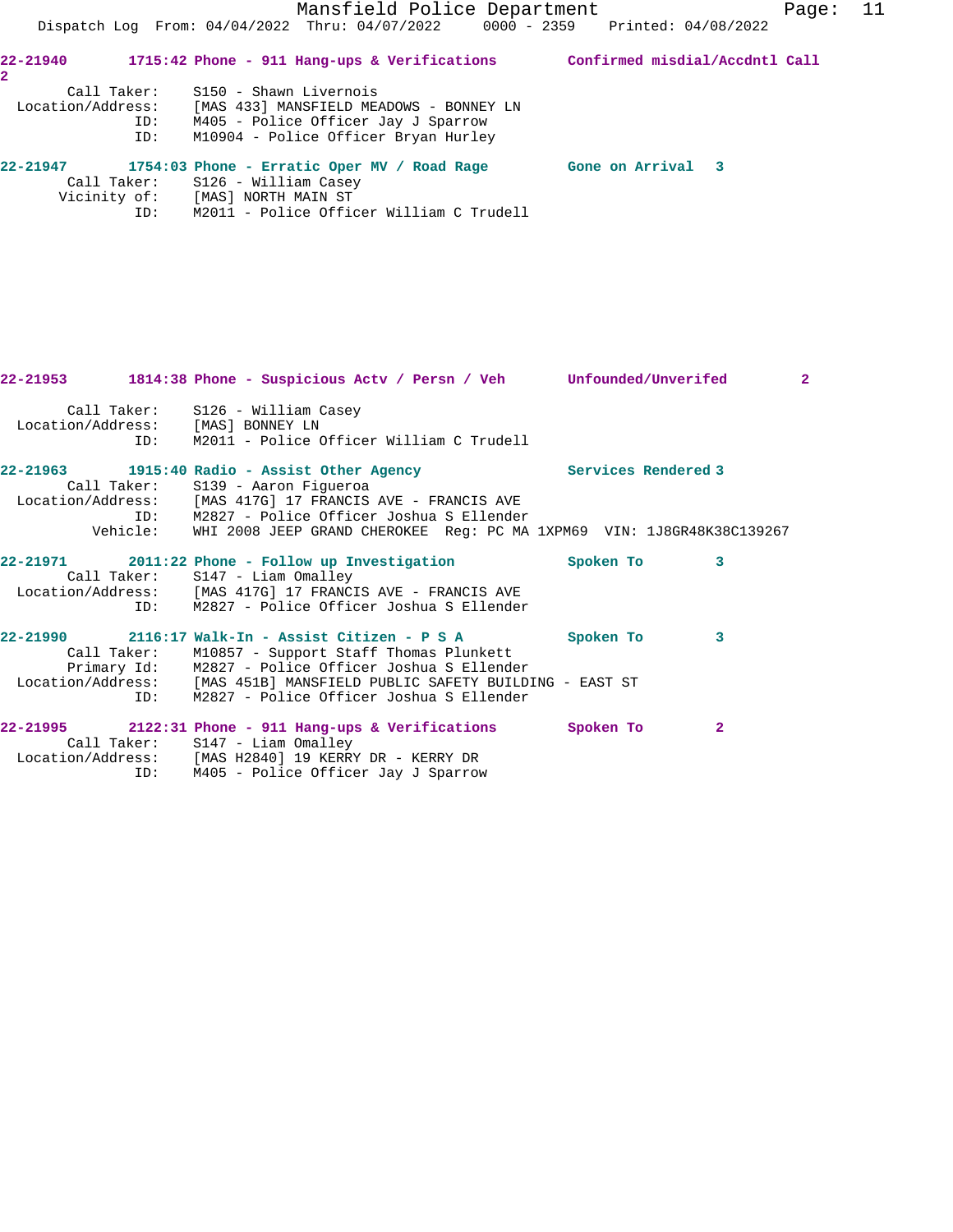22-21940 1715:42 Phone - 911 Hang-ups & Verifications Confirmed misdial/Accdntl Call 2

Call Taker: S150 - Shawn Livernois
Location/Address: [MAS 433] MANSFIELD MEADOWS - BONNEY LN
ID: M405 - Police Officer Jay J Sparrow
ID: M10904 - Police Officer Bryan Hurley

22-21947 1754:03 Phone - Erratic Oper MV / Road Rage Gone on Arrival 3

Call Taker: S126 - William Casey
Vicinity of: [MAS] NORTH MAIN ST
ID: M2011 - Police Officer William C Trudell

22-21953 1814:38 Phone - Suspicious Actv / Persn / Veh Unfounded/Unverifed 2

Call Taker: S126 - William Casey
Location/Address: [MAS] BONNEY LN
ID: M2011 - Police Officer William C Trudell

22-21963 1915:40 Radio - Assist Other Agency Services Rendered 3

Call Taker: S139 - Aaron Figueroa
Location/Address: [MAS 417G] 17 FRANCIS AVE - FRANCIS AVE
ID: M2827 - Police Officer Joshua S Ellender
Vehicle: WHI 2008 JEEP GRAND CHEROKEE Reg: PC MA 1XPM69 VIN: 1J8GR48K38C139267

22-21971 2011:22 Phone - Follow up Investigation Spoken To 3

Call Taker: S147 - Liam Omalley
Location/Address: [MAS 417G] 17 FRANCIS AVE - FRANCIS AVE
ID: M2827 - Police Officer Joshua S Ellender

22-21990 2116:17 Walk-In - Assist Citizen - P S A Spoken To 3

Call Taker: M10857 - Support Staff Thomas Plunkett
Primary Id: M2827 - Police Officer Joshua S Ellender
Location/Address: [MAS 451B] MANSFIELD PUBLIC SAFETY BUILDING - EAST ST
ID: M2827 - Police Officer Joshua S Ellender

22-21995 2122:31 Phone - 911 Hang-ups & Verifications Spoken To 2

Call Taker: S147 - Liam Omalley
Location/Address: [MAS H2840] 19 KERRY DR - KERRY DR
ID: M405 - Police Officer Jay J Sparrow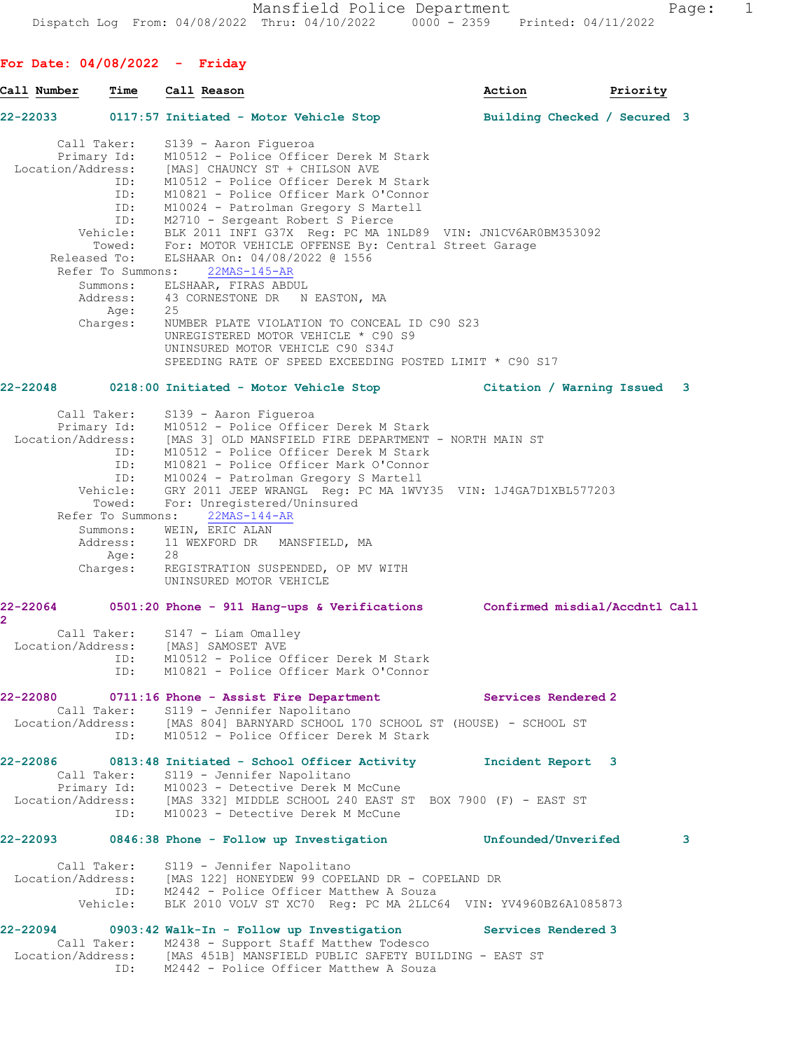Mansfield Police Department
Dispatch Log From: 04/08/2022 Thru: 04/10/2022 0000 - 2359 Printed: 04/11/2022

## For Date: 04/08/2022 - Friday

| Call Number | Time | Call Reason | Action | Priority |
|---|---|---|---|---|

**22-22033** 0117:57 Initiated - Motor Vehicle Stop — Building Checked / Secured 3

```
       Call Taker:    S139 - Aaron Figueroa
       Primary Id:    M10512 - Police Officer Derek M Stark
 Location/Address:    [MAS] CHAUNCY ST + CHILSON AVE
               ID:    M10512 - Police Officer Derek M Stark
               ID:    M10821 - Police Officer Mark O'Connor
               ID:    M10024 - Patrolman Gregory S Martell
               ID:    M2710 - Sergeant Robert S Pierce
          Vehicle:    BLK 2011 INFI G37X  Reg: PC MA 1NLD89  VIN: JN1CV6AR0BM353092
           Towed:     For: MOTOR VEHICLE OFFENSE By: Central Street Garage
      Released To:    ELSHAAR On: 04/08/2022 @ 1556
     Refer To Summons:    22MAS-145-AR
         Summons:     ELSHAAR, FIRAS ABDUL
         Address:     43 CORNESTONE DR    N EASTON, MA
             Age:     25
         Charges:     NUMBER PLATE VIOLATION TO CONCEAL ID C90 S23
                      UNREGISTERED MOTOR VEHICLE * C90 S9
                      UNINSURED MOTOR VEHICLE C90 S34J
                      SPEEDING RATE OF SPEED EXCEEDING POSTED LIMIT * C90 S17
```

**22-22048** 0218:00 Initiated - Motor Vehicle Stop — Citation / Warning Issued 3

```
       Call Taker:    S139 - Aaron Figueroa
       Primary Id:    M10512 - Police Officer Derek M Stark
 Location/Address:    [MAS 3] OLD MANSFIELD FIRE DEPARTMENT - NORTH MAIN ST
               ID:    M10512 - Police Officer Derek M Stark
               ID:    M10821 - Police Officer Mark O'Connor
               ID:    M10024 - Patrolman Gregory S Martell
          Vehicle:    GRY 2011 JEEP WRANGL  Reg: PC MA 1WVY35  VIN: 1J4GA7D1XBL577203
           Towed:     For: Unregistered/Uninsured
     Refer To Summons:    22MAS-144-AR
         Summons:     WEIN, ERIC ALAN
         Address:     11 WEXFORD DR   MANSFIELD, MA
             Age:     28
         Charges:     REGISTRATION SUSPENDED, OP MV WITH
                      UNINSURED MOTOR VEHICLE
```

**22-22064** 0501:20 Phone - 911 Hang-ups & Verifications — Confirmed misdial/Accdntl Call 2

```
       Call Taker:    S147 - Liam Omalley
 Location/Address:    [MAS] SAMOSET AVE
               ID:    M10512 - Police Officer Derek M Stark
               ID:    M10821 - Police Officer Mark O'Connor
```

**22-22080** 0711:16 Phone - Assist Fire Department — Services Rendered 2

```
       Call Taker:    S119 - Jennifer Napolitano
 Location/Address:    [MAS 804] BARNYARD SCHOOL 170 SCHOOL ST (HOUSE) - SCHOOL ST
               ID:    M10512 - Police Officer Derek M Stark
```

**22-22086** 0813:48 Initiated - School Officer Activity — Incident Report 3

```
       Call Taker:    S119 - Jennifer Napolitano
       Primary Id:    M10023 - Detective Derek M McCune
 Location/Address:    [MAS 332] MIDDLE SCHOOL 240 EAST ST  BOX 7900 (F) - EAST ST
               ID:    M10023 - Detective Derek M McCune
```

**22-22093** 0846:38 Phone - Follow up Investigation — Unfounded/Unverifed 3

```
       Call Taker:    S119 - Jennifer Napolitano
 Location/Address:    [MAS 122] HONEYDEW 99 COPELAND DR - COPELAND DR
               ID:    M2442 - Police Officer Matthew A Souza
          Vehicle:    BLK 2010 VOLV ST XC70  Reg: PC MA 2LLC64  VIN: YV4960BZ6A1085873
```

**22-22094** 0903:42 Walk-In - Follow up Investigation — Services Rendered 3

```
       Call Taker:    M2438 - Support Staff Matthew Todesco
 Location/Address:    [MAS 451B] MANSFIELD PUBLIC SAFETY BUILDING - EAST ST
               ID:    M2442 - Police Officer Matthew A Souza
```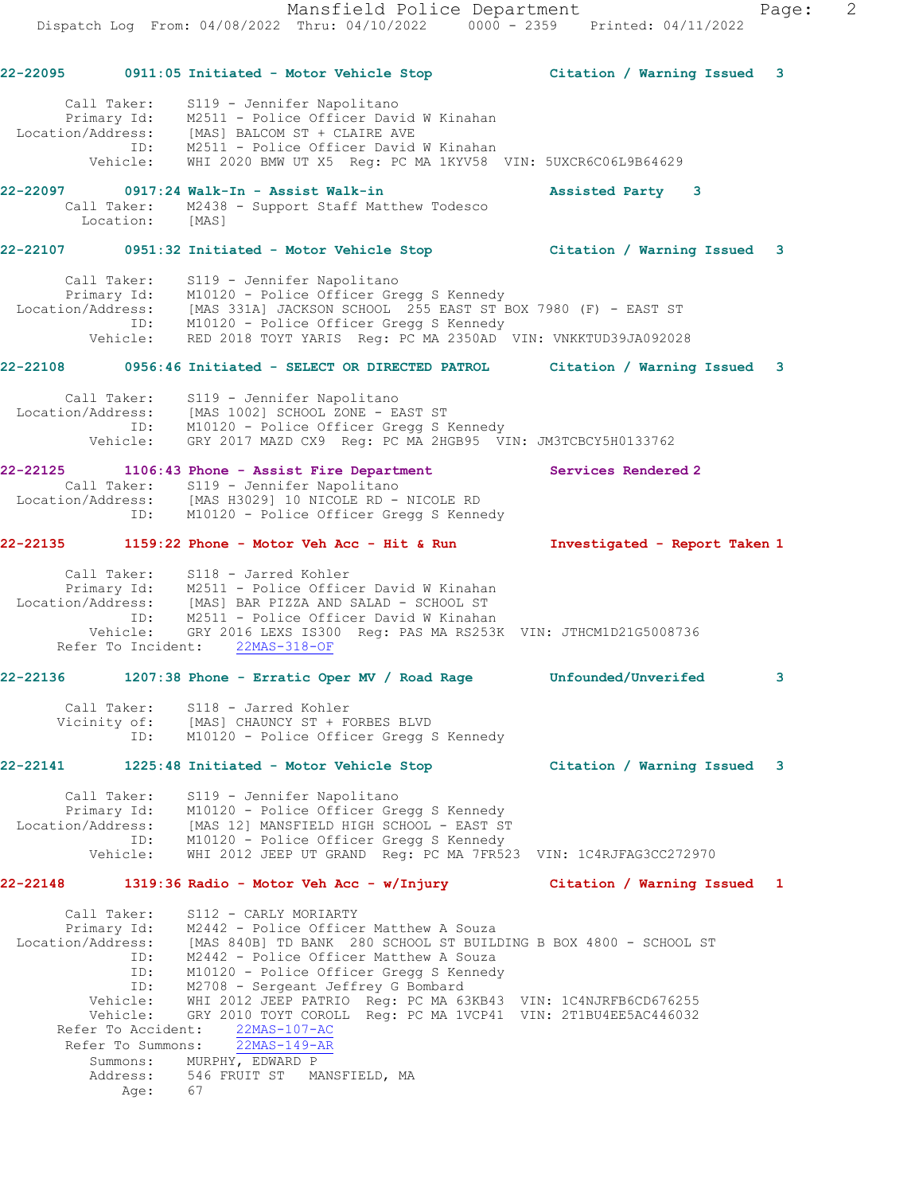**22-22095** 0911:05 Initiated - Motor Vehicle Stop — Citation / Warning Issued 3

```
       Call Taker:    S119 - Jennifer Napolitano
       Primary Id:    M2511 - Police Officer David W Kinahan
 Location/Address:    [MAS] BALCOM ST + CLAIRE AVE
               ID:    M2511 - Police Officer David W Kinahan
          Vehicle:    WHI 2020 BMW UT X5  Reg: PC MA 1KYV58  VIN: 5UXCR6C06L9B64629
```

**22-22097** 0917:24 Walk-In - Assist Walk-in — Assisted Party 3

```
       Call Taker:    M2438 - Support Staff Matthew Todesco
         Location:    [MAS]
```

**22-22107** 0951:32 Initiated - Motor Vehicle Stop — Citation / Warning Issued 3

```
       Call Taker:    S119 - Jennifer Napolitano
       Primary Id:    M10120 - Police Officer Gregg S Kennedy
 Location/Address:    [MAS 331A] JACKSON SCHOOL  255 EAST ST BOX 7980 (F) - EAST ST
               ID:    M10120 - Police Officer Gregg S Kennedy
          Vehicle:    RED 2018 TOYT YARIS  Reg: PC MA 2350AD  VIN: VNKKTUD39JA092028
```

**22-22108** 0956:46 Initiated - SELECT OR DIRECTED PATROL — Citation / Warning Issued 3

```
       Call Taker:    S119 - Jennifer Napolitano
 Location/Address:    [MAS 1002] SCHOOL ZONE - EAST ST
               ID:    M10120 - Police Officer Gregg S Kennedy
          Vehicle:    GRY 2017 MAZD CX9  Reg: PC MA 2HGB95  VIN: JM3TCBCY5H0133762
```

**22-22125** 1106:43 Phone - Assist Fire Department — Services Rendered 2

```
       Call Taker:    S119 - Jennifer Napolitano
 Location/Address:    [MAS H3029] 10 NICOLE RD - NICOLE RD
               ID:    M10120 - Police Officer Gregg S Kennedy
```

**22-22135** 1159:22 Phone - Motor Veh Acc - Hit & Run — Investigated - Report Taken 1

```
       Call Taker:    S118 - Jarred Kohler
       Primary Id:    M2511 - Police Officer David W Kinahan
 Location/Address:    [MAS] BAR PIZZA AND SALAD - SCHOOL ST
               ID:    M2511 - Police Officer David W Kinahan
          Vehicle:    GRY 2016 LEXS IS300  Reg: PAS MA RS253K  VIN: JTHCM1D21G5008736
    Refer To Incident:   22MAS-318-OF
```

**22-22136** 1207:38 Phone - Erratic Oper MV / Road Rage — Unfounded/Unverifed 3

```
       Call Taker:    S118 - Jarred Kohler
      Vicinity of:    [MAS] CHAUNCY ST + FORBES BLVD
               ID:    M10120 - Police Officer Gregg S Kennedy
```

**22-22141** 1225:48 Initiated - Motor Vehicle Stop — Citation / Warning Issued 3

```
       Call Taker:    S119 - Jennifer Napolitano
       Primary Id:    M10120 - Police Officer Gregg S Kennedy
 Location/Address:    [MAS 12] MANSFIELD HIGH SCHOOL - EAST ST
               ID:    M10120 - Police Officer Gregg S Kennedy
          Vehicle:    WHI 2012 JEEP UT GRAND  Reg: PC MA 7FR523  VIN: 1C4RJFAG3CC272970
```

**22-22148** 1319:36 Radio - Motor Veh Acc - w/Injury — Citation / Warning Issued 1

```
       Call Taker:    S112 - CARLY MORIARTY
       Primary Id:    M2442 - Police Officer Matthew A Souza
 Location/Address:    [MAS 840B] TD BANK  280 SCHOOL ST BUILDING B BOX 4800 - SCHOOL ST
               ID:    M2442 - Police Officer Matthew A Souza
               ID:    M10120 - Police Officer Gregg S Kennedy
               ID:    M2708 - Sergeant Jeffrey G Bombard
          Vehicle:    WHI 2012 JEEP PATRIO  Reg: PC MA 63KB43  VIN: 1C4NJRFB6CD676255
          Vehicle:    GRY 2010 TOYT COROLL  Reg: PC MA 1VCP41  VIN: 2T1BU4EE5AC446032
    Refer To Accident:   22MAS-107-AC
     Refer To Summons:   22MAS-149-AR
          Summons:    MURPHY, EDWARD P
          Address:    546 FRUIT ST   MANSFIELD, MA
              Age:    67
```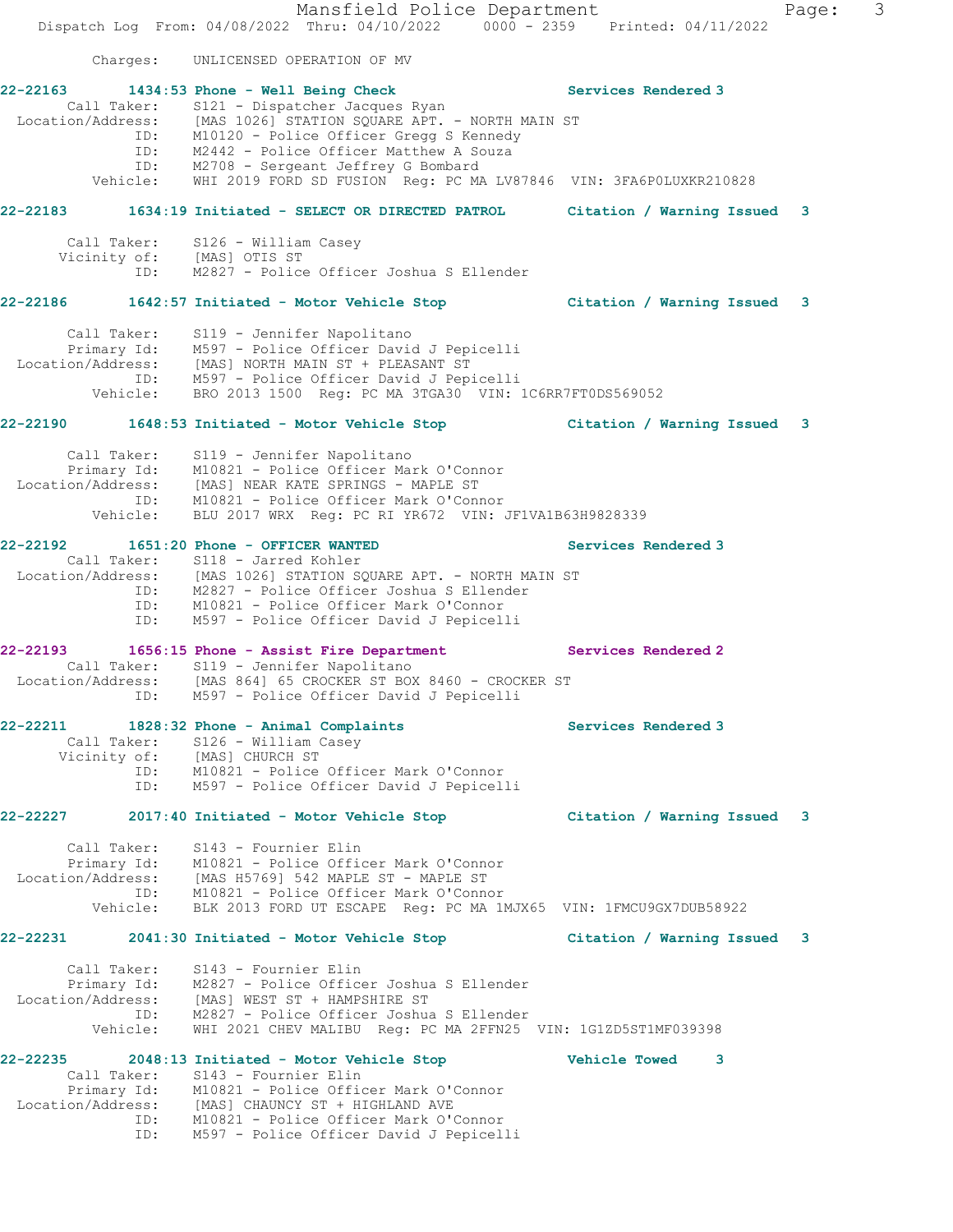Charges: UNLICENSED OPERATION OF MV

**22-22163** 1434:53 Phone - Well Being Check — Services Rendered 3
- Call Taker: S121 - Dispatcher Jacques Ryan
- Location/Address: [MAS 1026] STATION SQUARE APT. - NORTH MAIN ST
- ID: M10120 - Police Officer Gregg S Kennedy
- ID: M2442 - Police Officer Matthew A Souza
- ID: M2708 - Sergeant Jeffrey G Bombard
- Vehicle: WHI 2019 FORD SD FUSION Reg: PC MA LV87846 VIN: 3FA6P0LUXKR210828

**22-22183** 1634:19 Initiated - SELECT OR DIRECTED PATROL — Citation / Warning Issued 3
- Call Taker: S126 - William Casey
- Vicinity of: [MAS] OTIS ST
- ID: M2827 - Police Officer Joshua S Ellender

**22-22186** 1642:57 Initiated - Motor Vehicle Stop — Citation / Warning Issued 3
- Call Taker: S119 - Jennifer Napolitano
- Primary Id: M597 - Police Officer David J Pepicelli
- Location/Address: [MAS] NORTH MAIN ST + PLEASANT ST
- ID: M597 - Police Officer David J Pepicelli
- Vehicle: BRO 2013 1500 Reg: PC MA 3TGA30 VIN: 1C6RR7FT0DS569052

**22-22190** 1648:53 Initiated - Motor Vehicle Stop — Citation / Warning Issued 3
- Call Taker: S119 - Jennifer Napolitano
- Primary Id: M10821 - Police Officer Mark O'Connor
- Location/Address: [MAS] NEAR KATE SPRINGS - MAPLE ST
- ID: M10821 - Police Officer Mark O'Connor
- Vehicle: BLU 2017 WRX Reg: PC RI YR672 VIN: JF1VA1B63H9828339

**22-22192** 1651:20 Phone - OFFICER WANTED — Services Rendered 3
- Call Taker: S118 - Jarred Kohler
- Location/Address: [MAS 1026] STATION SQUARE APT. - NORTH MAIN ST
- ID: M2827 - Police Officer Joshua S Ellender
- ID: M10821 - Police Officer Mark O'Connor
- ID: M597 - Police Officer David J Pepicelli

**22-22193** 1656:15 Phone - Assist Fire Department — Services Rendered 2
- Call Taker: S119 - Jennifer Napolitano
- Location/Address: [MAS 864] 65 CROCKER ST BOX 8460 - CROCKER ST
- ID: M597 - Police Officer David J Pepicelli

**22-22211** 1828:32 Phone - Animal Complaints — Services Rendered 3
- Call Taker: S126 - William Casey
- Vicinity of: [MAS] CHURCH ST
- ID: M10821 - Police Officer Mark O'Connor
- ID: M597 - Police Officer David J Pepicelli

**22-22227** 2017:40 Initiated - Motor Vehicle Stop — Citation / Warning Issued 3
- Call Taker: S143 - Fournier Elin
- Primary Id: M10821 - Police Officer Mark O'Connor
- Location/Address: [MAS H5769] 542 MAPLE ST - MAPLE ST
- ID: M10821 - Police Officer Mark O'Connor
- Vehicle: BLK 2013 FORD UT ESCAPE Reg: PC MA 1MJX65 VIN: 1FMCU9GX7DUB58922

**22-22231** 2041:30 Initiated - Motor Vehicle Stop — Citation / Warning Issued 3
- Call Taker: S143 - Fournier Elin
- Primary Id: M2827 - Police Officer Joshua S Ellender
- Location/Address: [MAS] WEST ST + HAMPSHIRE ST
- ID: M2827 - Police Officer Joshua S Ellender
- Vehicle: WHI 2021 CHEV MALIBU Reg: PC MA 2FFN25 VIN: 1G1ZD5ST1MF039398

**22-22235** 2048:13 Initiated - Motor Vehicle Stop — Vehicle Towed 3
- Call Taker: S143 - Fournier Elin
- Primary Id: M10821 - Police Officer Mark O'Connor
- Location/Address: [MAS] CHAUNCY ST + HIGHLAND AVE
- ID: M10821 - Police Officer Mark O'Connor
- ID: M597 - Police Officer David J Pepicelli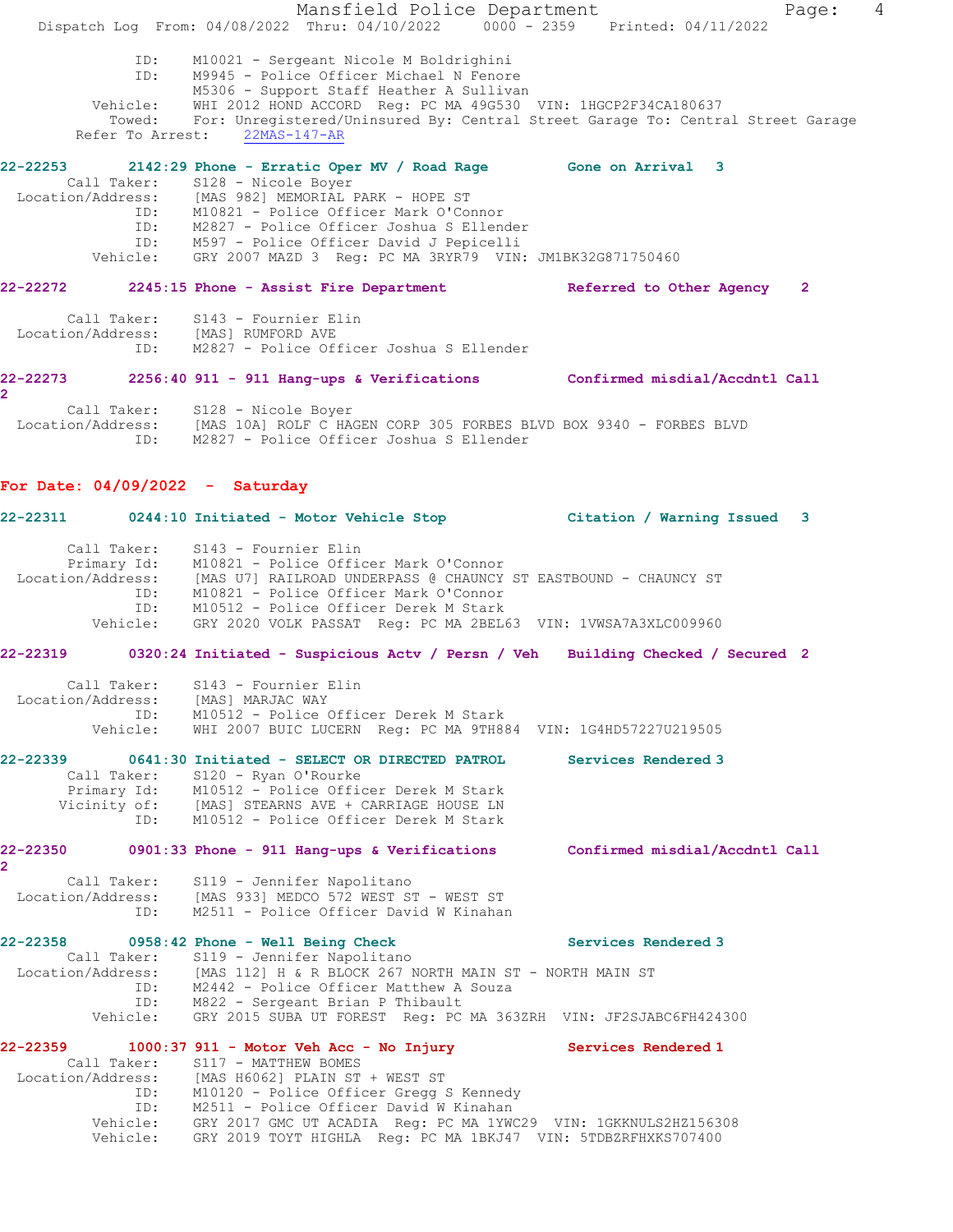```
            ID:    M10021 - Sergeant Nicole M Boldrighini
            ID:    M9945 - Police Officer Michael N Fenore
                   M5306 - Support Staff Heather A Sullivan
       Vehicle:    WHI 2012 HOND ACCORD  Reg: PC MA 49G530  VIN: 1HGCP2F34CA180637
         Towed:    For: Unregistered/Uninsured By: Central Street Garage To: Central Street Garage
   Refer To Arrest:    22MAS-147-AR

22-22253       2142:29 Phone - Erratic Oper MV / Road Rage         Gone on Arrival   3
       Call Taker:    S128 - Nicole Boyer
  Location/Address:    [MAS 982] MEMORIAL PARK - HOPE ST
               ID:    M10821 - Police Officer Mark O'Connor
               ID:    M2827 - Police Officer Joshua S Ellender
               ID:    M597 - Police Officer David J Pepicelli
          Vehicle:    GRY 2007 MAZD 3  Reg: PC MA 3RYR79  VIN: JM1BK32G871750460

22-22272       2245:15 Phone - Assist Fire Department             Referred to Other Agency    2

       Call Taker:    S143 - Fournier Elin
  Location/Address:    [MAS] RUMFORD AVE
               ID:    M2827 - Police Officer Joshua S Ellender

22-22273       2256:40 911 - 911 Hang-ups & Verifications          Confirmed misdial/Accdntl Call
2
       Call Taker:    S128 - Nicole Boyer
  Location/Address:    [MAS 10A] ROLF C HAGEN CORP 305 FORBES BLVD BOX 9340 - FORBES BLVD
               ID:    M2827 - Police Officer Joshua S Ellender
```

## For Date: 04/09/2022 - Saturday

```
22-22311       0244:10 Initiated - Motor Vehicle Stop              Citation / Warning Issued   3

       Call Taker:    S143 - Fournier Elin
       Primary Id:    M10821 - Police Officer Mark O'Connor
  Location/Address:    [MAS U7] RAILROAD UNDERPASS @ CHAUNCY ST EASTBOUND - CHAUNCY ST
               ID:    M10821 - Police Officer Mark O'Connor
               ID:    M10512 - Police Officer Derek M Stark
          Vehicle:    GRY 2020 VOLK PASSAT  Reg: PC MA 2BEL63  VIN: 1VWSA7A3XLC009960

22-22319       0320:24 Initiated - Suspicious Actv / Persn / Veh   Building Checked / Secured 2

       Call Taker:    S143 - Fournier Elin
  Location/Address:    [MAS] MARJAC WAY
               ID:    M10512 - Police Officer Derek M Stark
          Vehicle:    WHI 2007 BUIC LUCERN  Reg: PC MA 9TH884  VIN: 1G4HD57227U219505

22-22339       0641:30 Initiated - SELECT OR DIRECTED PATROL       Services Rendered 3
       Call Taker:    S120 - Ryan O'Rourke
       Primary Id:    M10512 - Police Officer Derek M Stark
      Vicinity of:    [MAS] STEARNS AVE + CARRIAGE HOUSE LN
               ID:    M10512 - Police Officer Derek M Stark

22-22350       0901:33 Phone - 911 Hang-ups & Verifications        Confirmed misdial/Accdntl Call
2
       Call Taker:    S119 - Jennifer Napolitano
  Location/Address:    [MAS 933] MEDCO 572 WEST ST - WEST ST
               ID:    M2511 - Police Officer David W Kinahan

22-22358       0958:42 Phone - Well Being Check                    Services Rendered 3
       Call Taker:    S119 - Jennifer Napolitano
  Location/Address:    [MAS 112] H & R BLOCK 267 NORTH MAIN ST - NORTH MAIN ST
               ID:    M2442 - Police Officer Matthew A Souza
               ID:    M822 - Sergeant Brian P Thibault
          Vehicle:    GRY 2015 SUBA UT FOREST  Reg: PC MA 363ZRH  VIN: JF2SJABC6FH424300

22-22359       1000:37 911 - Motor Veh Acc - No Injury             Services Rendered 1
       Call Taker:    S117 - MATTHEW BOMES
  Location/Address:    [MAS H6062] PLAIN ST + WEST ST
               ID:    M10120 - Police Officer Gregg S Kennedy
               ID:    M2511 - Police Officer David W Kinahan
          Vehicle:    GRY 2017 GMC UT ACADIA  Reg: PC MA 1YWC29  VIN: 1GKKNULS2HZ156308
          Vehicle:    GRY 2019 TOYT HIGHLA  Reg: PC MA 1BKJ47  VIN: 5TDBZRFHXKS707400
```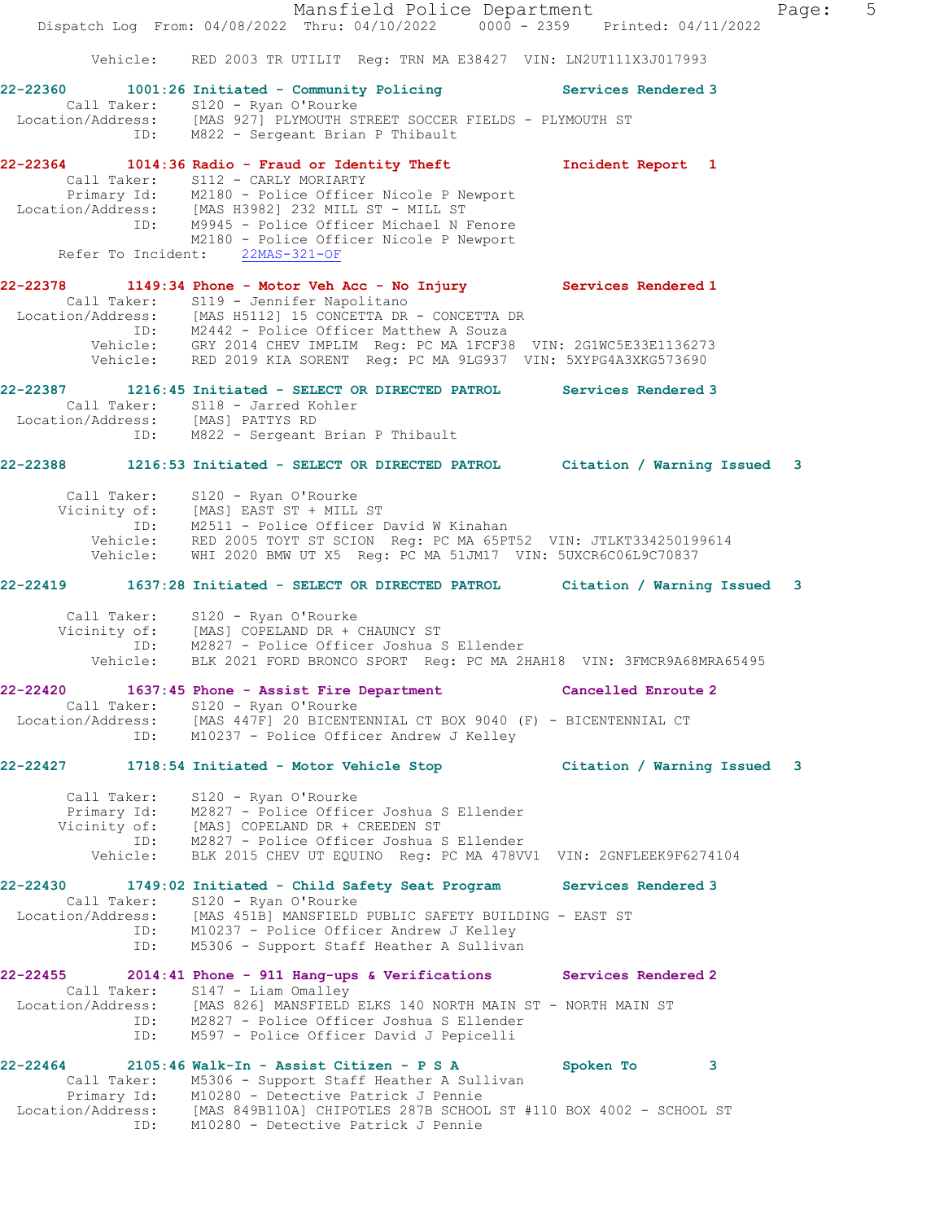Vehicle: RED 2003 TR UTILIT Reg: TRN MA E38427 VIN: LN2UT111X3J017993

**22-22360 1001:26 Initiated - Community Policing Services Rendered 3**
Call Taker: S120 - Ryan O'Rourke
Location/Address: [MAS 927] PLYMOUTH STREET SOCCER FIELDS - PLYMOUTH ST
ID: M822 - Sergeant Brian P Thibault

**22-22364 1014:36 Radio - Fraud or Identity Theft Incident Report 1**
Call Taker: S112 - CARLY MORIARTY
Primary Id: M2180 - Police Officer Nicole P Newport
Location/Address: [MAS H3982] 232 MILL ST - MILL ST
ID: M9945 - Police Officer Michael N Fenore
M2180 - Police Officer Nicole P Newport
Refer To Incident: 22MAS-321-OF

**22-22378 1149:34 Phone - Motor Veh Acc - No Injury Services Rendered 1**
Call Taker: S119 - Jennifer Napolitano
Location/Address: [MAS H5112] 15 CONCETTA DR - CONCETTA DR
ID: M2442 - Police Officer Matthew A Souza
Vehicle: GRY 2014 CHEV IMPLIM Reg: PC MA 1FCF38 VIN: 2G1WC5E33E1136273
Vehicle: RED 2019 KIA SORENT Reg: PC MA 9LG937 VIN: 5XYPG4A3XKG573690

**22-22387 1216:45 Initiated - SELECT OR DIRECTED PATROL Services Rendered 3**
Call Taker: S118 - Jarred Kohler
Location/Address: [MAS] PATTYS RD
ID: M822 - Sergeant Brian P Thibault

**22-22388 1216:53 Initiated - SELECT OR DIRECTED PATROL Citation / Warning Issued 3**
Call Taker: S120 - Ryan O'Rourke
Vicinity of: [MAS] EAST ST + MILL ST
ID: M2511 - Police Officer David W Kinahan
Vehicle: RED 2005 TOYT ST SCION Reg: PC MA 65PT52 VIN: JTLKT334250199614
Vehicle: WHI 2020 BMW UT X5 Reg: PC MA 51JM17 VIN: 5UXCR6C06L9C70837

**22-22419 1637:28 Initiated - SELECT OR DIRECTED PATROL Citation / Warning Issued 3**
Call Taker: S120 - Ryan O'Rourke
Vicinity of: [MAS] COPELAND DR + CHAUNCY ST
ID: M2827 - Police Officer Joshua S Ellender
Vehicle: BLK 2021 FORD BRONCO SPORT Reg: PC MA 2HAH18 VIN: 3FMCR9A68MRA65495

**22-22420 1637:45 Phone - Assist Fire Department Cancelled Enroute 2**
Call Taker: S120 - Ryan O'Rourke
Location/Address: [MAS 447F] 20 BICENTENNIAL CT BOX 9040 (F) - BICENTENNIAL CT
ID: M10237 - Police Officer Andrew J Kelley

**22-22427 1718:54 Initiated - Motor Vehicle Stop Citation / Warning Issued 3**
Call Taker: S120 - Ryan O'Rourke
Primary Id: M2827 - Police Officer Joshua S Ellender
Vicinity of: [MAS] COPELAND DR + CREEDEN ST
ID: M2827 - Police Officer Joshua S Ellender
Vehicle: BLK 2015 CHEV UT EQUINO Reg: PC MA 478VV1 VIN: 2GNFLEEK9F6274104

**22-22430 1749:02 Initiated - Child Safety Seat Program Services Rendered 3**
Call Taker: S120 - Ryan O'Rourke
Location/Address: [MAS 451B] MANSFIELD PUBLIC SAFETY BUILDING - EAST ST
ID: M10237 - Police Officer Andrew J Kelley
ID: M5306 - Support Staff Heather A Sullivan

**22-22455 2014:41 Phone - 911 Hang-ups & Verifications Services Rendered 2**
Call Taker: S147 - Liam Omalley
Location/Address: [MAS 826] MANSFIELD ELKS 140 NORTH MAIN ST - NORTH MAIN ST
ID: M2827 - Police Officer Joshua S Ellender
ID: M597 - Police Officer David J Pepicelli

**22-22464 2105:46 Walk-In - Assist Citizen - P S A Spoken To 3**
Call Taker: M5306 - Support Staff Heather A Sullivan
Primary Id: M10280 - Detective Patrick J Pennie
Location/Address: [MAS 849B110A] CHIPOTLES 287B SCHOOL ST #110 BOX 4002 - SCHOOL ST
ID: M10280 - Detective Patrick J Pennie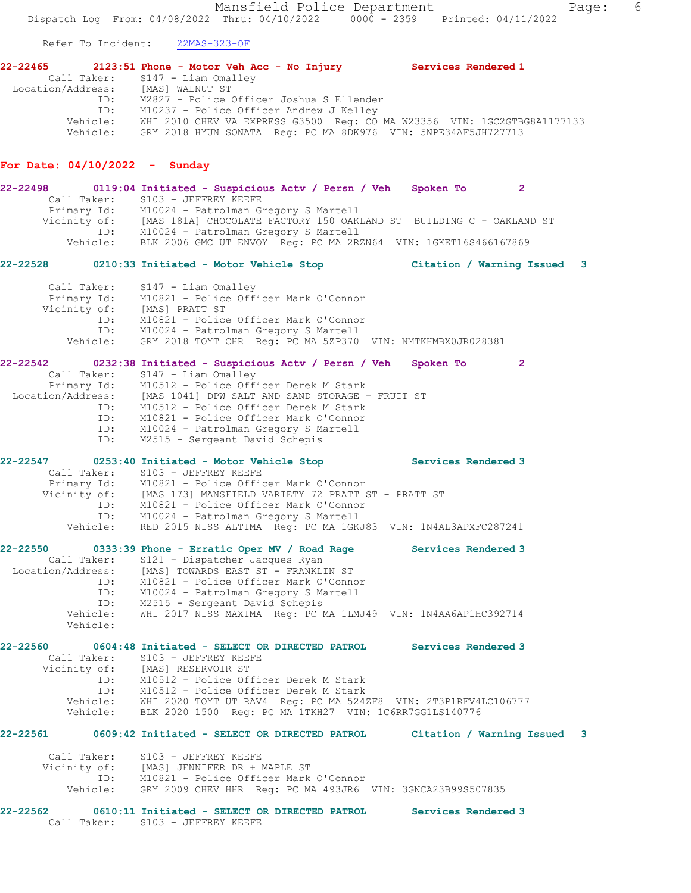Refer To Incident: 22MAS-323-OF

**22-22465 2123:51 Phone - Motor Veh Acc - No Injury Services Rendered 1**

```
        Call Taker:    S147 - Liam Omalley
  Location/Address:    [MAS] WALNUT ST
                ID:    M2827 - Police Officer Joshua S Ellender
                ID:    M10237 - Police Officer Andrew J Kelley
           Vehicle:    WHI 2010 CHEV VA EXPRESS G3500  Reg: CO MA W23356  VIN: 1GC2GTBG8A1177133
           Vehicle:    GRY 2018 HYUN SONATA  Reg: PC MA 8DK976  VIN: 5NPE34AF5JH727713
```

## For Date: 04/10/2022 - Sunday

**22-22498 0119:04 Initiated - Suspicious Actv / Persn / Veh Spoken To 2**

```
        Call Taker:    S103 - JEFFREY KEEFE
        Primary Id:    M10024 - Patrolman Gregory S Martell
       Vicinity of:    [MAS 181A] CHOCOLATE FACTORY 150 OAKLAND ST  BUILDING C - OAKLAND ST
                ID:    M10024 - Patrolman Gregory S Martell
           Vehicle:    BLK 2006 GMC UT ENVOY  Reg: PC MA 2RZN64  VIN: 1GKET16S466167869
```

**22-22528 0210:33 Initiated - Motor Vehicle Stop Citation / Warning Issued 3**

```
        Call Taker:    S147 - Liam Omalley
        Primary Id:    M10821 - Police Officer Mark O'Connor
       Vicinity of:    [MAS] PRATT ST
                ID:    M10821 - Police Officer Mark O'Connor
                ID:    M10024 - Patrolman Gregory S Martell
           Vehicle:    GRY 2018 TOYT CHR  Reg: PC MA 5ZP370  VIN: NMTKHMBX0JR028381
```

**22-22542 0232:38 Initiated - Suspicious Actv / Persn / Veh Spoken To 2**

```
        Call Taker:    S147 - Liam Omalley
        Primary Id:    M10512 - Police Officer Derek M Stark
  Location/Address:    [MAS 1041] DPW SALT AND SAND STORAGE - FRUIT ST
                ID:    M10512 - Police Officer Derek M Stark
                ID:    M10821 - Police Officer Mark O'Connor
                ID:    M10024 - Patrolman Gregory S Martell
                ID:    M2515 - Sergeant David Schepis
```

**22-22547 0253:40 Initiated - Motor Vehicle Stop Services Rendered 3**

```
        Call Taker:    S103 - JEFFREY KEEFE
        Primary Id:    M10821 - Police Officer Mark O'Connor
       Vicinity of:    [MAS 173] MANSFIELD VARIETY 72 PRATT ST - PRATT ST
                ID:    M10821 - Police Officer Mark O'Connor
                ID:    M10024 - Patrolman Gregory S Martell
           Vehicle:    RED 2015 NISS ALTIMA  Reg: PC MA 1GKJ83  VIN: 1N4AL3APXFC287241
```

**22-22550 0333:39 Phone - Erratic Oper MV / Road Rage Services Rendered 3**

```
        Call Taker:    S121 - Dispatcher Jacques Ryan
  Location/Address:    [MAS] TOWARDS EAST ST - FRANKLIN ST
                ID:    M10821 - Police Officer Mark O'Connor
                ID:    M10024 - Patrolman Gregory S Martell
                ID:    M2515 - Sergeant David Schepis
           Vehicle:    WHI 2017 NISS MAXIMA  Reg: PC MA 1LMJ49  VIN: 1N4AA6AP1HC392714
           Vehicle:
```

**22-22560 0604:48 Initiated - SELECT OR DIRECTED PATROL Services Rendered 3**

```
        Call Taker:    S103 - JEFFREY KEEFE
       Vicinity of:    [MAS] RESERVOIR ST
                ID:    M10512 - Police Officer Derek M Stark
                ID:    M10512 - Police Officer Derek M Stark
           Vehicle:    WHI 2020 TOYT UT RAV4  Reg: PC MA 524ZF8  VIN: 2T3P1RFV4LC106777
           Vehicle:    BLK 2020 1500  Reg: PC MA 1TKH27  VIN: 1C6RR7GG1LS140776
```

**22-22561 0609:42 Initiated - SELECT OR DIRECTED PATROL Citation / Warning Issued 3**

```
        Call Taker:    S103 - JEFFREY KEEFE
       Vicinity of:    [MAS] JENNIFER DR + MAPLE ST
                ID:    M10821 - Police Officer Mark O'Connor
           Vehicle:    GRY 2009 CHEV HHR  Reg: PC MA 493JR6  VIN: 3GNCA23B99S507835
```

**22-22562 0610:11 Initiated - SELECT OR DIRECTED PATROL Services Rendered 3**

```
        Call Taker:    S103 - JEFFREY KEEFE
```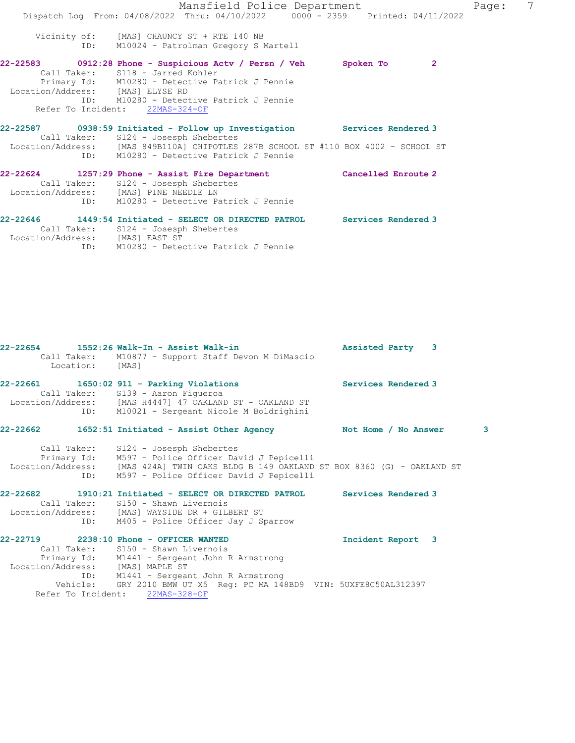Vicinity of: [MAS] CHAUNCY ST + RTE 140 NB
ID: M10024 - Patrolman Gregory S Martell

**22-22583 0912:28 Phone - Suspicious Actv / Persn / Veh Spoken To 2**
Call Taker: S118 - Jarred Kohler
Primary Id: M10280 - Detective Patrick J Pennie
Location/Address: [MAS] ELYSE RD
ID: M10280 - Detective Patrick J Pennie
Refer To Incident: 22MAS-324-OF

**22-22587 0938:59 Initiated - Follow up Investigation Services Rendered 3**
Call Taker: S124 - Josesph Shebertes
Location/Address: [MAS 849B110A] CHIPOTLES 287B SCHOOL ST #110 BOX 4002 - SCHOOL ST
ID: M10280 - Detective Patrick J Pennie

**22-22624 1257:29 Phone - Assist Fire Department Cancelled Enroute 2**
Call Taker: S124 - Josesph Shebertes
Location/Address: [MAS] PINE NEEDLE LN
ID: M10280 - Detective Patrick J Pennie

**22-22646 1449:54 Initiated - SELECT OR DIRECTED PATROL Services Rendered 3**
Call Taker: S124 - Josesph Shebertes
Location/Address: [MAS] EAST ST
ID: M10280 - Detective Patrick J Pennie

**22-22654 1552:26 Walk-In - Assist Walk-in Assisted Party 3**
Call Taker: M10877 - Support Staff Devon M DiMascio
Location: [MAS]

**22-22661 1650:02 911 - Parking Violations Services Rendered 3**
Call Taker: S139 - Aaron Figueroa
Location/Address: [MAS H4447] 47 OAKLAND ST - OAKLAND ST
ID: M10021 - Sergeant Nicole M Boldrighini

**22-22662 1652:51 Initiated - Assist Other Agency Not Home / No Answer 3**
Call Taker: S124 - Josesph Shebertes
Primary Id: M597 - Police Officer David J Pepicelli
Location/Address: [MAS 424A] TWIN OAKS BLDG B 149 OAKLAND ST BOX 8360 (G) - OAKLAND ST
ID: M597 - Police Officer David J Pepicelli

**22-22682 1910:21 Initiated - SELECT OR DIRECTED PATROL Services Rendered 3**
Call Taker: S150 - Shawn Livernois
Location/Address: [MAS] WAYSIDE DR + GILBERT ST
ID: M405 - Police Officer Jay J Sparrow

**22-22719 2238:10 Phone - OFFICER WANTED Incident Report 3**
Call Taker: S150 - Shawn Livernois
Primary Id: M1441 - Sergeant John R Armstrong
Location/Address: [MAS] MAPLE ST
ID: M1441 - Sergeant John R Armstrong
Vehicle: GRY 2010 BMW UT X5 Reg: PC MA 148BD9 VIN: 5UXFE8C50AL312397
Refer To Incident: 22MAS-328-OF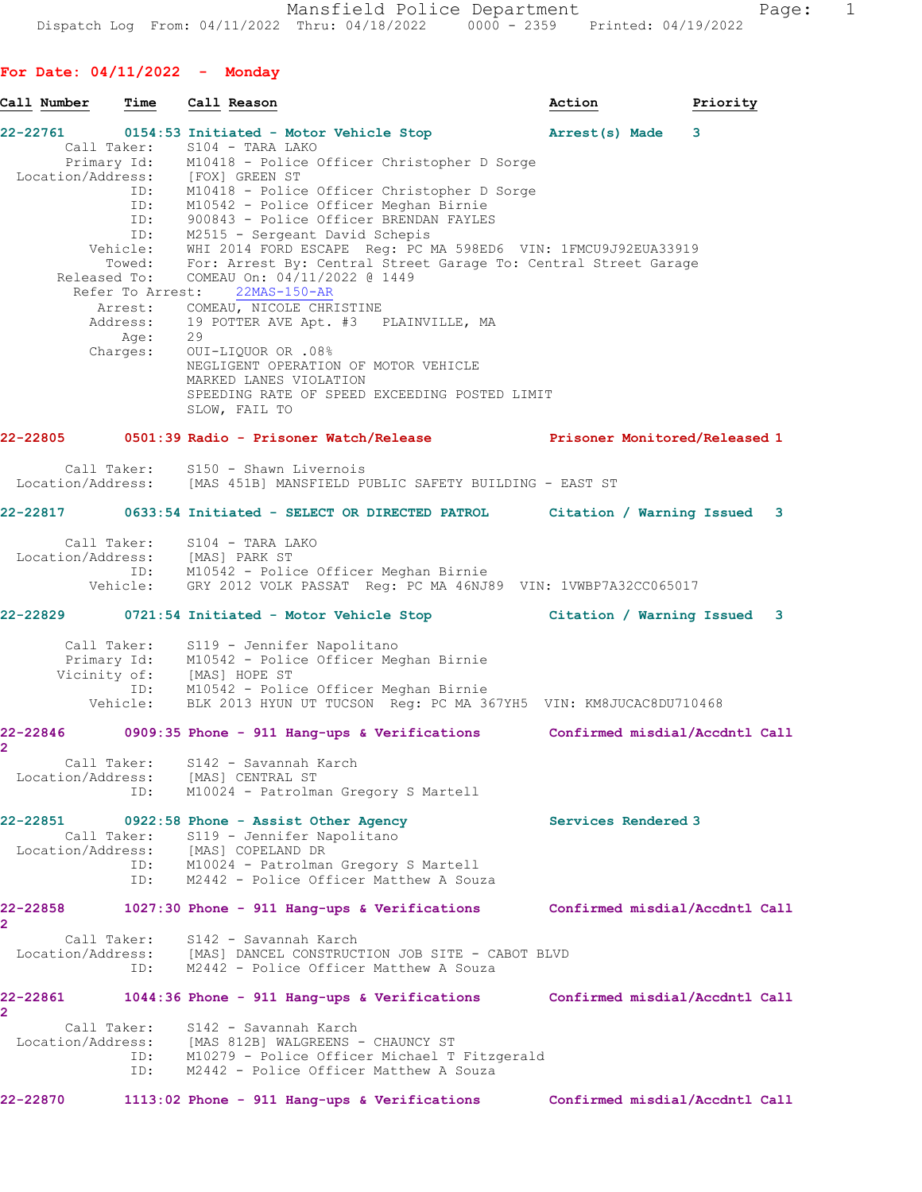**For Date: 04/11/2022 - Monday**

| Call Number | Time | Call Reason | Action | Priority |
|---|---|---|---|---|

**22-22761** 0154:53 Initiated - Motor Vehicle Stop — Arrest(s) Made — 3

```
        Call Taker:     S104 - TARA LAKO
        Primary Id:     M10418 - Police Officer Christopher D Sorge
  Location/Address:     [FOX] GREEN ST
                ID:     M10418 - Police Officer Christopher D Sorge
                ID:     M10542 - Police Officer Meghan Birnie
                ID:     900843 - Police Officer BRENDAN FAYLES
                ID:     M2515 - Sergeant David Schepis
           Vehicle:     WHI 2014 FORD ESCAPE  Reg: PC MA 598ED6  VIN: 1FMCU9J92EUA33919
             Towed:     For: Arrest By: Central Street Garage To: Central Street Garage
       Released To:     COMEAU On: 04/11/2022 @ 1449
   Refer To Arrest:     22MAS-150-AR
            Arrest:     COMEAU, NICOLE CHRISTINE
           Address:     19 POTTER AVE Apt. #3   PLAINVILLE, MA
               Age:     29
           Charges:     OUI-LIQUOR OR .08%
                        NEGLIGENT OPERATION OF MOTOR VEHICLE
                        MARKED LANES VIOLATION
                        SPEEDING RATE OF SPEED EXCEEDING POSTED LIMIT
                        SLOW, FAIL TO
```

**22-22805** 0501:39 Radio - Prisoner Watch/Release — Prisoner Monitored/Released — 1

```
        Call Taker:     S150 - Shawn Livernois
  Location/Address:     [MAS 451B] MANSFIELD PUBLIC SAFETY BUILDING - EAST ST
```

**22-22817** 0633:54 Initiated - SELECT OR DIRECTED PATROL — Citation / Warning Issued — 3

```
        Call Taker:     S104 - TARA LAKO
  Location/Address:     [MAS] PARK ST
                ID:     M10542 - Police Officer Meghan Birnie
           Vehicle:     GRY 2012 VOLK PASSAT  Reg: PC MA 46NJ89  VIN: 1VWBP7A32CC065017
```

**22-22829** 0721:54 Initiated - Motor Vehicle Stop — Citation / Warning Issued — 3

```
        Call Taker:     S119 - Jennifer Napolitano
        Primary Id:     M10542 - Police Officer Meghan Birnie
       Vicinity of:     [MAS] HOPE ST
                ID:     M10542 - Police Officer Meghan Birnie
           Vehicle:     BLK 2013 HYUN UT TUCSON  Reg: PC MA 367YH5  VIN: KM8JUCAC8DU710468
```

**22-22846** 0909:35 Phone - 911 Hang-ups & Verifications — Confirmed misdial/Accdntl Call — 2

```
        Call Taker:     S142 - Savannah Karch
  Location/Address:     [MAS] CENTRAL ST
                ID:     M10024 - Patrolman Gregory S Martell
```

**22-22851** 0922:58 Phone - Assist Other Agency — Services Rendered — 3

```
        Call Taker:     S119 - Jennifer Napolitano
  Location/Address:     [MAS] COPELAND DR
                ID:     M10024 - Patrolman Gregory S Martell
                ID:     M2442 - Police Officer Matthew A Souza
```

**22-22858** 1027:30 Phone - 911 Hang-ups & Verifications — Confirmed misdial/Accdntl Call — 2

```
        Call Taker:     S142 - Savannah Karch
  Location/Address:     [MAS] DANCEL CONSTRUCTION JOB SITE - CABOT BLVD
                ID:     M2442 - Police Officer Matthew A Souza
```

**22-22861** 1044:36 Phone - 911 Hang-ups & Verifications — Confirmed misdial/Accdntl Call — 2

```
        Call Taker:     S142 - Savannah Karch
  Location/Address:     [MAS 812B] WALGREENS - CHAUNCY ST
                ID:     M10279 - Police Officer Michael T Fitzgerald
                ID:     M2442 - Police Officer Matthew A Souza
```

**22-22870** 1113:02 Phone - 911 Hang-ups & Verifications — Confirmed misdial/Accdntl Call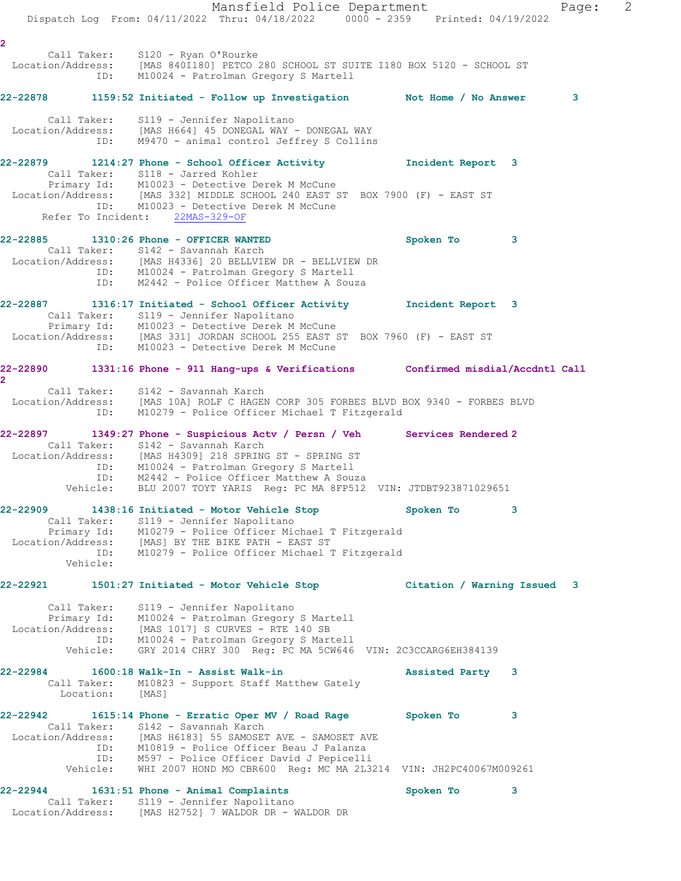2

```
        Call Taker:    S120 - Ryan O'Rourke
  Location/Address:    [MAS 840I180] PETCO 280 SCHOOL ST SUITE I180 BOX 5120 - SCHOOL ST
                ID:    M10024 - Patrolman Gregory S Martell
```

**22-22878       1159:52 Initiated - Follow up Investigation         Not Home / No Answer       3**

```
        Call Taker:    S119 - Jennifer Napolitano
  Location/Address:    [MAS H664] 45 DONEGAL WAY - DONEGAL WAY
                ID:    M9470 - animal control Jeffrey S Collins
```

**22-22879       1214:27 Phone - School Officer Activity             Incident Report  3**

```
        Call Taker:    S118 - Jarred Kohler
        Primary Id:    M10023 - Detective Derek M McCune
  Location/Address:    [MAS 332] MIDDLE SCHOOL 240 EAST ST  BOX 7900 (F) - EAST ST
                ID:    M10023 - Detective Derek M McCune
      Refer To Incident:    22MAS-329-OF
```

**22-22885       1310:26 Phone - OFFICER WANTED                      Spoken To        3**

```
        Call Taker:    S142 - Savannah Karch
  Location/Address:    [MAS H4336] 20 BELLVIEW DR - BELLVIEW DR
                ID:    M10024 - Patrolman Gregory S Martell
                ID:    M2442 - Police Officer Matthew A Souza
```

**22-22887       1316:17 Initiated - School Officer Activity         Incident Report  3**

```
        Call Taker:    S119 - Jennifer Napolitano
        Primary Id:    M10023 - Detective Derek M McCune
  Location/Address:    [MAS 331] JORDAN SCHOOL 255 EAST ST  BOX 7960 (F) - EAST ST
                ID:    M10023 - Detective Derek M McCune
```

**22-22890       1331:16 Phone - 911 Hang-ups & Verifications        Confirmed misdial/Accdntl Call 2**

```
        Call Taker:    S142 - Savannah Karch
  Location/Address:    [MAS 10A] ROLF C HAGEN CORP 305 FORBES BLVD BOX 9340 - FORBES BLVD
                ID:    M10279 - Police Officer Michael T Fitzgerald
```

**22-22897       1349:27 Phone - Suspicious Actv / Persn / Veh       Services Rendered 2**

```
        Call Taker:    S142 - Savannah Karch
  Location/Address:    [MAS H4309] 218 SPRING ST - SPRING ST
                ID:    M10024 - Patrolman Gregory S Martell
                ID:    M2442 - Police Officer Matthew A Souza
           Vehicle:    BLU 2007 TOYT YARIS  Reg: PC MA 8FP512  VIN: JTDBT923871029651
```

**22-22909       1438:16 Initiated - Motor Vehicle Stop              Spoken To        3**

```
        Call Taker:    S119 - Jennifer Napolitano
        Primary Id:    M10279 - Police Officer Michael T Fitzgerald
  Location/Address:    [MAS] BY THE BIKE PATH - EAST ST
                ID:    M10279 - Police Officer Michael T Fitzgerald
           Vehicle:
```

**22-22921       1501:27 Initiated - Motor Vehicle Stop              Citation / Warning Issued   3**

```
        Call Taker:    S119 - Jennifer Napolitano
        Primary Id:    M10024 - Patrolman Gregory S Martell
  Location/Address:    [MAS 1017] S CURVES - RTE 140 SB
                ID:    M10024 - Patrolman Gregory S Martell
           Vehicle:    GRY 2014 CHRY 300  Reg: PC MA 5CW646  VIN: 2C3CCARG6EH384139
```

**22-22984       1600:18 Walk-In - Assist Walk-in                    Assisted Party   3**

```
        Call Taker:    M10823 - Support Staff Matthew Gately
          Location:    [MAS]
```

**22-22942       1615:14 Phone - Erratic Oper MV / Road Rage         Spoken To        3**

```
        Call Taker:    S142 - Savannah Karch
  Location/Address:    [MAS H6183] 55 SAMOSET AVE - SAMOSET AVE
                ID:    M10819 - Police Officer Beau J Palanza
                ID:    M597 - Police Officer David J Pepicelli
           Vehicle:    WHI 2007 HOND MO CBR600  Reg: MC MA 2L3214  VIN: JH2PC40067M009261
```

**22-22944       1631:51 Phone - Animal Complaints                   Spoken To        3**

```
        Call Taker:    S119 - Jennifer Napolitano
  Location/Address:    [MAS H2752] 7 WALDOR DR - WALDOR DR
```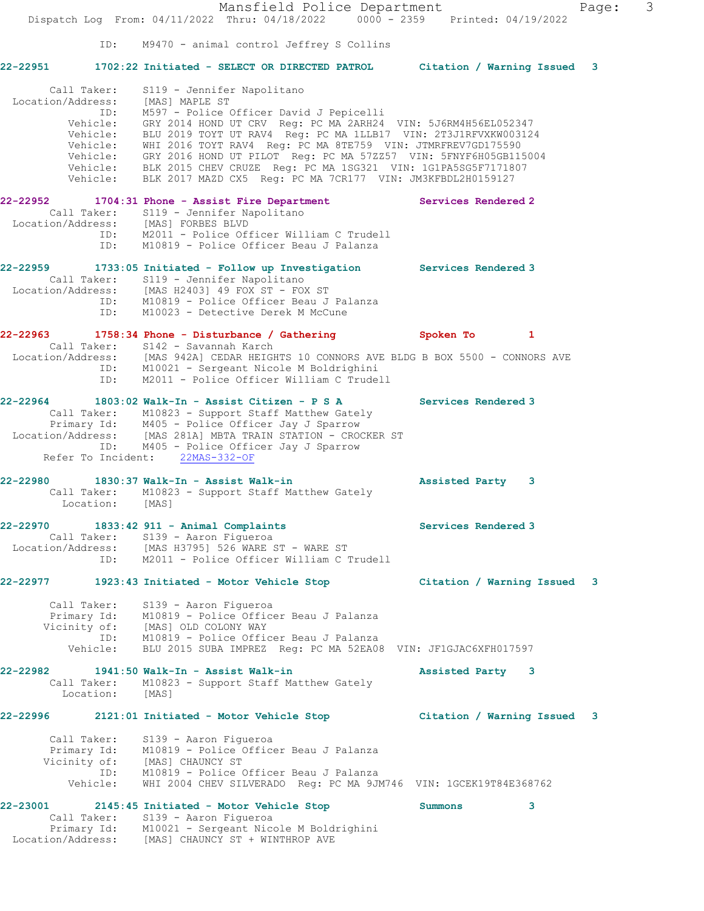ID: M9470 - animal control Jeffrey S Collins

**22-22951 1702:22 Initiated - SELECT OR DIRECTED PATROL Citation / Warning Issued 3**

Call Taker: S119 - Jennifer Napolitano
Location/Address: [MAS] MAPLE ST
ID: M597 - Police Officer David J Pepicelli
Vehicle: GRY 2014 HOND UT CRV Reg: PC MA 2ARH24 VIN: 5J6RM4H56EL052347
Vehicle: BLU 2019 TOYT UT RAV4 Reg: PC MA 1LLB17 VIN: 2T3J1RFVXKW003124
Vehicle: WHI 2016 TOYT RAV4 Reg: PC MA 8TE759 VIN: JTMRFREV7GD175590
Vehicle: GRY 2016 HOND UT PILOT Reg: PC MA 57ZZ57 VIN: 5FNYF6H05GB115004
Vehicle: BLK 2015 CHEV CRUZE Reg: PC MA 1SG321 VIN: 1G1PA5SG5F7171807
Vehicle: BLK 2017 MAZD CX5 Reg: PC MA 7CR177 VIN: JM3KFBDL2H0159127

**22-22952 1704:31 Phone - Assist Fire Department Services Rendered 2**
Call Taker: S119 - Jennifer Napolitano
Location/Address: [MAS] FORBES BLVD
ID: M2011 - Police Officer William C Trudell
ID: M10819 - Police Officer Beau J Palanza

**22-22959 1733:05 Initiated - Follow up Investigation Services Rendered 3**
Call Taker: S119 - Jennifer Napolitano
Location/Address: [MAS H2403] 49 FOX ST - FOX ST
ID: M10819 - Police Officer Beau J Palanza
ID: M10023 - Detective Derek M McCune

**22-22963 1758:34 Phone - Disturbance / Gathering Spoken To 1**
Call Taker: S142 - Savannah Karch
Location/Address: [MAS 942A] CEDAR HEIGHTS 10 CONNORS AVE BLDG B BOX 5500 - CONNORS AVE
ID: M10021 - Sergeant Nicole M Boldrighini
ID: M2011 - Police Officer William C Trudell

**22-22964 1803:02 Walk-In - Assist Citizen - P S A Services Rendered 3**
Call Taker: M10823 - Support Staff Matthew Gately
Primary Id: M405 - Police Officer Jay J Sparrow
Location/Address: [MAS 281A] MBTA TRAIN STATION - CROCKER ST
ID: M405 - Police Officer Jay J Sparrow
Refer To Incident: 22MAS-332-OF

**22-22980 1830:37 Walk-In - Assist Walk-in Assisted Party 3**
Call Taker: M10823 - Support Staff Matthew Gately
Location: [MAS]

**22-22970 1833:42 911 - Animal Complaints Services Rendered 3**
Call Taker: S139 - Aaron Figueroa
Location/Address: [MAS H3795] 526 WARE ST - WARE ST
ID: M2011 - Police Officer William C Trudell

**22-22977 1923:43 Initiated - Motor Vehicle Stop Citation / Warning Issued 3**

Call Taker: S139 - Aaron Figueroa
Primary Id: M10819 - Police Officer Beau J Palanza
Vicinity of: [MAS] OLD COLONY WAY
ID: M10819 - Police Officer Beau J Palanza
Vehicle: BLU 2015 SUBA IMPREZ Reg: PC MA 52EA08 VIN: JF1GJAC6XFH017597

**22-22982 1941:50 Walk-In - Assist Walk-in Assisted Party 3**
Call Taker: M10823 - Support Staff Matthew Gately
Location: [MAS]

**22-22996 2121:01 Initiated - Motor Vehicle Stop Citation / Warning Issued 3**

Call Taker: S139 - Aaron Figueroa
Primary Id: M10819 - Police Officer Beau J Palanza
Vicinity of: [MAS] CHAUNCY ST
ID: M10819 - Police Officer Beau J Palanza
Vehicle: WHI 2004 CHEV SILVERADO Reg: PC MA 9JM746 VIN: 1GCEK19T84E368762

**22-23001 2145:45 Initiated - Motor Vehicle Stop Summons 3**
Call Taker: S139 - Aaron Figueroa
Primary Id: M10021 - Sergeant Nicole M Boldrighini
Location/Address: [MAS] CHAUNCY ST + WINTHROP AVE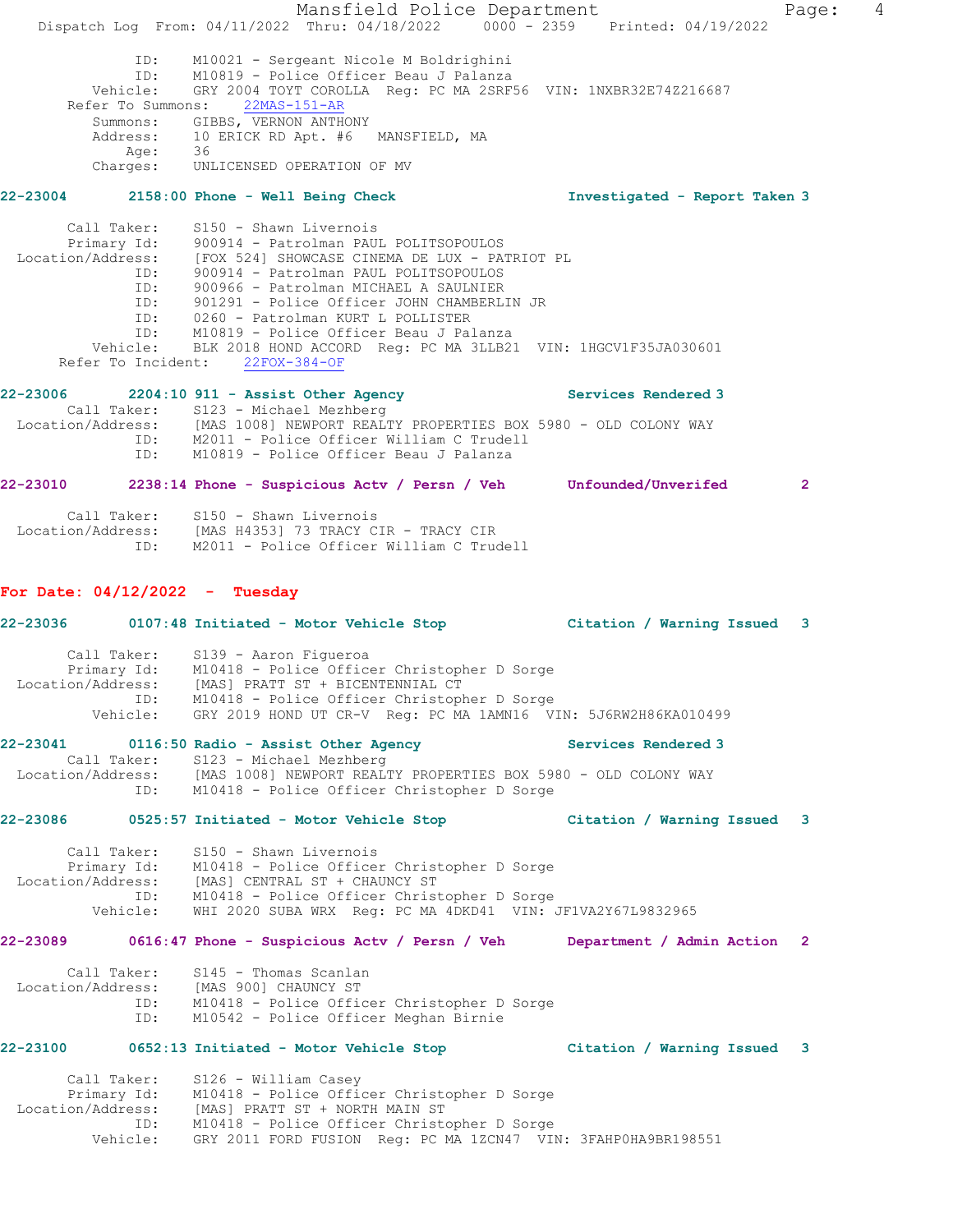```
            ID:    M10021 - Sergeant Nicole M Boldrighini
            ID:    M10819 - Police Officer Beau J Palanza
       Vehicle:    GRY 2004 TOYT COROLLA  Reg: PC MA 2SRF56  VIN: 1NXBR32E74Z216687
    Refer To Summons:    22MAS-151-AR
       Summons:    GIBBS, VERNON ANTHONY
       Address:    10 ERICK RD Apt. #6   MANSFIELD, MA
           Age:    36
       Charges:    UNLICENSED OPERATION OF MV
```

**22-23004 2158:00 Phone - Well Being Check** — **Investigated - Report Taken 3**

```
     Call Taker:    S150 - Shawn Livernois
     Primary Id:    900914 - Patrolman PAUL POLITSOPOULOS
Location/Address:    [FOX 524] SHOWCASE CINEMA DE LUX - PATRIOT PL
            ID:    900914 - Patrolman PAUL POLITSOPOULOS
            ID:    900966 - Patrolman MICHAEL A SAULNIER
            ID:    901291 - Police Officer JOHN CHAMBERLIN JR
            ID:    0260 - Patrolman KURT L POLLISTER
            ID:    M10819 - Police Officer Beau J Palanza
       Vehicle:    BLK 2018 HOND ACCORD  Reg: PC MA 3LLB21  VIN: 1HGCV1F35JA030601
   Refer To Incident:    22FOX-384-OF
```

**22-23006 2204:10 911 - Assist Other Agency** — **Services Rendered 3**

```
     Call Taker:    S123 - Michael Mezhberg
Location/Address:    [MAS 1008] NEWPORT REALTY PROPERTIES BOX 5980 - OLD COLONY WAY
            ID:    M2011 - Police Officer William C Trudell
            ID:    M10819 - Police Officer Beau J Palanza
```

**22-23010 2238:14 Phone - Suspicious Actv / Persn / Veh** — **Unfounded/Unverifed 2**

```
     Call Taker:    S150 - Shawn Livernois
Location/Address:    [MAS H4353] 73 TRACY CIR - TRACY CIR
            ID:    M2011 - Police Officer William C Trudell
```

## For Date: 04/12/2022 - Tuesday

**22-23036 0107:48 Initiated - Motor Vehicle Stop** — **Citation / Warning Issued 3**

```
     Call Taker:    S139 - Aaron Figueroa
     Primary Id:    M10418 - Police Officer Christopher D Sorge
Location/Address:    [MAS] PRATT ST + BICENTENNIAL CT
            ID:    M10418 - Police Officer Christopher D Sorge
       Vehicle:    GRY 2019 HOND UT CR-V  Reg: PC MA 1AMN16  VIN: 5J6RW2H86KA010499
```

**22-23041 0116:50 Radio - Assist Other Agency** — **Services Rendered 3**

```
     Call Taker:    S123 - Michael Mezhberg
Location/Address:    [MAS 1008] NEWPORT REALTY PROPERTIES BOX 5980 - OLD COLONY WAY
            ID:    M10418 - Police Officer Christopher D Sorge
```

**22-23086 0525:57 Initiated - Motor Vehicle Stop** — **Citation / Warning Issued 3**

```
     Call Taker:    S150 - Shawn Livernois
     Primary Id:    M10418 - Police Officer Christopher D Sorge
Location/Address:    [MAS] CENTRAL ST + CHAUNCY ST
            ID:    M10418 - Police Officer Christopher D Sorge
       Vehicle:    WHI 2020 SUBA WRX  Reg: PC MA 4DKD41  VIN: JF1VA2Y67L9832965
```

**22-23089 0616:47 Phone - Suspicious Actv / Persn / Veh** — **Department / Admin Action 2**

```
     Call Taker:    S145 - Thomas Scanlan
Location/Address:    [MAS 900] CHAUNCY ST
            ID:    M10418 - Police Officer Christopher D Sorge
            ID:    M10542 - Police Officer Meghan Birnie
```

**22-23100 0652:13 Initiated - Motor Vehicle Stop** — **Citation / Warning Issued 3**

```
     Call Taker:    S126 - William Casey
     Primary Id:    M10418 - Police Officer Christopher D Sorge
Location/Address:    [MAS] PRATT ST + NORTH MAIN ST
            ID:    M10418 - Police Officer Christopher D Sorge
       Vehicle:    GRY 2011 FORD FUSION  Reg: PC MA 1ZCN47  VIN: 3FAHP0HA9BR198551
```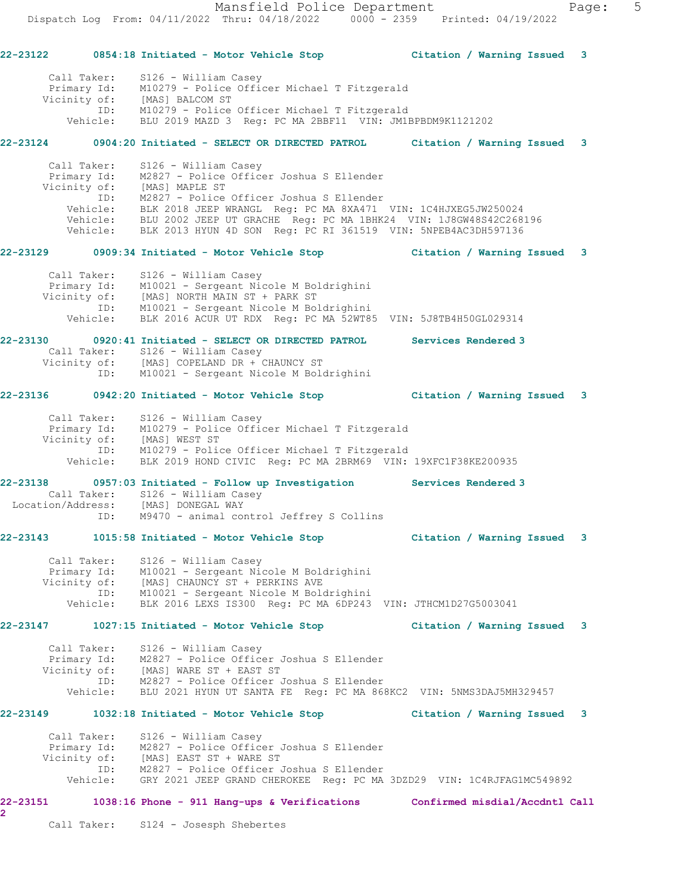**22-23122 0854:18 Initiated - Motor Vehicle Stop Citation / Warning Issued 3**

```
        Call Taker:    S126 - William Casey
        Primary Id:    M10279 - Police Officer Michael T Fitzgerald
       Vicinity of:    [MAS] BALCOM ST
                ID:    M10279 - Police Officer Michael T Fitzgerald
           Vehicle:    BLU 2019 MAZD 3  Reg: PC MA 2BBF11  VIN: JM1BPBDM9K1121202
```

**22-23124 0904:20 Initiated - SELECT OR DIRECTED PATROL Citation / Warning Issued 3**

```
        Call Taker:    S126 - William Casey
        Primary Id:    M2827 - Police Officer Joshua S Ellender
       Vicinity of:    [MAS] MAPLE ST
                ID:    M2827 - Police Officer Joshua S Ellender
           Vehicle:    BLK 2018 JEEP WRANGL  Reg: PC MA 8XA471  VIN: 1C4HJXEG5JW250024
           Vehicle:    BLU 2002 JEEP UT GRACHE  Reg: PC MA 1BHK24  VIN: 1J8GW48S42C268196
           Vehicle:    BLK 2013 HYUN 4D SON  Reg: PC RI 361519  VIN: 5NPEB4AC3DH597136
```

**22-23129 0909:34 Initiated - Motor Vehicle Stop Citation / Warning Issued 3**

```
        Call Taker:    S126 - William Casey
        Primary Id:    M10021 - Sergeant Nicole M Boldrighini
       Vicinity of:    [MAS] NORTH MAIN ST + PARK ST
                ID:    M10021 - Sergeant Nicole M Boldrighini
           Vehicle:    BLK 2016 ACUR UT RDX  Reg: PC MA 52WT85  VIN: 5J8TB4H50GL029314
```

**22-23130 0920:41 Initiated - SELECT OR DIRECTED PATROL Services Rendered 3**

```
        Call Taker:    S126 - William Casey
       Vicinity of:    [MAS] COPELAND DR + CHAUNCY ST
                ID:    M10021 - Sergeant Nicole M Boldrighini
```

**22-23136 0942:20 Initiated - Motor Vehicle Stop Citation / Warning Issued 3**

```
        Call Taker:    S126 - William Casey
        Primary Id:    M10279 - Police Officer Michael T Fitzgerald
       Vicinity of:    [MAS] WEST ST
                ID:    M10279 - Police Officer Michael T Fitzgerald
           Vehicle:    BLK 2019 HOND CIVIC  Reg: PC MA 2BRM69  VIN: 19XFC1F38KE200935
```

**22-23138 0957:03 Initiated - Follow up Investigation Services Rendered 3**

```
        Call Taker:    S126 - William Casey
  Location/Address:    [MAS] DONEGAL WAY
                ID:    M9470 - animal control Jeffrey S Collins
```

**22-23143 1015:58 Initiated - Motor Vehicle Stop Citation / Warning Issued 3**

```
        Call Taker:    S126 - William Casey
        Primary Id:    M10021 - Sergeant Nicole M Boldrighini
       Vicinity of:    [MAS] CHAUNCY ST + PERKINS AVE
                ID:    M10021 - Sergeant Nicole M Boldrighini
           Vehicle:    BLK 2016 LEXS IS300  Reg: PC MA 6DP243  VIN: JTHCM1D27G5003041
```

**22-23147 1027:15 Initiated - Motor Vehicle Stop Citation / Warning Issued 3**

```
        Call Taker:    S126 - William Casey
        Primary Id:    M2827 - Police Officer Joshua S Ellender
       Vicinity of:    [MAS] WARE ST + EAST ST
                ID:    M2827 - Police Officer Joshua S Ellender
           Vehicle:    BLU 2021 HYUN UT SANTA FE  Reg: PC MA 868KC2  VIN: 5NMS3DAJ5MH329457
```

**22-23149 1032:18 Initiated - Motor Vehicle Stop Citation / Warning Issued 3**

```
        Call Taker:    S126 - William Casey
        Primary Id:    M2827 - Police Officer Joshua S Ellender
       Vicinity of:    [MAS] EAST ST + WARE ST
                ID:    M2827 - Police Officer Joshua S Ellender
           Vehicle:    GRY 2021 JEEP GRAND CHEROKEE  Reg: PC MA 3DZD29  VIN: 1C4RJFAG1MC549892
```

**22-23151 1038:16 Phone - 911 Hang-ups & Verifications Confirmed misdial/Accdntl Call 2**

```
        Call Taker:    S124 - Josesph Shebertes
```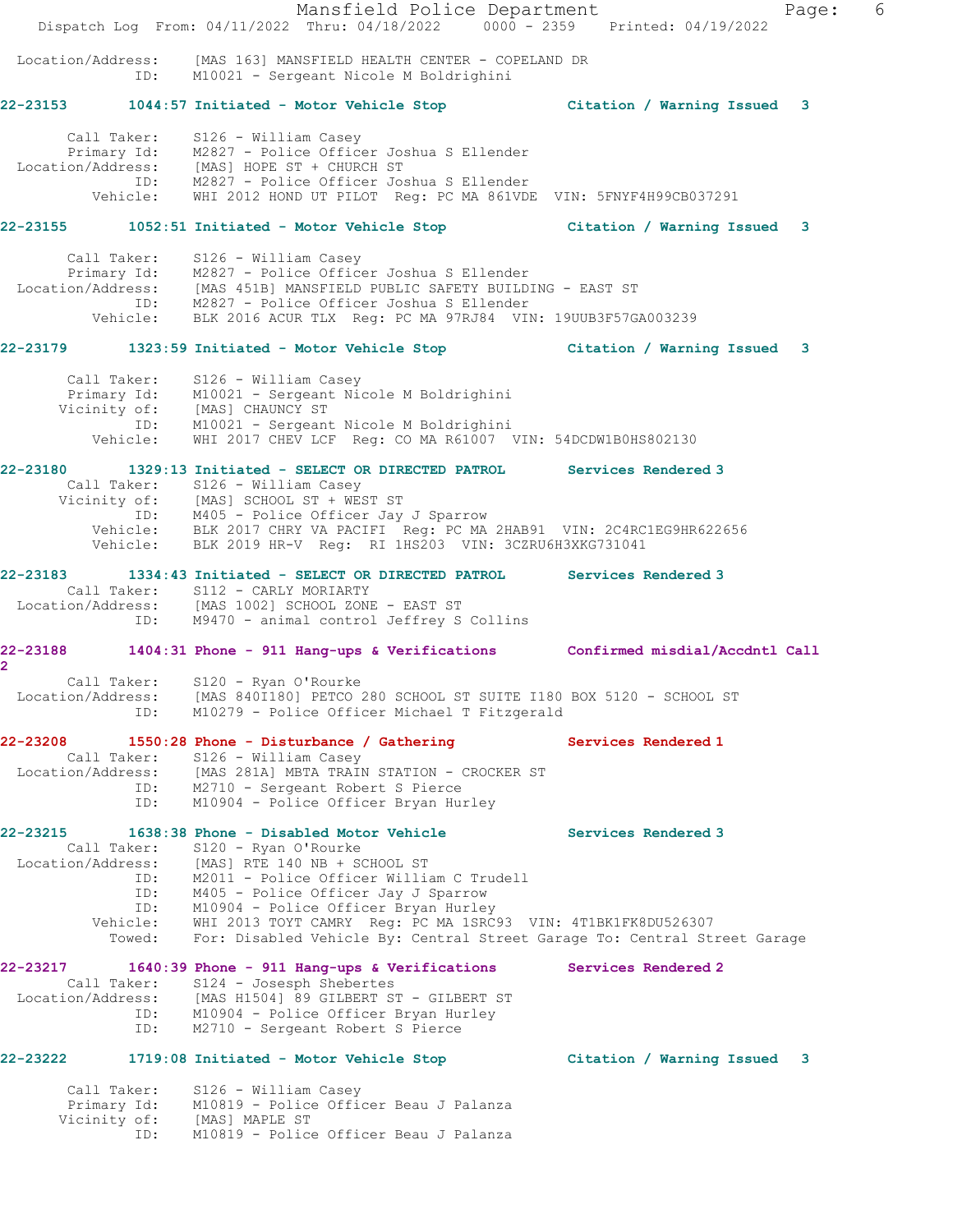Location/Address: [MAS 163] MANSFIELD HEALTH CENTER - COPELAND DR
ID: M10021 - Sergeant Nicole M Boldrighini

**22-23153** 1044:57 Initiated - Motor Vehicle Stop Citation / Warning Issued 3

Call Taker: S126 - William Casey
Primary Id: M2827 - Police Officer Joshua S Ellender
Location/Address: [MAS] HOPE ST + CHURCH ST
ID: M2827 - Police Officer Joshua S Ellender
Vehicle: WHI 2012 HOND UT PILOT Reg: PC MA 861VDE VIN: 5FNYF4H99CB037291

**22-23155** 1052:51 Initiated - Motor Vehicle Stop Citation / Warning Issued 3

Call Taker: S126 - William Casey
Primary Id: M2827 - Police Officer Joshua S Ellender
Location/Address: [MAS 451B] MANSFIELD PUBLIC SAFETY BUILDING - EAST ST
ID: M2827 - Police Officer Joshua S Ellender
Vehicle: BLK 2016 ACUR TLX Reg: PC MA 97RJ84 VIN: 19UUB3F57GA003239

**22-23179** 1323:59 Initiated - Motor Vehicle Stop Citation / Warning Issued 3

Call Taker: S126 - William Casey
Primary Id: M10021 - Sergeant Nicole M Boldrighini
Vicinity of: [MAS] CHAUNCY ST
ID: M10021 - Sergeant Nicole M Boldrighini
Vehicle: WHI 2017 CHEV LCF Reg: CO MA R61007 VIN: 54DCDW1B0HS802130

**22-23180** 1329:13 Initiated - SELECT OR DIRECTED PATROL Services Rendered 3
Call Taker: S126 - William Casey
Vicinity of: [MAS] SCHOOL ST + WEST ST
ID: M405 - Police Officer Jay J Sparrow
Vehicle: BLK 2017 CHRY VA PACIFI Reg: PC MA 2HAB91 VIN: 2C4RC1EG9HR622656
Vehicle: BLK 2019 HR-V Reg: RI 1HS203 VIN: 3CZRU6H3XKG731041

**22-23183** 1334:43 Initiated - SELECT OR DIRECTED PATROL Services Rendered 3
Call Taker: S112 - CARLY MORIARTY
Location/Address: [MAS 1002] SCHOOL ZONE - EAST ST
ID: M9470 - animal control Jeffrey S Collins

**22-23188** 1404:31 Phone - 911 Hang-ups & Verifications Confirmed misdial/Accdntl Call 2
Call Taker: S120 - Ryan O'Rourke
Location/Address: [MAS 840I180] PETCO 280 SCHOOL ST SUITE I180 BOX 5120 - SCHOOL ST
ID: M10279 - Police Officer Michael T Fitzgerald

**22-23208** 1550:28 Phone - Disturbance / Gathering Services Rendered 1
Call Taker: S126 - William Casey
Location/Address: [MAS 281A] MBTA TRAIN STATION - CROCKER ST
ID: M2710 - Sergeant Robert S Pierce
ID: M10904 - Police Officer Bryan Hurley

**22-23215** 1638:38 Phone - Disabled Motor Vehicle Services Rendered 3
Call Taker: S120 - Ryan O'Rourke
Location/Address: [MAS] RTE 140 NB + SCHOOL ST
ID: M2011 - Police Officer William C Trudell
ID: M405 - Police Officer Jay J Sparrow
ID: M10904 - Police Officer Bryan Hurley
Vehicle: WHI 2013 TOYT CAMRY Reg: PC MA 1SRC93 VIN: 4T1BK1FK8DU526307
Towed: For: Disabled Vehicle By: Central Street Garage To: Central Street Garage

**22-23217** 1640:39 Phone - 911 Hang-ups & Verifications Services Rendered 2
Call Taker: S124 - Josesph Shebertes
Location/Address: [MAS H1504] 89 GILBERT ST - GILBERT ST
ID: M10904 - Police Officer Bryan Hurley
ID: M2710 - Sergeant Robert S Pierce

**22-23222** 1719:08 Initiated - Motor Vehicle Stop Citation / Warning Issued 3

Call Taker: S126 - William Casey
Primary Id: M10819 - Police Officer Beau J Palanza
Vicinity of: [MAS] MAPLE ST
ID: M10819 - Police Officer Beau J Palanza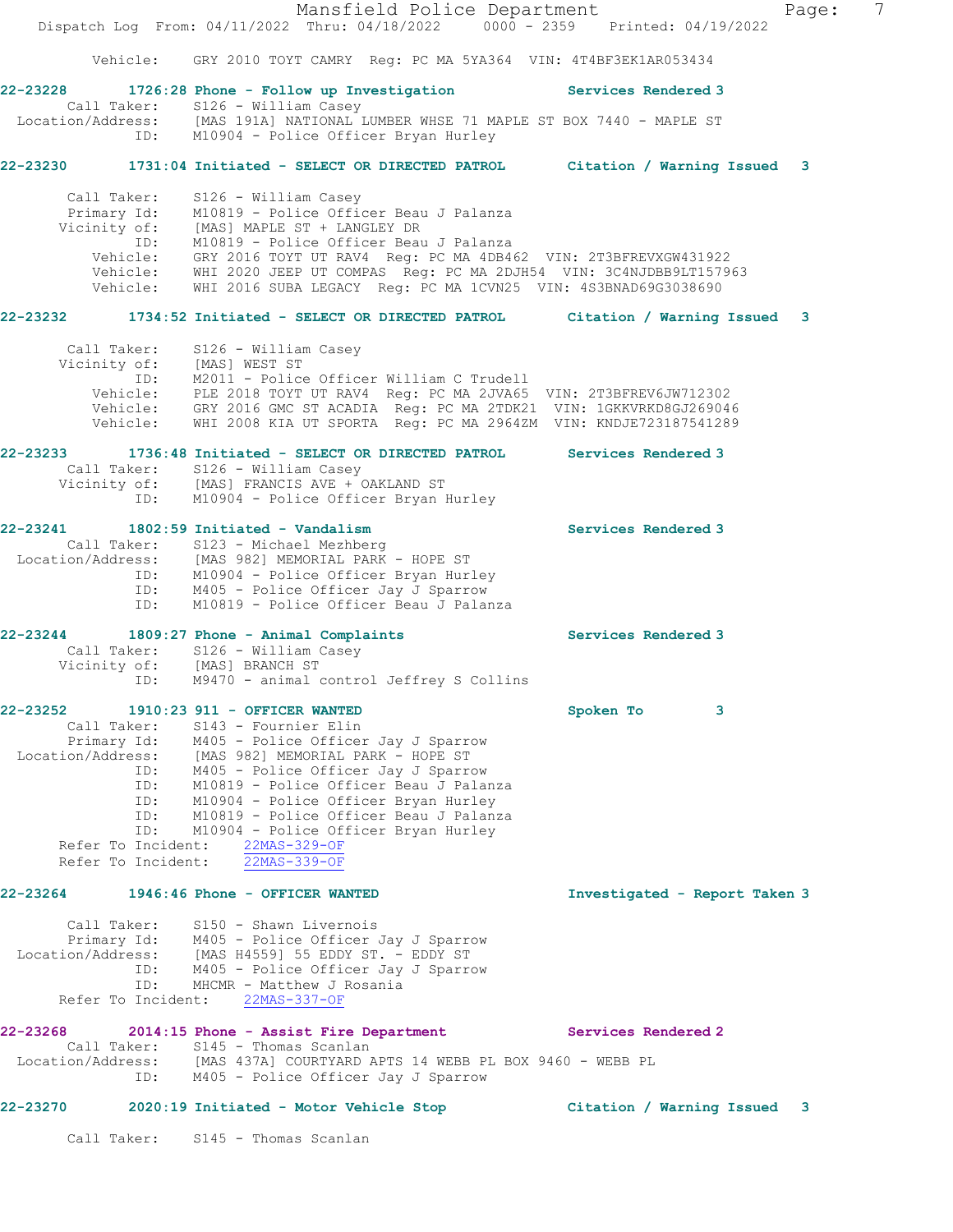Vehicle: GRY 2010 TOYT CAMRY Reg: PC MA 5YA364 VIN: 4T4BF3EK1AR053434

**22-23228 1726:28 Phone - Follow up Investigation Services Rendered 3**
Call Taker: S126 - William Casey
Location/Address: [MAS 191A] NATIONAL LUMBER WHSE 71 MAPLE ST BOX 7440 - MAPLE ST
ID: M10904 - Police Officer Bryan Hurley

**22-23230 1731:04 Initiated - SELECT OR DIRECTED PATROL Citation / Warning Issued 3**
Call Taker: S126 - William Casey
Primary Id: M10819 - Police Officer Beau J Palanza
Vicinity of: [MAS] MAPLE ST + LANGLEY DR
ID: M10819 - Police Officer Beau J Palanza
Vehicle: GRY 2016 TOYT UT RAV4 Reg: PC MA 4DB462 VIN: 2T3BFREVXGW431922
Vehicle: WHI 2020 JEEP UT COMPAS Reg: PC MA 2DJH54 VIN: 3C4NJDBB9LT157963
Vehicle: WHI 2016 SUBA LEGACY Reg: PC MA 1CVN25 VIN: 4S3BNAD69G3038690

**22-23232 1734:52 Initiated - SELECT OR DIRECTED PATROL Citation / Warning Issued 3**
Call Taker: S126 - William Casey
Vicinity of: [MAS] WEST ST
ID: M2011 - Police Officer William C Trudell
Vehicle: PLE 2018 TOYT UT RAV4 Reg: PC MA 2JVA65 VIN: 2T3BFREV6JW712302
Vehicle: GRY 2016 GMC ST ACADIA Reg: PC MA 2TDK21 VIN: 1GKKVRKD8GJ269046
Vehicle: WHI 2008 KIA UT SPORTA Reg: PC MA 2964ZM VIN: KNDJE723187541289

**22-23233 1736:48 Initiated - SELECT OR DIRECTED PATROL Services Rendered 3**
Call Taker: S126 - William Casey
Vicinity of: [MAS] FRANCIS AVE + OAKLAND ST
ID: M10904 - Police Officer Bryan Hurley

**22-23241 1802:59 Initiated - Vandalism Services Rendered 3**
Call Taker: S123 - Michael Mezhberg
Location/Address: [MAS 982] MEMORIAL PARK - HOPE ST
ID: M10904 - Police Officer Bryan Hurley
ID: M405 - Police Officer Jay J Sparrow
ID: M10819 - Police Officer Beau J Palanza

**22-23244 1809:27 Phone - Animal Complaints Services Rendered 3**
Call Taker: S126 - William Casey
Vicinity of: [MAS] BRANCH ST
ID: M9470 - animal control Jeffrey S Collins

**22-23252 1910:23 911 - OFFICER WANTED Spoken To 3**
Call Taker: S143 - Fournier Elin
Primary Id: M405 - Police Officer Jay J Sparrow
Location/Address: [MAS 982] MEMORIAL PARK - HOPE ST
ID: M405 - Police Officer Jay J Sparrow
ID: M10819 - Police Officer Beau J Palanza
ID: M10904 - Police Officer Bryan Hurley
ID: M10819 - Police Officer Beau J Palanza
ID: M10904 - Police Officer Bryan Hurley
Refer To Incident: 22MAS-329-OF
Refer To Incident: 22MAS-339-OF

**22-23264 1946:46 Phone - OFFICER WANTED Investigated - Report Taken 3**
Call Taker: S150 - Shawn Livernois
Primary Id: M405 - Police Officer Jay J Sparrow
Location/Address: [MAS H4559] 55 EDDY ST. - EDDY ST
ID: M405 - Police Officer Jay J Sparrow
ID: MHCMR - Matthew J Rosania
Refer To Incident: 22MAS-337-OF

**22-23268 2014:15 Phone - Assist Fire Department Services Rendered 2**
Call Taker: S145 - Thomas Scanlan
Location/Address: [MAS 437A] COURTYARD APTS 14 WEBB PL BOX 9460 - WEBB PL
ID: M405 - Police Officer Jay J Sparrow

**22-23270 2020:19 Initiated - Motor Vehicle Stop Citation / Warning Issued 3**
Call Taker: S145 - Thomas Scanlan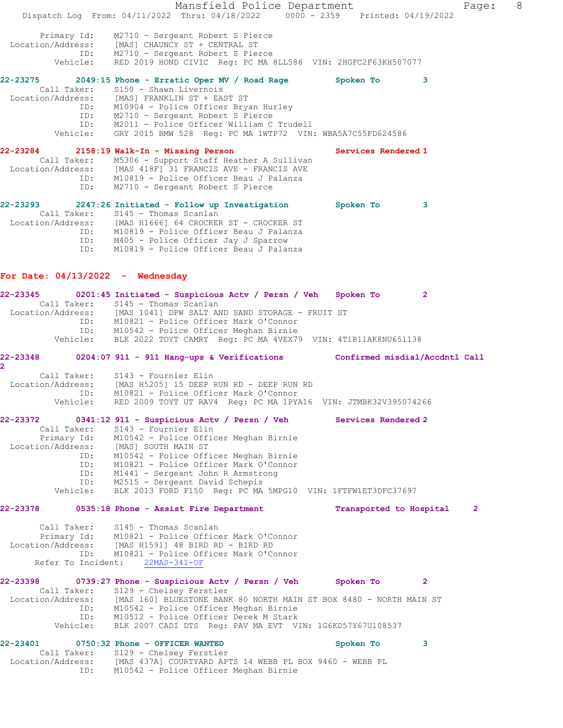Primary Id: M2710 - Sergeant Robert S Pierce
Location/Address: [MAS] CHAUNCY ST + CENTRAL ST
ID: M2710 - Sergeant Robert S Pierce
Vehicle: RED 2019 HOND CIVIC Reg: PC MA 8LL586 VIN: 2HGFC2F63KH507077

**22-23275 2049:15 Phone - Erratic Oper MV / Road Rage Spoken To 3**
Call Taker: S150 - Shawn Livernois
Location/Address: [MAS] FRANKLIN ST + EAST ST
ID: M10904 - Police Officer Bryan Hurley
ID: M2710 - Sergeant Robert S Pierce
ID: M2011 - Police Officer William C Trudell
Vehicle: GRY 2015 BMW 528 Reg: PC MA 1WTP72 VIN: WBA5A7C55FD624586

**22-23284 2158:19 Walk-In - Missing Person Services Rendered 1**
Call Taker: M5306 - Support Staff Heather A Sullivan
Location/Address: [MAS 418F] 31 FRANCIS AVE - FRANCIS AVE
ID: M10819 - Police Officer Beau J Palanza
ID: M2710 - Sergeant Robert S Pierce

**22-23293 2247:26 Initiated - Follow up Investigation Spoken To 3**
Call Taker: S145 - Thomas Scanlan
Location/Address: [MAS H1666] 64 CROCKER ST - CROCKER ST
ID: M10819 - Police Officer Beau J Palanza
ID: M405 - Police Officer Jay J Sparrow
ID: M10819 - Police Officer Beau J Palanza

## For Date: 04/13/2022 - Wednesday

**22-23345 0201:45 Initiated - Suspicious Actv / Persn / Veh Spoken To 2**
Call Taker: S145 - Thomas Scanlan
Location/Address: [MAS 1041] DPW SALT AND SAND STORAGE - FRUIT ST
ID: M10821 - Police Officer Mark O'Connor
ID: M10542 - Police Officer Meghan Birnie
Vehicle: BLK 2022 TOYT CAMRY Reg: PC MA 4VEX79 VIN: 4T1R11AK8NU651138

**22-23348 0204:07 911 - 911 Hang-ups & Verifications Confirmed misdial/Accdntl Call 2**
Call Taker: S143 - Fournier Elin
Location/Address: [MAS H5205] 15 DEEP RUN RD - DEEP RUN RD
ID: M10821 - Police Officer Mark O'Connor
Vehicle: RED 2009 TOYT UT RAV4 Reg: PC MA 1PYA16 VIN: JTMBK32V395074266

**22-23372 0341:12 911 - Suspicious Actv / Persn / Veh Services Rendered 2**
Call Taker: S143 - Fournier Elin
Primary Id: M10542 - Police Officer Meghan Birnie
Location/Address: [MAS] SOUTH MAIN ST
ID: M10542 - Police Officer Meghan Birnie
ID: M10821 - Police Officer Mark O'Connor
ID: M1441 - Sergeant John R Armstrong
ID: M2515 - Sergeant David Schepis
Vehicle: BLK 2013 FORD F150 Reg: PC MA 5MPG10 VIN: 1FTFW1ET3DFC37697

**22-23378 0535:18 Phone - Assist Fire Department Transported to Hospital 2**
Call Taker: S145 - Thomas Scanlan
Primary Id: M10821 - Police Officer Mark O'Connor
Location/Address: [MAS H1591] 48 BIRD RD - BIRD RD
ID: M10821 - Police Officer Mark O'Connor
Refer To Incident: 22MAS-341-OF

**22-23398 0739:27 Phone - Suspicious Actv / Persn / Veh Spoken To 2**
Call Taker: S129 - Chelsey Ferstler
Location/Address: [MAS 160] BLUESTONE BANK 80 NORTH MAIN ST BOX 8480 - NORTH MAIN ST
ID: M10542 - Police Officer Meghan Birnie
ID: M10512 - Police Officer Derek M Stark
Vehicle: BLK 2007 CADI DTS Reg: PAV MA EVT VIN: 1G6KD57Y67U108537

**22-23401 0750:32 Phone - OFFICER WANTED Spoken To 3**
Call Taker: S129 - Chelsey Ferstler
Location/Address: [MAS 437A] COURTYARD APTS 14 WEBB PL BOX 9460 - WEBB PL
ID: M10542 - Police Officer Meghan Birnie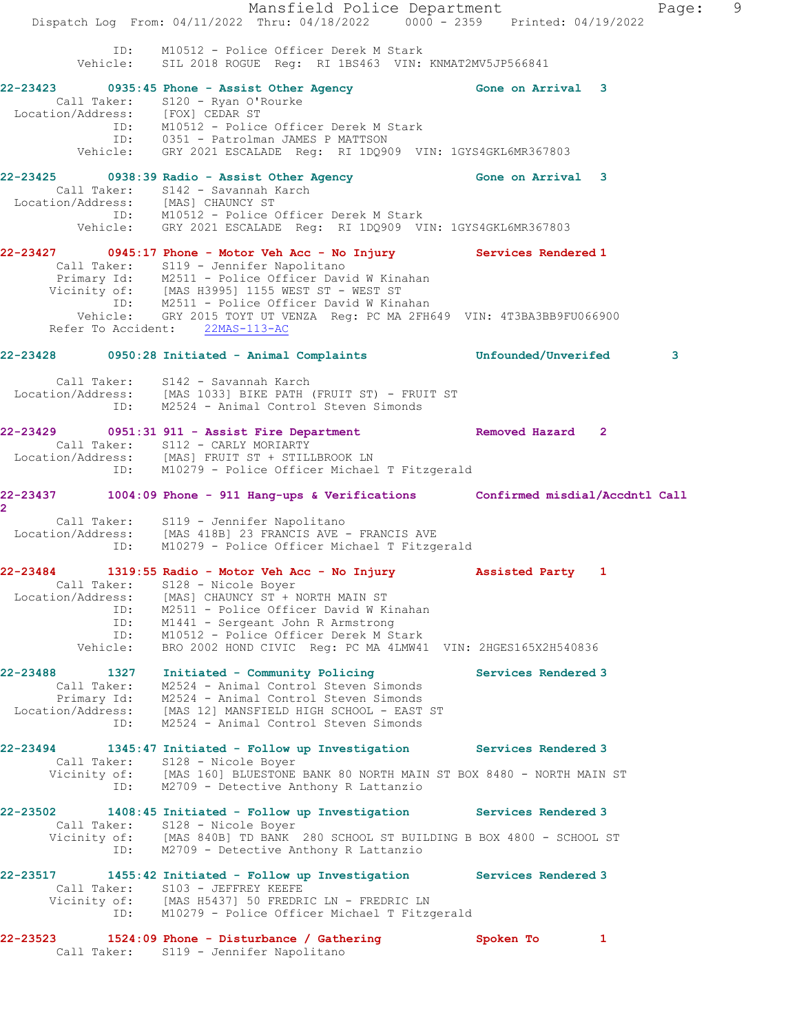```
            ID:    M10512 - Police Officer Derek M Stark
       Vehicle:    SIL 2018 ROGUE  Reg:  RI 1BS463  VIN: KNMAT2MV5JP566841

22-23423       0935:45 Phone - Assist Other Agency             Gone on Arrival  3
       Call Taker:    S120 - Ryan O'Rourke
  Location/Address:    [FOX] CEDAR ST
            ID:    M10512 - Police Officer Derek M Stark
            ID:    0351 - Patrolman JAMES P MATTSON
       Vehicle:    GRY 2021 ESCALADE  Reg:  RI 1DQ909  VIN: 1GYS4GKL6MR367803

22-23425       0938:39 Radio - Assist Other Agency             Gone on Arrival  3
       Call Taker:    S142 - Savannah Karch
  Location/Address:    [MAS] CHAUNCY ST
            ID:    M10512 - Police Officer Derek M Stark
       Vehicle:    GRY 2021 ESCALADE  Reg:  RI 1DQ909  VIN: 1GYS4GKL6MR367803

22-23427       0945:17 Phone - Motor Veh Acc - No Injury       Services Rendered 1
       Call Taker:    S119 - Jennifer Napolitano
       Primary Id:    M2511 - Police Officer David W Kinahan
       Vicinity of:    [MAS H3995] 1155 WEST ST - WEST ST
            ID:    M2511 - Police Officer David W Kinahan
       Vehicle:    GRY 2015 TOYT UT VENZA  Reg: PC MA 2FH649  VIN: 4T3BA3BB9FU066900
    Refer To Accident:    22MAS-113-AC

22-23428       0950:28 Initiated - Animal Complaints           Unfounded/Unverifed        3

       Call Taker:    S142 - Savannah Karch
  Location/Address:    [MAS 1033] BIKE PATH (FRUIT ST) - FRUIT ST
            ID:    M2524 - Animal Control Steven Simonds

22-23429       0951:31 911 - Assist Fire Department            Removed Hazard   2
       Call Taker:    S112 - CARLY MORIARTY
  Location/Address:    [MAS] FRUIT ST + STILLBROOK LN
            ID:    M10279 - Police Officer Michael T Fitzgerald

22-23437       1004:09 Phone - 911 Hang-ups & Verifications    Confirmed misdial/Accdntl Call
2
       Call Taker:    S119 - Jennifer Napolitano
  Location/Address:    [MAS 418B] 23 FRANCIS AVE - FRANCIS AVE
            ID:    M10279 - Police Officer Michael T Fitzgerald

22-23484       1319:55 Radio - Motor Veh Acc - No Injury       Assisted Party   1
       Call Taker:    S128 - Nicole Boyer
  Location/Address:    [MAS] CHAUNCY ST + NORTH MAIN ST
            ID:    M2511 - Police Officer David W Kinahan
            ID:    M1441 - Sergeant John R Armstrong
            ID:    M10512 - Police Officer Derek M Stark
       Vehicle:    BRO 2002 HOND CIVIC  Reg: PC MA 4LMW41  VIN: 2HGES165X2H540836

22-23488       1327    Initiated - Community Policing          Services Rendered 3
       Call Taker:    M2524 - Animal Control Steven Simonds
       Primary Id:    M2524 - Animal Control Steven Simonds
  Location/Address:    [MAS 12] MANSFIELD HIGH SCHOOL - EAST ST
            ID:    M2524 - Animal Control Steven Simonds

22-23494       1345:47 Initiated - Follow up Investigation     Services Rendered 3
       Call Taker:    S128 - Nicole Boyer
       Vicinity of:    [MAS 160] BLUESTONE BANK 80 NORTH MAIN ST BOX 8480 - NORTH MAIN ST
            ID:    M2709 - Detective Anthony R Lattanzio

22-23502       1408:45 Initiated - Follow up Investigation     Services Rendered 3
       Call Taker:    S128 - Nicole Boyer
       Vicinity of:    [MAS 840B] TD BANK  280 SCHOOL ST BUILDING B BOX 4800 - SCHOOL ST
            ID:    M2709 - Detective Anthony R Lattanzio

22-23517       1455:42 Initiated - Follow up Investigation     Services Rendered 3
       Call Taker:    S103 - JEFFREY KEEFE
       Vicinity of:    [MAS H5437] 50 FREDRIC LN - FREDRIC LN
            ID:    M10279 - Police Officer Michael T Fitzgerald

22-23523       1524:09 Phone - Disturbance / Gathering         Spoken To        1
       Call Taker:    S119 - Jennifer Napolitano
```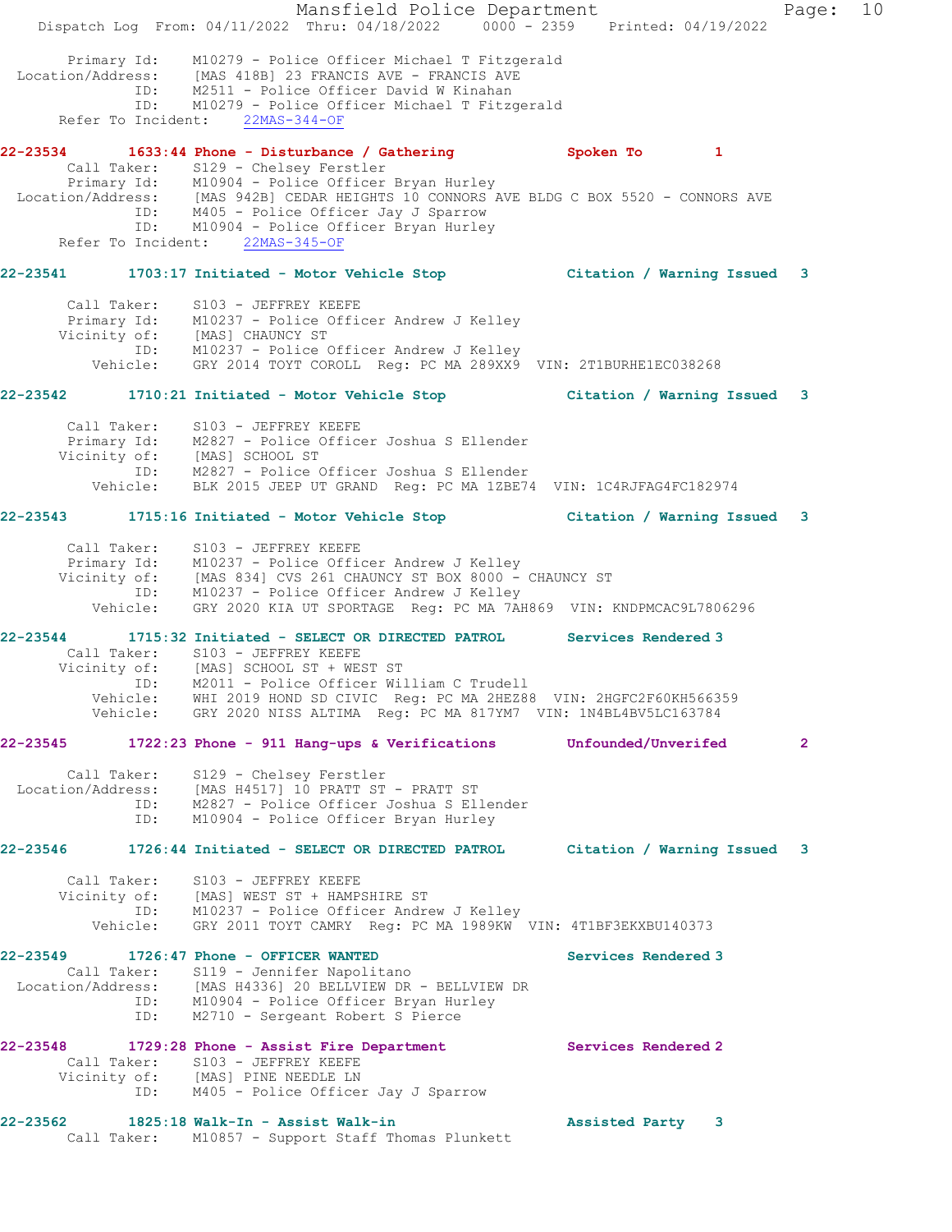```
 Primary Id:    M10279 - Police Officer Michael T Fitzgerald
 Location/Address:    [MAS 418B] 23 FRANCIS AVE - FRANCIS AVE
 ID:    M2511 - Police Officer David W Kinahan
 ID:    M10279 - Police Officer Michael T Fitzgerald
 Refer To Incident:    22MAS-344-OF
```

**22-23534    1633:44 Phone - Disturbance / Gathering    Spoken To    1**

```
 Call Taker:    S129 - Chelsey Ferstler
 Primary Id:    M10904 - Police Officer Bryan Hurley
 Location/Address:    [MAS 942B] CEDAR HEIGHTS 10 CONNORS AVE BLDG C BOX 5520 - CONNORS AVE
 ID:    M405 - Police Officer Jay J Sparrow
 ID:    M10904 - Police Officer Bryan Hurley
 Refer To Incident:    22MAS-345-OF
```

**22-23541    1703:17 Initiated - Motor Vehicle Stop    Citation / Warning Issued    3**

```
 Call Taker:    S103 - JEFFREY KEEFE
 Primary Id:    M10237 - Police Officer Andrew J Kelley
 Vicinity of:    [MAS] CHAUNCY ST
 ID:    M10237 - Police Officer Andrew J Kelley
 Vehicle:    GRY 2014 TOYT COROLL  Reg: PC MA 289XX9  VIN: 2T1BURHE1EC038268
```

**22-23542    1710:21 Initiated - Motor Vehicle Stop    Citation / Warning Issued    3**

```
 Call Taker:    S103 - JEFFREY KEEFE
 Primary Id:    M2827 - Police Officer Joshua S Ellender
 Vicinity of:    [MAS] SCHOOL ST
 ID:    M2827 - Police Officer Joshua S Ellender
 Vehicle:    BLK 2015 JEEP UT GRAND  Reg: PC MA 1ZBE74  VIN: 1C4RJFAG4FC182974
```

**22-23543    1715:16 Initiated - Motor Vehicle Stop    Citation / Warning Issued    3**

```
 Call Taker:    S103 - JEFFREY KEEFE
 Primary Id:    M10237 - Police Officer Andrew J Kelley
 Vicinity of:    [MAS 834] CVS 261 CHAUNCY ST BOX 8000 - CHAUNCY ST
 ID:    M10237 - Police Officer Andrew J Kelley
 Vehicle:    GRY 2020 KIA UT SPORTAGE  Reg: PC MA 7AH869  VIN: KNDPMCAC9L7806296
```

**22-23544    1715:32 Initiated - SELECT OR DIRECTED PATROL    Services Rendered 3**

```
 Call Taker:    S103 - JEFFREY KEEFE
 Vicinity of:    [MAS] SCHOOL ST + WEST ST
 ID:    M2011 - Police Officer William C Trudell
 Vehicle:    WHI 2019 HOND SD CIVIC  Reg: PC MA 2HEZ88  VIN: 2HGFC2F60KH566359
 Vehicle:    GRY 2020 NISS ALTIMA  Reg: PC MA 817YM7  VIN: 1N4BL4BV5LC163784
```

**22-23545    1722:23 Phone - 911 Hang-ups & Verifications    Unfounded/Unverifed    2**

```
 Call Taker:    S129 - Chelsey Ferstler
 Location/Address:    [MAS H4517] 10 PRATT ST - PRATT ST
 ID:    M2827 - Police Officer Joshua S Ellender
 ID:    M10904 - Police Officer Bryan Hurley
```

**22-23546    1726:44 Initiated - SELECT OR DIRECTED PATROL    Citation / Warning Issued    3**

```
 Call Taker:    S103 - JEFFREY KEEFE
 Vicinity of:    [MAS] WEST ST + HAMPSHIRE ST
 ID:    M10237 - Police Officer Andrew J Kelley
 Vehicle:    GRY 2011 TOYT CAMRY  Reg: PC MA 1989KW  VIN: 4T1BF3EKXBU140373
```

**22-23549    1726:47 Phone - OFFICER WANTED    Services Rendered 3**

```
 Call Taker:    S119 - Jennifer Napolitano
 Location/Address:    [MAS H4336] 20 BELLVIEW DR - BELLVIEW DR
 ID:    M10904 - Police Officer Bryan Hurley
 ID:    M2710 - Sergeant Robert S Pierce
```

**22-23548    1729:28 Phone - Assist Fire Department    Services Rendered 2**

```
 Call Taker:    S103 - JEFFREY KEEFE
 Vicinity of:    [MAS] PINE NEEDLE LN
 ID:    M405 - Police Officer Jay J Sparrow
```

**22-23562    1825:18 Walk-In - Assist Walk-in    Assisted Party    3**

```
 Call Taker:    M10857 - Support Staff Thomas Plunkett
```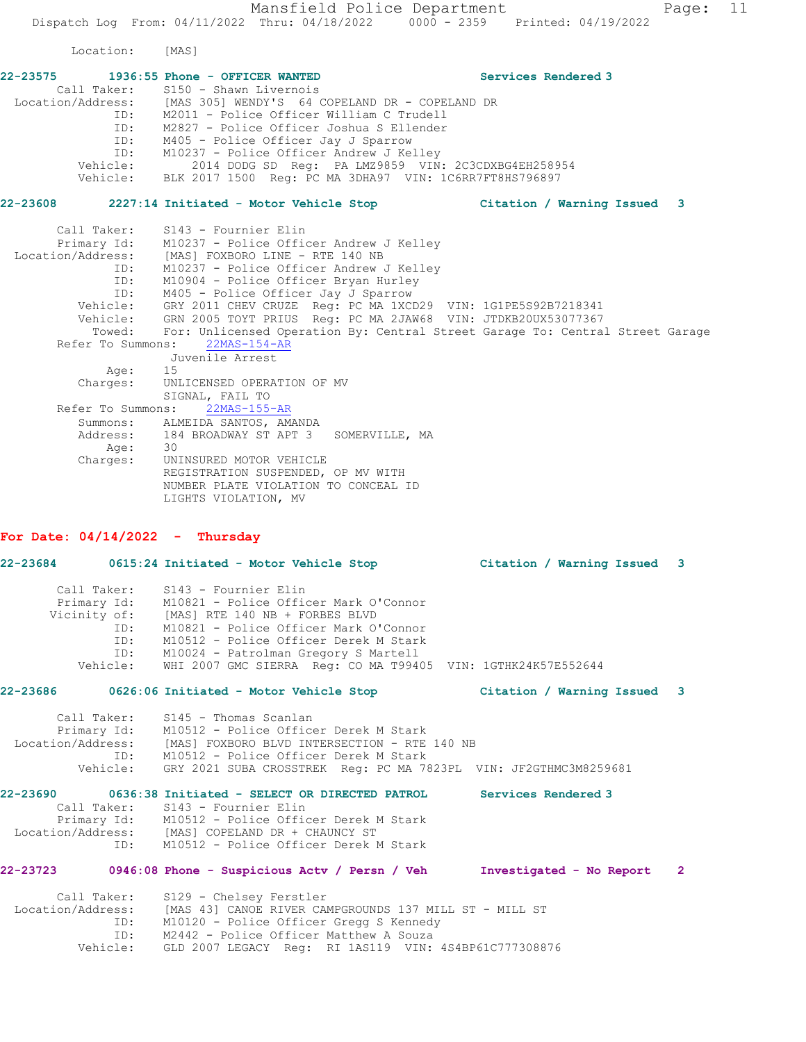Location: [MAS]

**22-23575** 1936:55 Phone - OFFICER WANTED Services Rendered 3

Call Taker: S150 - Shawn Livernois
Location/Address: [MAS 305] WENDY'S 64 COPELAND DR - COPELAND DR
ID: M2011 - Police Officer William C Trudell
ID: M2827 - Police Officer Joshua S Ellender
ID: M405 - Police Officer Jay J Sparrow
ID: M10237 - Police Officer Andrew J Kelley
Vehicle: 2014 DODG SD Reg: PA LMZ9859 VIN: 2C3CDXBG4EH258954
Vehicle: BLK 2017 1500 Reg: PC MA 3DHA97 VIN: 1C6RR7FT8HS796897

**22-23608** 2227:14 Initiated - Motor Vehicle Stop Citation / Warning Issued 3

Call Taker: S143 - Fournier Elin
Primary Id: M10237 - Police Officer Andrew J Kelley
Location/Address: [MAS] FOXBORO LINE - RTE 140 NB
ID: M10237 - Police Officer Andrew J Kelley
ID: M10904 - Police Officer Bryan Hurley
ID: M405 - Police Officer Jay J Sparrow
Vehicle: GRY 2011 CHEV CRUZE Reg: PC MA 1XCD29 VIN: 1G1PE5S92B7218341
Vehicle: GRN 2005 TOYT PRIUS Reg: PC MA 2JAW68 VIN: JTDKB20UX53077367
Towed: For: Unlicensed Operation By: Central Street Garage To: Central Street Garage
Refer To Summons: 22MAS-154-AR
Juvenile Arrest
Age: 15
Charges: UNLICENSED OPERATION OF MV
SIGNAL, FAIL TO
Refer To Summons: 22MAS-155-AR
Summons: ALMEIDA SANTOS, AMANDA
Address: 184 BROADWAY ST APT 3 SOMERVILLE, MA
Age: 30
Charges: UNINSURED MOTOR VEHICLE
REGISTRATION SUSPENDED, OP MV WITH
NUMBER PLATE VIOLATION TO CONCEAL ID
LIGHTS VIOLATION, MV

## For Date: 04/14/2022 - Thursday

**22-23684** 0615:24 Initiated - Motor Vehicle Stop Citation / Warning Issued 3

Call Taker: S143 - Fournier Elin
Primary Id: M10821 - Police Officer Mark O'Connor
Vicinity of: [MAS] RTE 140 NB + FORBES BLVD
ID: M10821 - Police Officer Mark O'Connor
ID: M10512 - Police Officer Derek M Stark
ID: M10024 - Patrolman Gregory S Martell
Vehicle: WHI 2007 GMC SIERRA Reg: CO MA T99405 VIN: 1GTHK24K57E552644

**22-23686** 0626:06 Initiated - Motor Vehicle Stop Citation / Warning Issued 3

Call Taker: S145 - Thomas Scanlan
Primary Id: M10512 - Police Officer Derek M Stark
Location/Address: [MAS] FOXBORO BLVD INTERSECTION - RTE 140 NB
ID: M10512 - Police Officer Derek M Stark
Vehicle: GRY 2021 SUBA CROSSTREK Reg: PC MA 7823PL VIN: JF2GTHMC3M8259681

**22-23690** 0636:38 Initiated - SELECT OR DIRECTED PATROL Services Rendered 3

Call Taker: S143 - Fournier Elin
Primary Id: M10512 - Police Officer Derek M Stark
Location/Address: [MAS] COPELAND DR + CHAUNCY ST
ID: M10512 - Police Officer Derek M Stark

**22-23723** 0946:08 Phone - Suspicious Actv / Persn / Veh Investigated - No Report 2

Call Taker: S129 - Chelsey Ferstler
Location/Address: [MAS 43] CANOE RIVER CAMPGROUNDS 137 MILL ST - MILL ST
ID: M10120 - Police Officer Gregg S Kennedy
ID: M2442 - Police Officer Matthew A Souza
Vehicle: GLD 2007 LEGACY Reg: RI 1AS119 VIN: 4S4BP61C777308876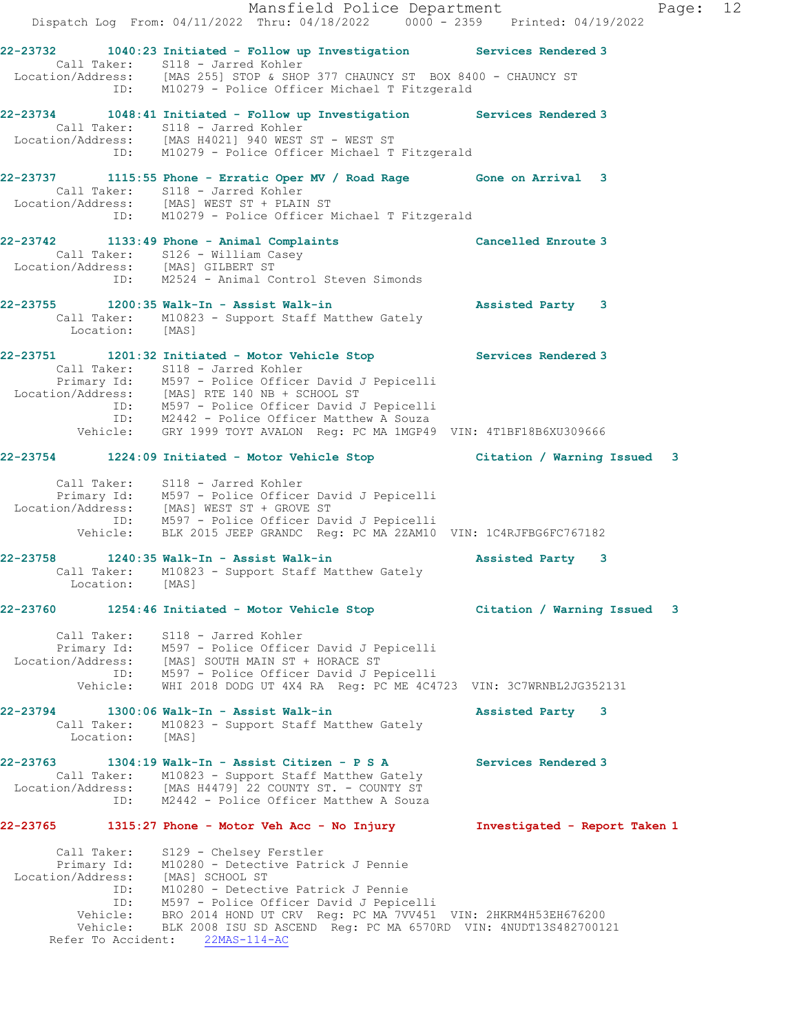22-23732 1040:23 Initiated - Follow up Investigation Services Rendered 3
Call Taker: S118 - Jarred Kohler
Location/Address: [MAS 255] STOP & SHOP 377 CHAUNCY ST BOX 8400 - CHAUNCY ST
ID: M10279 - Police Officer Michael T Fitzgerald

22-23734 1048:41 Initiated - Follow up Investigation Services Rendered 3
Call Taker: S118 - Jarred Kohler
Location/Address: [MAS H4021] 940 WEST ST - WEST ST
ID: M10279 - Police Officer Michael T Fitzgerald

22-23737 1115:55 Phone - Erratic Oper MV / Road Rage Gone on Arrival 3
Call Taker: S118 - Jarred Kohler
Location/Address: [MAS] WEST ST + PLAIN ST
ID: M10279 - Police Officer Michael T Fitzgerald

22-23742 1133:49 Phone - Animal Complaints Cancelled Enroute 3
Call Taker: S126 - William Casey
Location/Address: [MAS] GILBERT ST
ID: M2524 - Animal Control Steven Simonds

22-23755 1200:35 Walk-In - Assist Walk-in Assisted Party 3
Call Taker: M10823 - Support Staff Matthew Gately
Location: [MAS]

22-23751 1201:32 Initiated - Motor Vehicle Stop Services Rendered 3
Call Taker: S118 - Jarred Kohler
Primary Id: M597 - Police Officer David J Pepicelli
Location/Address: [MAS] RTE 140 NB + SCHOOL ST
ID: M597 - Police Officer David J Pepicelli
ID: M2442 - Police Officer Matthew A Souza
Vehicle: GRY 1999 TOYT AVALON Reg: PC MA 1MGP49 VIN: 4T1BF18B6XU309666

22-23754 1224:09 Initiated - Motor Vehicle Stop Citation / Warning Issued 3
Call Taker: S118 - Jarred Kohler
Primary Id: M597 - Police Officer David J Pepicelli
Location/Address: [MAS] WEST ST + GROVE ST
ID: M597 - Police Officer David J Pepicelli
Vehicle: BLK 2015 JEEP GRANDC Reg: PC MA 2ZAM10 VIN: 1C4RJFBG6FC767182

22-23758 1240:35 Walk-In - Assist Walk-in Assisted Party 3
Call Taker: M10823 - Support Staff Matthew Gately
Location: [MAS]

22-23760 1254:46 Initiated - Motor Vehicle Stop Citation / Warning Issued 3
Call Taker: S118 - Jarred Kohler
Primary Id: M597 - Police Officer David J Pepicelli
Location/Address: [MAS] SOUTH MAIN ST + HORACE ST
ID: M597 - Police Officer David J Pepicelli
Vehicle: WHI 2018 DODG UT 4X4 RA Reg: PC ME 4C4723 VIN: 3C7WRNBL2JG352131

22-23794 1300:06 Walk-In - Assist Walk-in Assisted Party 3
Call Taker: M10823 - Support Staff Matthew Gately
Location: [MAS]

22-23763 1304:19 Walk-In - Assist Citizen - P S A Services Rendered 3
Call Taker: M10823 - Support Staff Matthew Gately
Location/Address: [MAS H4479] 22 COUNTY ST. - COUNTY ST
ID: M2442 - Police Officer Matthew A Souza

22-23765 1315:27 Phone - Motor Veh Acc - No Injury Investigated - Report Taken 1
Call Taker: S129 - Chelsey Ferstler
Primary Id: M10280 - Detective Patrick J Pennie
Location/Address: [MAS] SCHOOL ST
ID: M10280 - Detective Patrick J Pennie
ID: M597 - Police Officer David J Pepicelli
Vehicle: BRO 2014 HOND UT CRV Reg: PC MA 7VV451 VIN: 2HKRM4H53EH676200
Vehicle: BLK 2008 ISU SD ASCEND Reg: PC MA 6570RD VIN: 4NUDT13S482700121
Refer To Accident: 22MAS-114-AC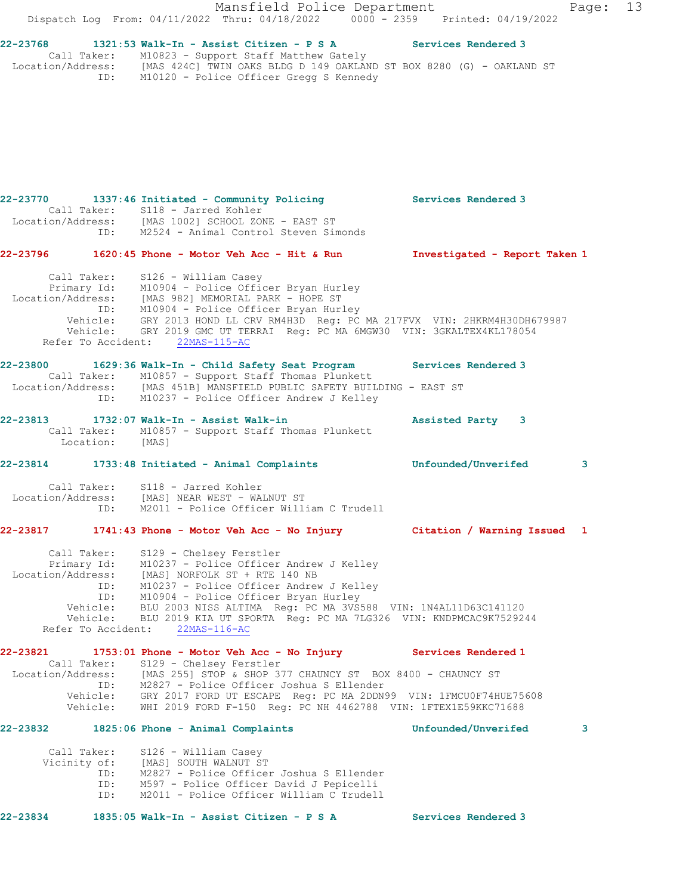**22-23768 1321:53 Walk-In - Assist Citizen - P S A — Services Rendered 3**

Call Taker: M10823 - Support Staff Matthew Gately
Location/Address: [MAS 424C] TWIN OAKS BLDG D 149 OAKLAND ST BOX 8280 (G) - OAKLAND ST
ID: M10120 - Police Officer Gregg S Kennedy

**22-23770 1337:46 Initiated - Community Policing — Services Rendered 3**

Call Taker: S118 - Jarred Kohler
Location/Address: [MAS 1002] SCHOOL ZONE - EAST ST
ID: M2524 - Animal Control Steven Simonds

**22-23796 1620:45 Phone - Motor Veh Acc - Hit & Run — Investigated - Report Taken 1**

Call Taker: S126 - William Casey
Primary Id: M10904 - Police Officer Bryan Hurley
Location/Address: [MAS 982] MEMORIAL PARK - HOPE ST
ID: M10904 - Police Officer Bryan Hurley
Vehicle: GRY 2013 HOND LL CRV RM4H3D Reg: PC MA 217FVX VIN: 2HKRM4H30DH679987
Vehicle: GRY 2019 GMC UT TERRAI Reg: PC MA 6MGW30 VIN: 3GKALTEX4KL178054
Refer To Accident: 22MAS-115-AC

**22-23800 1629:36 Walk-In - Child Safety Seat Program — Services Rendered 3**

Call Taker: M10857 - Support Staff Thomas Plunkett
Location/Address: [MAS 451B] MANSFIELD PUBLIC SAFETY BUILDING - EAST ST
ID: M10237 - Police Officer Andrew J Kelley

**22-23813 1732:07 Walk-In - Assist Walk-in — Assisted Party 3**

Call Taker: M10857 - Support Staff Thomas Plunkett
Location: [MAS]

**22-23814 1733:48 Initiated - Animal Complaints — Unfounded/Unverifed 3**

Call Taker: S118 - Jarred Kohler
Location/Address: [MAS] NEAR WEST - WALNUT ST
ID: M2011 - Police Officer William C Trudell

**22-23817 1741:43 Phone - Motor Veh Acc - No Injury — Citation / Warning Issued 1**

Call Taker: S129 - Chelsey Ferstler
Primary Id: M10237 - Police Officer Andrew J Kelley
Location/Address: [MAS] NORFOLK ST + RTE 140 NB
ID: M10237 - Police Officer Andrew J Kelley
ID: M10904 - Police Officer Bryan Hurley
Vehicle: BLU 2003 NISS ALTIMA Reg: PC MA 3VS588 VIN: 1N4AL11D63C141120
Vehicle: BLU 2019 KIA UT SPORTA Reg: PC MA 7LG326 VIN: KNDPMCAC9K7529244
Refer To Accident: 22MAS-116-AC

**22-23821 1753:01 Phone - Motor Veh Acc - No Injury — Services Rendered 1**

Call Taker: S129 - Chelsey Ferstler
Location/Address: [MAS 255] STOP & SHOP 377 CHAUNCY ST BOX 8400 - CHAUNCY ST
ID: M2827 - Police Officer Joshua S Ellender
Vehicle: GRY 2017 FORD UT ESCAPE Reg: PC MA 2DDN99 VIN: 1FMCU0F74HUE75608
Vehicle: WHI 2019 FORD F-150 Reg: PC NH 4462788 VIN: 1FTEX1E59KKC71688

**22-23832 1825:06 Phone - Animal Complaints — Unfounded/Unverifed 3**

Call Taker: S126 - William Casey
Vicinity of: [MAS] SOUTH WALNUT ST
ID: M2827 - Police Officer Joshua S Ellender
ID: M597 - Police Officer David J Pepicelli
ID: M2011 - Police Officer William C Trudell

**22-23834 1835:05 Walk-In - Assist Citizen - P S A — Services Rendered 3**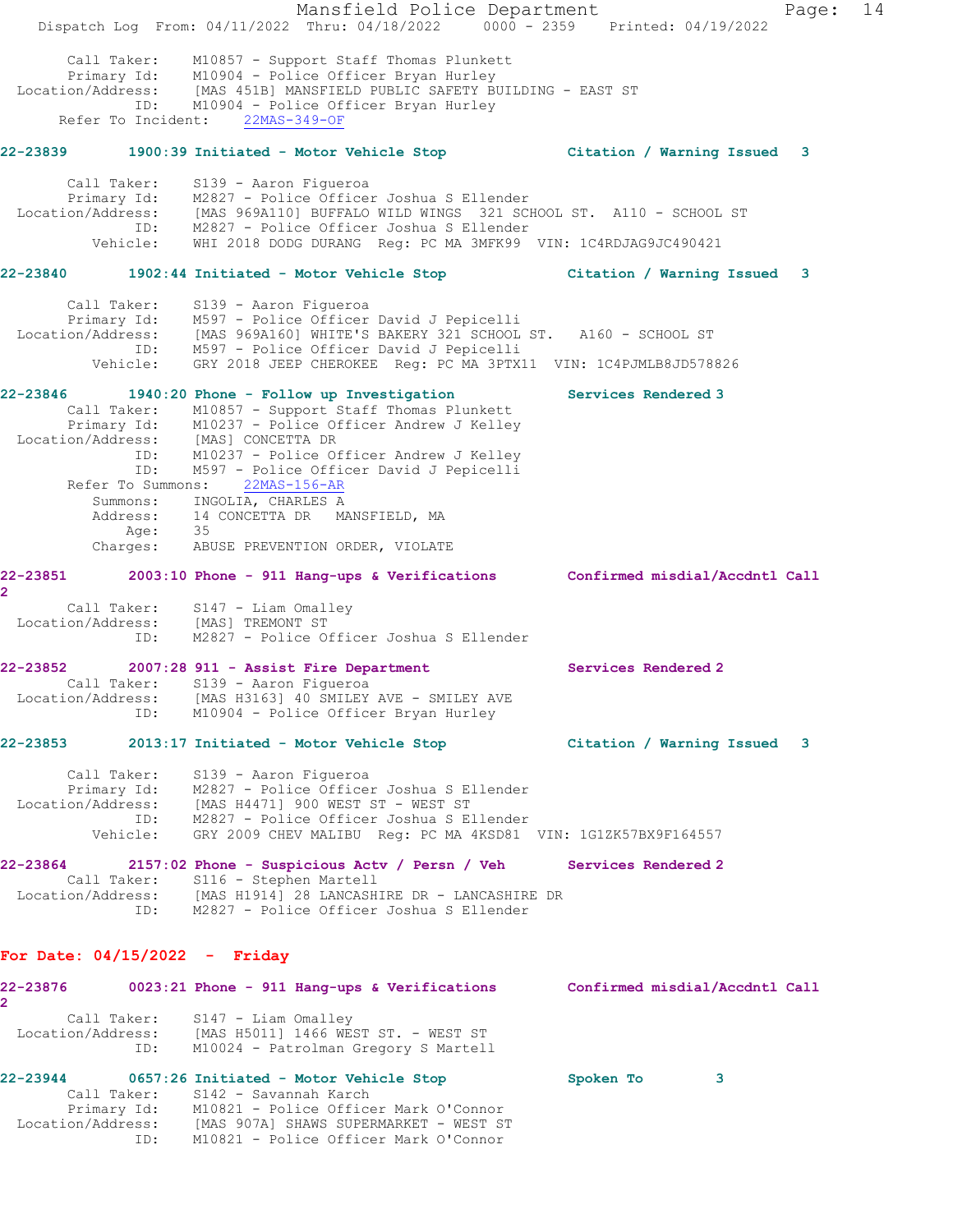Call Taker: M10857 - Support Staff Thomas Plunkett
Primary Id: M10904 - Police Officer Bryan Hurley
Location/Address: [MAS 451B] MANSFIELD PUBLIC SAFETY BUILDING - EAST ST
ID: M10904 - Police Officer Bryan Hurley
Refer To Incident: 22MAS-349-OF

**22-23839 1900:39 Initiated - Motor Vehicle Stop Citation / Warning Issued 3**

Call Taker: S139 - Aaron Figueroa
Primary Id: M2827 - Police Officer Joshua S Ellender
Location/Address: [MAS 969A110] BUFFALO WILD WINGS 321 SCHOOL ST. A110 - SCHOOL ST
ID: M2827 - Police Officer Joshua S Ellender
Vehicle: WHI 2018 DODG DURANG Reg: PC MA 3MFK99 VIN: 1C4RDJAG9JC490421

**22-23840 1902:44 Initiated - Motor Vehicle Stop Citation / Warning Issued 3**

Call Taker: S139 - Aaron Figueroa
Primary Id: M597 - Police Officer David J Pepicelli
Location/Address: [MAS 969A160] WHITE'S BAKERY 321 SCHOOL ST. A160 - SCHOOL ST
ID: M597 - Police Officer David J Pepicelli
Vehicle: GRY 2018 JEEP CHEROKEE Reg: PC MA 3PTX11 VIN: 1C4PJMLB8JD578826

**22-23846 1940:20 Phone - Follow up Investigation Services Rendered 3**

Call Taker: M10857 - Support Staff Thomas Plunkett
Primary Id: M10237 - Police Officer Andrew J Kelley
Location/Address: [MAS] CONCETTA DR
ID: M10237 - Police Officer Andrew J Kelley
ID: M597 - Police Officer David J Pepicelli
Refer To Summons: 22MAS-156-AR
Summons: INGOLIA, CHARLES A
Address: 14 CONCETTA DR MANSFIELD, MA
Age: 35
Charges: ABUSE PREVENTION ORDER, VIOLATE

**22-23851 2003:10 Phone - 911 Hang-ups & Verifications Confirmed misdial/Accdntl Call 2**

Call Taker: S147 - Liam Omalley
Location/Address: [MAS] TREMONT ST
ID: M2827 - Police Officer Joshua S Ellender

**22-23852 2007:28 911 - Assist Fire Department Services Rendered 2**

Call Taker: S139 - Aaron Figueroa
Location/Address: [MAS H3163] 40 SMILEY AVE - SMILEY AVE
ID: M10904 - Police Officer Bryan Hurley

**22-23853 2013:17 Initiated - Motor Vehicle Stop Citation / Warning Issued 3**

Call Taker: S139 - Aaron Figueroa
Primary Id: M2827 - Police Officer Joshua S Ellender
Location/Address: [MAS H4471] 900 WEST ST - WEST ST
ID: M2827 - Police Officer Joshua S Ellender
Vehicle: GRY 2009 CHEV MALIBU Reg: PC MA 4KSD81 VIN: 1G1ZK57BX9F164557

**22-23864 2157:02 Phone - Suspicious Actv / Persn / Veh Services Rendered 2**

Call Taker: S116 - Stephen Martell
Location/Address: [MAS H1914] 28 LANCASHIRE DR - LANCASHIRE DR
ID: M2827 - Police Officer Joshua S Ellender

## For Date: 04/15/2022 - Friday

**22-23876 0023:21 Phone - 911 Hang-ups & Verifications Confirmed misdial/Accdntl Call 2**

Call Taker: S147 - Liam Omalley
Location/Address: [MAS H5011] 1466 WEST ST. - WEST ST
ID: M10024 - Patrolman Gregory S Martell

**22-23944 0657:26 Initiated - Motor Vehicle Stop Spoken To 3**

Call Taker: S142 - Savannah Karch
Primary Id: M10821 - Police Officer Mark O'Connor
Location/Address: [MAS 907A] SHAWS SUPERMARKET - WEST ST
ID: M10821 - Police Officer Mark O'Connor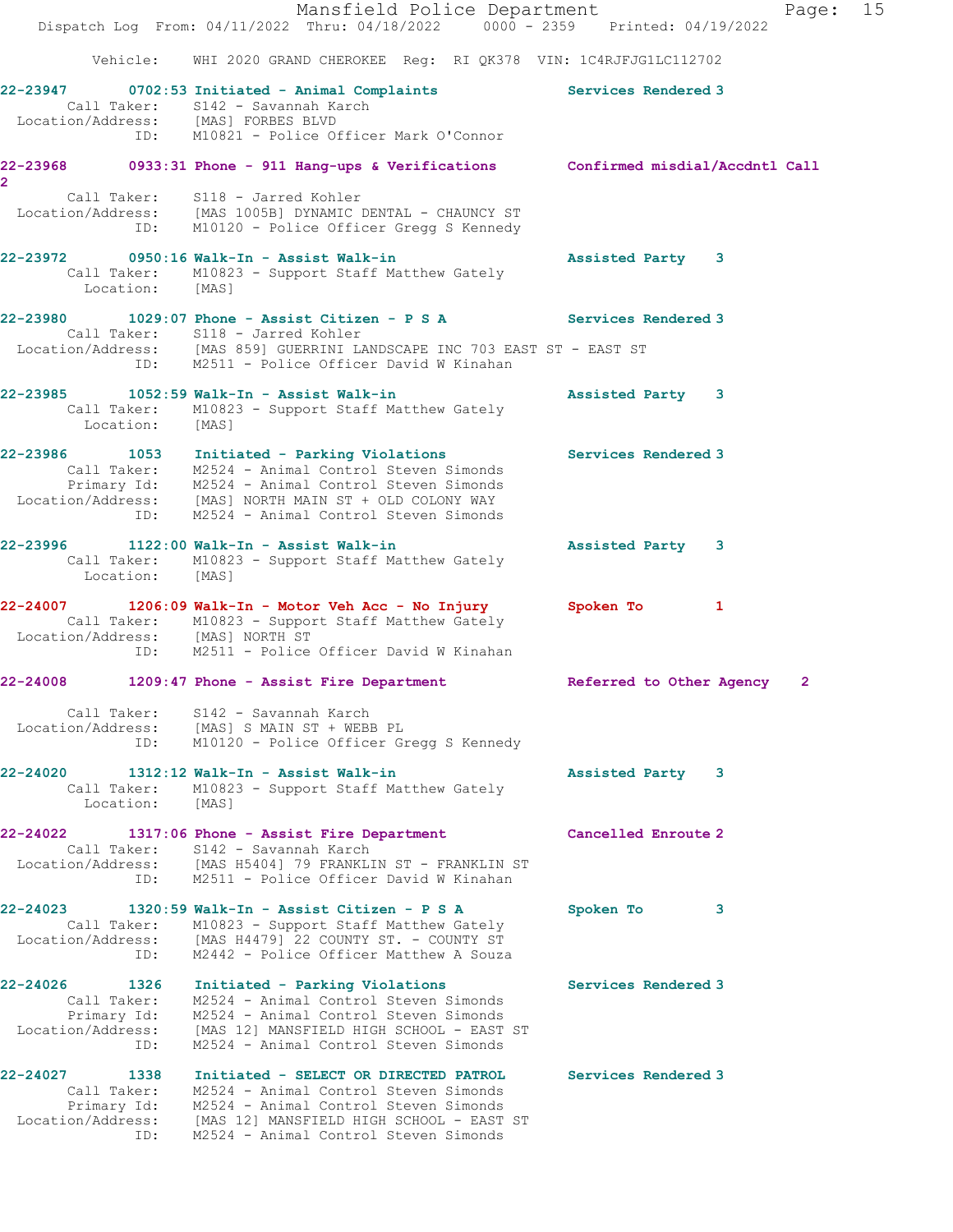Vehicle: WHI 2020 GRAND CHEROKEE Reg: RI QK378 VIN: 1C4RJFJG1LC112702

**22-23947 0702:53 Initiated - Animal Complaints Services Rendered 3**
Call Taker: S142 - Savannah Karch
Location/Address: [MAS] FORBES BLVD
ID: M10821 - Police Officer Mark O'Connor

**22-23968 0933:31 Phone - 911 Hang-ups & Verifications Confirmed misdial/Accdntl Call 2**
Call Taker: S118 - Jarred Kohler
Location/Address: [MAS 1005B] DYNAMIC DENTAL - CHAUNCY ST
ID: M10120 - Police Officer Gregg S Kennedy

**22-23972 0950:16 Walk-In - Assist Walk-in Assisted Party 3**
Call Taker: M10823 - Support Staff Matthew Gately
Location: [MAS]

**22-23980 1029:07 Phone - Assist Citizen - P S A Services Rendered 3**
Call Taker: S118 - Jarred Kohler
Location/Address: [MAS 859] GUERRINI LANDSCAPE INC 703 EAST ST - EAST ST
ID: M2511 - Police Officer David W Kinahan

**22-23985 1052:59 Walk-In - Assist Walk-in Assisted Party 3**
Call Taker: M10823 - Support Staff Matthew Gately
Location: [MAS]

**22-23986 1053 Initiated - Parking Violations Services Rendered 3**
Call Taker: M2524 - Animal Control Steven Simonds
Primary Id: M2524 - Animal Control Steven Simonds
Location/Address: [MAS] NORTH MAIN ST + OLD COLONY WAY
ID: M2524 - Animal Control Steven Simonds

**22-23996 1122:00 Walk-In - Assist Walk-in Assisted Party 3**
Call Taker: M10823 - Support Staff Matthew Gately
Location: [MAS]

**22-24007 1206:09 Walk-In - Motor Veh Acc - No Injury Spoken To 1**
Call Taker: M10823 - Support Staff Matthew Gately
Location/Address: [MAS] NORTH ST
ID: M2511 - Police Officer David W Kinahan

**22-24008 1209:47 Phone - Assist Fire Department Referred to Other Agency 2**
Call Taker: S142 - Savannah Karch
Location/Address: [MAS] S MAIN ST + WEBB PL
ID: M10120 - Police Officer Gregg S Kennedy

**22-24020 1312:12 Walk-In - Assist Walk-in Assisted Party 3**
Call Taker: M10823 - Support Staff Matthew Gately
Location: [MAS]

**22-24022 1317:06 Phone - Assist Fire Department Cancelled Enroute 2**
Call Taker: S142 - Savannah Karch
Location/Address: [MAS H5404] 79 FRANKLIN ST - FRANKLIN ST
ID: M2511 - Police Officer David W Kinahan

**22-24023 1320:59 Walk-In - Assist Citizen - P S A Spoken To 3**
Call Taker: M10823 - Support Staff Matthew Gately
Location/Address: [MAS H4479] 22 COUNTY ST. - COUNTY ST
ID: M2442 - Police Officer Matthew A Souza

**22-24026 1326 Initiated - Parking Violations Services Rendered 3**
Call Taker: M2524 - Animal Control Steven Simonds
Primary Id: M2524 - Animal Control Steven Simonds
Location/Address: [MAS 12] MANSFIELD HIGH SCHOOL - EAST ST
ID: M2524 - Animal Control Steven Simonds

**22-24027 1338 Initiated - SELECT OR DIRECTED PATROL Services Rendered 3**
Call Taker: M2524 - Animal Control Steven Simonds
Primary Id: M2524 - Animal Control Steven Simonds
Location/Address: [MAS 12] MANSFIELD HIGH SCHOOL - EAST ST
ID: M2524 - Animal Control Steven Simonds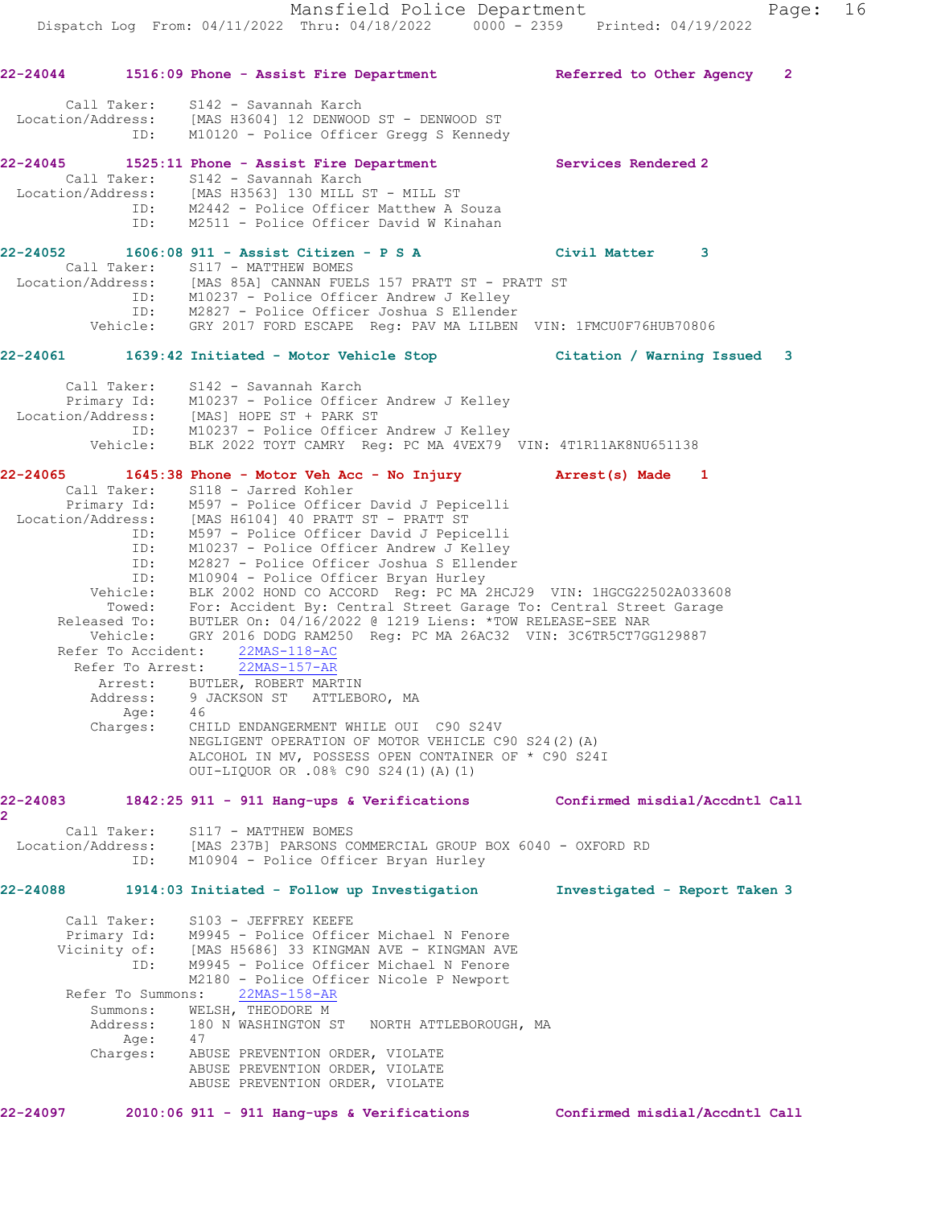**22-24044** 1516:09 Phone - Assist Fire Department — Referred to Other Agency 2

Call Taker: S142 - Savannah Karch
Location/Address: [MAS H3604] 12 DENWOOD ST - DENWOOD ST
ID: M10120 - Police Officer Gregg S Kennedy

**22-24045** 1525:11 Phone - Assist Fire Department — Services Rendered 2

Call Taker: S142 - Savannah Karch
Location/Address: [MAS H3563] 130 MILL ST - MILL ST
ID: M2442 - Police Officer Matthew A Souza
ID: M2511 - Police Officer David W Kinahan

**22-24052** 1606:08 911 - Assist Citizen - P S A — Civil Matter 3

Call Taker: S117 - MATTHEW BOMES
Location/Address: [MAS 85A] CANNAN FUELS 157 PRATT ST - PRATT ST
ID: M10237 - Police Officer Andrew J Kelley
ID: M2827 - Police Officer Joshua S Ellender
Vehicle: GRY 2017 FORD ESCAPE Reg: PAV MA LILBEN VIN: 1FMCU0F76HUB70806

**22-24061** 1639:42 Initiated - Motor Vehicle Stop — Citation / Warning Issued 3

Call Taker: S142 - Savannah Karch
Primary Id: M10237 - Police Officer Andrew J Kelley
Location/Address: [MAS] HOPE ST + PARK ST
ID: M10237 - Police Officer Andrew J Kelley
Vehicle: BLK 2022 TOYT CAMRY Reg: PC MA 4VEX79 VIN: 4T1R11AK8NU651138

**22-24065** 1645:38 Phone - Motor Veh Acc - No Injury — Arrest(s) Made 1

Call Taker: S118 - Jarred Kohler
Primary Id: M597 - Police Officer David J Pepicelli
Location/Address: [MAS H6104] 40 PRATT ST - PRATT ST
ID: M597 - Police Officer David J Pepicelli
ID: M10237 - Police Officer Andrew J Kelley
ID: M2827 - Police Officer Joshua S Ellender
ID: M10904 - Police Officer Bryan Hurley
Vehicle: BLK 2002 HOND CO ACCORD Reg: PC MA 2HCJ29 VIN: 1HGCG22502A033608
Towed: For: Accident By: Central Street Garage To: Central Street Garage
Released To: BUTLER On: 04/16/2022 @ 1219 Liens: *TOW RELEASE-SEE NAR
Vehicle: GRY 2016 DODG RAM250 Reg: PC MA 26AC32 VIN: 3C6TR5CT7GG129887
Refer To Accident: 22MAS-118-AC
Refer To Arrest: 22MAS-157-AR
Arrest: BUTLER, ROBERT MARTIN
Address: 9 JACKSON ST ATTLEBORO, MA
Age: 46
Charges: CHILD ENDANGERMENT WHILE OUI C90 S24V
NEGLIGENT OPERATION OF MOTOR VEHICLE C90 S24(2)(A)
ALCOHOL IN MV, POSSESS OPEN CONTAINER OF * C90 S24I
OUI-LIQUOR OR .08% C90 S24(1)(A)(1)

**22-24083** 1842:25 911 - 911 Hang-ups & Verifications — Confirmed misdial/Accdntl Call 2

Call Taker: S117 - MATTHEW BOMES
Location/Address: [MAS 237B] PARSONS COMMERCIAL GROUP BOX 6040 - OXFORD RD
ID: M10904 - Police Officer Bryan Hurley

**22-24088** 1914:03 Initiated - Follow up Investigation — Investigated - Report Taken 3

Call Taker: S103 - JEFFREY KEEFE
Primary Id: M9945 - Police Officer Michael N Fenore
Vicinity of: [MAS H5686] 33 KINGMAN AVE - KINGMAN AVE
ID: M9945 - Police Officer Michael N Fenore
M2180 - Police Officer Nicole P Newport
Refer To Summons: 22MAS-158-AR
Summons: WELSH, THEODORE M
Address: 180 N WASHINGTON ST NORTH ATTLEBOROUGH, MA
Age: 47
Charges: ABUSE PREVENTION ORDER, VIOLATE
ABUSE PREVENTION ORDER, VIOLATE
ABUSE PREVENTION ORDER, VIOLATE

**22-24097** 2010:06 911 - 911 Hang-ups & Verifications — Confirmed misdial/Accdntl Call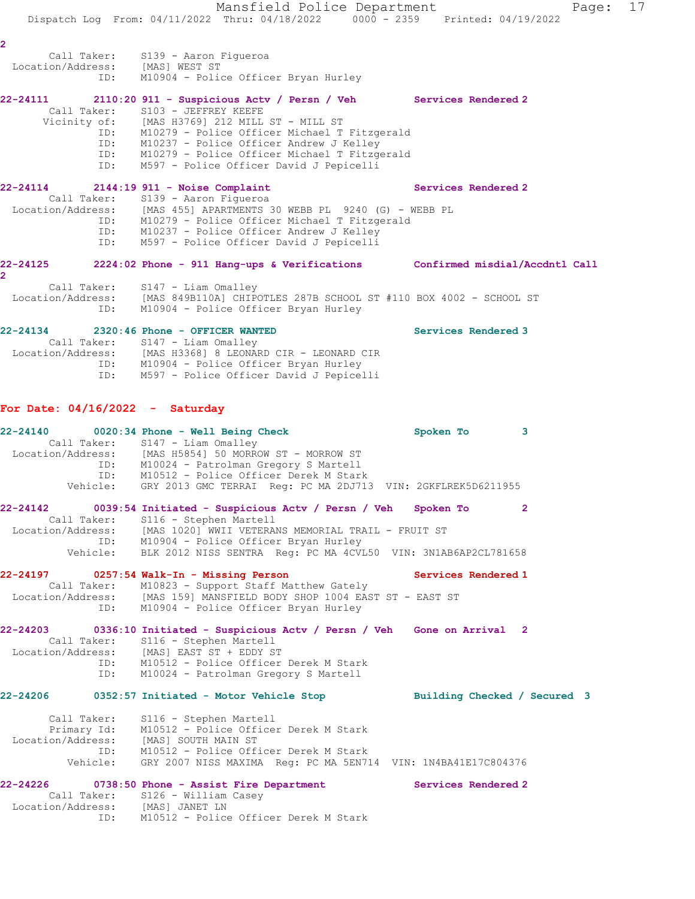2

Call Taker: S139 - Aaron Figueroa
Location/Address: [MAS] WEST ST
ID: M10904 - Police Officer Bryan Hurley

**22-24111 2110:20 911 - Suspicious Actv / Persn / Veh Services Rendered 2**
Call Taker: S103 - JEFFREY KEEFE
Vicinity of: [MAS H3769] 212 MILL ST - MILL ST
ID: M10279 - Police Officer Michael T Fitzgerald
ID: M10237 - Police Officer Andrew J Kelley
ID: M10279 - Police Officer Michael T Fitzgerald
ID: M597 - Police Officer David J Pepicelli

**22-24114 2144:19 911 - Noise Complaint Services Rendered 2**
Call Taker: S139 - Aaron Figueroa
Location/Address: [MAS 455] APARTMENTS 30 WEBB PL 9240 (G) - WEBB PL
ID: M10279 - Police Officer Michael T Fitzgerald
ID: M10237 - Police Officer Andrew J Kelley
ID: M597 - Police Officer David J Pepicelli

**22-24125 2224:02 Phone - 911 Hang-ups & Verifications Confirmed misdial/Accdntl Call 2**
Call Taker: S147 - Liam Omalley
Location/Address: [MAS 849B110A] CHIPOTLES 287B SCHOOL ST #110 BOX 4002 - SCHOOL ST
ID: M10904 - Police Officer Bryan Hurley

**22-24134 2320:46 Phone - OFFICER WANTED Services Rendered 3**
Call Taker: S147 - Liam Omalley
Location/Address: [MAS H3368] 8 LEONARD CIR - LEONARD CIR
ID: M10904 - Police Officer Bryan Hurley
ID: M597 - Police Officer David J Pepicelli

## For Date: 04/16/2022 - Saturday

**22-24140 0020:34 Phone - Well Being Check Spoken To 3**
Call Taker: S147 - Liam Omalley
Location/Address: [MAS H5854] 50 MORROW ST - MORROW ST
ID: M10024 - Patrolman Gregory S Martell
ID: M10512 - Police Officer Derek M Stark
Vehicle: GRY 2013 GMC TERRAI Reg: PC MA 2DJ713 VIN: 2GKFLREK5D6211955

**22-24142 0039:54 Initiated - Suspicious Actv / Persn / Veh Spoken To 2**
Call Taker: S116 - Stephen Martell
Location/Address: [MAS 1020] WWII VETERANS MEMORIAL TRAIL - FRUIT ST
ID: M10904 - Police Officer Bryan Hurley
Vehicle: BLK 2012 NISS SENTRA Reg: PC MA 4CVL50 VIN: 3N1AB6AP2CL781658

**22-24197 0257:54 Walk-In - Missing Person Services Rendered 1**
Call Taker: M10823 - Support Staff Matthew Gately
Location/Address: [MAS 159] MANSFIELD BODY SHOP 1004 EAST ST - EAST ST
ID: M10904 - Police Officer Bryan Hurley

**22-24203 0336:10 Initiated - Suspicious Actv / Persn / Veh Gone on Arrival 2**
Call Taker: S116 - Stephen Martell
Location/Address: [MAS] EAST ST + EDDY ST
ID: M10512 - Police Officer Derek M Stark
ID: M10024 - Patrolman Gregory S Martell

**22-24206 0352:57 Initiated - Motor Vehicle Stop Building Checked / Secured 3**
Call Taker: S116 - Stephen Martell
Primary Id: M10512 - Police Officer Derek M Stark
Location/Address: [MAS] SOUTH MAIN ST
ID: M10512 - Police Officer Derek M Stark
Vehicle: GRY 2007 NISS MAXIMA Reg: PC MA 5EN714 VIN: 1N4BA41E17C804376

**22-24226 0738:50 Phone - Assist Fire Department Services Rendered 2**
Call Taker: S126 - William Casey
Location/Address: [MAS] JANET LN
ID: M10512 - Police Officer Derek M Stark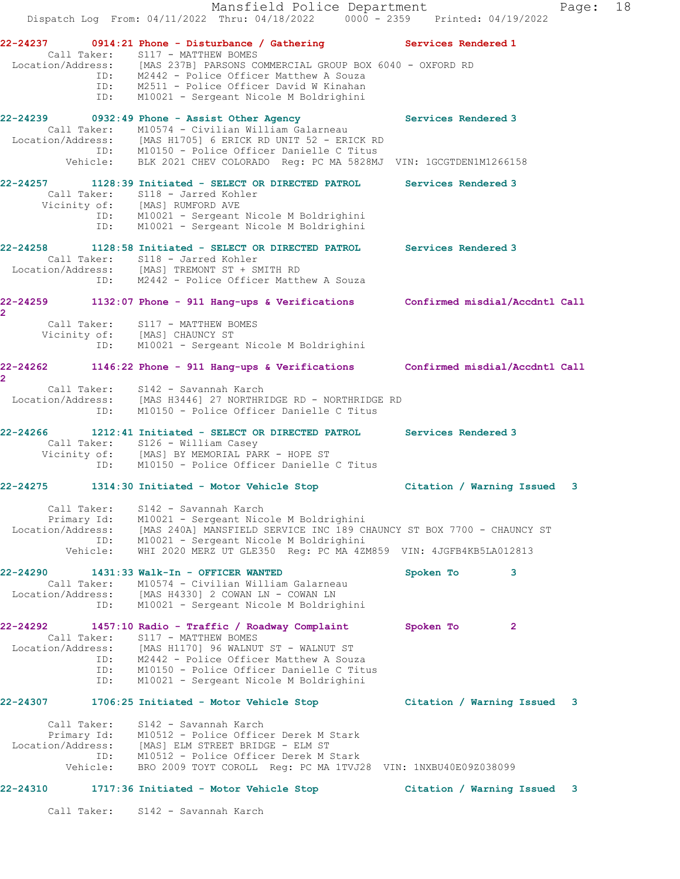22-24237 0914:21 Phone - Disturbance / Gathering Services Rendered 1
Call Taker: S117 - MATTHEW BOMES
Location/Address: [MAS 237B] PARSONS COMMERCIAL GROUP BOX 6040 - OXFORD RD
ID: M2442 - Police Officer Matthew A Souza
ID: M2511 - Police Officer David W Kinahan
ID: M10021 - Sergeant Nicole M Boldrighini

22-24239 0932:49 Phone - Assist Other Agency Services Rendered 3
Call Taker: M10574 - Civilian William Galarneau
Location/Address: [MAS H1705] 6 ERICK RD UNIT 52 - ERICK RD
ID: M10150 - Police Officer Danielle C Titus
Vehicle: BLK 2021 CHEV COLORADO Reg: PC MA 5828MJ VIN: 1GCGTDEN1M1266158

22-24257 1128:39 Initiated - SELECT OR DIRECTED PATROL Services Rendered 3
Call Taker: S118 - Jarred Kohler
Vicinity of: [MAS] RUMFORD AVE
ID: M10021 - Sergeant Nicole M Boldrighini
ID: M10021 - Sergeant Nicole M Boldrighini

22-24258 1128:58 Initiated - SELECT OR DIRECTED PATROL Services Rendered 3
Call Taker: S118 - Jarred Kohler
Location/Address: [MAS] TREMONT ST + SMITH RD
ID: M2442 - Police Officer Matthew A Souza

22-24259 1132:07 Phone - 911 Hang-ups & Verifications Confirmed misdial/Accdntl Call 2
Call Taker: S117 - MATTHEW BOMES
Vicinity of: [MAS] CHAUNCY ST
ID: M10021 - Sergeant Nicole M Boldrighini

22-24262 1146:22 Phone - 911 Hang-ups & Verifications Confirmed misdial/Accdntl Call 2
Call Taker: S142 - Savannah Karch
Location/Address: [MAS H3446] 27 NORTHRIDGE RD - NORTHRIDGE RD
ID: M10150 - Police Officer Danielle C Titus

22-24266 1212:41 Initiated - SELECT OR DIRECTED PATROL Services Rendered 3
Call Taker: S126 - William Casey
Vicinity of: [MAS] BY MEMORIAL PARK - HOPE ST
ID: M10150 - Police Officer Danielle C Titus

22-24275 1314:30 Initiated - Motor Vehicle Stop Citation / Warning Issued 3
Call Taker: S142 - Savannah Karch
Primary Id: M10021 - Sergeant Nicole M Boldrighini
Location/Address: [MAS 240A] MANSFIELD SERVICE INC 189 CHAUNCY ST BOX 7700 - CHAUNCY ST
ID: M10021 - Sergeant Nicole M Boldrighini
Vehicle: WHI 2020 MERZ UT GLE350 Reg: PC MA 4ZM859 VIN: 4JGFB4KB5LA012813

22-24290 1431:33 Walk-In - OFFICER WANTED Spoken To 3
Call Taker: M10574 - Civilian William Galarneau
Location/Address: [MAS H4330] 2 COWAN LN - COWAN LN
ID: M10021 - Sergeant Nicole M Boldrighini

22-24292 1457:10 Radio - Traffic / Roadway Complaint Spoken To 2
Call Taker: S117 - MATTHEW BOMES
Location/Address: [MAS H1170] 96 WALNUT ST - WALNUT ST
ID: M2442 - Police Officer Matthew A Souza
ID: M10150 - Police Officer Danielle C Titus
ID: M10021 - Sergeant Nicole M Boldrighini

22-24307 1706:25 Initiated - Motor Vehicle Stop Citation / Warning Issued 3
Call Taker: S142 - Savannah Karch
Primary Id: M10512 - Police Officer Derek M Stark
Location/Address: [MAS] ELM STREET BRIDGE - ELM ST
ID: M10512 - Police Officer Derek M Stark
Vehicle: BRO 2009 TOYT COROLL Reg: PC MA 1TVJ28 VIN: 1NXBU40E09Z038099

22-24310 1717:36 Initiated - Motor Vehicle Stop Citation / Warning Issued 3
Call Taker: S142 - Savannah Karch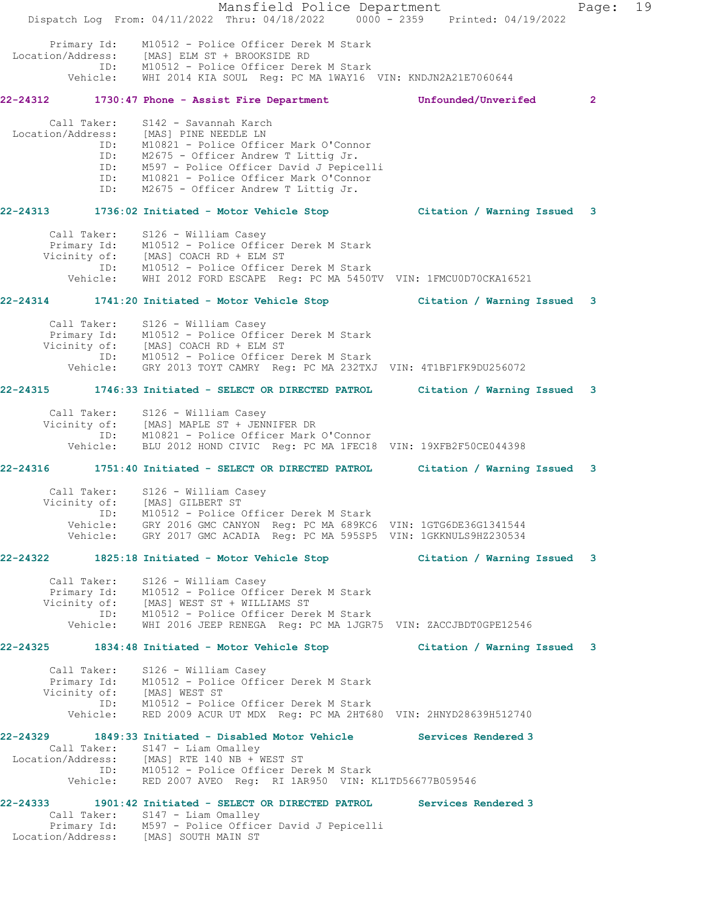```
      Primary Id:    M10512 - Police Officer Derek M Stark
 Location/Address:   [MAS] ELM ST + BROOKSIDE RD
               ID:   M10512 - Police Officer Derek M Stark
          Vehicle:   WHI 2014 KIA SOUL  Reg: PC MA 1WAY16  VIN: KNDJN2A21E7060644
```

**22-24312  1730:47 Phone - Assist Fire Department  Unfounded/Unverifed  2**

```
       Call Taker:   S142 - Savannah Karch
 Location/Address:   [MAS] PINE NEEDLE LN
               ID:   M10821 - Police Officer Mark O'Connor
               ID:   M2675 - Officer Andrew T Littig Jr.
               ID:   M597 - Police Officer David J Pepicelli
               ID:   M10821 - Police Officer Mark O'Connor
               ID:   M2675 - Officer Andrew T Littig Jr.
```

**22-24313  1736:02 Initiated - Motor Vehicle Stop  Citation / Warning Issued  3**

```
       Call Taker:   S126 - William Casey
       Primary Id:   M10512 - Police Officer Derek M Stark
      Vicinity of:   [MAS] COACH RD + ELM ST
               ID:   M10512 - Police Officer Derek M Stark
          Vehicle:   WHI 2012 FORD ESCAPE  Reg: PC MA 5450TV  VIN: 1FMCU0D70CKA16521
```

**22-24314  1741:20 Initiated - Motor Vehicle Stop  Citation / Warning Issued  3**

```
       Call Taker:   S126 - William Casey
       Primary Id:   M10512 - Police Officer Derek M Stark
      Vicinity of:   [MAS] COACH RD + ELM ST
               ID:   M10512 - Police Officer Derek M Stark
          Vehicle:   GRY 2013 TOYT CAMRY  Reg: PC MA 232TXJ  VIN: 4T1BF1FK9DU256072
```

**22-24315  1746:33 Initiated - SELECT OR DIRECTED PATROL  Citation / Warning Issued  3**

```
       Call Taker:   S126 - William Casey
      Vicinity of:   [MAS] MAPLE ST + JENNIFER DR
               ID:   M10821 - Police Officer Mark O'Connor
          Vehicle:   BLU 2012 HOND CIVIC  Reg: PC MA 1FEC18  VIN: 19XFB2F50CE044398
```

**22-24316  1751:40 Initiated - SELECT OR DIRECTED PATROL  Citation / Warning Issued  3**

```
       Call Taker:   S126 - William Casey
      Vicinity of:   [MAS] GILBERT ST
               ID:   M10512 - Police Officer Derek M Stark
          Vehicle:   GRY 2016 GMC CANYON  Reg: PC MA 689KC6  VIN: 1GTG6DE36G1341544
          Vehicle:   GRY 2017 GMC ACADIA  Reg: PC MA 595SP5  VIN: 1GKKNULS9HZ230534
```

**22-24322  1825:18 Initiated - Motor Vehicle Stop  Citation / Warning Issued  3**

```
       Call Taker:   S126 - William Casey
       Primary Id:   M10512 - Police Officer Derek M Stark
      Vicinity of:   [MAS] WEST ST + WILLIAMS ST
               ID:   M10512 - Police Officer Derek M Stark
          Vehicle:   WHI 2016 JEEP RENEGA  Reg: PC MA 1JGR75  VIN: ZACCJBDT0GPE12546
```

**22-24325  1834:48 Initiated - Motor Vehicle Stop  Citation / Warning Issued  3**

```
       Call Taker:   S126 - William Casey
       Primary Id:   M10512 - Police Officer Derek M Stark
      Vicinity of:   [MAS] WEST ST
               ID:   M10512 - Police Officer Derek M Stark
          Vehicle:   RED 2009 ACUR UT MDX  Reg: PC MA 2HT680  VIN: 2HNYD28639H512740
```

**22-24329  1849:33 Initiated - Disabled Motor Vehicle  Services Rendered 3**

```
       Call Taker:   S147 - Liam Omalley
 Location/Address:   [MAS] RTE 140 NB + WEST ST
               ID:   M10512 - Police Officer Derek M Stark
          Vehicle:   RED 2007 AVEO  Reg:  RI 1AR950  VIN: KL1TD56677B059546
```

**22-24333  1901:42 Initiated - SELECT OR DIRECTED PATROL  Services Rendered 3**

```
       Call Taker:   S147 - Liam Omalley
       Primary Id:   M597 - Police Officer David J Pepicelli
 Location/Address:   [MAS] SOUTH MAIN ST
```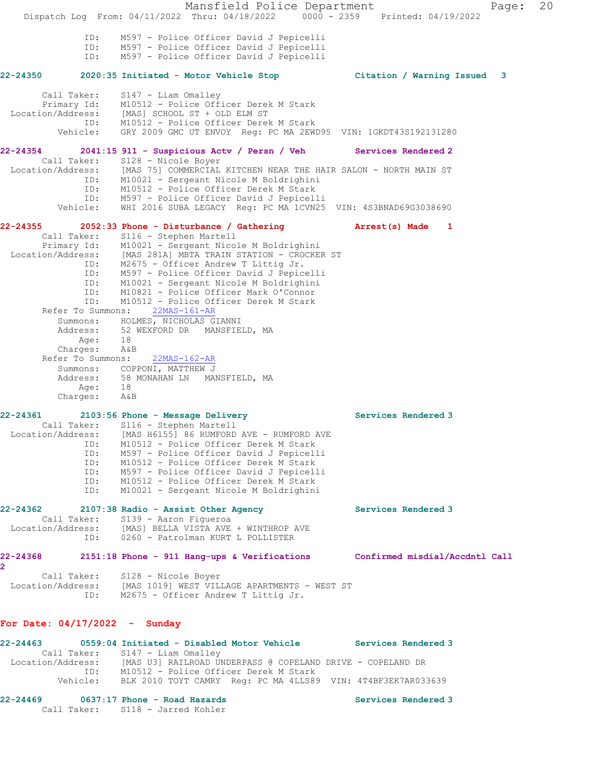ID: M597 - Police Officer David J Pepicelli
ID: M597 - Police Officer David J Pepicelli
ID: M597 - Police Officer David J Pepicelli

**22-24350 2020:35 Initiated - Motor Vehicle Stop Citation / Warning Issued 3**

Call Taker: S147 - Liam Omalley
Primary Id: M10512 - Police Officer Derek M Stark
Location/Address: [MAS] SCHOOL ST + OLD ELM ST
ID: M10512 - Police Officer Derek M Stark
Vehicle: GRY 2009 GMC UT ENVOY Reg: PC MA 2EWD95 VIN: 1GKDT43S192131280

**22-24354 2041:15 911 - Suspicious Actv / Persn / Veh Services Rendered 2**

Call Taker: S128 - Nicole Boyer
Location/Address: [MAS 75] COMMERCIAL KITCHEN NEAR THE HAIR SALON - NORTH MAIN ST
ID: M10021 - Sergeant Nicole M Boldrighini
ID: M10512 - Police Officer Derek M Stark
ID: M597 - Police Officer David J Pepicelli
Vehicle: WHI 2016 SUBA LEGACY Reg: PC MA 1CVN25 VIN: 4S3BNAD69G3038690

**22-24355 2052:33 Phone - Disturbance / Gathering Arrest(s) Made 1**

Call Taker: S116 - Stephen Martell
Primary Id: M10021 - Sergeant Nicole M Boldrighini
Location/Address: [MAS 281A] MBTA TRAIN STATION - CROCKER ST
ID: M2675 - Officer Andrew T Littig Jr.
ID: M597 - Police Officer David J Pepicelli
ID: M10021 - Sergeant Nicole M Boldrighini
ID: M10821 - Police Officer Mark O'Connor
ID: M10512 - Police Officer Derek M Stark
Refer To Summons: 22MAS-161-AR
Summons: HOLMES, NICHOLAS GIANNI
Address: 52 WEXFORD DR MANSFIELD, MA
Age: 18
Charges: A&B
Refer To Summons: 22MAS-162-AR
Summons: COPPONI, MATTHEW J
Address: 58 MONAHAN LN MANSFIELD, MA
Age: 18
Charges: A&B

**22-24361 2103:56 Phone - Message Delivery Services Rendered 3**

Call Taker: S116 - Stephen Martell
Location/Address: [MAS H6155] 86 RUMFORD AVE - RUMFORD AVE
ID: M10512 - Police Officer Derek M Stark
ID: M597 - Police Officer David J Pepicelli
ID: M10512 - Police Officer Derek M Stark
ID: M597 - Police Officer David J Pepicelli
ID: M10512 - Police Officer Derek M Stark
ID: M10021 - Sergeant Nicole M Boldrighini

**22-24362 2107:38 Radio - Assist Other Agency Services Rendered 3**

Call Taker: S139 - Aaron Figueroa
Location/Address: [MAS] BELLA VISTA AVE + WINTHROP AVE
ID: 0260 - Patrolman KURT L POLLISTER

**22-24368 2151:18 Phone - 911 Hang-ups & Verifications Confirmed misdial/Accdntl Call 2**

Call Taker: S128 - Nicole Boyer
Location/Address: [MAS 1019] WEST VILLAGE APARTMENTS - WEST ST
ID: M2675 - Officer Andrew T Littig Jr.

## For Date: 04/17/2022 - Sunday

**22-24463 0559:04 Initiated - Disabled Motor Vehicle Services Rendered 3**

Call Taker: S147 - Liam Omalley
Location/Address: [MAS U3] RAILROAD UNDERPASS @ COPELAND DRIVE - COPELAND DR
ID: M10512 - Police Officer Derek M Stark
Vehicle: BLK 2010 TOYT CAMRY Reg: PC MA 4LLS89 VIN: 4T4BF3EK7AR033639

**22-24469 0637:17 Phone - Road Hazards Services Rendered 3**

Call Taker: S118 - Jarred Kohler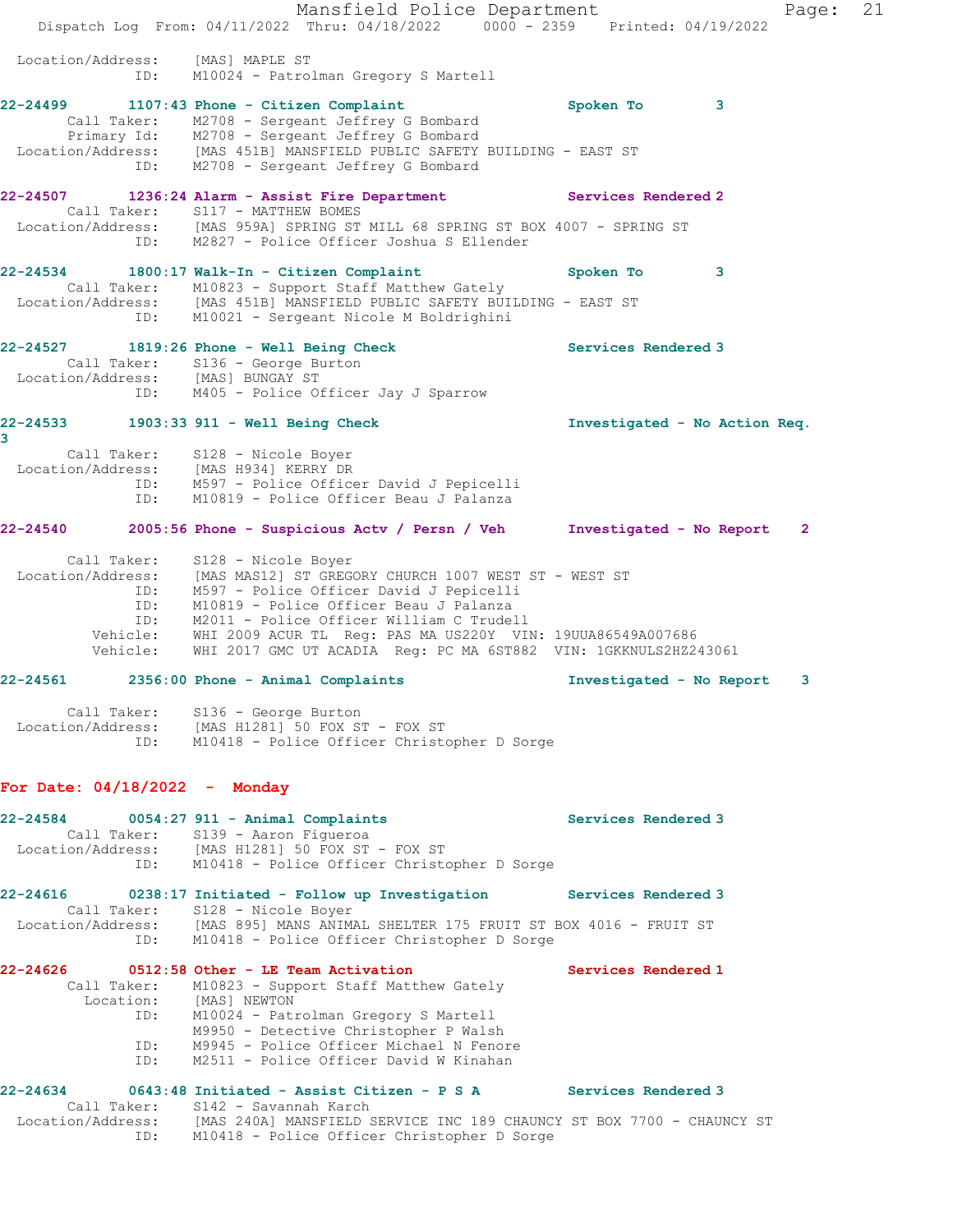Location/Address: [MAS] MAPLE ST
ID: M10024 - Patrolman Gregory S Martell

**22-24499 1107:43 Phone - Citizen Complaint** Spoken To 3
Call Taker: M2708 - Sergeant Jeffrey G Bombard
Primary Id: M2708 - Sergeant Jeffrey G Bombard
Location/Address: [MAS 451B] MANSFIELD PUBLIC SAFETY BUILDING - EAST ST
ID: M2708 - Sergeant Jeffrey G Bombard

**22-24507 1236:24 Alarm - Assist Fire Department** Services Rendered 2
Call Taker: S117 - MATTHEW BOMES
Location/Address: [MAS 959A] SPRING ST MILL 68 SPRING ST BOX 4007 - SPRING ST
ID: M2827 - Police Officer Joshua S Ellender

**22-24534 1800:17 Walk-In - Citizen Complaint** Spoken To 3
Call Taker: M10823 - Support Staff Matthew Gately
Location/Address: [MAS 451B] MANSFIELD PUBLIC SAFETY BUILDING - EAST ST
ID: M10021 - Sergeant Nicole M Boldrighini

**22-24527 1819:26 Phone - Well Being Check** Services Rendered 3
Call Taker: S136 - George Burton
Location/Address: [MAS] BUNGAY ST
ID: M405 - Police Officer Jay J Sparrow

**22-24533 1903:33 911 - Well Being Check** Investigated - No Action Req. 3
Call Taker: S128 - Nicole Boyer
Location/Address: [MAS H934] KERRY DR
ID: M597 - Police Officer David J Pepicelli
ID: M10819 - Police Officer Beau J Palanza

**22-24540 2005:56 Phone - Suspicious Actv / Persn / Veh** Investigated - No Report 2
Call Taker: S128 - Nicole Boyer
Location/Address: [MAS MAS12] ST GREGORY CHURCH 1007 WEST ST - WEST ST
ID: M597 - Police Officer David J Pepicelli
ID: M10819 - Police Officer Beau J Palanza
ID: M2011 - Police Officer William C Trudell
Vehicle: WHI 2009 ACUR TL Reg: PAS MA US220Y VIN: 19UUA86549A007686
Vehicle: WHI 2017 GMC UT ACADIA Reg: PC MA 6ST882 VIN: 1GKKNULS2HZ243061

**22-24561 2356:00 Phone - Animal Complaints** Investigated - No Report 3
Call Taker: S136 - George Burton
Location/Address: [MAS H1281] 50 FOX ST - FOX ST
ID: M10418 - Police Officer Christopher D Sorge

## For Date: 04/18/2022 - Monday

**22-24584 0054:27 911 - Animal Complaints** Services Rendered 3
Call Taker: S139 - Aaron Figueroa
Location/Address: [MAS H1281] 50 FOX ST - FOX ST
ID: M10418 - Police Officer Christopher D Sorge

**22-24616 0238:17 Initiated - Follow up Investigation** Services Rendered 3
Call Taker: S128 - Nicole Boyer
Location/Address: [MAS 895] MANS ANIMAL SHELTER 175 FRUIT ST BOX 4016 - FRUIT ST
ID: M10418 - Police Officer Christopher D Sorge

**22-24626 0512:58 Other - LE Team Activation** Services Rendered 1
Call Taker: M10823 - Support Staff Matthew Gately
Location: [MAS] NEWTON
ID: M10024 - Patrolman Gregory S Martell
M9950 - Detective Christopher P Walsh
ID: M9945 - Police Officer Michael N Fenore
ID: M2511 - Police Officer David W Kinahan

**22-24634 0643:48 Initiated - Assist Citizen - P S A** Services Rendered 3
Call Taker: S142 - Savannah Karch
Location/Address: [MAS 240A] MANSFIELD SERVICE INC 189 CHAUNCY ST BOX 7700 - CHAUNCY ST
ID: M10418 - Police Officer Christopher D Sorge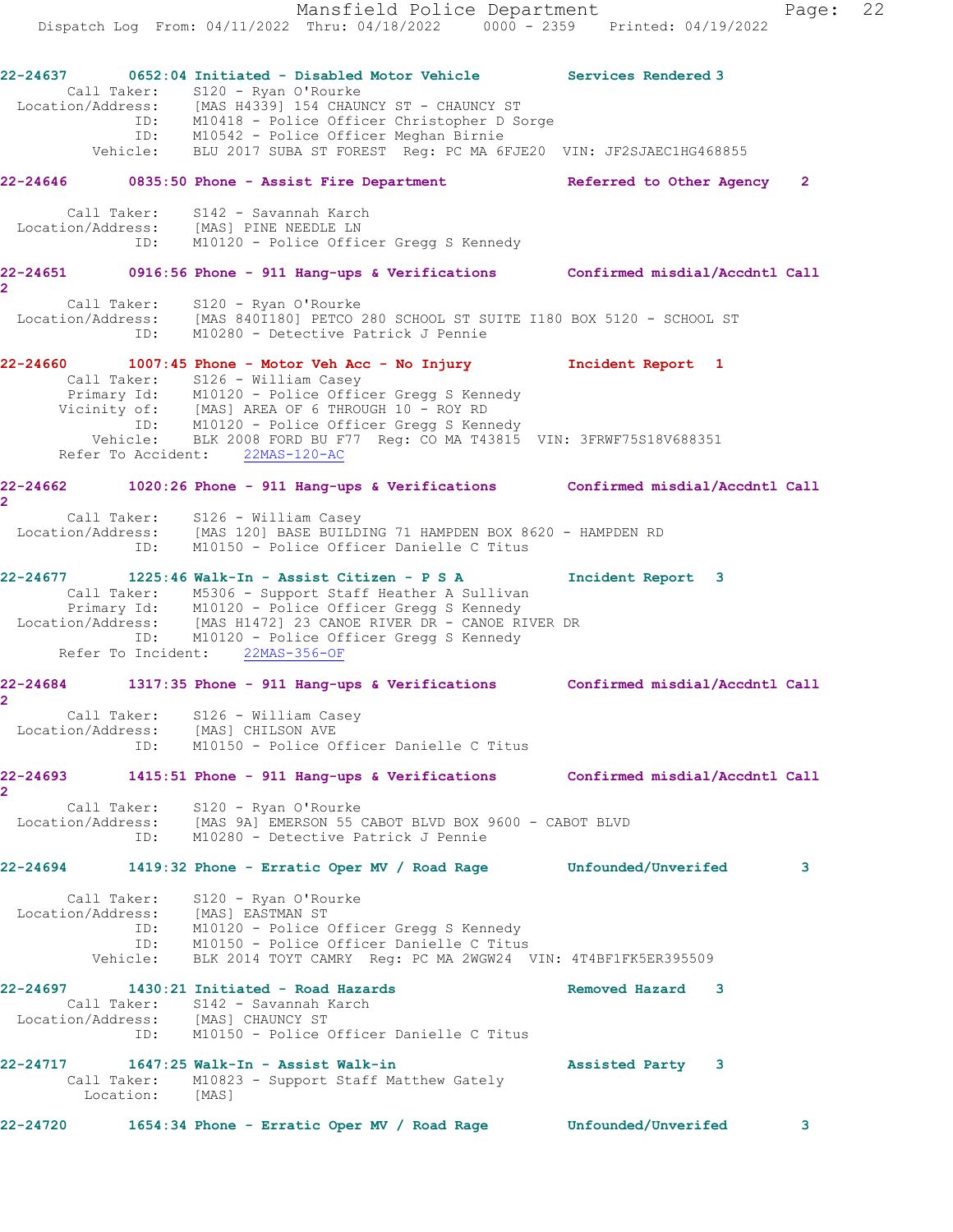22-24637 0652:04 Initiated - Disabled Motor Vehicle Services Rendered 3
Call Taker: S120 - Ryan O'Rourke
Location/Address: [MAS H4339] 154 CHAUNCY ST - CHAUNCY ST
ID: M10418 - Police Officer Christopher D Sorge
ID: M10542 - Police Officer Meghan Birnie
Vehicle: BLU 2017 SUBA ST FOREST Reg: PC MA 6FJE20 VIN: JF2SJAEC1HG468855

22-24646 0835:50 Phone - Assist Fire Department Referred to Other Agency 2
Call Taker: S142 - Savannah Karch
Location/Address: [MAS] PINE NEEDLE LN
ID: M10120 - Police Officer Gregg S Kennedy

22-24651 0916:56 Phone - 911 Hang-ups & Verifications Confirmed misdial/Accdntl Call 2
Call Taker: S120 - Ryan O'Rourke
Location/Address: [MAS 840I180] PETCO 280 SCHOOL ST SUITE I180 BOX 5120 - SCHOOL ST
ID: M10280 - Detective Patrick J Pennie

22-24660 1007:45 Phone - Motor Veh Acc - No Injury Incident Report 1
Call Taker: S126 - William Casey
Primary Id: M10120 - Police Officer Gregg S Kennedy
Vicinity of: [MAS] AREA OF 6 THROUGH 10 - ROY RD
ID: M10120 - Police Officer Gregg S Kennedy
Vehicle: BLK 2008 FORD BU F77 Reg: CO MA T43815 VIN: 3FRWF75S18V688351
Refer To Accident: 22MAS-120-AC

22-24662 1020:26 Phone - 911 Hang-ups & Verifications Confirmed misdial/Accdntl Call 2
Call Taker: S126 - William Casey
Location/Address: [MAS 120] BASE BUILDING 71 HAMPDEN BOX 8620 - HAMPDEN RD
ID: M10150 - Police Officer Danielle C Titus

22-24677 1225:46 Walk-In - Assist Citizen - P S A Incident Report 3
Call Taker: M5306 - Support Staff Heather A Sullivan
Primary Id: M10120 - Police Officer Gregg S Kennedy
Location/Address: [MAS H1472] 23 CANOE RIVER DR - CANOE RIVER DR
ID: M10120 - Police Officer Gregg S Kennedy
Refer To Incident: 22MAS-356-OF

22-24684 1317:35 Phone - 911 Hang-ups & Verifications Confirmed misdial/Accdntl Call 2
Call Taker: S126 - William Casey
Location/Address: [MAS] CHILSON AVE
ID: M10150 - Police Officer Danielle C Titus

22-24693 1415:51 Phone - 911 Hang-ups & Verifications Confirmed misdial/Accdntl Call 2
Call Taker: S120 - Ryan O'Rourke
Location/Address: [MAS 9A] EMERSON 55 CABOT BLVD BOX 9600 - CABOT BLVD
ID: M10280 - Detective Patrick J Pennie

22-24694 1419:32 Phone - Erratic Oper MV / Road Rage Unfounded/Unverifed 3
Call Taker: S120 - Ryan O'Rourke
Location/Address: [MAS] EASTMAN ST
ID: M10120 - Police Officer Gregg S Kennedy
ID: M10150 - Police Officer Danielle C Titus
Vehicle: BLK 2014 TOYT CAMRY Reg: PC MA 2WGW24 VIN: 4T4BF1FK5ER395509

22-24697 1430:21 Initiated - Road Hazards Removed Hazard 3
Call Taker: S142 - Savannah Karch
Location/Address: [MAS] CHAUNCY ST
ID: M10150 - Police Officer Danielle C Titus

22-24717 1647:25 Walk-In - Assist Walk-in Assisted Party 3
Call Taker: M10823 - Support Staff Matthew Gately
Location: [MAS]

22-24720 1654:34 Phone - Erratic Oper MV / Road Rage Unfounded/Unverifed 3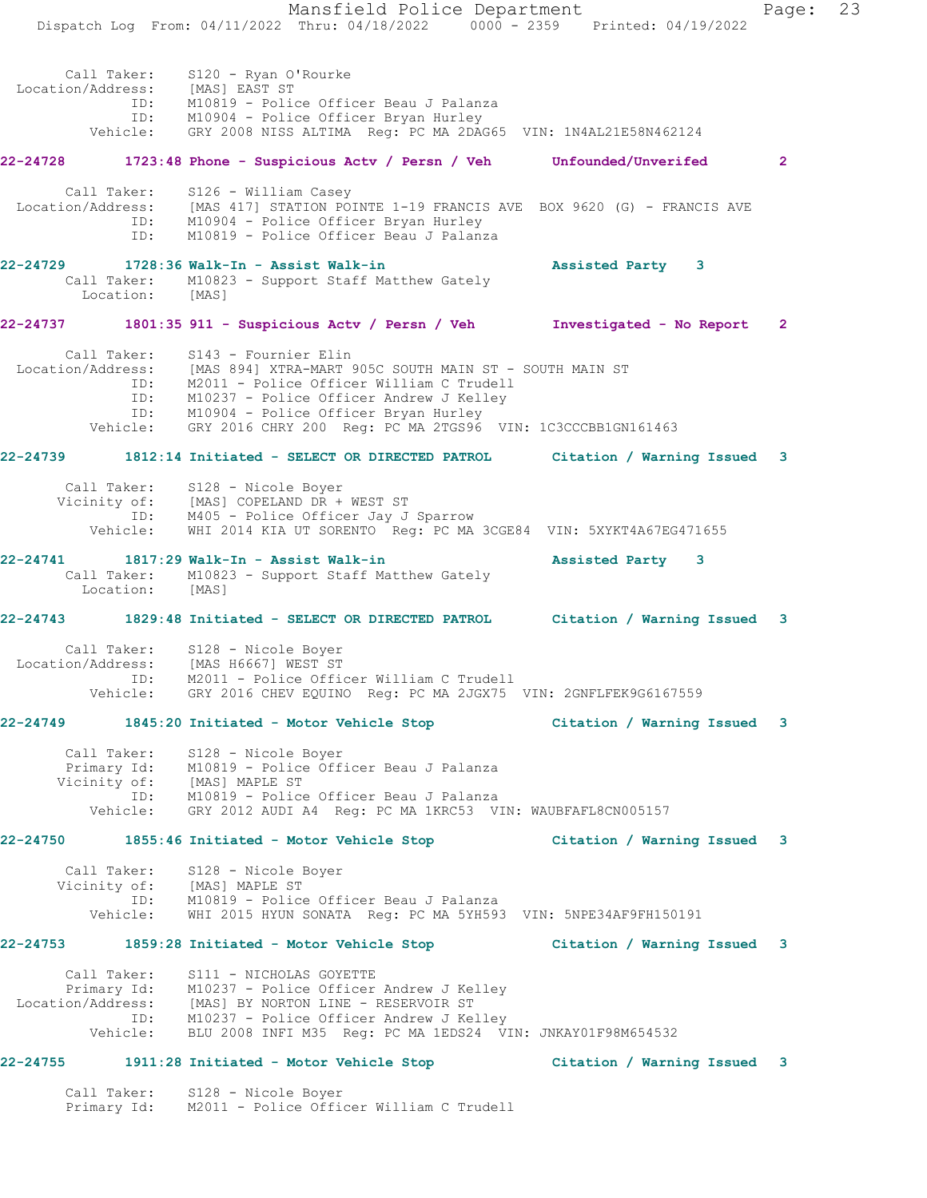```
        Call Taker:    S120 - Ryan O'Rourke
  Location/Address:    [MAS] EAST ST
                ID:    M10819 - Police Officer Beau J Palanza
                ID:    M10904 - Police Officer Bryan Hurley
           Vehicle:    GRY 2008 NISS ALTIMA  Reg: PC MA 2DAG65  VIN: 1N4AL21E58N462124

22-24728        1723:48 Phone - Suspicious Actv / Persn / Veh       Unfounded/Unverifed        2

        Call Taker:    S126 - William Casey
  Location/Address:    [MAS 417] STATION POINTE 1-19 FRANCIS AVE  BOX 9620 (G) - FRANCIS AVE
                ID:    M10904 - Police Officer Bryan Hurley
                ID:    M10819 - Police Officer Beau J Palanza

22-24729        1728:36 Walk-In - Assist Walk-in                    Assisted Party    3
        Call Taker:    M10823 - Support Staff Matthew Gately
          Location:    [MAS]

22-24737        1801:35 911 - Suspicious Actv / Persn / Veh         Investigated - No Report   2

        Call Taker:    S143 - Fournier Elin
  Location/Address:    [MAS 894] XTRA-MART 905C SOUTH MAIN ST - SOUTH MAIN ST
                ID:    M2011 - Police Officer William C Trudell
                ID:    M10237 - Police Officer Andrew J Kelley
                ID:    M10904 - Police Officer Bryan Hurley
           Vehicle:    GRY 2016 CHRY 200  Reg: PC MA 2TGS96  VIN: 1C3CCCBB1GN161463

22-24739        1812:14 Initiated - SELECT OR DIRECTED PATROL       Citation / Warning Issued  3

        Call Taker:    S128 - Nicole Boyer
       Vicinity of:    [MAS] COPELAND DR + WEST ST
                ID:    M405 - Police Officer Jay J Sparrow
           Vehicle:    WHI 2014 KIA UT SORENTO  Reg: PC MA 3CGE84  VIN: 5XYKT4A67EG471655

22-24741        1817:29 Walk-In - Assist Walk-in                    Assisted Party    3
        Call Taker:    M10823 - Support Staff Matthew Gately
          Location:    [MAS]

22-24743        1829:48 Initiated - SELECT OR DIRECTED PATROL       Citation / Warning Issued  3

        Call Taker:    S128 - Nicole Boyer
  Location/Address:    [MAS H6667] WEST ST
                ID:    M2011 - Police Officer William C Trudell
           Vehicle:    GRY 2016 CHEV EQUINO  Reg: PC MA 2JGX75  VIN: 2GNFLFEK9G6167559

22-24749        1845:20 Initiated - Motor Vehicle Stop              Citation / Warning Issued  3

        Call Taker:    S128 - Nicole Boyer
        Primary Id:    M10819 - Police Officer Beau J Palanza
       Vicinity of:    [MAS] MAPLE ST
                ID:    M10819 - Police Officer Beau J Palanza
           Vehicle:    GRY 2012 AUDI A4  Reg: PC MA 1KRC53  VIN: WAUBFAFL8CN005157

22-24750        1855:46 Initiated - Motor Vehicle Stop              Citation / Warning Issued  3

        Call Taker:    S128 - Nicole Boyer
       Vicinity of:    [MAS] MAPLE ST
                ID:    M10819 - Police Officer Beau J Palanza
           Vehicle:    WHI 2015 HYUN SONATA  Reg: PC MA 5YH593  VIN: 5NPE34AF9FH150191

22-24753        1859:28 Initiated - Motor Vehicle Stop              Citation / Warning Issued  3

        Call Taker:    S111 - NICHOLAS GOYETTE
        Primary Id:    M10237 - Police Officer Andrew J Kelley
  Location/Address:    [MAS] BY NORTON LINE - RESERVOIR ST
                ID:    M10237 - Police Officer Andrew J Kelley
           Vehicle:    BLU 2008 INFI M35  Reg: PC MA 1EDS24  VIN: JNKAY01F98M654532

22-24755        1911:28 Initiated - Motor Vehicle Stop              Citation / Warning Issued  3

        Call Taker:    S128 - Nicole Boyer
        Primary Id:    M2011 - Police Officer William C Trudell
```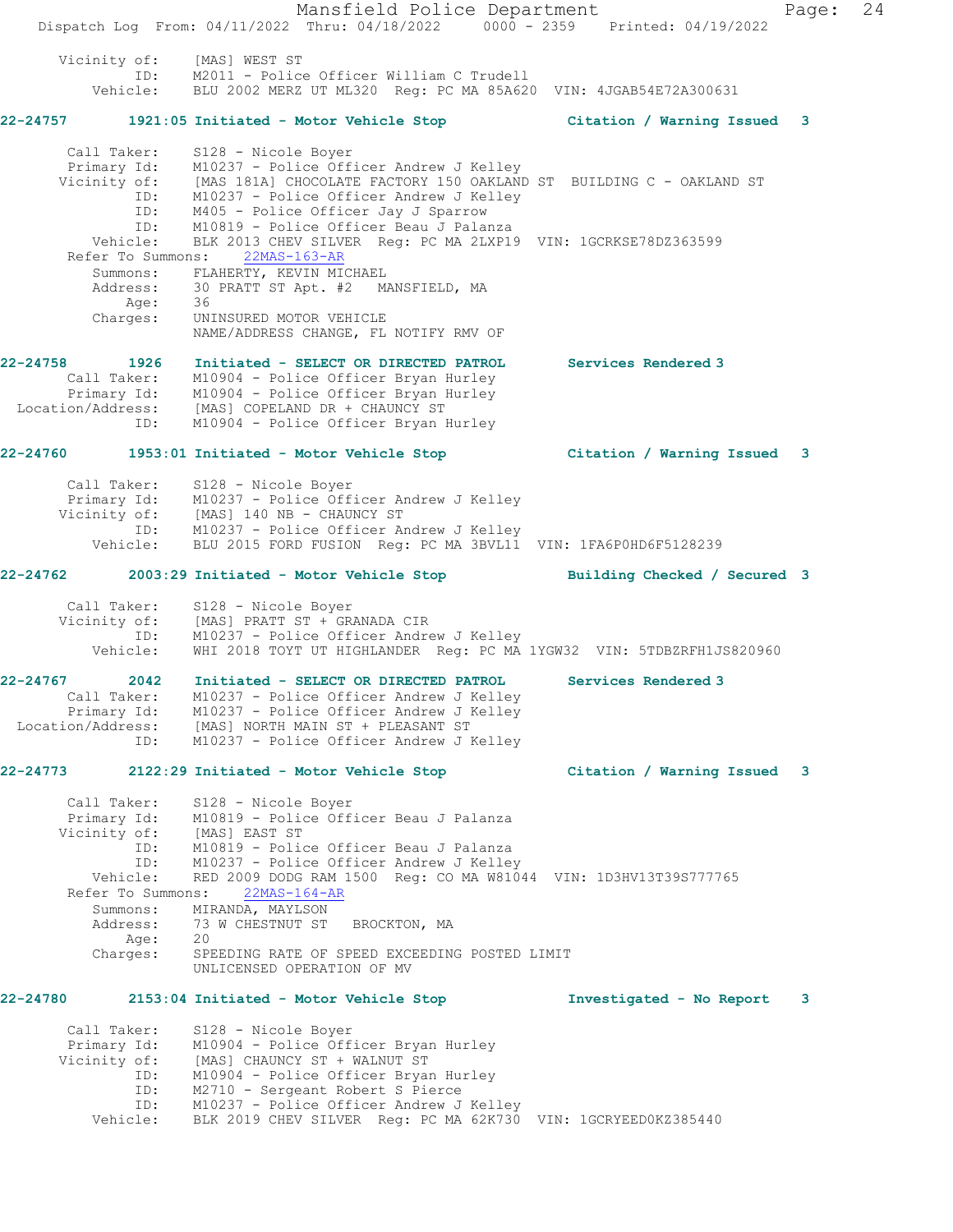Vicinity of: [MAS] WEST ST
ID: M2011 - Police Officer William C Trudell
Vehicle: BLU 2002 MERZ UT ML320 Reg: PC MA 85A620 VIN: 4JGAB54E72A300631

**22-24757 1921:05 Initiated - Motor Vehicle Stop Citation / Warning Issued 3**

Call Taker: S128 - Nicole Boyer
Primary Id: M10237 - Police Officer Andrew J Kelley
Vicinity of: [MAS 181A] CHOCOLATE FACTORY 150 OAKLAND ST BUILDING C - OAKLAND ST
ID: M10237 - Police Officer Andrew J Kelley
ID: M405 - Police Officer Jay J Sparrow
ID: M10819 - Police Officer Beau J Palanza
Vehicle: BLK 2013 CHEV SILVER Reg: PC MA 2LXP19 VIN: 1GCRKSE78DZ363599
Refer To Summons: 22MAS-163-AR
Summons: FLAHERTY, KEVIN MICHAEL
Address: 30 PRATT ST Apt. #2 MANSFIELD, MA
Age: 36
Charges: UNINSURED MOTOR VEHICLE
NAME/ADDRESS CHANGE, FL NOTIFY RMV OF

**22-24758 1926 Initiated - SELECT OR DIRECTED PATROL Services Rendered 3**

Call Taker: M10904 - Police Officer Bryan Hurley
Primary Id: M10904 - Police Officer Bryan Hurley
Location/Address: [MAS] COPELAND DR + CHAUNCY ST
ID: M10904 - Police Officer Bryan Hurley

**22-24760 1953:01 Initiated - Motor Vehicle Stop Citation / Warning Issued 3**

Call Taker: S128 - Nicole Boyer
Primary Id: M10237 - Police Officer Andrew J Kelley
Vicinity of: [MAS] 140 NB - CHAUNCY ST
ID: M10237 - Police Officer Andrew J Kelley
Vehicle: BLU 2015 FORD FUSION Reg: PC MA 3BVL11 VIN: 1FA6P0HD6F5128239

**22-24762 2003:29 Initiated - Motor Vehicle Stop Building Checked / Secured 3**

Call Taker: S128 - Nicole Boyer
Vicinity of: [MAS] PRATT ST + GRANADA CIR
ID: M10237 - Police Officer Andrew J Kelley
Vehicle: WHI 2018 TOYT UT HIGHLANDER Reg: PC MA 1YGW32 VIN: 5TDBZRFH1JS820960

**22-24767 2042 Initiated - SELECT OR DIRECTED PATROL Services Rendered 3**

Call Taker: M10237 - Police Officer Andrew J Kelley
Primary Id: M10237 - Police Officer Andrew J Kelley
Location/Address: [MAS] NORTH MAIN ST + PLEASANT ST
ID: M10237 - Police Officer Andrew J Kelley

**22-24773 2122:29 Initiated - Motor Vehicle Stop Citation / Warning Issued 3**

Call Taker: S128 - Nicole Boyer
Primary Id: M10819 - Police Officer Beau J Palanza
Vicinity of: [MAS] EAST ST
ID: M10819 - Police Officer Beau J Palanza
ID: M10237 - Police Officer Andrew J Kelley
Vehicle: RED 2009 DODG RAM 1500 Reg: CO MA W81044 VIN: 1D3HV13T39S777765
Refer To Summons: 22MAS-164-AR
Summons: MIRANDA, MAYLSON
Address: 73 W CHESTNUT ST BROCKTON, MA
Age: 20
Charges: SPEEDING RATE OF SPEED EXCEEDING POSTED LIMIT
UNLICENSED OPERATION OF MV

**22-24780 2153:04 Initiated - Motor Vehicle Stop Investigated - No Report 3**

Call Taker: S128 - Nicole Boyer
Primary Id: M10904 - Police Officer Bryan Hurley
Vicinity of: [MAS] CHAUNCY ST + WALNUT ST
ID: M10904 - Police Officer Bryan Hurley
ID: M2710 - Sergeant Robert S Pierce
ID: M10237 - Police Officer Andrew J Kelley
Vehicle: BLK 2019 CHEV SILVER Reg: PC MA 62K730 VIN: 1GCRYEED0KZ385440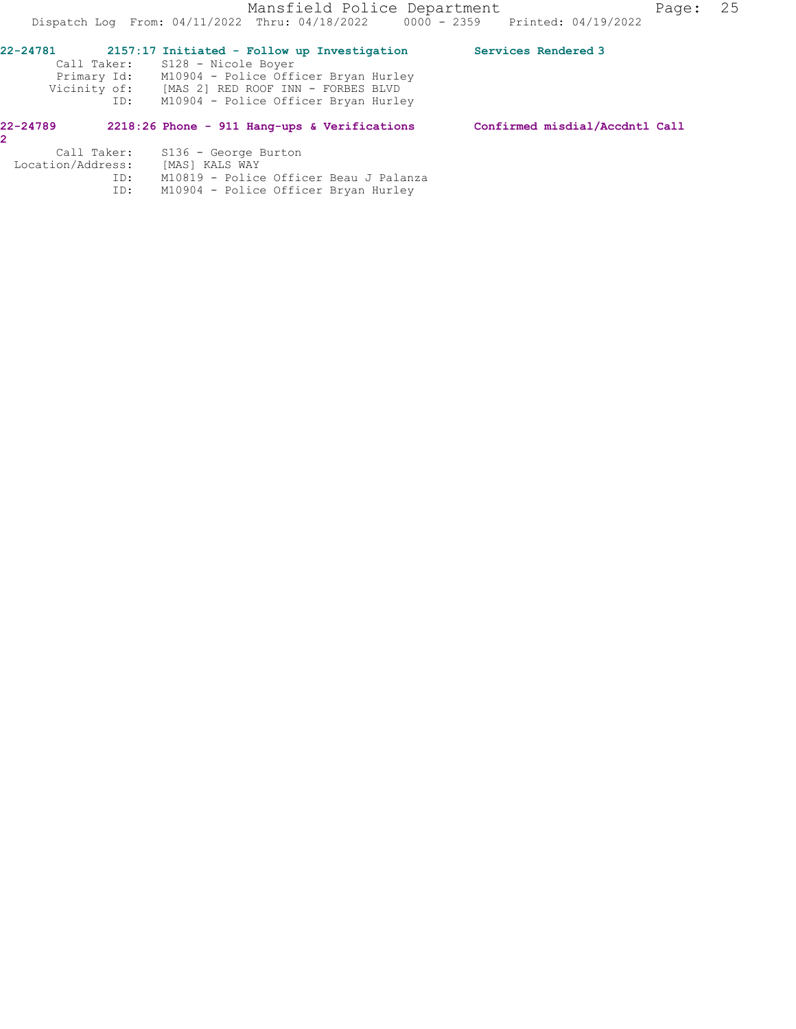**22-24781 2157:17 Initiated - Follow up Investigation Services Rendered 3**

Call Taker: S128 - Nicole Boyer
Primary Id: M10904 - Police Officer Bryan Hurley
Vicinity of: [MAS 2] RED ROOF INN - FORBES BLVD
ID: M10904 - Police Officer Bryan Hurley

**22-24789 2218:26 Phone - 911 Hang-ups & Verifications Confirmed misdial/Accdntl Call 2**

Call Taker: S136 - George Burton
Location/Address: [MAS] KALS WAY
ID: M10819 - Police Officer Beau J Palanza
ID: M10904 - Police Officer Bryan Hurley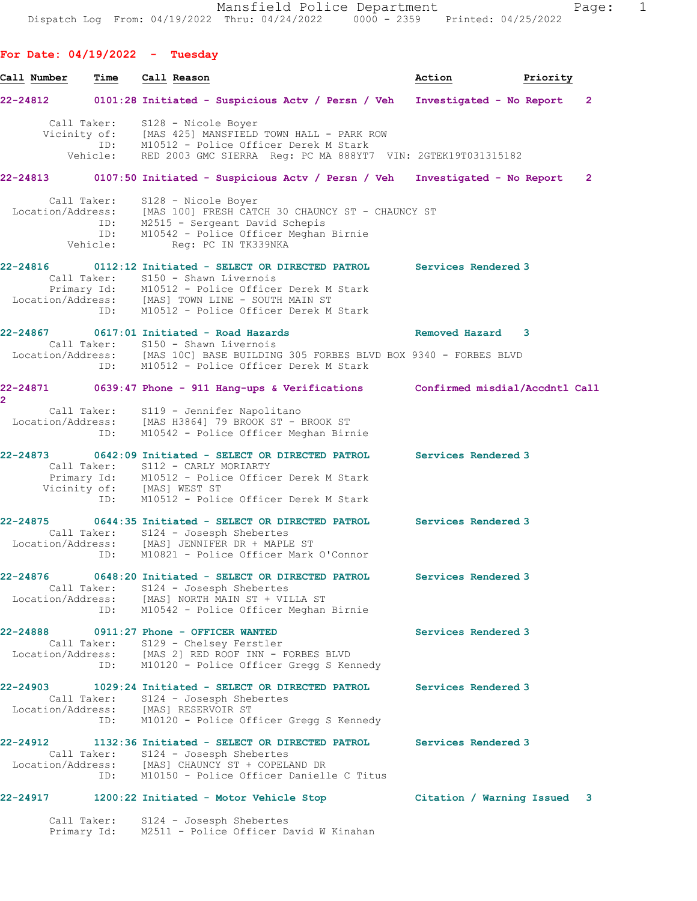For Date: 04/19/2022 - Tuesday

| Call Number | Time | Call Reason | Action | Priority |
|---|---|---|---|---|
| 22-24812 | 0101:28 | Initiated - Suspicious Actv / Persn / Veh | Investigated - No Report | 2 |

```
       Call Taker:    S128 - Nicole Boyer
      Vicinity of:    [MAS 425] MANSFIELD TOWN HALL - PARK ROW
               ID:    M10512 - Police Officer Derek M Stark
          Vehicle:    RED 2003 GMC SIERRA  Reg: PC MA 888YT7  VIN: 2GTEK19T031315182
```

22-24813 0107:50 Initiated - Suspicious Actv / Persn / Veh — Investigated - No Report — 2

```
       Call Taker:    S128 - Nicole Boyer
 Location/Address:    [MAS 100] FRESH CATCH 30 CHAUNCY ST - CHAUNCY ST
               ID:    M2515 - Sergeant David Schepis
               ID:    M10542 - Police Officer Meghan Birnie
          Vehicle:        Reg: PC IN TK339NKA
```

22-24816 0112:12 Initiated - SELECT OR DIRECTED PATROL — Services Rendered — 3

```
       Call Taker:    S150 - Shawn Livernois
       Primary Id:    M10512 - Police Officer Derek M Stark
 Location/Address:    [MAS] TOWN LINE - SOUTH MAIN ST
               ID:    M10512 - Police Officer Derek M Stark
```

22-24867 0617:01 Initiated - Road Hazards — Removed Hazard — 3

```
       Call Taker:    S150 - Shawn Livernois
 Location/Address:    [MAS 10C] BASE BUILDING 305 FORBES BLVD BOX 9340 - FORBES BLVD
               ID:    M10512 - Police Officer Derek M Stark
```

22-24871 0639:47 Phone - 911 Hang-ups & Verifications — Confirmed misdial/Accdntl Call — 2

```
       Call Taker:    S119 - Jennifer Napolitano
 Location/Address:    [MAS H3864] 79 BROOK ST - BROOK ST
               ID:    M10542 - Police Officer Meghan Birnie
```

22-24873 0642:09 Initiated - SELECT OR DIRECTED PATROL — Services Rendered — 3

```
       Call Taker:    S112 - CARLY MORIARTY
       Primary Id:    M10512 - Police Officer Derek M Stark
      Vicinity of:    [MAS] WEST ST
               ID:    M10512 - Police Officer Derek M Stark
```

22-24875 0644:35 Initiated - SELECT OR DIRECTED PATROL — Services Rendered — 3

```
       Call Taker:    S124 - Josesph Shebertes
 Location/Address:    [MAS] JENNIFER DR + MAPLE ST
               ID:    M10821 - Police Officer Mark O'Connor
```

22-24876 0648:20 Initiated - SELECT OR DIRECTED PATROL — Services Rendered — 3

```
       Call Taker:    S124 - Josesph Shebertes
 Location/Address:    [MAS] NORTH MAIN ST + VILLA ST
               ID:    M10542 - Police Officer Meghan Birnie
```

22-24888 0911:27 Phone - OFFICER WANTED — Services Rendered — 3

```
       Call Taker:    S129 - Chelsey Ferstler
 Location/Address:    [MAS 2] RED ROOF INN - FORBES BLVD
               ID:    M10120 - Police Officer Gregg S Kennedy
```

22-24903 1029:24 Initiated - SELECT OR DIRECTED PATROL — Services Rendered — 3

```
       Call Taker:    S124 - Josesph Shebertes
 Location/Address:    [MAS] RESERVOIR ST
               ID:    M10120 - Police Officer Gregg S Kennedy
```

22-24912 1132:36 Initiated - SELECT OR DIRECTED PATROL — Services Rendered — 3

```
       Call Taker:    S124 - Josesph Shebertes
 Location/Address:    [MAS] CHAUNCY ST + COPELAND DR
               ID:    M10150 - Police Officer Danielle C Titus
```

22-24917 1200:22 Initiated - Motor Vehicle Stop — Citation / Warning Issued — 3

```
       Call Taker:    S124 - Josesph Shebertes
       Primary Id:    M2511 - Police Officer David W Kinahan
```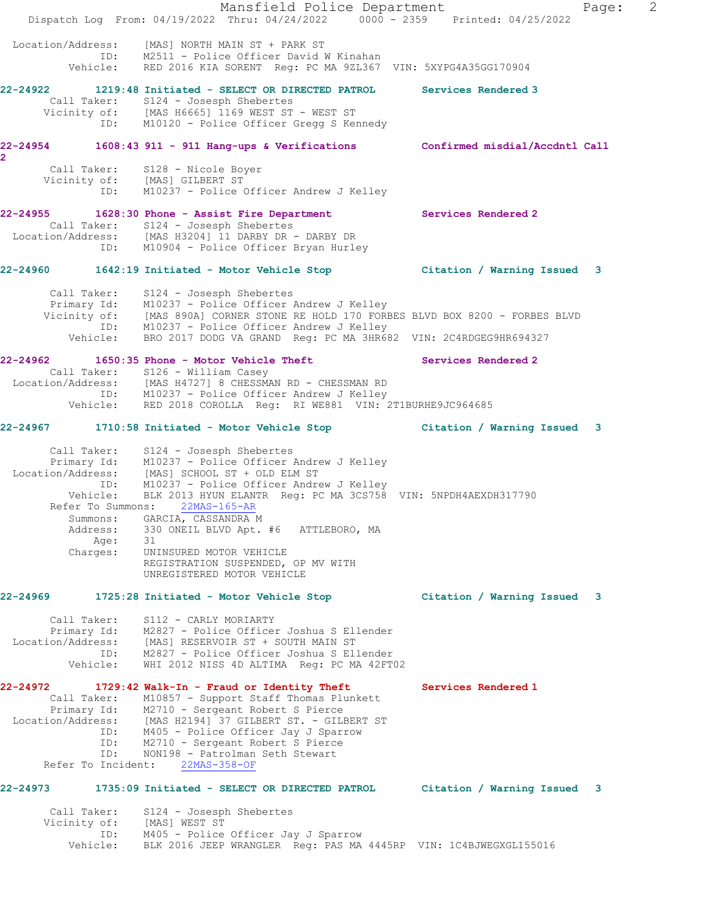```
 Location/Address:    [MAS] NORTH MAIN ST + PARK ST
                ID:    M2511 - Police Officer David W Kinahan
           Vehicle:    RED 2016 KIA SORENT  Reg: PC MA 9ZL367  VIN: 5XYPG4A35GG170904

22-24922       1219:48 Initiated - SELECT OR DIRECTED PATROL       Services Rendered 3
        Call Taker:    S124 - Josesph Shebertes
        Vicinity of:   [MAS H6665] 1169 WEST ST - WEST ST
                ID:    M10120 - Police Officer Gregg S Kennedy

22-24954       1608:43 911 - 911 Hang-ups & Verifications          Confirmed misdial/Accdntl Call
2
        Call Taker:    S128 - Nicole Boyer
        Vicinity of:   [MAS] GILBERT ST
                ID:    M10237 - Police Officer Andrew J Kelley

22-24955       1628:30 Phone - Assist Fire Department              Services Rendered 2
        Call Taker:    S124 - Josesph Shebertes
  Location/Address:    [MAS H3204] 11 DARBY DR - DARBY DR
                ID:    M10904 - Police Officer Bryan Hurley

22-24960       1642:19 Initiated - Motor Vehicle Stop              Citation / Warning Issued  3

        Call Taker:    S124 - Josesph Shebertes
        Primary Id:    M10237 - Police Officer Andrew J Kelley
        Vicinity of:   [MAS 890A] CORNER STONE RE HOLD 170 FORBES BLVD BOX 8200 - FORBES BLVD
                ID:    M10237 - Police Officer Andrew J Kelley
           Vehicle:    BRO 2017 DODG VA GRAND  Reg: PC MA 3HR682  VIN: 2C4RDGEG9HR694327

22-24962       1650:35 Phone - Motor Vehicle Theft                 Services Rendered 2
        Call Taker:    S126 - William Casey
  Location/Address:    [MAS H4727] 8 CHESSMAN RD - CHESSMAN RD
                ID:    M10237 - Police Officer Andrew J Kelley
           Vehicle:    RED 2018 COROLLA  Reg:  RI WE881  VIN: 2T1BURHE9JC964685

22-24967       1710:58 Initiated - Motor Vehicle Stop              Citation / Warning Issued  3

        Call Taker:    S124 - Josesph Shebertes
        Primary Id:    M10237 - Police Officer Andrew J Kelley
  Location/Address:    [MAS] SCHOOL ST + OLD ELM ST
                ID:    M10237 - Police Officer Andrew J Kelley
           Vehicle:    BLK 2013 HYUN ELANTR  Reg: PC MA 3CS758  VIN: 5NPDH4AEXDH317790
        Refer To Summons:    22MAS-165-AR
           Summons:    GARCIA, CASSANDRA M
           Address:    330 ONEIL BLVD Apt. #6   ATTLEBORO, MA
               Age:    31
           Charges:    UNINSURED MOTOR VEHICLE
                       REGISTRATION SUSPENDED, OP MV WITH
                       UNREGISTERED MOTOR VEHICLE

22-24969       1725:28 Initiated - Motor Vehicle Stop              Citation / Warning Issued  3

        Call Taker:    S112 - CARLY MORIARTY
        Primary Id:    M2827 - Police Officer Joshua S Ellender
  Location/Address:    [MAS] RESERVOIR ST + SOUTH MAIN ST
                ID:    M2827 - Police Officer Joshua S Ellender
           Vehicle:    WHI 2012 NISS 4D ALTIMA  Reg: PC MA 42FT02

22-24972       1729:42 Walk-In - Fraud or Identity Theft           Services Rendered 1
        Call Taker:    M10857 - Support Staff Thomas Plunkett
        Primary Id:    M2710 - Sergeant Robert S Pierce
  Location/Address:    [MAS H2194] 37 GILBERT ST. - GILBERT ST
                ID:    M405 - Police Officer Jay J Sparrow
                ID:    M2710 - Sergeant Robert S Pierce
                ID:    NON198 - Patrolman Seth Stewart
      Refer To Incident:    22MAS-358-OF

22-24973       1735:09 Initiated - SELECT OR DIRECTED PATROL       Citation / Warning Issued  3

        Call Taker:    S124 - Josesph Shebertes
        Vicinity of:   [MAS] WEST ST
                ID:    M405 - Police Officer Jay J Sparrow
           Vehicle:    BLK 2016 JEEP WRANGLER  Reg: PAS MA 4445RP  VIN: 1C4BJWEGXGL155016
```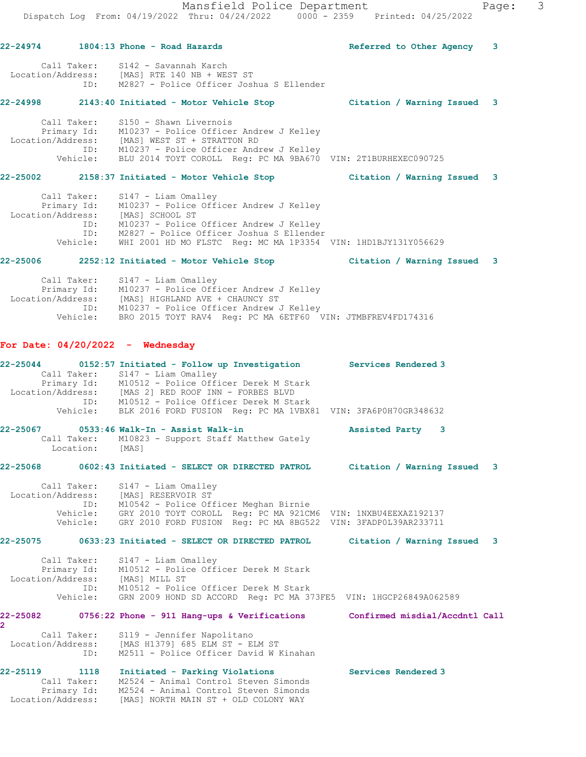22-24974 1804:13 Phone - Road Hazards Referred to Other Agency 3

Call Taker: S142 - Savannah Karch
Location/Address: [MAS] RTE 140 NB + WEST ST
ID: M2827 - Police Officer Joshua S Ellender

22-24998 2143:40 Initiated - Motor Vehicle Stop Citation / Warning Issued 3

Call Taker: S150 - Shawn Livernois
Primary Id: M10237 - Police Officer Andrew J Kelley
Location/Address: [MAS] WEST ST + STRATTON RD
ID: M10237 - Police Officer Andrew J Kelley
Vehicle: BLU 2014 TOYT COROLL Reg: PC MA 9BA670 VIN: 2T1BURHEXEC090725

22-25002 2158:37 Initiated - Motor Vehicle Stop Citation / Warning Issued 3

Call Taker: S147 - Liam Omalley
Primary Id: M10237 - Police Officer Andrew J Kelley
Location/Address: [MAS] SCHOOL ST
ID: M10237 - Police Officer Andrew J Kelley
ID: M2827 - Police Officer Joshua S Ellender
Vehicle: WHI 2001 HD MO FLSTC Reg: MC MA 1P3354 VIN: 1HD1BJY131Y056629

22-25006 2252:12 Initiated - Motor Vehicle Stop Citation / Warning Issued 3

Call Taker: S147 - Liam Omalley
Primary Id: M10237 - Police Officer Andrew J Kelley
Location/Address: [MAS] HIGHLAND AVE + CHAUNCY ST
ID: M10237 - Police Officer Andrew J Kelley
Vehicle: BRO 2015 TOYT RAV4 Reg: PC MA 6ETF60 VIN: JTMBFREV4FD174316

**For Date: 04/20/2022 - Wednesday**

22-25044 0152:57 Initiated - Follow up Investigation Services Rendered 3
Call Taker: S147 - Liam Omalley
Primary Id: M10512 - Police Officer Derek M Stark
Location/Address: [MAS 2] RED ROOF INN - FORBES BLVD
ID: M10512 - Police Officer Derek M Stark
Vehicle: BLK 2016 FORD FUSION Reg: PC MA 1VBX81 VIN: 3FA6P0H70GR348632

22-25067 0533:46 Walk-In - Assist Walk-in Assisted Party 3
Call Taker: M10823 - Support Staff Matthew Gately
Location: [MAS]

22-25068 0602:43 Initiated - SELECT OR DIRECTED PATROL Citation / Warning Issued 3

Call Taker: S147 - Liam Omalley
Location/Address: [MAS] RESERVOIR ST
ID: M10542 - Police Officer Meghan Birnie
Vehicle: GRY 2010 TOYT COROLL Reg: PC MA 921CM6 VIN: 1NXBU4EEXAZ192137
Vehicle: GRY 2010 FORD FUSION Reg: PC MA 8BG522 VIN: 3FADP0L39AR233711

22-25075 0633:23 Initiated - SELECT OR DIRECTED PATROL Citation / Warning Issued 3

Call Taker: S147 - Liam Omalley
Primary Id: M10512 - Police Officer Derek M Stark
Location/Address: [MAS] MILL ST
ID: M10512 - Police Officer Derek M Stark
Vehicle: GRN 2009 HOND SD ACCORD Reg: PC MA 373FE5 VIN: 1HGCP26849A062589

22-25082 0756:22 Phone - 911 Hang-ups & Verifications Confirmed misdial/Accdntl Call 2

Call Taker: S119 - Jennifer Napolitano
Location/Address: [MAS H1379] 685 ELM ST - ELM ST
ID: M2511 - Police Officer David W Kinahan

22-25119 1118 Initiated - Parking Violations Services Rendered 3
Call Taker: M2524 - Animal Control Steven Simonds
Primary Id: M2524 - Animal Control Steven Simonds
Location/Address: [MAS] NORTH MAIN ST + OLD COLONY WAY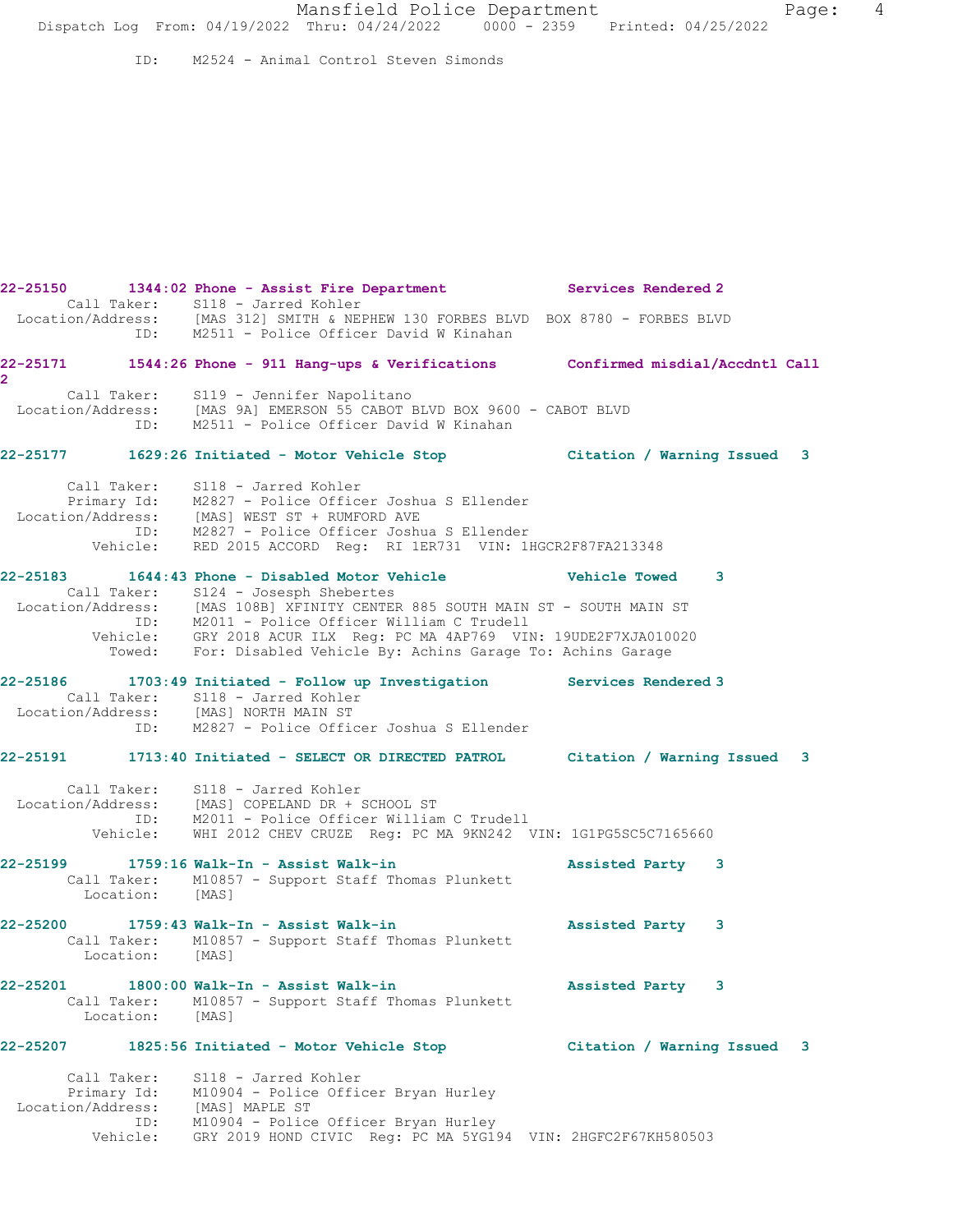ID: M2524 - Animal Control Steven Simonds

**22-25150 1344:02 Phone - Assist Fire Department Services Rendered 2**
Call Taker: S118 - Jarred Kohler
Location/Address: [MAS 312] SMITH & NEPHEW 130 FORBES BLVD BOX 8780 - FORBES BLVD
ID: M2511 - Police Officer David W Kinahan

**22-25171 1544:26 Phone - 911 Hang-ups & Verifications Confirmed misdial/Accdntl Call 2**
Call Taker: S119 - Jennifer Napolitano
Location/Address: [MAS 9A] EMERSON 55 CABOT BLVD BOX 9600 - CABOT BLVD
ID: M2511 - Police Officer David W Kinahan

**22-25177 1629:26 Initiated - Motor Vehicle Stop Citation / Warning Issued 3**
Call Taker: S118 - Jarred Kohler
Primary Id: M2827 - Police Officer Joshua S Ellender
Location/Address: [MAS] WEST ST + RUMFORD AVE
ID: M2827 - Police Officer Joshua S Ellender
Vehicle: RED 2015 ACCORD Reg: RI 1ER731 VIN: 1HGCR2F87FA213348

**22-25183 1644:43 Phone - Disabled Motor Vehicle Vehicle Towed 3**
Call Taker: S124 - Josesph Shebertes
Location/Address: [MAS 108B] XFINITY CENTER 885 SOUTH MAIN ST - SOUTH MAIN ST
ID: M2011 - Police Officer William C Trudell
Vehicle: GRY 2018 ACUR ILX Reg: PC MA 4AP769 VIN: 19UDE2F7XJA010020
Towed: For: Disabled Vehicle By: Achins Garage To: Achins Garage

**22-25186 1703:49 Initiated - Follow up Investigation Services Rendered 3**
Call Taker: S118 - Jarred Kohler
Location/Address: [MAS] NORTH MAIN ST
ID: M2827 - Police Officer Joshua S Ellender

**22-25191 1713:40 Initiated - SELECT OR DIRECTED PATROL Citation / Warning Issued 3**
Call Taker: S118 - Jarred Kohler
Location/Address: [MAS] COPELAND DR + SCHOOL ST
ID: M2011 - Police Officer William C Trudell
Vehicle: WHI 2012 CHEV CRUZE Reg: PC MA 9KN242 VIN: 1G1PG5SC5C7165660

**22-25199 1759:16 Walk-In - Assist Walk-in Assisted Party 3**
Call Taker: M10857 - Support Staff Thomas Plunkett
Location: [MAS]

**22-25200 1759:43 Walk-In - Assist Walk-in Assisted Party 3**
Call Taker: M10857 - Support Staff Thomas Plunkett
Location: [MAS]

**22-25201 1800:00 Walk-In - Assist Walk-in Assisted Party 3**
Call Taker: M10857 - Support Staff Thomas Plunkett
Location: [MAS]

**22-25207 1825:56 Initiated - Motor Vehicle Stop Citation / Warning Issued 3**
Call Taker: S118 - Jarred Kohler
Primary Id: M10904 - Police Officer Bryan Hurley
Location/Address: [MAS] MAPLE ST
ID: M10904 - Police Officer Bryan Hurley
Vehicle: GRY 2019 HOND CIVIC Reg: PC MA 5YG194 VIN: 2HGFC2F67KH580503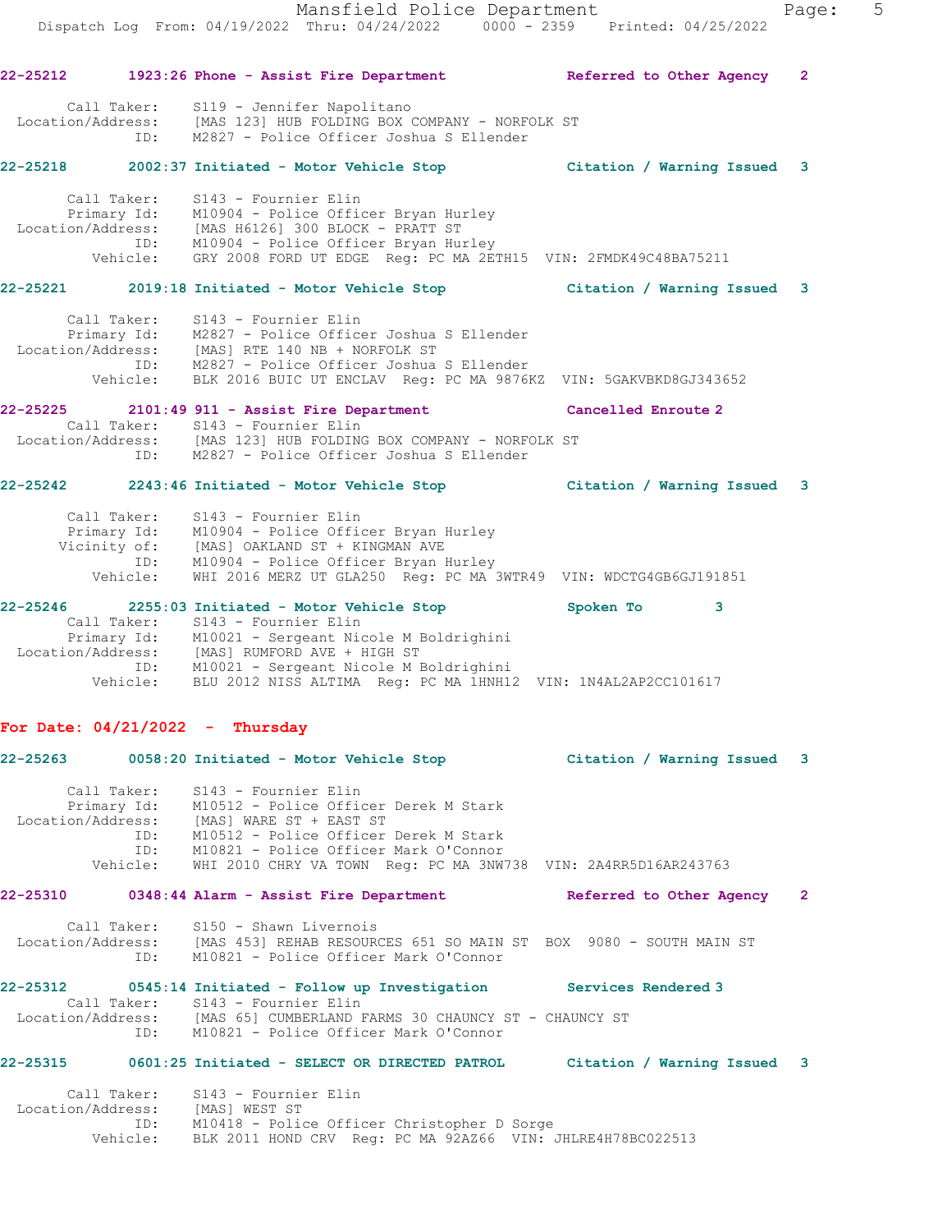22-25212 1923:26 Phone - Assist Fire Department Referred to Other Agency 2

Call Taker: S119 - Jennifer Napolitano
Location/Address: [MAS 123] HUB FOLDING BOX COMPANY - NORFOLK ST
ID: M2827 - Police Officer Joshua S Ellender

22-25218 2002:37 Initiated - Motor Vehicle Stop Citation / Warning Issued 3

Call Taker: S143 - Fournier Elin
Primary Id: M10904 - Police Officer Bryan Hurley
Location/Address: [MAS H6126] 300 BLOCK - PRATT ST
ID: M10904 - Police Officer Bryan Hurley
Vehicle: GRY 2008 FORD UT EDGE Reg: PC MA 2ETH15 VIN: 2FMDK49C48BA75211

22-25221 2019:18 Initiated - Motor Vehicle Stop Citation / Warning Issued 3

Call Taker: S143 - Fournier Elin
Primary Id: M2827 - Police Officer Joshua S Ellender
Location/Address: [MAS] RTE 140 NB + NORFOLK ST
ID: M2827 - Police Officer Joshua S Ellender
Vehicle: BLK 2016 BUIC UT ENCLAV Reg: PC MA 9876KZ VIN: 5GAKVBKD8GJ343652

22-25225 2101:49 911 - Assist Fire Department Cancelled Enroute 2
Call Taker: S143 - Fournier Elin
Location/Address: [MAS 123] HUB FOLDING BOX COMPANY - NORFOLK ST
ID: M2827 - Police Officer Joshua S Ellender

22-25242 2243:46 Initiated - Motor Vehicle Stop Citation / Warning Issued 3

Call Taker: S143 - Fournier Elin
Primary Id: M10904 - Police Officer Bryan Hurley
Vicinity of: [MAS] OAKLAND ST + KINGMAN AVE
ID: M10904 - Police Officer Bryan Hurley
Vehicle: WHI 2016 MERZ UT GLA250 Reg: PC MA 3WTR49 VIN: WDCTG4GB6GJ191851

22-25246 2255:03 Initiated - Motor Vehicle Stop Spoken To 3
Call Taker: S143 - Fournier Elin
Primary Id: M10021 - Sergeant Nicole M Boldrighini
Location/Address: [MAS] RUMFORD AVE + HIGH ST
ID: M10021 - Sergeant Nicole M Boldrighini
Vehicle: BLU 2012 NISS ALTIMA Reg: PC MA 1HNH12 VIN: 1N4AL2AP2CC101617

**For Date: 04/21/2022 - Thursday**

22-25263 0058:20 Initiated - Motor Vehicle Stop Citation / Warning Issued 3

Call Taker: S143 - Fournier Elin
Primary Id: M10512 - Police Officer Derek M Stark
Location/Address: [MAS] WARE ST + EAST ST
ID: M10512 - Police Officer Derek M Stark
ID: M10821 - Police Officer Mark O'Connor
Vehicle: WHI 2010 CHRY VA TOWN Reg: PC MA 3NW738 VIN: 2A4RR5D16AR243763

22-25310 0348:44 Alarm - Assist Fire Department Referred to Other Agency 2

Call Taker: S150 - Shawn Livernois
Location/Address: [MAS 453] REHAB RESOURCES 651 SO MAIN ST BOX 9080 - SOUTH MAIN ST
ID: M10821 - Police Officer Mark O'Connor

22-25312 0545:14 Initiated - Follow up Investigation Services Rendered 3
Call Taker: S143 - Fournier Elin
Location/Address: [MAS 65] CUMBERLAND FARMS 30 CHAUNCY ST - CHAUNCY ST
ID: M10821 - Police Officer Mark O'Connor

22-25315 0601:25 Initiated - SELECT OR DIRECTED PATROL Citation / Warning Issued 3

Call Taker: S143 - Fournier Elin
Location/Address: [MAS] WEST ST
ID: M10418 - Police Officer Christopher D Sorge
Vehicle: BLK 2011 HOND CRV Reg: PC MA 92AZ66 VIN: JHLRE4H78BC022513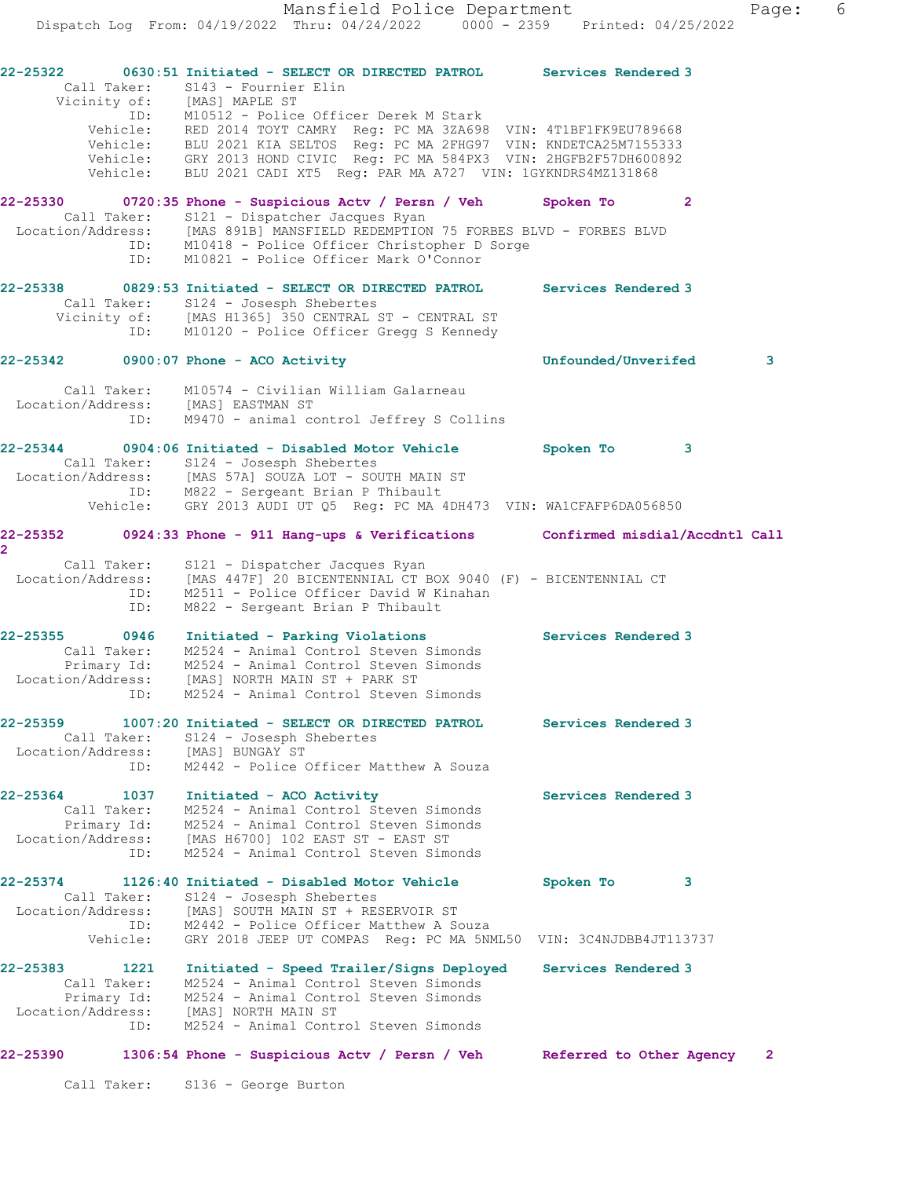22-25322 0630:51 Initiated - SELECT OR DIRECTED PATROL Services Rendered 3
Call Taker: S143 - Fournier Elin
Vicinity of: [MAS] MAPLE ST
ID: M10512 - Police Officer Derek M Stark
Vehicle: RED 2014 TOYT CAMRY Reg: PC MA 3ZA698 VIN: 4T1BF1FK9EU789668
Vehicle: BLU 2021 KIA SELTOS Reg: PC MA 2FHG97 VIN: KNDETCA25M7155333
Vehicle: GRY 2013 HOND CIVIC Reg: PC MA 584PX3 VIN: 2HGFB2F57DH600892
Vehicle: BLU 2021 CADI XT5 Reg: PAR MA A727 VIN: 1GYKNDRS4MZ131868

22-25330 0720:35 Phone - Suspicious Actv / Persn / Veh Spoken To 2
Call Taker: S121 - Dispatcher Jacques Ryan
Location/Address: [MAS 891B] MANSFIELD REDEMPTION 75 FORBES BLVD - FORBES BLVD
ID: M10418 - Police Officer Christopher D Sorge
ID: M10821 - Police Officer Mark O'Connor

22-25338 0829:53 Initiated - SELECT OR DIRECTED PATROL Services Rendered 3
Call Taker: S124 - Josesph Shebertes
Vicinity of: [MAS H1365] 350 CENTRAL ST - CENTRAL ST
ID: M10120 - Police Officer Gregg S Kennedy

22-25342 0900:07 Phone - ACO Activity Unfounded/Unverifed 3
Call Taker: M10574 - Civilian William Galarneau
Location/Address: [MAS] EASTMAN ST
ID: M9470 - animal control Jeffrey S Collins

22-25344 0904:06 Initiated - Disabled Motor Vehicle Spoken To 3
Call Taker: S124 - Josesph Shebertes
Location/Address: [MAS 57A] SOUZA LOT - SOUTH MAIN ST
ID: M822 - Sergeant Brian P Thibault
Vehicle: GRY 2013 AUDI UT Q5 Reg: PC MA 4DH473 VIN: WA1CFAFP6DA056850

22-25352 0924:33 Phone - 911 Hang-ups & Verifications Confirmed misdial/Accdntl Call 2
Call Taker: S121 - Dispatcher Jacques Ryan
Location/Address: [MAS 447F] 20 BICENTENNIAL CT BOX 9040 (F) - BICENTENNIAL CT
ID: M2511 - Police Officer David W Kinahan
ID: M822 - Sergeant Brian P Thibault

22-25355 0946 Initiated - Parking Violations Services Rendered 3
Call Taker: M2524 - Animal Control Steven Simonds
Primary Id: M2524 - Animal Control Steven Simonds
Location/Address: [MAS] NORTH MAIN ST + PARK ST
ID: M2524 - Animal Control Steven Simonds

22-25359 1007:20 Initiated - SELECT OR DIRECTED PATROL Services Rendered 3
Call Taker: S124 - Josesph Shebertes
Location/Address: [MAS] BUNGAY ST
ID: M2442 - Police Officer Matthew A Souza

22-25364 1037 Initiated - ACO Activity Services Rendered 3
Call Taker: M2524 - Animal Control Steven Simonds
Primary Id: M2524 - Animal Control Steven Simonds
Location/Address: [MAS H6700] 102 EAST ST - EAST ST
ID: M2524 - Animal Control Steven Simonds

22-25374 1126:40 Initiated - Disabled Motor Vehicle Spoken To 3
Call Taker: S124 - Josesph Shebertes
Location/Address: [MAS] SOUTH MAIN ST + RESERVOIR ST
ID: M2442 - Police Officer Matthew A Souza
Vehicle: GRY 2018 JEEP UT COMPAS Reg: PC MA 5NML50 VIN: 3C4NJDBB4JT113737

22-25383 1221 Initiated - Speed Trailer/Signs Deployed Services Rendered 3
Call Taker: M2524 - Animal Control Steven Simonds
Primary Id: M2524 - Animal Control Steven Simonds
Location/Address: [MAS] NORTH MAIN ST
ID: M2524 - Animal Control Steven Simonds

22-25390 1306:54 Phone - Suspicious Actv / Persn / Veh Referred to Other Agency 2
Call Taker: S136 - George Burton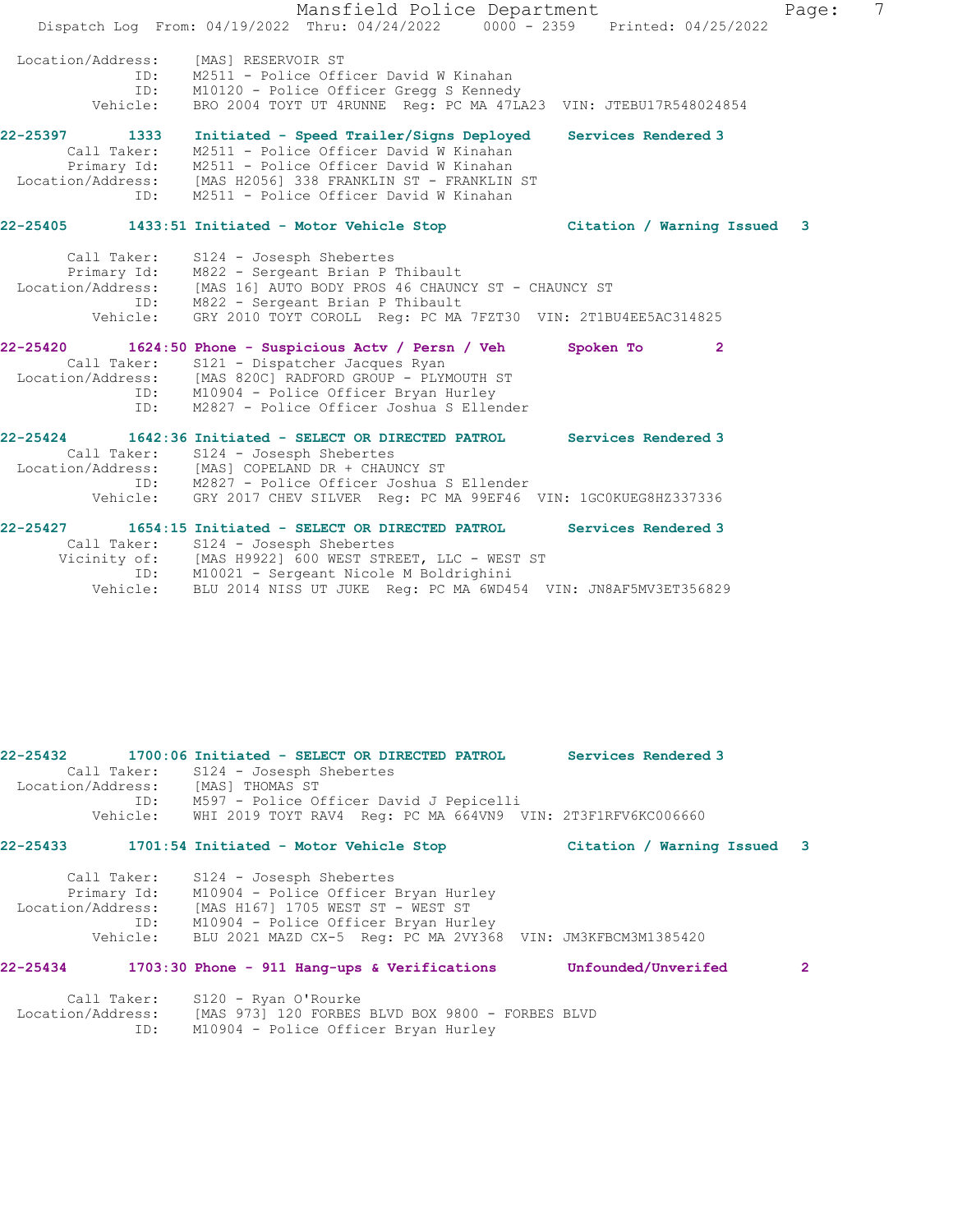```
 Location/Address:    [MAS] RESERVOIR ST
                ID:    M2511 - Police Officer David W Kinahan
                ID:    M10120 - Police Officer Gregg S Kennedy
           Vehicle:    BRO 2004 TOYT UT 4RUNNE  Reg: PC MA 47LA23  VIN: JTEBU17R548024854
```

**22-25397 1333 Initiated - Speed Trailer/Signs Deployed Services Rendered 3**

```
        Call Taker:    M2511 - Police Officer David W Kinahan
        Primary Id:    M2511 - Police Officer David W Kinahan
  Location/Address:    [MAS H2056] 338 FRANKLIN ST - FRANKLIN ST
                ID:    M2511 - Police Officer David W Kinahan
```

**22-25405 1433:51 Initiated - Motor Vehicle Stop Citation / Warning Issued 3**

```
        Call Taker:    S124 - Josesph Shebertes
        Primary Id:    M822 - Sergeant Brian P Thibault
  Location/Address:    [MAS 16] AUTO BODY PROS 46 CHAUNCY ST - CHAUNCY ST
                ID:    M822 - Sergeant Brian P Thibault
           Vehicle:    GRY 2010 TOYT COROLL  Reg: PC MA 7FZT30  VIN: 2T1BU4EE5AC314825
```

**22-25420 1624:50 Phone - Suspicious Actv / Persn / Veh Spoken To 2**

```
        Call Taker:    S121 - Dispatcher Jacques Ryan
  Location/Address:    [MAS 820C] RADFORD GROUP - PLYMOUTH ST
                ID:    M10904 - Police Officer Bryan Hurley
                ID:    M2827 - Police Officer Joshua S Ellender
```

**22-25424 1642:36 Initiated - SELECT OR DIRECTED PATROL Services Rendered 3**

```
        Call Taker:    S124 - Josesph Shebertes
  Location/Address:    [MAS] COPELAND DR + CHAUNCY ST
                ID:    M2827 - Police Officer Joshua S Ellender
           Vehicle:    GRY 2017 CHEV SILVER  Reg: PC MA 99EF46  VIN: 1GC0KUEG8HZ337336
```

**22-25427 1654:15 Initiated - SELECT OR DIRECTED PATROL Services Rendered 3**

```
        Call Taker:    S124 - Josesph Shebertes
       Vicinity of:    [MAS H9922] 600 WEST STREET, LLC - WEST ST
                ID:    M10021 - Sergeant Nicole M Boldrighini
           Vehicle:    BLU 2014 NISS UT JUKE  Reg: PC MA 6WD454  VIN: JN8AF5MV3ET356829
```

**22-25432 1700:06 Initiated - SELECT OR DIRECTED PATROL Services Rendered 3**

```
        Call Taker:    S124 - Josesph Shebertes
  Location/Address:    [MAS] THOMAS ST
                ID:    M597 - Police Officer David J Pepicelli
           Vehicle:    WHI 2019 TOYT RAV4  Reg: PC MA 664VN9  VIN: 2T3F1RFV6KC006660
```

**22-25433 1701:54 Initiated - Motor Vehicle Stop Citation / Warning Issued 3**

```
        Call Taker:    S124 - Josesph Shebertes
        Primary Id:    M10904 - Police Officer Bryan Hurley
  Location/Address:    [MAS H167] 1705 WEST ST - WEST ST
                ID:    M10904 - Police Officer Bryan Hurley
           Vehicle:    BLU 2021 MAZD CX-5  Reg: PC MA 2VY368  VIN: JM3KFBCM3M1385420
```

**22-25434 1703:30 Phone - 911 Hang-ups & Verifications Unfounded/Unverifed 2**

```
        Call Taker:    S120 - Ryan O'Rourke
  Location/Address:    [MAS 973] 120 FORBES BLVD BOX 9800 - FORBES BLVD
                ID:    M10904 - Police Officer Bryan Hurley
```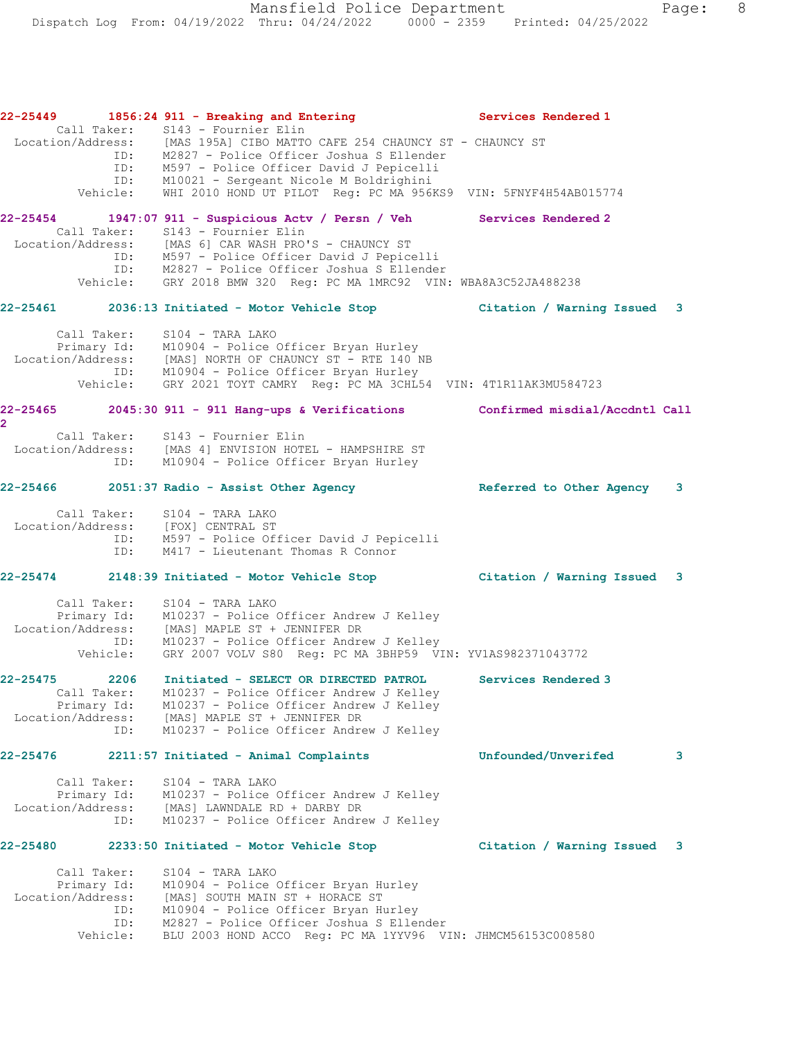**22-25449 1856:24 911 - Breaking and Entering Services Rendered 1**

Call Taker: S143 - Fournier Elin
Location/Address: [MAS 195A] CIBO MATTO CAFE 254 CHAUNCY ST - CHAUNCY ST
ID: M2827 - Police Officer Joshua S Ellender
ID: M597 - Police Officer David J Pepicelli
ID: M10021 - Sergeant Nicole M Boldrighini
Vehicle: WHI 2010 HOND UT PILOT Reg: PC MA 956KS9 VIN: 5FNYF4H54AB015774

**22-25454 1947:07 911 - Suspicious Actv / Persn / Veh Services Rendered 2**

Call Taker: S143 - Fournier Elin
Location/Address: [MAS 6] CAR WASH PRO'S - CHAUNCY ST
ID: M597 - Police Officer David J Pepicelli
ID: M2827 - Police Officer Joshua S Ellender
Vehicle: GRY 2018 BMW 320 Reg: PC MA 1MRC92 VIN: WBA8A3C52JA488238

**22-25461 2036:13 Initiated - Motor Vehicle Stop Citation / Warning Issued 3**

Call Taker: S104 - TARA LAKO
Primary Id: M10904 - Police Officer Bryan Hurley
Location/Address: [MAS] NORTH OF CHAUNCY ST - RTE 140 NB
ID: M10904 - Police Officer Bryan Hurley
Vehicle: GRY 2021 TOYT CAMRY Reg: PC MA 3CHL54 VIN: 4T1R11AK3MU584723

**22-25465 2045:30 911 - 911 Hang-ups & Verifications Confirmed misdial/Accdntl Call 2**

Call Taker: S143 - Fournier Elin
Location/Address: [MAS 4] ENVISION HOTEL - HAMPSHIRE ST
ID: M10904 - Police Officer Bryan Hurley

**22-25466 2051:37 Radio - Assist Other Agency Referred to Other Agency 3**

Call Taker: S104 - TARA LAKO
Location/Address: [FOX] CENTRAL ST
ID: M597 - Police Officer David J Pepicelli
ID: M417 - Lieutenant Thomas R Connor

**22-25474 2148:39 Initiated - Motor Vehicle Stop Citation / Warning Issued 3**

Call Taker: S104 - TARA LAKO
Primary Id: M10237 - Police Officer Andrew J Kelley
Location/Address: [MAS] MAPLE ST + JENNIFER DR
ID: M10237 - Police Officer Andrew J Kelley
Vehicle: GRY 2007 VOLV S80 Reg: PC MA 3BHP59 VIN: YV1AS982371043772

**22-25475 2206 Initiated - SELECT OR DIRECTED PATROL Services Rendered 3**

Call Taker: M10237 - Police Officer Andrew J Kelley
Primary Id: M10237 - Police Officer Andrew J Kelley
Location/Address: [MAS] MAPLE ST + JENNIFER DR
ID: M10237 - Police Officer Andrew J Kelley

**22-25476 2211:57 Initiated - Animal Complaints Unfounded/Unverifed 3**

Call Taker: S104 - TARA LAKO
Primary Id: M10237 - Police Officer Andrew J Kelley
Location/Address: [MAS] LAWNDALE RD + DARBY DR
ID: M10237 - Police Officer Andrew J Kelley

**22-25480 2233:50 Initiated - Motor Vehicle Stop Citation / Warning Issued 3**

Call Taker: S104 - TARA LAKO
Primary Id: M10904 - Police Officer Bryan Hurley
Location/Address: [MAS] SOUTH MAIN ST + HORACE ST
ID: M10904 - Police Officer Bryan Hurley
ID: M2827 - Police Officer Joshua S Ellender
Vehicle: BLU 2003 HOND ACCO Reg: PC MA 1YYV96 VIN: JHMCM56153C008580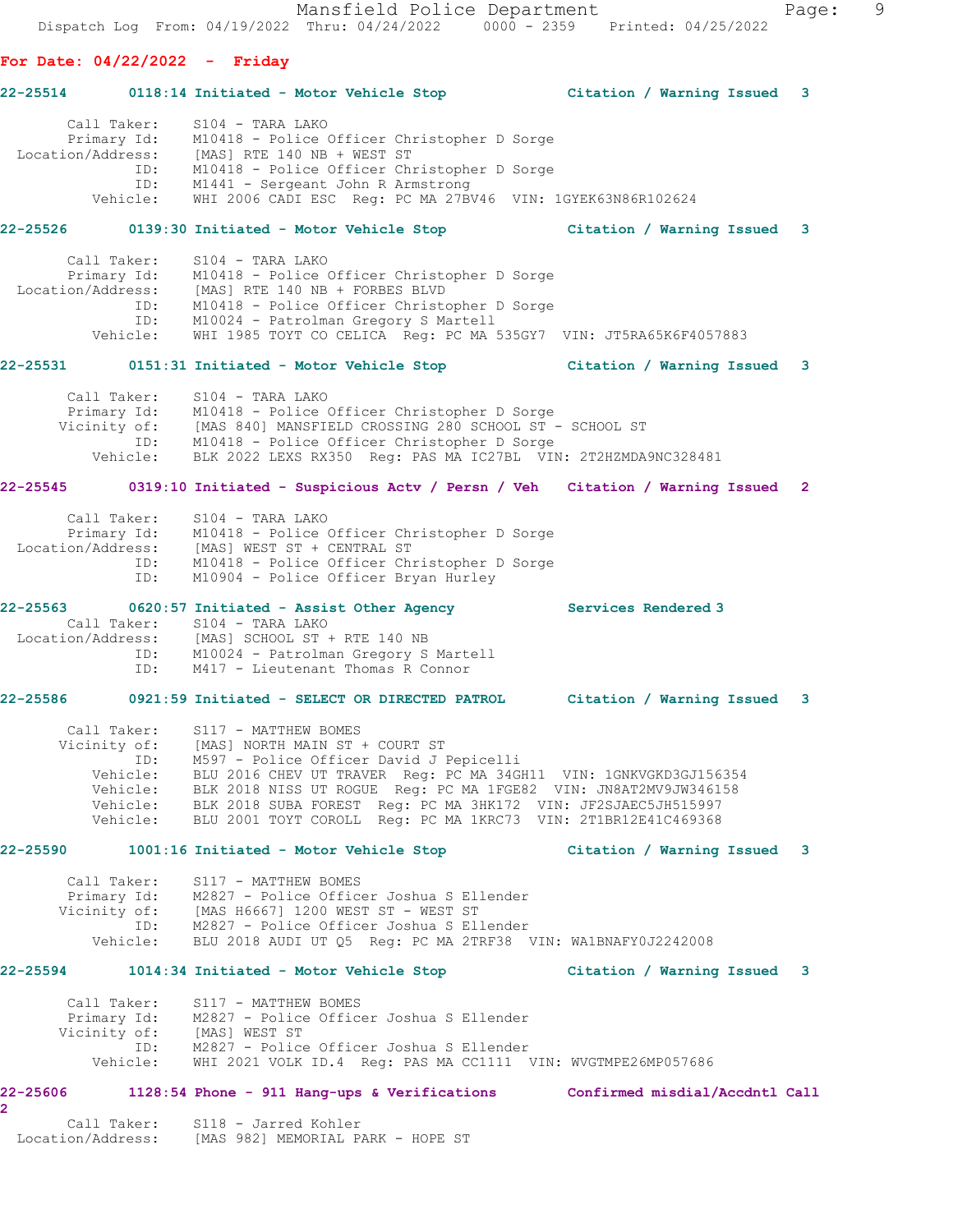**For Date: 04/22/2022 - Friday**

**22-25514 0118:14 Initiated - Motor Vehicle Stop Citation / Warning Issued 3**

```
       Call Taker:    S104 - TARA LAKO
       Primary Id:    M10418 - Police Officer Christopher D Sorge
 Location/Address:    [MAS] RTE 140 NB + WEST ST
               ID:    M10418 - Police Officer Christopher D Sorge
               ID:    M1441 - Sergeant John R Armstrong
          Vehicle:    WHI 2006 CADI ESC  Reg: PC MA 27BV46  VIN: 1GYEK63N86R102624
```

**22-25526 0139:30 Initiated - Motor Vehicle Stop Citation / Warning Issued 3**

```
       Call Taker:    S104 - TARA LAKO
       Primary Id:    M10418 - Police Officer Christopher D Sorge
 Location/Address:    [MAS] RTE 140 NB + FORBES BLVD
               ID:    M10418 - Police Officer Christopher D Sorge
               ID:    M10024 - Patrolman Gregory S Martell
          Vehicle:    WHI 1985 TOYT CO CELICA  Reg: PC MA 535GY7  VIN: JT5RA65K6F4057883
```

**22-25531 0151:31 Initiated - Motor Vehicle Stop Citation / Warning Issued 3**

```
       Call Taker:    S104 - TARA LAKO
       Primary Id:    M10418 - Police Officer Christopher D Sorge
      Vicinity of:    [MAS 840] MANSFIELD CROSSING 280 SCHOOL ST - SCHOOL ST
               ID:    M10418 - Police Officer Christopher D Sorge
          Vehicle:    BLK 2022 LEXS RX350  Reg: PAS MA IC27BL  VIN: 2T2HZMDA9NC328481
```

**22-25545 0319:10 Initiated - Suspicious Actv / Persn / Veh Citation / Warning Issued 2**

```
       Call Taker:    S104 - TARA LAKO
       Primary Id:    M10418 - Police Officer Christopher D Sorge
 Location/Address:    [MAS] WEST ST + CENTRAL ST
               ID:    M10418 - Police Officer Christopher D Sorge
               ID:    M10904 - Police Officer Bryan Hurley
```

**22-25563 0620:57 Initiated - Assist Other Agency Services Rendered 3**

```
       Call Taker:    S104 - TARA LAKO
 Location/Address:    [MAS] SCHOOL ST + RTE 140 NB
               ID:    M10024 - Patrolman Gregory S Martell
               ID:    M417 - Lieutenant Thomas R Connor
```

**22-25586 0921:59 Initiated - SELECT OR DIRECTED PATROL Citation / Warning Issued 3**

```
       Call Taker:    S117 - MATTHEW BOMES
      Vicinity of:    [MAS] NORTH MAIN ST + COURT ST
               ID:    M597 - Police Officer David J Pepicelli
          Vehicle:    BLU 2016 CHEV UT TRAVER  Reg: PC MA 34GH11  VIN: 1GNKVGKD3GJ156354
          Vehicle:    BLK 2018 NISS UT ROGUE  Reg: PC MA 1FGE82  VIN: JN8AT2MV9JW346158
          Vehicle:    BLK 2018 SUBA FOREST  Reg: PC MA 3HK172  VIN: JF2SJAEC5JH515997
          Vehicle:    BLU 2001 TOYT COROLL  Reg: PC MA 1KRC73  VIN: 2T1BR12E41C469368
```

**22-25590 1001:16 Initiated - Motor Vehicle Stop Citation / Warning Issued 3**

```
       Call Taker:    S117 - MATTHEW BOMES
       Primary Id:    M2827 - Police Officer Joshua S Ellender
      Vicinity of:    [MAS H6667] 1200 WEST ST - WEST ST
               ID:    M2827 - Police Officer Joshua S Ellender
          Vehicle:    BLU 2018 AUDI UT Q5  Reg: PC MA 2TRF38  VIN: WA1BNAFY0J2242008
```

**22-25594 1014:34 Initiated - Motor Vehicle Stop Citation / Warning Issued 3**

```
       Call Taker:    S117 - MATTHEW BOMES
       Primary Id:    M2827 - Police Officer Joshua S Ellender
      Vicinity of:    [MAS] WEST ST
               ID:    M2827 - Police Officer Joshua S Ellender
          Vehicle:    WHI 2021 VOLK ID.4  Reg: PAS MA CC1111  VIN: WVGTMPE26MP057686
```

**22-25606 1128:54 Phone - 911 Hang-ups & Verifications Confirmed misdial/Accdntl Call 2**

```
       Call Taker:    S118 - Jarred Kohler
 Location/Address:    [MAS 982] MEMORIAL PARK - HOPE ST
```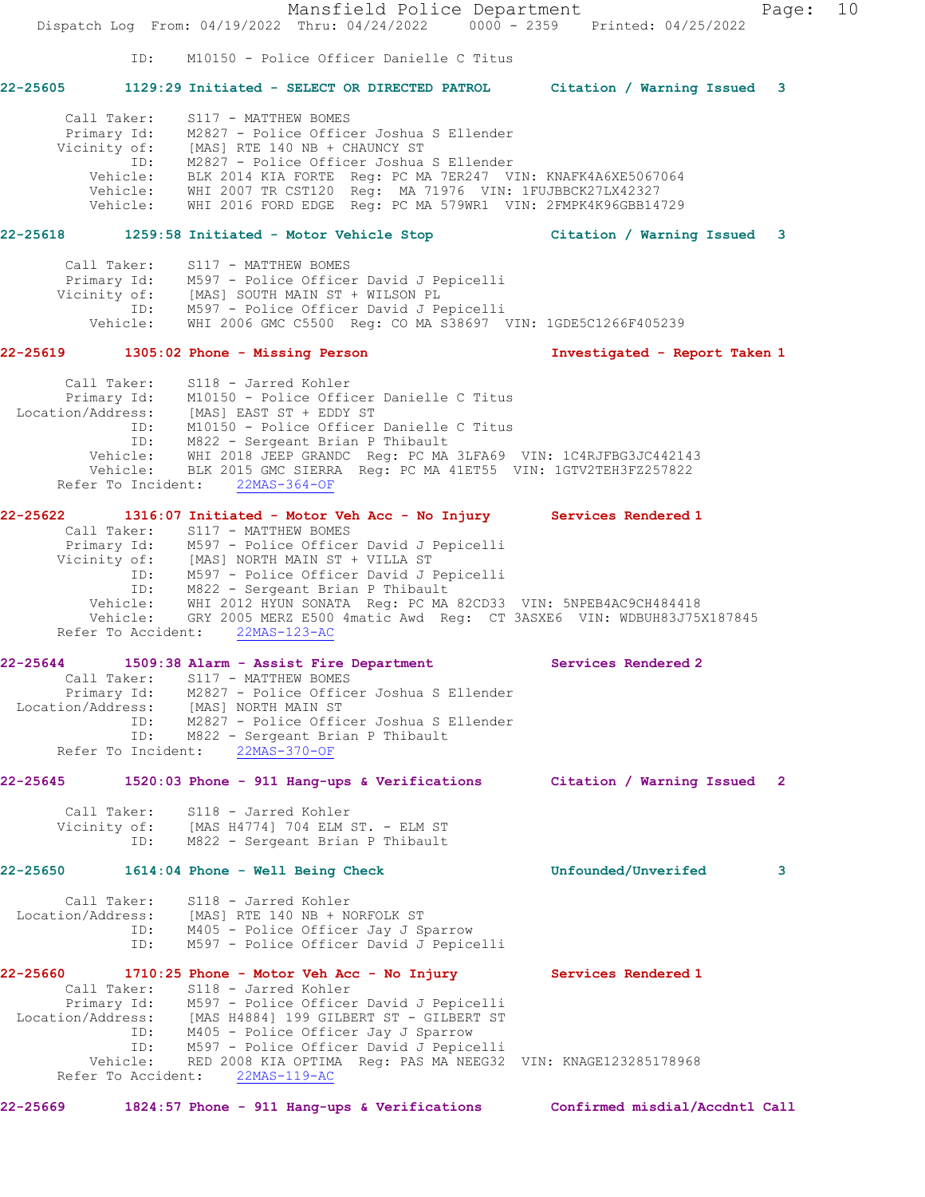ID: M10150 - Police Officer Danielle C Titus

**22-25605 1129:29 Initiated - SELECT OR DIRECTED PATROL Citation / Warning Issued 3**

Call Taker: S117 - MATTHEW BOMES
Primary Id: M2827 - Police Officer Joshua S Ellender
Vicinity of: [MAS] RTE 140 NB + CHAUNCY ST
ID: M2827 - Police Officer Joshua S Ellender
Vehicle: BLK 2014 KIA FORTE Reg: PC MA 7ER247 VIN: KNAFK4A6XE5067064
Vehicle: WHI 2007 TR CST120 Reg: MA 71976 VIN: 1FUJBBCK27LX42327
Vehicle: WHI 2016 FORD EDGE Reg: PC MA 579WR1 VIN: 2FMPK4K96GBB14729

**22-25618 1259:58 Initiated - Motor Vehicle Stop Citation / Warning Issued 3**

Call Taker: S117 - MATTHEW BOMES
Primary Id: M597 - Police Officer David J Pepicelli
Vicinity of: [MAS] SOUTH MAIN ST + WILSON PL
ID: M597 - Police Officer David J Pepicelli
Vehicle: WHI 2006 GMC C5500 Reg: CO MA S38697 VIN: 1GDE5C1266F405239

**22-25619 1305:02 Phone - Missing Person Investigated - Report Taken 1**

Call Taker: S118 - Jarred Kohler
Primary Id: M10150 - Police Officer Danielle C Titus
Location/Address: [MAS] EAST ST + EDDY ST
ID: M10150 - Police Officer Danielle C Titus
ID: M822 - Sergeant Brian P Thibault
Vehicle: WHI 2018 JEEP GRANDC Reg: PC MA 3LFA69 VIN: 1C4RJFBG3JC442143
Vehicle: BLK 2015 GMC SIERRA Reg: PC MA 41ET55 VIN: 1GTV2TEH3FZ257822
Refer To Incident: 22MAS-364-OF

**22-25622 1316:07 Initiated - Motor Veh Acc - No Injury Services Rendered 1**

Call Taker: S117 - MATTHEW BOMES
Primary Id: M597 - Police Officer David J Pepicelli
Vicinity of: [MAS] NORTH MAIN ST + VILLA ST
ID: M597 - Police Officer David J Pepicelli
ID: M822 - Sergeant Brian P Thibault
Vehicle: WHI 2012 HYUN SONATA Reg: PC MA 82CD33 VIN: 5NPEB4AC9CH484418
Vehicle: GRY 2005 MERZ E500 4matic Awd Reg: CT 3ASXE6 VIN: WDBUH83J75X187845
Refer To Accident: 22MAS-123-AC

**22-25644 1509:38 Alarm - Assist Fire Department Services Rendered 2**

Call Taker: S117 - MATTHEW BOMES
Primary Id: M2827 - Police Officer Joshua S Ellender
Location/Address: [MAS] NORTH MAIN ST
ID: M2827 - Police Officer Joshua S Ellender
ID: M822 - Sergeant Brian P Thibault
Refer To Incident: 22MAS-370-OF

**22-25645 1520:03 Phone - 911 Hang-ups & Verifications Citation / Warning Issued 2**

Call Taker: S118 - Jarred Kohler
Vicinity of: [MAS H4774] 704 ELM ST. - ELM ST
ID: M822 - Sergeant Brian P Thibault

**22-25650 1614:04 Phone - Well Being Check Unfounded/Unverifed 3**

Call Taker: S118 - Jarred Kohler
Location/Address: [MAS] RTE 140 NB + NORFOLK ST
ID: M405 - Police Officer Jay J Sparrow
ID: M597 - Police Officer David J Pepicelli

**22-25660 1710:25 Phone - Motor Veh Acc - No Injury Services Rendered 1**

Call Taker: S118 - Jarred Kohler
Primary Id: M597 - Police Officer David J Pepicelli
Location/Address: [MAS H4884] 199 GILBERT ST - GILBERT ST
ID: M405 - Police Officer Jay J Sparrow
ID: M597 - Police Officer David J Pepicelli
Vehicle: RED 2008 KIA OPTIMA Reg: PAS MA NEEG32 VIN: KNAGE123285178968
Refer To Accident: 22MAS-119-AC

**22-25669 1824:57 Phone - 911 Hang-ups & Verifications Confirmed misdial/Accdntl Call**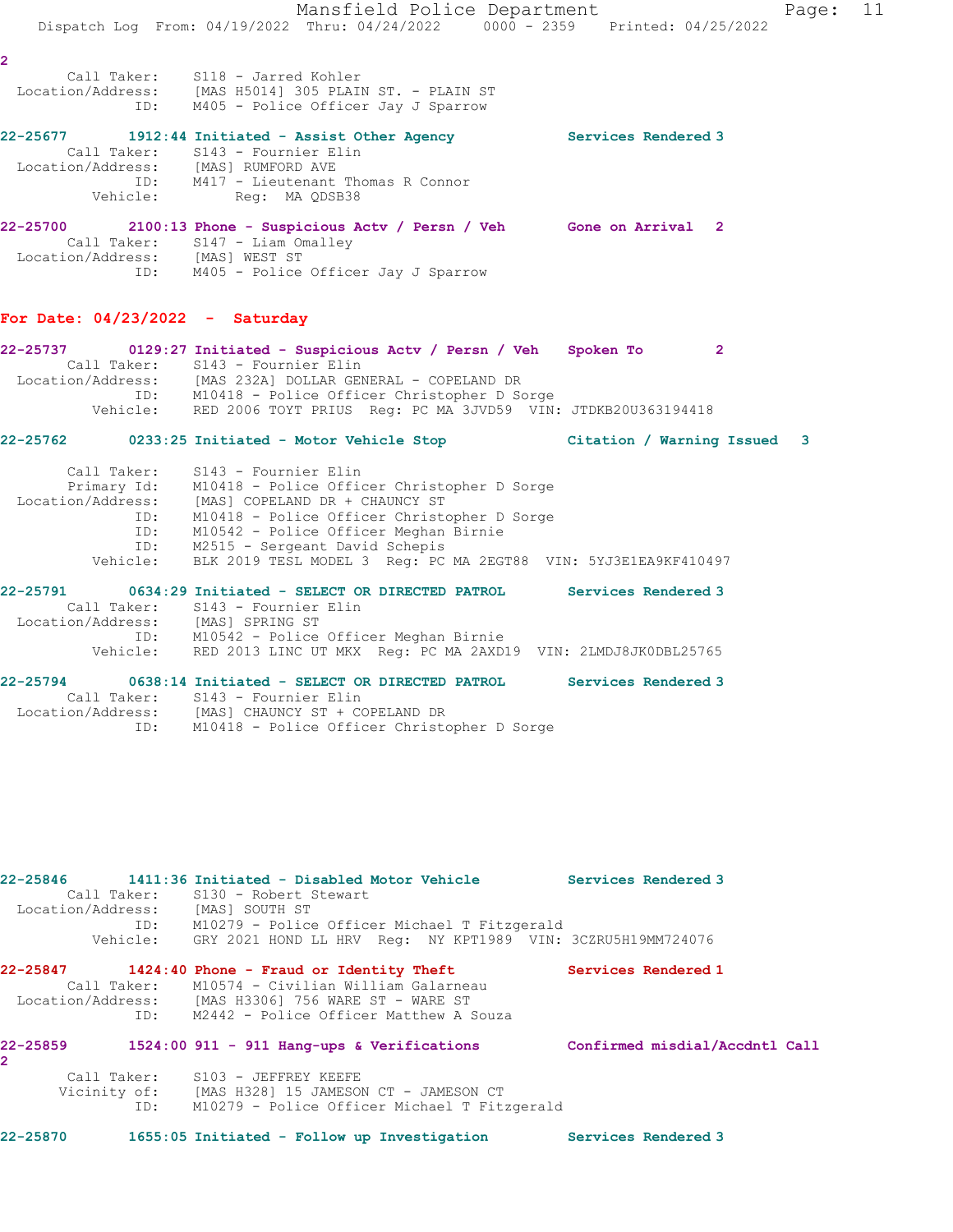2

```
       Call Taker:    S118 - Jarred Kohler
 Location/Address:    [MAS H5014] 305 PLAIN ST. - PLAIN ST
               ID:    M405 - Police Officer Jay J Sparrow
```

**22-25677       1912:44 Initiated - Assist Other Agency            Services Rendered 3**

```
       Call Taker:    S143 - Fournier Elin
 Location/Address:    [MAS] RUMFORD AVE
               ID:    M417 - Lieutenant Thomas R Connor
          Vehicle:        Reg:  MA QDSB38
```

**22-25700       2100:13 Phone - Suspicious Actv / Persn / Veh       Gone on Arrival  2**

```
       Call Taker:    S147 - Liam Omalley
 Location/Address:    [MAS] WEST ST
               ID:    M405 - Police Officer Jay J Sparrow
```

## For Date: 04/23/2022  -  Saturday

**22-25737       0129:27 Initiated - Suspicious Actv / Persn / Veh    Spoken To        2**

```
       Call Taker:    S143 - Fournier Elin
 Location/Address:    [MAS 232A] DOLLAR GENERAL - COPELAND DR
               ID:    M10418 - Police Officer Christopher D Sorge
          Vehicle:    RED 2006 TOYT PRIUS  Reg: PC MA 3JVD59  VIN: JTDKB20U363194418
```

**22-25762       0233:25 Initiated - Motor Vehicle Stop             Citation / Warning Issued  3**

```
       Call Taker:    S143 - Fournier Elin
       Primary Id:    M10418 - Police Officer Christopher D Sorge
 Location/Address:    [MAS] COPELAND DR + CHAUNCY ST
               ID:    M10418 - Police Officer Christopher D Sorge
               ID:    M10542 - Police Officer Meghan Birnie
               ID:    M2515 - Sergeant David Schepis
          Vehicle:    BLK 2019 TESL MODEL 3  Reg: PC MA 2EGT88  VIN: 5YJ3E1EA9KF410497
```

**22-25791       0634:29 Initiated - SELECT OR DIRECTED PATROL       Services Rendered 3**

```
       Call Taker:    S143 - Fournier Elin
 Location/Address:    [MAS] SPRING ST
               ID:    M10542 - Police Officer Meghan Birnie
          Vehicle:    RED 2013 LINC UT MKX  Reg: PC MA 2AXD19  VIN: 2LMDJ8JK0DBL25765
```

**22-25794       0638:14 Initiated - SELECT OR DIRECTED PATROL       Services Rendered 3**

```
       Call Taker:    S143 - Fournier Elin
 Location/Address:    [MAS] CHAUNCY ST + COPELAND DR
               ID:    M10418 - Police Officer Christopher D Sorge
```

**22-25846       1411:36 Initiated - Disabled Motor Vehicle         Services Rendered 3**

```
       Call Taker:    S130 - Robert Stewart
 Location/Address:    [MAS] SOUTH ST
               ID:    M10279 - Police Officer Michael T Fitzgerald
          Vehicle:    GRY 2021 HOND LL HRV  Reg:  NY KPT1989  VIN: 3CZRU5H19MM724076
```

**22-25847       1424:40 Phone - Fraud or Identity Theft            Services Rendered 1**

```
       Call Taker:    M10574 - Civilian William Galarneau
 Location/Address:    [MAS H3306] 756 WARE ST - WARE ST
               ID:    M2442 - Police Officer Matthew A Souza
```

**22-25859       1524:00 911 - 911 Hang-ups & Verifications         Confirmed misdial/Accdntl Call 2**

```
       Call Taker:    S103 - JEFFREY KEEFE
      Vicinity of:    [MAS H328] 15 JAMESON CT - JAMESON CT
               ID:    M10279 - Police Officer Michael T Fitzgerald
```

**22-25870       1655:05 Initiated - Follow up Investigation        Services Rendered 3**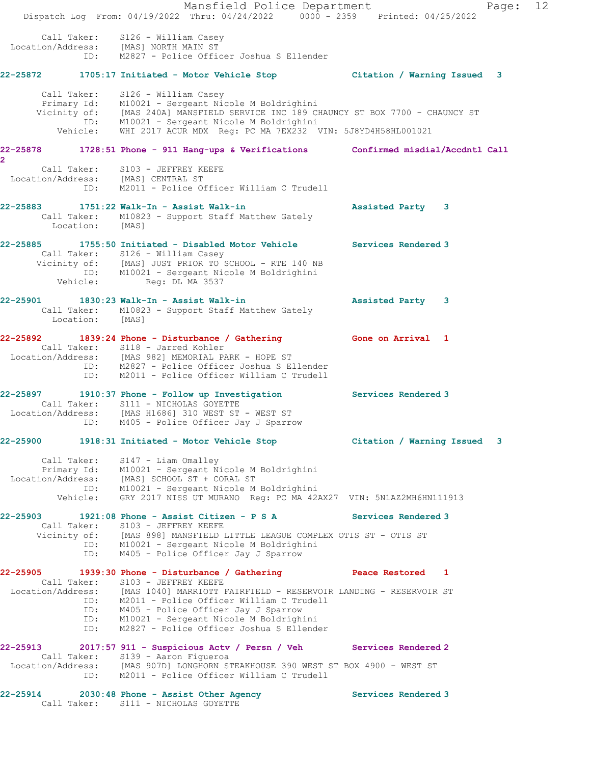Call Taker: S126 - William Casey
Location/Address: [MAS] NORTH MAIN ST
ID: M2827 - Police Officer Joshua S Ellender

**22-25872 1705:17 Initiated - Motor Vehicle Stop — Citation / Warning Issued 3**

Call Taker: S126 - William Casey
Primary Id: M10021 - Sergeant Nicole M Boldrighini
Vicinity of: [MAS 240A] MANSFIELD SERVICE INC 189 CHAUNCY ST BOX 7700 - CHAUNCY ST
ID: M10021 - Sergeant Nicole M Boldrighini
Vehicle: WHI 2017 ACUR MDX Reg: PC MA 7EX232 VIN: 5J8YD4H58HL001021

**22-25878 1728:51 Phone - 911 Hang-ups & Verifications — Confirmed misdial/Accdntl Call 2**

Call Taker: S103 - JEFFREY KEEFE
Location/Address: [MAS] CENTRAL ST
ID: M2011 - Police Officer William C Trudell

**22-25883 1751:22 Walk-In - Assist Walk-in — Assisted Party 3**

Call Taker: M10823 - Support Staff Matthew Gately
Location: [MAS]

**22-25885 1755:50 Initiated - Disabled Motor Vehicle — Services Rendered 3**

Call Taker: S126 - William Casey
Vicinity of: [MAS] JUST PRIOR TO SCHOOL - RTE 140 NB
ID: M10021 - Sergeant Nicole M Boldrighini
Vehicle: Reg: DL MA 3537

**22-25901 1830:23 Walk-In - Assist Walk-in — Assisted Party 3**

Call Taker: M10823 - Support Staff Matthew Gately
Location: [MAS]

**22-25892 1839:24 Phone - Disturbance / Gathering — Gone on Arrival 1**

Call Taker: S118 - Jarred Kohler
Location/Address: [MAS 982] MEMORIAL PARK - HOPE ST
ID: M2827 - Police Officer Joshua S Ellender
ID: M2011 - Police Officer William C Trudell

**22-25897 1910:37 Phone - Follow up Investigation — Services Rendered 3**

Call Taker: S111 - NICHOLAS GOYETTE
Location/Address: [MAS H1686] 310 WEST ST - WEST ST
ID: M405 - Police Officer Jay J Sparrow

**22-25900 1918:31 Initiated - Motor Vehicle Stop — Citation / Warning Issued 3**

Call Taker: S147 - Liam Omalley
Primary Id: M10021 - Sergeant Nicole M Boldrighini
Location/Address: [MAS] SCHOOL ST + CORAL ST
ID: M10021 - Sergeant Nicole M Boldrighini
Vehicle: GRY 2017 NISS UT MURANO Reg: PC MA 42AX27 VIN: 5N1AZ2MH6HN111913

**22-25903 1921:08 Phone - Assist Citizen - P S A — Services Rendered 3**

Call Taker: S103 - JEFFREY KEEFE
Vicinity of: [MAS 898] MANSFIELD LITTLE LEAGUE COMPLEX OTIS ST - OTIS ST
ID: M10021 - Sergeant Nicole M Boldrighini
ID: M405 - Police Officer Jay J Sparrow

**22-25905 1939:30 Phone - Disturbance / Gathering — Peace Restored 1**

Call Taker: S103 - JEFFREY KEEFE
Location/Address: [MAS 1040] MARRIOTT FAIRFIELD - RESERVOIR LANDING - RESERVOIR ST
ID: M2011 - Police Officer William C Trudell
ID: M405 - Police Officer Jay J Sparrow
ID: M10021 - Sergeant Nicole M Boldrighini
ID: M2827 - Police Officer Joshua S Ellender

**22-25913 2017:57 911 - Suspicious Actv / Persn / Veh — Services Rendered 2**

Call Taker: S139 - Aaron Figueroa
Location/Address: [MAS 907D] LONGHORN STEAKHOUSE 390 WEST ST BOX 4900 - WEST ST
ID: M2011 - Police Officer William C Trudell

**22-25914 2030:48 Phone - Assist Other Agency — Services Rendered 3**

Call Taker: S111 - NICHOLAS GOYETTE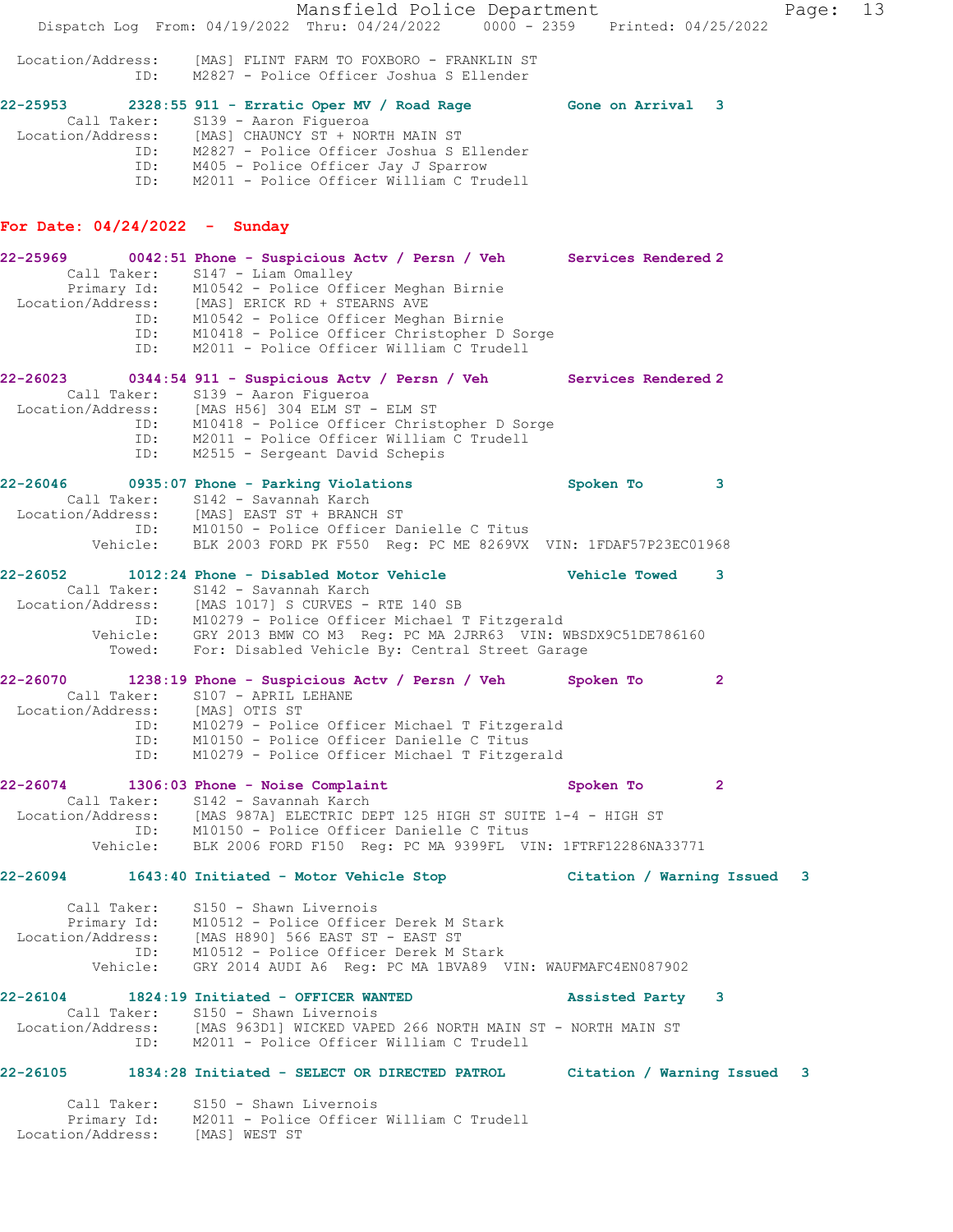Location/Address: [MAS] FLINT FARM TO FOXBORO - FRANKLIN ST
ID: M2827 - Police Officer Joshua S Ellender

**22-25953 2328:55 911 - Erratic Oper MV / Road Rage Gone on Arrival 3**
Call Taker: S139 - Aaron Figueroa
Location/Address: [MAS] CHAUNCY ST + NORTH MAIN ST
ID: M2827 - Police Officer Joshua S Ellender
ID: M405 - Police Officer Jay J Sparrow
ID: M2011 - Police Officer William C Trudell

## For Date: 04/24/2022 - Sunday

**22-25969 0042:51 Phone - Suspicious Actv / Persn / Veh Services Rendered 2**
Call Taker: S147 - Liam Omalley
Primary Id: M10542 - Police Officer Meghan Birnie
Location/Address: [MAS] ERICK RD + STEARNS AVE
ID: M10542 - Police Officer Meghan Birnie
ID: M10418 - Police Officer Christopher D Sorge
ID: M2011 - Police Officer William C Trudell

**22-26023 0344:54 911 - Suspicious Actv / Persn / Veh Services Rendered 2**
Call Taker: S139 - Aaron Figueroa
Location/Address: [MAS H56] 304 ELM ST - ELM ST
ID: M10418 - Police Officer Christopher D Sorge
ID: M2011 - Police Officer William C Trudell
ID: M2515 - Sergeant David Schepis

**22-26046 0935:07 Phone - Parking Violations Spoken To 3**
Call Taker: S142 - Savannah Karch
Location/Address: [MAS] EAST ST + BRANCH ST
ID: M10150 - Police Officer Danielle C Titus
Vehicle: BLK 2003 FORD PK F550 Reg: PC ME 8269VX VIN: 1FDAF57P23EC01968

**22-26052 1012:24 Phone - Disabled Motor Vehicle Vehicle Towed 3**
Call Taker: S142 - Savannah Karch
Location/Address: [MAS 1017] S CURVES - RTE 140 SB
ID: M10279 - Police Officer Michael T Fitzgerald
Vehicle: GRY 2013 BMW CO M3 Reg: PC MA 2JRR63 VIN: WBSDX9C51DE786160
Towed: For: Disabled Vehicle By: Central Street Garage

**22-26070 1238:19 Phone - Suspicious Actv / Persn / Veh Spoken To 2**
Call Taker: S107 - APRIL LEHANE
Location/Address: [MAS] OTIS ST
ID: M10279 - Police Officer Michael T Fitzgerald
ID: M10150 - Police Officer Danielle C Titus
ID: M10279 - Police Officer Michael T Fitzgerald

**22-26074 1306:03 Phone - Noise Complaint Spoken To 2**
Call Taker: S142 - Savannah Karch
Location/Address: [MAS 987A] ELECTRIC DEPT 125 HIGH ST SUITE 1-4 - HIGH ST
ID: M10150 - Police Officer Danielle C Titus
Vehicle: BLK 2006 FORD F150 Reg: PC MA 9399FL VIN: 1FTRF12286NA33771

**22-26094 1643:40 Initiated - Motor Vehicle Stop Citation / Warning Issued 3**
Call Taker: S150 - Shawn Livernois
Primary Id: M10512 - Police Officer Derek M Stark
Location/Address: [MAS H890] 566 EAST ST - EAST ST
ID: M10512 - Police Officer Derek M Stark
Vehicle: GRY 2014 AUDI A6 Reg: PC MA 1BVA89 VIN: WAUFMAFC4EN087902

**22-26104 1824:19 Initiated - OFFICER WANTED Assisted Party 3**
Call Taker: S150 - Shawn Livernois
Location/Address: [MAS 963D1] WICKED VAPED 266 NORTH MAIN ST - NORTH MAIN ST
ID: M2011 - Police Officer William C Trudell

**22-26105 1834:28 Initiated - SELECT OR DIRECTED PATROL Citation / Warning Issued 3**
Call Taker: S150 - Shawn Livernois
Primary Id: M2011 - Police Officer William C Trudell
Location/Address: [MAS] WEST ST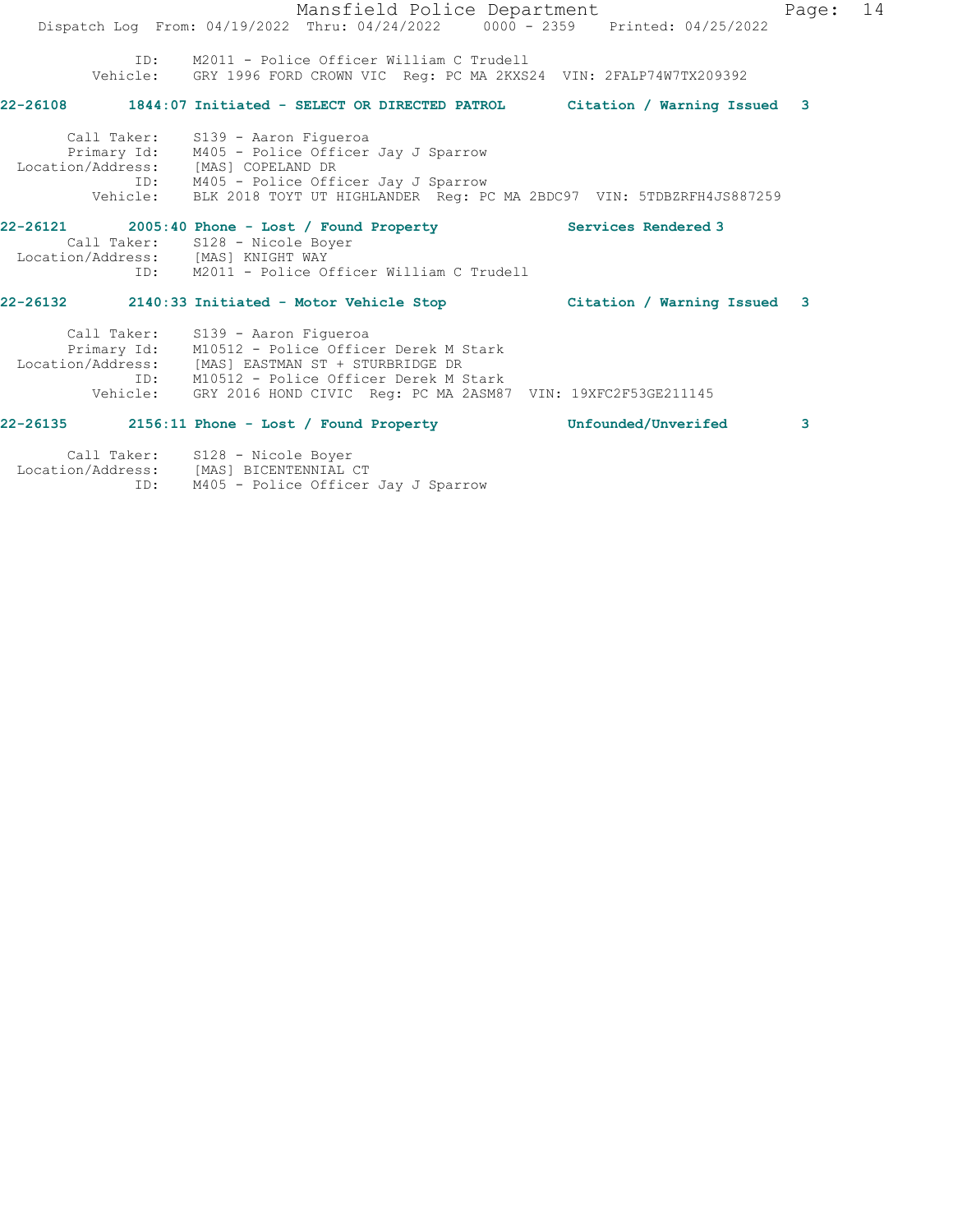ID: M2011 - Police Officer William C Trudell
Vehicle: GRY 1996 FORD CROWN VIC Reg: PC MA 2KXS24 VIN: 2FALP74W7TX209392

**22-26108 1844:07 Initiated - SELECT OR DIRECTED PATROL Citation / Warning Issued 3**

Call Taker: S139 - Aaron Figueroa
Primary Id: M405 - Police Officer Jay J Sparrow
Location/Address: [MAS] COPELAND DR
ID: M405 - Police Officer Jay J Sparrow
Vehicle: BLK 2018 TOYT UT HIGHLANDER Reg: PC MA 2BDC97 VIN: 5TDBZRFH4JS887259

**22-26121 2005:40 Phone - Lost / Found Property Services Rendered 3**

Call Taker: S128 - Nicole Boyer
Location/Address: [MAS] KNIGHT WAY
ID: M2011 - Police Officer William C Trudell

**22-26132 2140:33 Initiated - Motor Vehicle Stop Citation / Warning Issued 3**

Call Taker: S139 - Aaron Figueroa
Primary Id: M10512 - Police Officer Derek M Stark
Location/Address: [MAS] EASTMAN ST + STURBRIDGE DR
ID: M10512 - Police Officer Derek M Stark
Vehicle: GRY 2016 HOND CIVIC Reg: PC MA 2ASM87 VIN: 19XFC2F53GE211145

**22-26135 2156:11 Phone - Lost / Found Property Unfounded/Unverifed 3**

Call Taker: S128 - Nicole Boyer
Location/Address: [MAS] BICENTENNIAL CT
ID: M405 - Police Officer Jay J Sparrow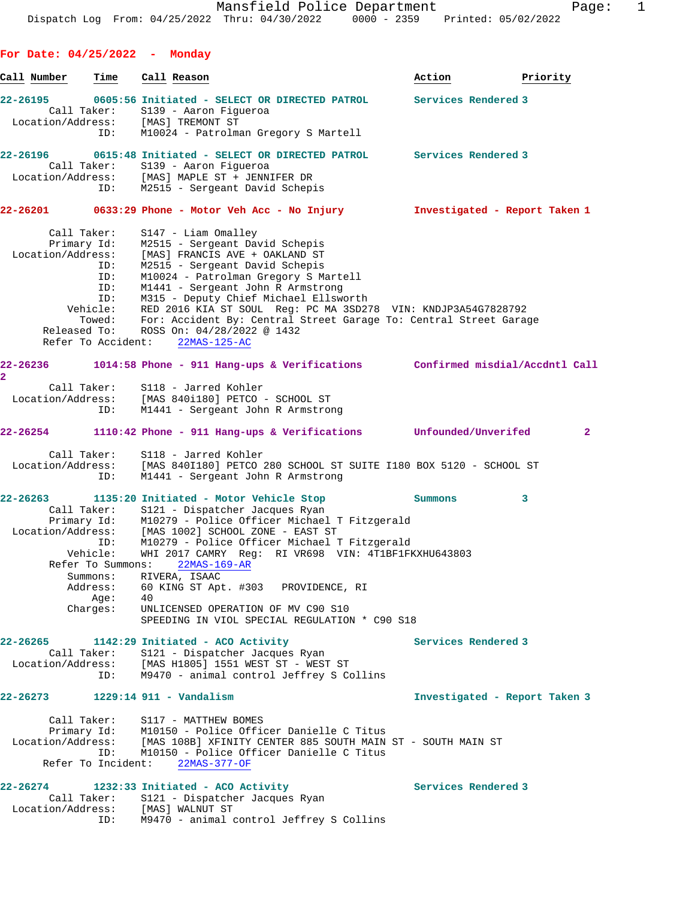Mansfield Police Department
Dispatch Log From: 04/25/2022 Thru: 04/30/2022 0000 - 2359 Printed: 05/02/2022

## For Date: 04/25/2022 - Monday

| Call Number | Time | Call Reason | Action | Priority |
|---|---|---|---|---|

**22-26195** 0605:56 Initiated - SELECT OR DIRECTED PATROL — Services Rendered 3
Call Taker: S139 - Aaron Figueroa
Location/Address: [MAS] TREMONT ST
ID: M10024 - Patrolman Gregory S Martell

**22-26196** 0615:48 Initiated - SELECT OR DIRECTED PATROL — Services Rendered 3
Call Taker: S139 - Aaron Figueroa
Location/Address: [MAS] MAPLE ST + JENNIFER DR
ID: M2515 - Sergeant David Schepis

**22-26201** 0633:29 Phone - Motor Veh Acc - No Injury — Investigated - Report Taken 1
Call Taker: S147 - Liam Omalley
Primary Id: M2515 - Sergeant David Schepis
Location/Address: [MAS] FRANCIS AVE + OAKLAND ST
ID: M2515 - Sergeant David Schepis
ID: M10024 - Patrolman Gregory S Martell
ID: M1441 - Sergeant John R Armstrong
ID: M315 - Deputy Chief Michael Ellsworth
Vehicle: RED 2016 KIA ST SOUL Reg: PC MA 3SD278 VIN: KNDJP3A54G7828792
Towed: For: Accident By: Central Street Garage To: Central Street Garage
Released To: ROSS On: 04/28/2022 @ 1432
Refer To Accident: 22MAS-125-AC

**22-26236** 1014:58 Phone - 911 Hang-ups & Verifications — Confirmed misdial/Accdntl Call 2
Call Taker: S118 - Jarred Kohler
Location/Address: [MAS 840i180] PETCO - SCHOOL ST
ID: M1441 - Sergeant John R Armstrong

**22-26254** 1110:42 Phone - 911 Hang-ups & Verifications — Unfounded/Unverifed 2
Call Taker: S118 - Jarred Kohler
Location/Address: [MAS 840I180] PETCO 280 SCHOOL ST SUITE I180 BOX 5120 - SCHOOL ST
ID: M1441 - Sergeant John R Armstrong

**22-26263** 1135:20 Initiated - Motor Vehicle Stop — Summons 3
Call Taker: S121 - Dispatcher Jacques Ryan
Primary Id: M10279 - Police Officer Michael T Fitzgerald
Location/Address: [MAS 1002] SCHOOL ZONE - EAST ST
ID: M10279 - Police Officer Michael T Fitzgerald
Vehicle: WHI 2017 CAMRY Reg: RI VR698 VIN: 4T1BF1FKXHU643803
Refer To Summons: 22MAS-169-AR
Summons: RIVERA, ISAAC
Address: 60 KING ST Apt. #303 PROVIDENCE, RI
Age: 40
Charges: UNLICENSED OPERATION OF MV C90 S10
SPEEDING IN VIOL SPECIAL REGULATION * C90 S18

**22-26265** 1142:29 Initiated - ACO Activity — Services Rendered 3
Call Taker: S121 - Dispatcher Jacques Ryan
Location/Address: [MAS H1805] 1551 WEST ST - WEST ST
ID: M9470 - animal control Jeffrey S Collins

**22-26273** 1229:14 911 - Vandalism — Investigated - Report Taken 3
Call Taker: S117 - MATTHEW BOMES
Primary Id: M10150 - Police Officer Danielle C Titus
Location/Address: [MAS 108B] XFINITY CENTER 885 SOUTH MAIN ST - SOUTH MAIN ST
ID: M10150 - Police Officer Danielle C Titus
Refer To Incident: 22MAS-377-OF

**22-26274** 1232:33 Initiated - ACO Activity — Services Rendered 3
Call Taker: S121 - Dispatcher Jacques Ryan
Location/Address: [MAS] WALNUT ST
ID: M9470 - animal control Jeffrey S Collins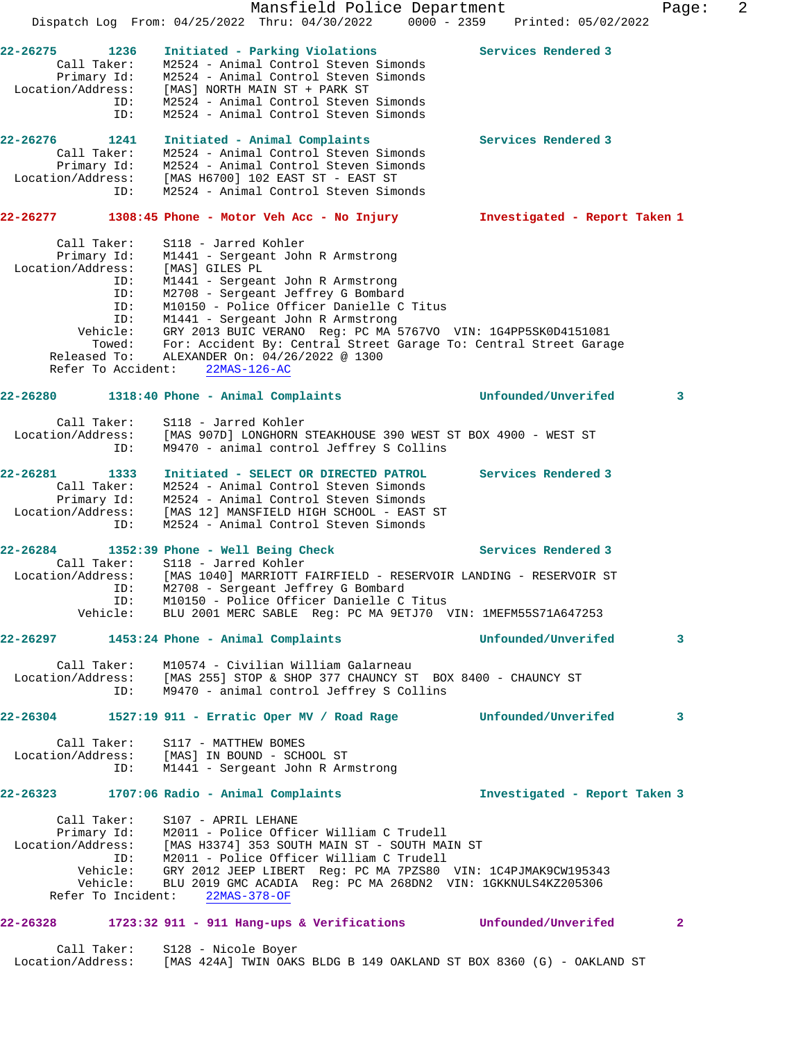22-26275 1236 Initiated - Parking Violations Services Rendered 3
Call Taker: M2524 - Animal Control Steven Simonds
Primary Id: M2524 - Animal Control Steven Simonds
Location/Address: [MAS] NORTH MAIN ST + PARK ST
ID: M2524 - Animal Control Steven Simonds
ID: M2524 - Animal Control Steven Simonds

22-26276 1241 Initiated - Animal Complaints Services Rendered 3
Call Taker: M2524 - Animal Control Steven Simonds
Primary Id: M2524 - Animal Control Steven Simonds
Location/Address: [MAS H6700] 102 EAST ST - EAST ST
ID: M2524 - Animal Control Steven Simonds

22-26277 1308:45 Phone - Motor Veh Acc - No Injury Investigated - Report Taken 1
Call Taker: S118 - Jarred Kohler
Primary Id: M1441 - Sergeant John R Armstrong
Location/Address: [MAS] GILES PL
ID: M1441 - Sergeant John R Armstrong
ID: M2708 - Sergeant Jeffrey G Bombard
ID: M10150 - Police Officer Danielle C Titus
ID: M1441 - Sergeant John R Armstrong
Vehicle: GRY 2013 BUIC VERANO Reg: PC MA 5767VO VIN: 1G4PP5SK0D4151081
Towed: For: Accident By: Central Street Garage To: Central Street Garage
Released To: ALEXANDER On: 04/26/2022 @ 1300
Refer To Accident: 22MAS-126-AC

22-26280 1318:40 Phone - Animal Complaints Unfounded/Unverifed 3
Call Taker: S118 - Jarred Kohler
Location/Address: [MAS 907D] LONGHORN STEAKHOUSE 390 WEST ST BOX 4900 - WEST ST
ID: M9470 - animal control Jeffrey S Collins

22-26281 1333 Initiated - SELECT OR DIRECTED PATROL Services Rendered 3
Call Taker: M2524 - Animal Control Steven Simonds
Primary Id: M2524 - Animal Control Steven Simonds
Location/Address: [MAS 12] MANSFIELD HIGH SCHOOL - EAST ST
ID: M2524 - Animal Control Steven Simonds

22-26284 1352:39 Phone - Well Being Check Services Rendered 3
Call Taker: S118 - Jarred Kohler
Location/Address: [MAS 1040] MARRIOTT FAIRFIELD - RESERVOIR LANDING - RESERVOIR ST
ID: M2708 - Sergeant Jeffrey G Bombard
ID: M10150 - Police Officer Danielle C Titus
Vehicle: BLU 2001 MERC SABLE Reg: PC MA 9ETJ70 VIN: 1MEFM55S71A647253

22-26297 1453:24 Phone - Animal Complaints Unfounded/Unverifed 3
Call Taker: M10574 - Civilian William Galarneau
Location/Address: [MAS 255] STOP & SHOP 377 CHAUNCY ST BOX 8400 - CHAUNCY ST
ID: M9470 - animal control Jeffrey S Collins

22-26304 1527:19 911 - Erratic Oper MV / Road Rage Unfounded/Unverifed 3
Call Taker: S117 - MATTHEW BOMES
Location/Address: [MAS] IN BOUND - SCHOOL ST
ID: M1441 - Sergeant John R Armstrong

22-26323 1707:06 Radio - Animal Complaints Investigated - Report Taken 3
Call Taker: S107 - APRIL LEHANE
Primary Id: M2011 - Police Officer William C Trudell
Location/Address: [MAS H3374] 353 SOUTH MAIN ST - SOUTH MAIN ST
ID: M2011 - Police Officer William C Trudell
Vehicle: GRY 2012 JEEP LIBERT Reg: PC MA 7PZS80 VIN: 1C4PJMAK9CW195343
Vehicle: BLU 2019 GMC ACADIA Reg: PC MA 268DN2 VIN: 1GKKNULS4KZ205306
Refer To Incident: 22MAS-378-OF

22-26328 1723:32 911 - 911 Hang-ups & Verifications Unfounded/Unverifed 2
Call Taker: S128 - Nicole Boyer
Location/Address: [MAS 424A] TWIN OAKS BLDG B 149 OAKLAND ST BOX 8360 (G) - OAKLAND ST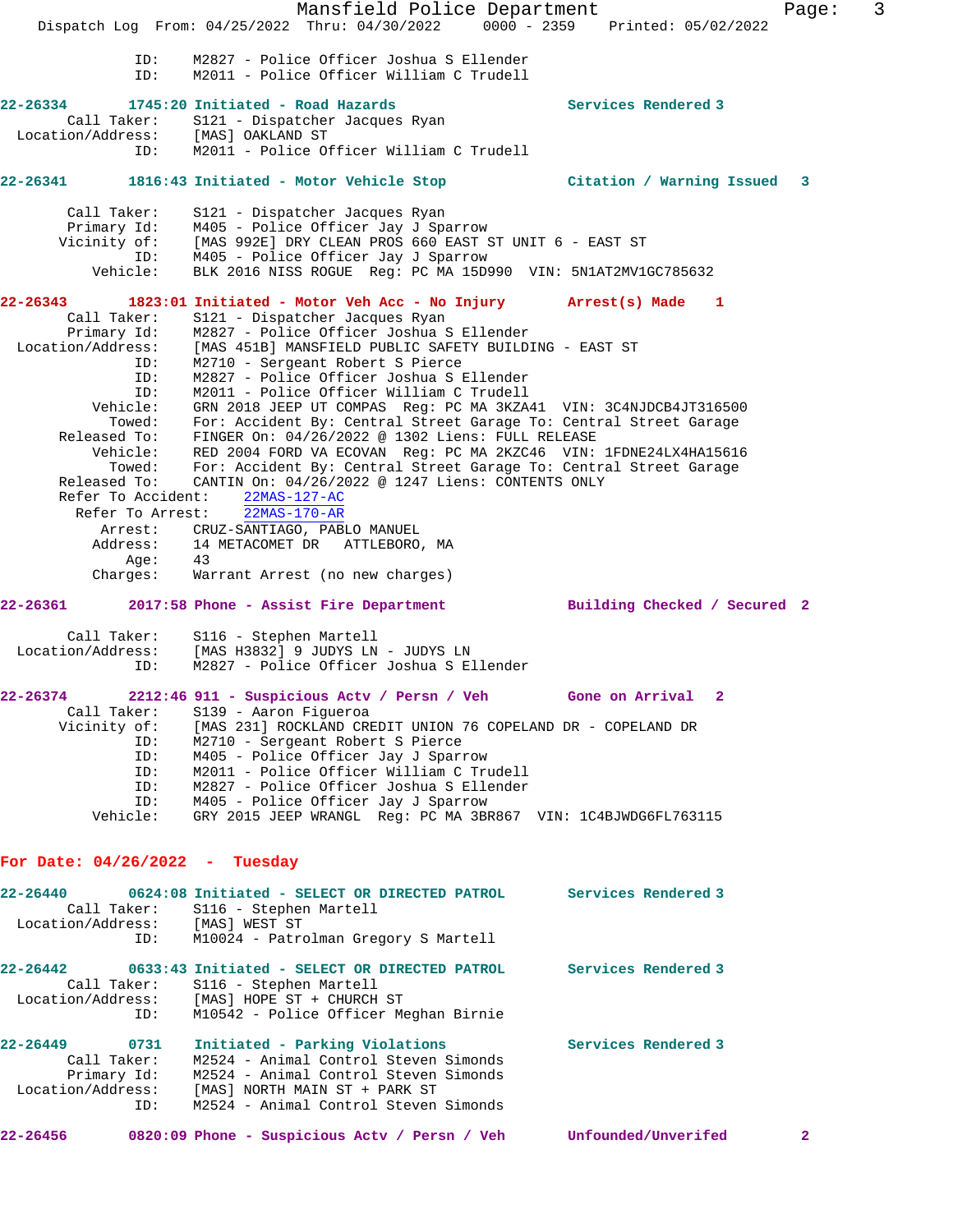ID: M2827 - Police Officer Joshua S Ellender
ID: M2011 - Police Officer William C Trudell

**22-26334 1745:20 Initiated - Road Hazards Services Rendered 3**
Call Taker: S121 - Dispatcher Jacques Ryan
Location/Address: [MAS] OAKLAND ST
ID: M2011 - Police Officer William C Trudell

**22-26341 1816:43 Initiated - Motor Vehicle Stop Citation / Warning Issued 3**
Call Taker: S121 - Dispatcher Jacques Ryan
Primary Id: M405 - Police Officer Jay J Sparrow
Vicinity of: [MAS 992E] DRY CLEAN PROS 660 EAST ST UNIT 6 - EAST ST
ID: M405 - Police Officer Jay J Sparrow
Vehicle: BLK 2016 NISS ROGUE Reg: PC MA 15D990 VIN: 5N1AT2MV1GC785632

**22-26343 1823:01 Initiated - Motor Veh Acc - No Injury Arrest(s) Made 1**
Call Taker: S121 - Dispatcher Jacques Ryan
Primary Id: M2827 - Police Officer Joshua S Ellender
Location/Address: [MAS 451B] MANSFIELD PUBLIC SAFETY BUILDING - EAST ST
ID: M2710 - Sergeant Robert S Pierce
ID: M2827 - Police Officer Joshua S Ellender
ID: M2011 - Police Officer William C Trudell
Vehicle: GRN 2018 JEEP UT COMPAS Reg: PC MA 3KZA41 VIN: 3C4NJDCB4JT316500
Towed: For: Accident By: Central Street Garage To: Central Street Garage
Released To: FINGER On: 04/26/2022 @ 1302 Liens: FULL RELEASE
Vehicle: RED 2004 FORD VA ECOVAN Reg: PC MA 2KZC46 VIN: 1FDNE24LX4HA15616
Towed: For: Accident By: Central Street Garage To: Central Street Garage
Released To: CANTIN On: 04/26/2022 @ 1247 Liens: CONTENTS ONLY
Refer To Accident: 22MAS-127-AC
Refer To Arrest: 22MAS-170-AR
Arrest: CRUZ-SANTIAGO, PABLO MANUEL
Address: 14 METACOMET DR ATTLEBORO, MA
Age: 43
Charges: Warrant Arrest (no new charges)

**22-26361 2017:58 Phone - Assist Fire Department Building Checked / Secured 2**
Call Taker: S116 - Stephen Martell
Location/Address: [MAS H3832] 9 JUDYS LN - JUDYS LN
ID: M2827 - Police Officer Joshua S Ellender

**22-26374 2212:46 911 - Suspicious Actv / Persn / Veh Gone on Arrival 2**
Call Taker: S139 - Aaron Figueroa
Vicinity of: [MAS 231] ROCKLAND CREDIT UNION 76 COPELAND DR - COPELAND DR
ID: M2710 - Sergeant Robert S Pierce
ID: M405 - Police Officer Jay J Sparrow
ID: M2011 - Police Officer William C Trudell
ID: M2827 - Police Officer Joshua S Ellender
ID: M405 - Police Officer Jay J Sparrow
Vehicle: GRY 2015 JEEP WRANGL Reg: PC MA 3BR867 VIN: 1C4BJWDG6FL763115

## For Date: 04/26/2022 - Tuesday

**22-26440 0624:08 Initiated - SELECT OR DIRECTED PATROL Services Rendered 3**
Call Taker: S116 - Stephen Martell
Location/Address: [MAS] WEST ST
ID: M10024 - Patrolman Gregory S Martell

**22-26442 0633:43 Initiated - SELECT OR DIRECTED PATROL Services Rendered 3**
Call Taker: S116 - Stephen Martell
Location/Address: [MAS] HOPE ST + CHURCH ST
ID: M10542 - Police Officer Meghan Birnie

**22-26449 0731 Initiated - Parking Violations Services Rendered 3**
Call Taker: M2524 - Animal Control Steven Simonds
Primary Id: M2524 - Animal Control Steven Simonds
Location/Address: [MAS] NORTH MAIN ST + PARK ST
ID: M2524 - Animal Control Steven Simonds

**22-26456 0820:09 Phone - Suspicious Actv / Persn / Veh Unfounded/Unverifed 2**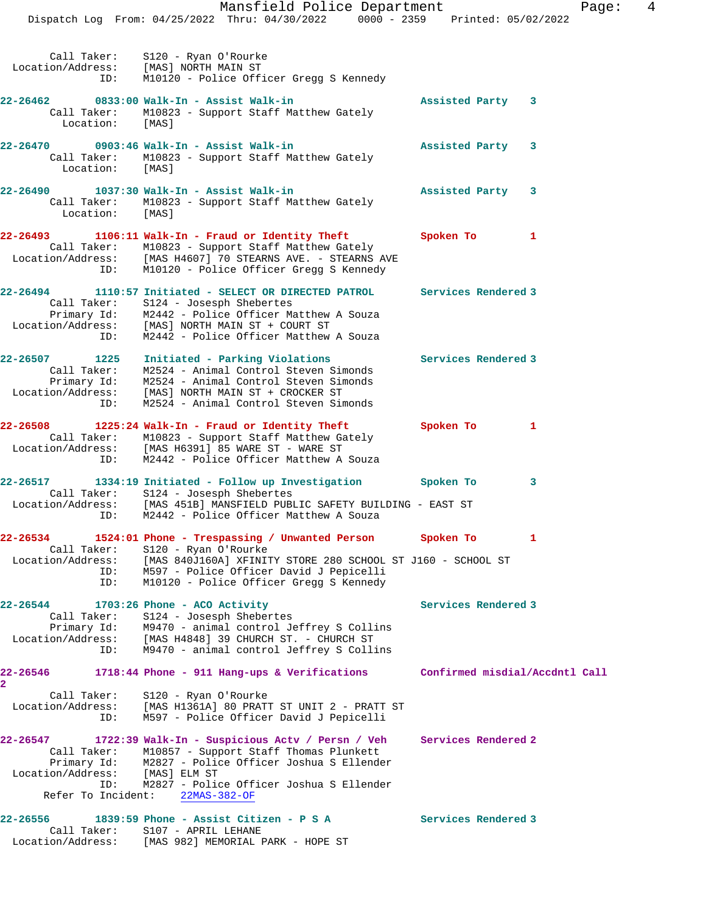Call Taker: S120 - Ryan O'Rourke
Location/Address: [MAS] NORTH MAIN ST
ID: M10120 - Police Officer Gregg S Kennedy

**22-26462 0833:00 Walk-In - Assist Walk-in — Assisted Party 3**
Call Taker: M10823 - Support Staff Matthew Gately
Location: [MAS]

**22-26470 0903:46 Walk-In - Assist Walk-in — Assisted Party 3**
Call Taker: M10823 - Support Staff Matthew Gately
Location: [MAS]

**22-26490 1037:30 Walk-In - Assist Walk-in — Assisted Party 3**
Call Taker: M10823 - Support Staff Matthew Gately
Location: [MAS]

**22-26493 1106:11 Walk-In - Fraud or Identity Theft — Spoken To 1**
Call Taker: M10823 - Support Staff Matthew Gately
Location/Address: [MAS H4607] 70 STEARNS AVE. - STEARNS AVE
ID: M10120 - Police Officer Gregg S Kennedy

**22-26494 1110:57 Initiated - SELECT OR DIRECTED PATROL — Services Rendered 3**
Call Taker: S124 - Josesph Shebertes
Primary Id: M2442 - Police Officer Matthew A Souza
Location/Address: [MAS] NORTH MAIN ST + COURT ST
ID: M2442 - Police Officer Matthew A Souza

**22-26507 1225 Initiated - Parking Violations — Services Rendered 3**
Call Taker: M2524 - Animal Control Steven Simonds
Primary Id: M2524 - Animal Control Steven Simonds
Location/Address: [MAS] NORTH MAIN ST + CROCKER ST
ID: M2524 - Animal Control Steven Simonds

**22-26508 1225:24 Walk-In - Fraud or Identity Theft — Spoken To 1**
Call Taker: M10823 - Support Staff Matthew Gately
Location/Address: [MAS H6391] 85 WARE ST - WARE ST
ID: M2442 - Police Officer Matthew A Souza

**22-26517 1334:19 Initiated - Follow up Investigation — Spoken To 3**
Call Taker: S124 - Josesph Shebertes
Location/Address: [MAS 451B] MANSFIELD PUBLIC SAFETY BUILDING - EAST ST
ID: M2442 - Police Officer Matthew A Souza

**22-26534 1524:01 Phone - Trespassing / Unwanted Person — Spoken To 1**
Call Taker: S120 - Ryan O'Rourke
Location/Address: [MAS 840J160A] XFINITY STORE 280 SCHOOL ST J160 - SCHOOL ST
ID: M597 - Police Officer David J Pepicelli
ID: M10120 - Police Officer Gregg S Kennedy

**22-26544 1703:26 Phone - ACO Activity — Services Rendered 3**
Call Taker: S124 - Josesph Shebertes
Primary Id: M9470 - animal control Jeffrey S Collins
Location/Address: [MAS H4848] 39 CHURCH ST. - CHURCH ST
ID: M9470 - animal control Jeffrey S Collins

**22-26546 1718:44 Phone - 911 Hang-ups & Verifications — Confirmed misdial/Accdntl Call 2**
Call Taker: S120 - Ryan O'Rourke
Location/Address: [MAS H1361A] 80 PRATT ST UNIT 2 - PRATT ST
ID: M597 - Police Officer David J Pepicelli

**22-26547 1722:39 Walk-In - Suspicious Actv / Persn / Veh — Services Rendered 2**
Call Taker: M10857 - Support Staff Thomas Plunkett
Primary Id: M2827 - Police Officer Joshua S Ellender
Location/Address: [MAS] ELM ST
ID: M2827 - Police Officer Joshua S Ellender
Refer To Incident: 22MAS-382-OF

**22-26556 1839:59 Phone - Assist Citizen - P S A — Services Rendered 3**
Call Taker: S107 - APRIL LEHANE
Location/Address: [MAS 982] MEMORIAL PARK - HOPE ST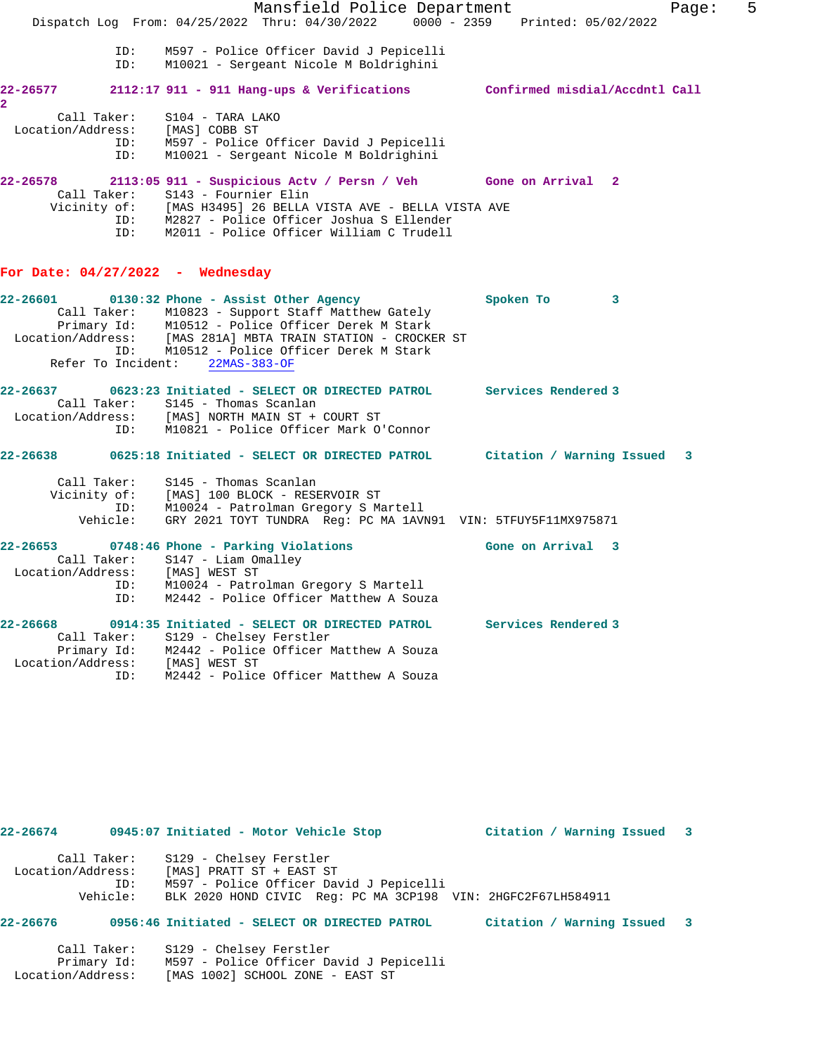ID: M597 - Police Officer David J Pepicelli
ID: M10021 - Sergeant Nicole M Boldrighini

**22-26577 2112:17 911 - 911 Hang-ups & Verifications Confirmed misdial/Accdntl Call 2**

Call Taker: S104 - TARA LAKO
Location/Address: [MAS] COBB ST
ID: M597 - Police Officer David J Pepicelli
ID: M10021 - Sergeant Nicole M Boldrighini

**22-26578 2113:05 911 - Suspicious Actv / Persn / Veh Gone on Arrival 2**

Call Taker: S143 - Fournier Elin
Vicinity of: [MAS H3495] 26 BELLA VISTA AVE - BELLA VISTA AVE
ID: M2827 - Police Officer Joshua S Ellender
ID: M2011 - Police Officer William C Trudell

## For Date: 04/27/2022 - Wednesday

**22-26601 0130:32 Phone - Assist Other Agency Spoken To 3**

Call Taker: M10823 - Support Staff Matthew Gately
Primary Id: M10512 - Police Officer Derek M Stark
Location/Address: [MAS 281A] MBTA TRAIN STATION - CROCKER ST
ID: M10512 - Police Officer Derek M Stark
Refer To Incident: 22MAS-383-OF

**22-26637 0623:23 Initiated - SELECT OR DIRECTED PATROL Services Rendered 3**

Call Taker: S145 - Thomas Scanlan
Location/Address: [MAS] NORTH MAIN ST + COURT ST
ID: M10821 - Police Officer Mark O'Connor

**22-26638 0625:18 Initiated - SELECT OR DIRECTED PATROL Citation / Warning Issued 3**

Call Taker: S145 - Thomas Scanlan
Vicinity of: [MAS] 100 BLOCK - RESERVOIR ST
ID: M10024 - Patrolman Gregory S Martell
Vehicle: GRY 2021 TOYT TUNDRA Reg: PC MA 1AVN91 VIN: 5TFUY5F11MX975871

**22-26653 0748:46 Phone - Parking Violations Gone on Arrival 3**

Call Taker: S147 - Liam Omalley
Location/Address: [MAS] WEST ST
ID: M10024 - Patrolman Gregory S Martell
ID: M2442 - Police Officer Matthew A Souza

**22-26668 0914:35 Initiated - SELECT OR DIRECTED PATROL Services Rendered 3**

Call Taker: S129 - Chelsey Ferstler
Primary Id: M2442 - Police Officer Matthew A Souza
Location/Address: [MAS] WEST ST
ID: M2442 - Police Officer Matthew A Souza

**22-26674 0945:07 Initiated - Motor Vehicle Stop Citation / Warning Issued 3**

Call Taker: S129 - Chelsey Ferstler
Location/Address: [MAS] PRATT ST + EAST ST
ID: M597 - Police Officer David J Pepicelli
Vehicle: BLK 2020 HOND CIVIC Reg: PC MA 3CP198 VIN: 2HGFC2F67LH584911

**22-26676 0956:46 Initiated - SELECT OR DIRECTED PATROL Citation / Warning Issued 3**

Call Taker: S129 - Chelsey Ferstler
Primary Id: M597 - Police Officer David J Pepicelli
Location/Address: [MAS 1002] SCHOOL ZONE - EAST ST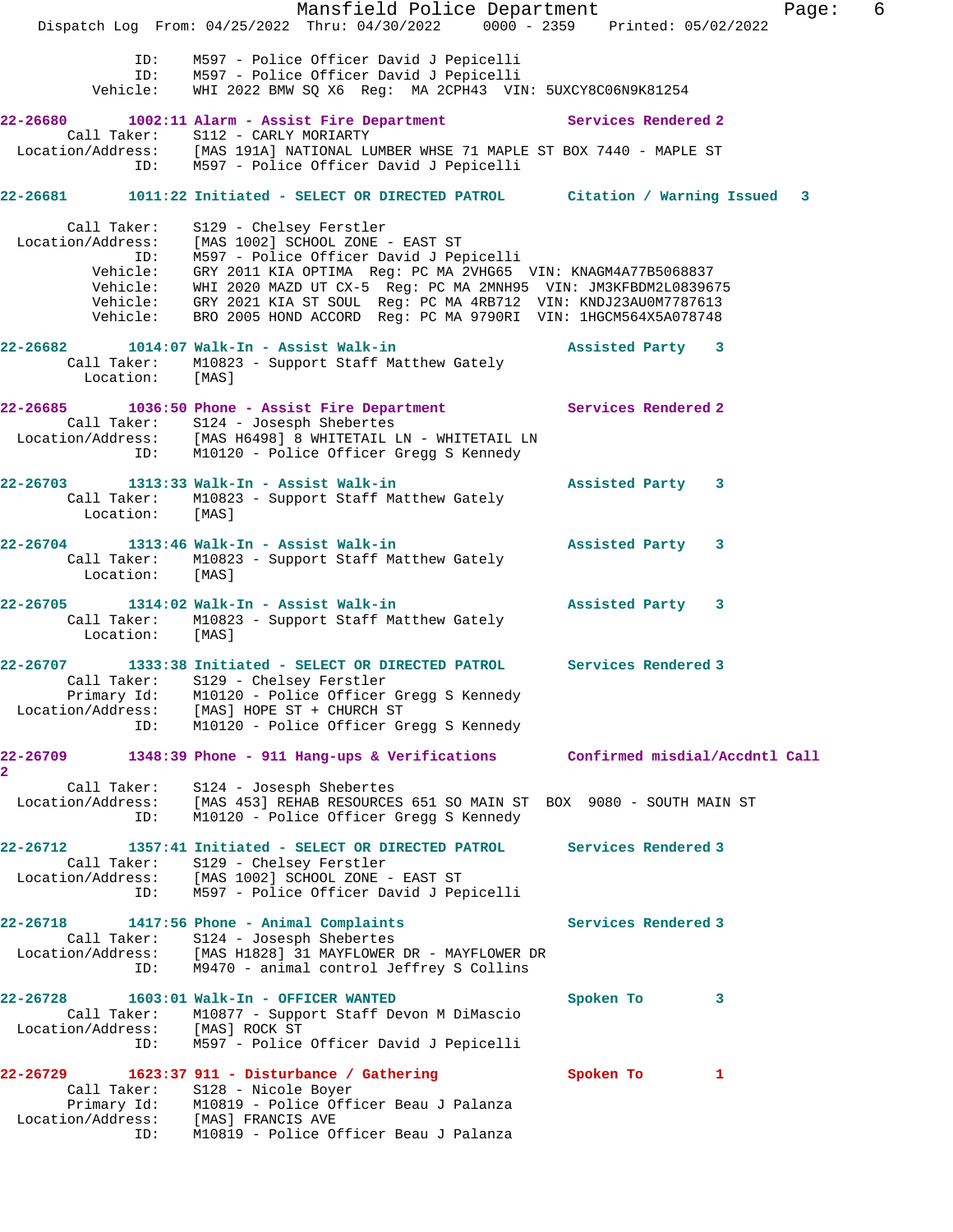ID: M597 - Police Officer David J Pepicelli
ID: M597 - Police Officer David J Pepicelli
Vehicle: WHI 2022 BMW SQ X6 Reg: MA 2CPH43 VIN: 5UXCY8C06N9K81254

**22-26680 1002:11 Alarm - Assist Fire Department — Services Rendered 2**
Call Taker: S112 - CARLY MORIARTY
Location/Address: [MAS 191A] NATIONAL LUMBER WHSE 71 MAPLE ST BOX 7440 - MAPLE ST
ID: M597 - Police Officer David J Pepicelli

**22-26681 1011:22 Initiated - SELECT OR DIRECTED PATROL — Citation / Warning Issued 3**
Call Taker: S129 - Chelsey Ferstler
Location/Address: [MAS 1002] SCHOOL ZONE - EAST ST
ID: M597 - Police Officer David J Pepicelli
Vehicle: GRY 2011 KIA OPTIMA Reg: PC MA 2VHG65 VIN: KNAGM4A77B5068837
Vehicle: WHI 2020 MAZD UT CX-5 Reg: PC MA 2MNH95 VIN: JM3KFBDM2L0839675
Vehicle: GRY 2021 KIA ST SOUL Reg: PC MA 4RB712 VIN: KNDJ23AU0M7787613
Vehicle: BRO 2005 HOND ACCORD Reg: PC MA 9790RI VIN: 1HGCM564X5A078748

**22-26682 1014:07 Walk-In - Assist Walk-in — Assisted Party 3**
Call Taker: M10823 - Support Staff Matthew Gately
Location: [MAS]

**22-26685 1036:50 Phone - Assist Fire Department — Services Rendered 2**
Call Taker: S124 - Josesph Shebertes
Location/Address: [MAS H6498] 8 WHITETAIL LN - WHITETAIL LN
ID: M10120 - Police Officer Gregg S Kennedy

**22-26703 1313:33 Walk-In - Assist Walk-in — Assisted Party 3**
Call Taker: M10823 - Support Staff Matthew Gately
Location: [MAS]

**22-26704 1313:46 Walk-In - Assist Walk-in — Assisted Party 3**
Call Taker: M10823 - Support Staff Matthew Gately
Location: [MAS]

**22-26705 1314:02 Walk-In - Assist Walk-in — Assisted Party 3**
Call Taker: M10823 - Support Staff Matthew Gately
Location: [MAS]

**22-26707 1333:38 Initiated - SELECT OR DIRECTED PATROL — Services Rendered 3**
Call Taker: S129 - Chelsey Ferstler
Primary Id: M10120 - Police Officer Gregg S Kennedy
Location/Address: [MAS] HOPE ST + CHURCH ST
ID: M10120 - Police Officer Gregg S Kennedy

**22-26709 1348:39 Phone - 911 Hang-ups & Verifications — Confirmed misdial/Accdntl Call 2**
Call Taker: S124 - Josesph Shebertes
Location/Address: [MAS 453] REHAB RESOURCES 651 SO MAIN ST BOX 9080 - SOUTH MAIN ST
ID: M10120 - Police Officer Gregg S Kennedy

**22-26712 1357:41 Initiated - SELECT OR DIRECTED PATROL — Services Rendered 3**
Call Taker: S129 - Chelsey Ferstler
Location/Address: [MAS 1002] SCHOOL ZONE - EAST ST
ID: M597 - Police Officer David J Pepicelli

**22-26718 1417:56 Phone - Animal Complaints — Services Rendered 3**
Call Taker: S124 - Josesph Shebertes
Location/Address: [MAS H1828] 31 MAYFLOWER DR - MAYFLOWER DR
ID: M9470 - animal control Jeffrey S Collins

**22-26728 1603:01 Walk-In - OFFICER WANTED — Spoken To 3**
Call Taker: M10877 - Support Staff Devon M DiMascio
Location/Address: [MAS] ROCK ST
ID: M597 - Police Officer David J Pepicelli

**22-26729 1623:37 911 - Disturbance / Gathering — Spoken To 1**
Call Taker: S128 - Nicole Boyer
Primary Id: M10819 - Police Officer Beau J Palanza
Location/Address: [MAS] FRANCIS AVE
ID: M10819 - Police Officer Beau J Palanza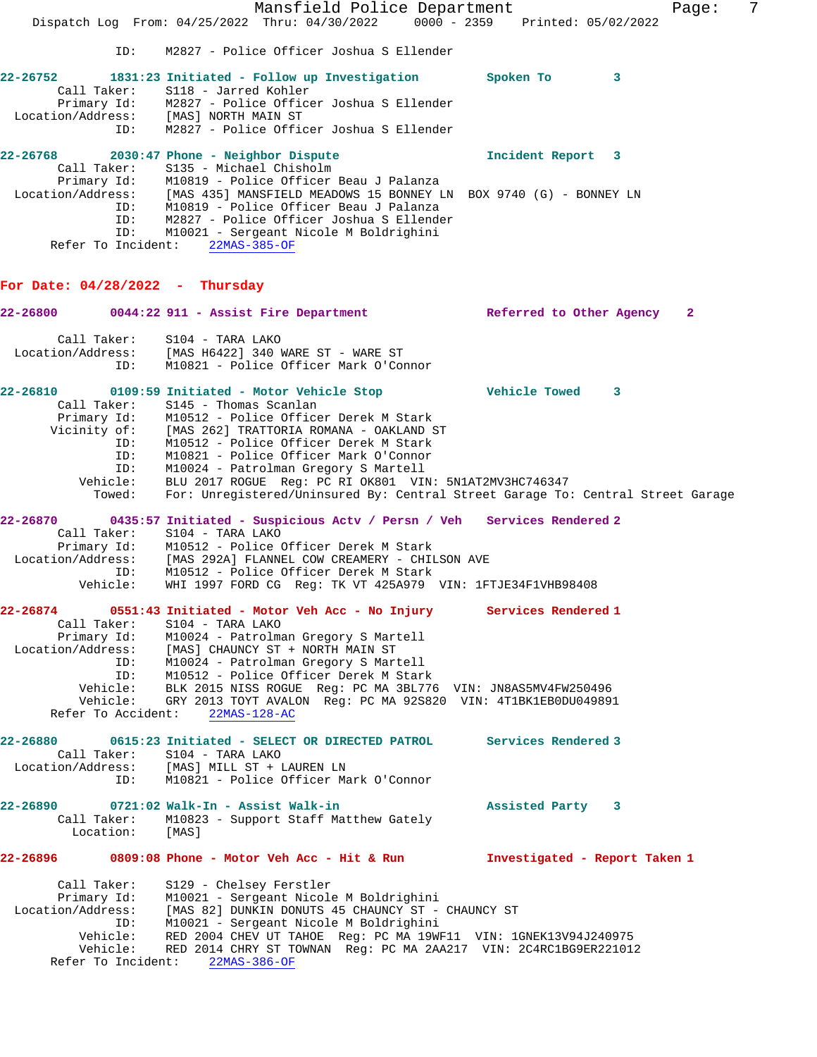```
                ID:    M2827 - Police Officer Joshua S Ellender

22-26752        1831:23 Initiated - Follow up Investigation        Spoken To        3
        Call Taker:    S118 - Jarred Kohler
        Primary Id:    M2827 - Police Officer Joshua S Ellender
  Location/Address:    [MAS] NORTH MAIN ST
                ID:    M2827 - Police Officer Joshua S Ellender

22-26768        2030:47 Phone - Neighbor Dispute                   Incident Report  3
        Call Taker:    S135 - Michael Chisholm
        Primary Id:    M10819 - Police Officer Beau J Palanza
  Location/Address:    [MAS 435] MANSFIELD MEADOWS 15 BONNEY LN  BOX 9740 (G) - BONNEY LN
                ID:    M10819 - Police Officer Beau J Palanza
                ID:    M2827 - Police Officer Joshua S Ellender
                ID:    M10021 - Sergeant Nicole M Boldrighini
      Refer To Incident:    22MAS-385-OF
```

**For Date: 04/28/2022 - Thursday**

```
22-26800        0044:22 911 - Assist Fire Department               Referred to Other Agency    2

        Call Taker:    S104 - TARA LAKO
  Location/Address:    [MAS H6422] 340 WARE ST - WARE ST
                ID:    M10821 - Police Officer Mark O'Connor

22-26810        0109:59 Initiated - Motor Vehicle Stop             Vehicle Towed    3
        Call Taker:    S145 - Thomas Scanlan
        Primary Id:    M10512 - Police Officer Derek M Stark
       Vicinity of:    [MAS 262] TRATTORIA ROMANA - OAKLAND ST
                ID:    M10512 - Police Officer Derek M Stark
                ID:    M10821 - Police Officer Mark O'Connor
                ID:    M10024 - Patrolman Gregory S Martell
           Vehicle:    BLU 2017 ROGUE  Reg: PC RI OK801  VIN: 5N1AT2MV3HC746347
             Towed:    For: Unregistered/Uninsured By: Central Street Garage To: Central Street Garage

22-26870        0435:57 Initiated - Suspicious Actv / Persn / Veh   Services Rendered 2
        Call Taker:    S104 - TARA LAKO
        Primary Id:    M10512 - Police Officer Derek M Stark
  Location/Address:    [MAS 292A] FLANNEL COW CREAMERY - CHILSON AVE
                ID:    M10512 - Police Officer Derek M Stark
           Vehicle:    WHI 1997 FORD CG  Reg: TK VT 425A979  VIN: 1FTJE34F1VHB98408

22-26874        0551:43 Initiated - Motor Veh Acc - No Injury      Services Rendered 1
        Call Taker:    S104 - TARA LAKO
        Primary Id:    M10024 - Patrolman Gregory S Martell
  Location/Address:    [MAS] CHAUNCY ST + NORTH MAIN ST
                ID:    M10024 - Patrolman Gregory S Martell
                ID:    M10512 - Police Officer Derek M Stark
           Vehicle:    BLK 2015 NISS ROGUE  Reg: PC MA 3BL776  VIN: JN8AS5MV4FW250496
           Vehicle:    GRY 2013 TOYT AVALON  Reg: PC MA 92S820  VIN: 4T1BK1EB0DU049891
      Refer To Accident:    22MAS-128-AC

22-26880        0615:23 Initiated - SELECT OR DIRECTED PATROL      Services Rendered 3
        Call Taker:    S104 - TARA LAKO
  Location/Address:    [MAS] MILL ST + LAUREN LN
                ID:    M10821 - Police Officer Mark O'Connor

22-26890        0721:02 Walk-In - Assist Walk-in                   Assisted Party   3
        Call Taker:    M10823 - Support Staff Matthew Gately
          Location:    [MAS]

22-26896        0809:08 Phone - Motor Veh Acc - Hit & Run          Investigated - Report Taken 1

        Call Taker:    S129 - Chelsey Ferstler
        Primary Id:    M10021 - Sergeant Nicole M Boldrighini
  Location/Address:    [MAS 82] DUNKIN DONUTS 45 CHAUNCY ST - CHAUNCY ST
                ID:    M10021 - Sergeant Nicole M Boldrighini
           Vehicle:    RED 2004 CHEV UT TAHOE  Reg: PC MA 19WF11  VIN: 1GNEK13V94J240975
           Vehicle:    RED 2014 CHRY ST TOWNAN  Reg: PC MA 2AA217  VIN: 2C4RC1BG9ER221012
      Refer To Incident:    22MAS-386-OF
```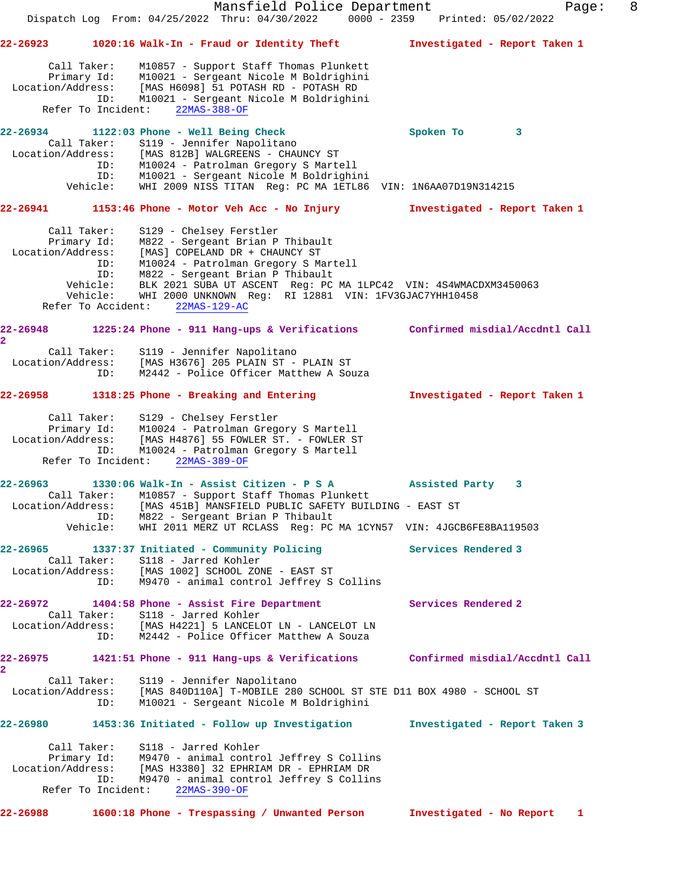**22-26923** 1020:16 Walk-In - Fraud or Identity Theft — Investigated - Report Taken 1

```
       Call Taker:    M10857 - Support Staff Thomas Plunkett
       Primary Id:    M10021 - Sergeant Nicole M Boldrighini
 Location/Address:    [MAS H6098] 51 POTASH RD - POTASH RD
               ID:    M10021 - Sergeant Nicole M Boldrighini
     Refer To Incident:    22MAS-388-OF
```

**22-26934** 1122:03 Phone - Well Being Check — Spoken To 3

```
       Call Taker:    S119 - Jennifer Napolitano
 Location/Address:    [MAS 812B] WALGREENS - CHAUNCY ST
               ID:    M10024 - Patrolman Gregory S Martell
               ID:    M10021 - Sergeant Nicole M Boldrighini
          Vehicle:    WHI 2009 NISS TITAN  Reg: PC MA 1ETL86  VIN: 1N6AA07D19N314215
```

**22-26941** 1153:46 Phone - Motor Veh Acc - No Injury — Investigated - Report Taken 1

```
       Call Taker:    S129 - Chelsey Ferstler
       Primary Id:    M822 - Sergeant Brian P Thibault
 Location/Address:    [MAS] COPELAND DR + CHAUNCY ST
               ID:    M10024 - Patrolman Gregory S Martell
               ID:    M822 - Sergeant Brian P Thibault
          Vehicle:    BLK 2021 SUBA UT ASCENT  Reg: PC MA 1LPC42  VIN: 4S4WMACDXM3450063
          Vehicle:    WHI 2000 UNKNOWN  Reg:  RI 12881  VIN: 1FV3GJAC7YHH10458
     Refer To Accident:    22MAS-129-AC
```

**22-26948** 1225:24 Phone - 911 Hang-ups & Verifications — Confirmed misdial/Accdntl Call 2

```
       Call Taker:    S119 - Jennifer Napolitano
 Location/Address:    [MAS H3676] 205 PLAIN ST - PLAIN ST
               ID:    M2442 - Police Officer Matthew A Souza
```

**22-26958** 1318:25 Phone - Breaking and Entering — Investigated - Report Taken 1

```
       Call Taker:    S129 - Chelsey Ferstler
       Primary Id:    M10024 - Patrolman Gregory S Martell
 Location/Address:    [MAS H4876] 55 FOWLER ST. - FOWLER ST
               ID:    M10024 - Patrolman Gregory S Martell
     Refer To Incident:    22MAS-389-OF
```

**22-26963** 1330:06 Walk-In - Assist Citizen - P S A — Assisted Party 3

```
       Call Taker:    M10857 - Support Staff Thomas Plunkett
 Location/Address:    [MAS 451B] MANSFIELD PUBLIC SAFETY BUILDING - EAST ST
               ID:    M822 - Sergeant Brian P Thibault
          Vehicle:    WHI 2011 MERZ UT RCLASS  Reg: PC MA 1CYN57  VIN: 4JGCB6FE8BA119503
```

**22-26965** 1337:37 Initiated - Community Policing — Services Rendered 3

```
       Call Taker:    S118 - Jarred Kohler
 Location/Address:    [MAS 1002] SCHOOL ZONE - EAST ST
               ID:    M9470 - animal control Jeffrey S Collins
```

**22-26972** 1404:58 Phone - Assist Fire Department — Services Rendered 2

```
       Call Taker:    S118 - Jarred Kohler
 Location/Address:    [MAS H4221] 5 LANCELOT LN - LANCELOT LN
               ID:    M2442 - Police Officer Matthew A Souza
```

**22-26975** 1421:51 Phone - 911 Hang-ups & Verifications — Confirmed misdial/Accdntl Call 2

```
       Call Taker:    S119 - Jennifer Napolitano
 Location/Address:    [MAS 840D110A] T-MOBILE 280 SCHOOL ST STE D11 BOX 4980 - SCHOOL ST
               ID:    M10021 - Sergeant Nicole M Boldrighini
```

**22-26980** 1453:36 Initiated - Follow up Investigation — Investigated - Report Taken 3

```
       Call Taker:    S118 - Jarred Kohler
       Primary Id:    M9470 - animal control Jeffrey S Collins
 Location/Address:    [MAS H3380] 32 EPHRIAM DR - EPHRIAM DR
               ID:    M9470 - animal control Jeffrey S Collins
     Refer To Incident:    22MAS-390-OF
```

**22-26988** 1600:18 Phone - Trespassing / Unwanted Person — Investigated - No Report 1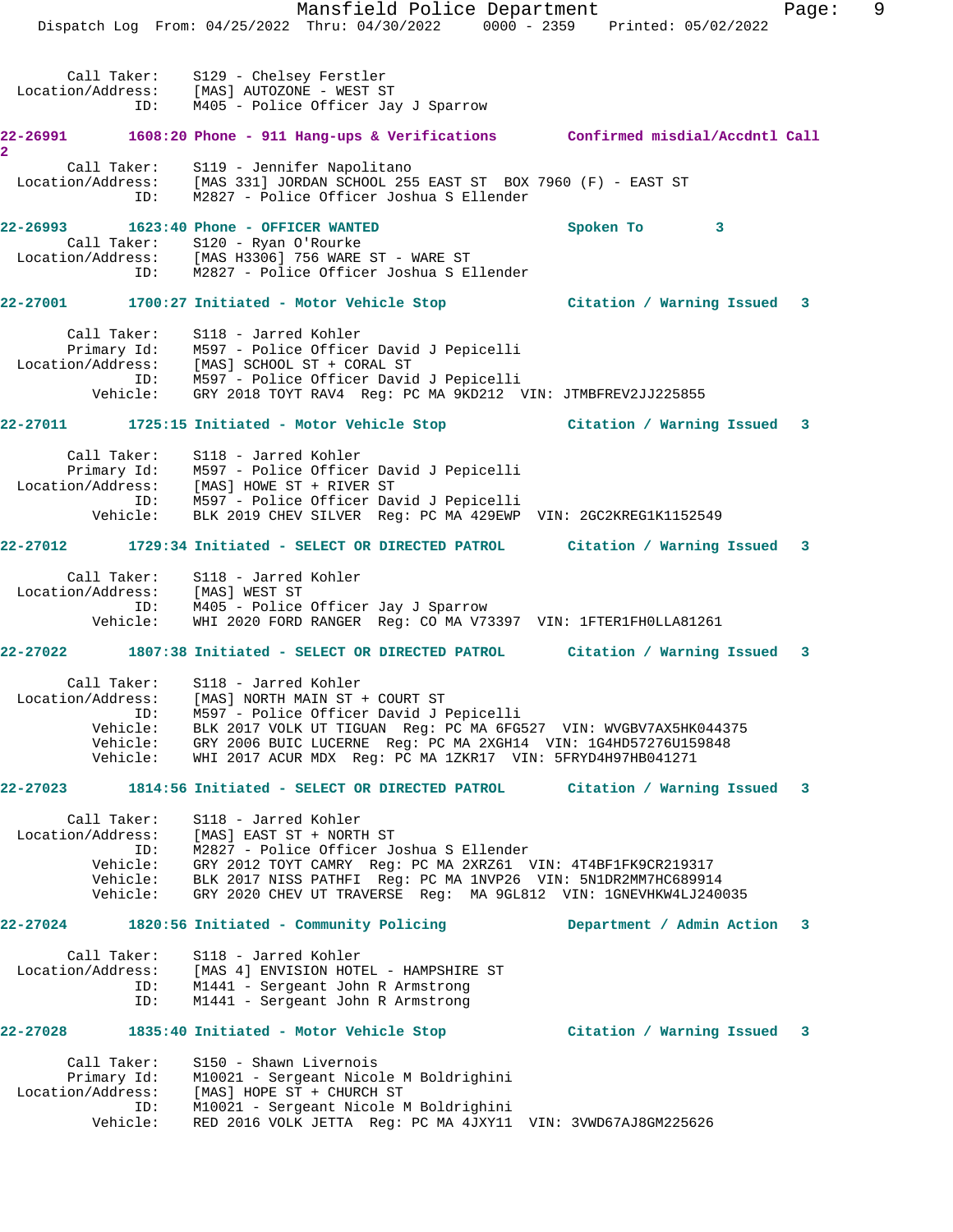```
        Call Taker:    S129 - Chelsey Ferstler
  Location/Address:    [MAS] AUTOZONE - WEST ST
                ID:    M405 - Police Officer Jay J Sparrow
```

**22-26991 1608:20 Phone - 911 Hang-ups & Verifications Confirmed misdial/Accdntl Call 2**

```
        Call Taker:    S119 - Jennifer Napolitano
  Location/Address:    [MAS 331] JORDAN SCHOOL 255 EAST ST  BOX 7960 (F) - EAST ST
                ID:    M2827 - Police Officer Joshua S Ellender
```

**22-26993 1623:40 Phone - OFFICER WANTED Spoken To 3**

```
        Call Taker:    S120 - Ryan O'Rourke
  Location/Address:    [MAS H3306] 756 WARE ST - WARE ST
                ID:    M2827 - Police Officer Joshua S Ellender
```

**22-27001 1700:27 Initiated - Motor Vehicle Stop Citation / Warning Issued 3**

```
        Call Taker:    S118 - Jarred Kohler
        Primary Id:    M597 - Police Officer David J Pepicelli
  Location/Address:    [MAS] SCHOOL ST + CORAL ST
                ID:    M597 - Police Officer David J Pepicelli
           Vehicle:    GRY 2018 TOYT RAV4  Reg: PC MA 9KD212  VIN: JTMBFREV2JJ225855
```

**22-27011 1725:15 Initiated - Motor Vehicle Stop Citation / Warning Issued 3**

```
        Call Taker:    S118 - Jarred Kohler
        Primary Id:    M597 - Police Officer David J Pepicelli
  Location/Address:    [MAS] HOWE ST + RIVER ST
                ID:    M597 - Police Officer David J Pepicelli
           Vehicle:    BLK 2019 CHEV SILVER  Reg: PC MA 429EWP  VIN: 2GC2KREG1K1152549
```

**22-27012 1729:34 Initiated - SELECT OR DIRECTED PATROL Citation / Warning Issued 3**

```
        Call Taker:    S118 - Jarred Kohler
  Location/Address:    [MAS] WEST ST
                ID:    M405 - Police Officer Jay J Sparrow
           Vehicle:    WHI 2020 FORD RANGER  Reg: CO MA V73397  VIN: 1FTER1FH0LLA81261
```

**22-27022 1807:38 Initiated - SELECT OR DIRECTED PATROL Citation / Warning Issued 3**

```
        Call Taker:    S118 - Jarred Kohler
  Location/Address:    [MAS] NORTH MAIN ST + COURT ST
                ID:    M597 - Police Officer David J Pepicelli
           Vehicle:    BLK 2017 VOLK UT TIGUAN  Reg: PC MA 6FG527  VIN: WVGBV7AX5HK044375
           Vehicle:    GRY 2006 BUIC LUCERNE  Reg: PC MA 2XGH14  VIN: 1G4HD57276U159848
           Vehicle:    WHI 2017 ACUR MDX  Reg: PC MA 1ZKR17  VIN: 5FRYD4H97HB041271
```

**22-27023 1814:56 Initiated - SELECT OR DIRECTED PATROL Citation / Warning Issued 3**

```
        Call Taker:    S118 - Jarred Kohler
  Location/Address:    [MAS] EAST ST + NORTH ST
                ID:    M2827 - Police Officer Joshua S Ellender
           Vehicle:    GRY 2012 TOYT CAMRY  Reg: PC MA 2XRZ61  VIN: 4T4BF1FK9CR219317
           Vehicle:    BLK 2017 NISS PATHFI  Reg: PC MA 1NVP26  VIN: 5N1DR2MM7HC689914
           Vehicle:    GRY 2020 CHEV UT TRAVERSE  Reg:  MA 9GL812  VIN: 1GNEVHKW4LJ240035
```

**22-27024 1820:56 Initiated - Community Policing Department / Admin Action 3**

```
        Call Taker:    S118 - Jarred Kohler
  Location/Address:    [MAS 4] ENVISION HOTEL - HAMPSHIRE ST
                ID:    M1441 - Sergeant John R Armstrong
                ID:    M1441 - Sergeant John R Armstrong
```

**22-27028 1835:40 Initiated - Motor Vehicle Stop Citation / Warning Issued 3**

```
        Call Taker:    S150 - Shawn Livernois
        Primary Id:    M10021 - Sergeant Nicole M Boldrighini
  Location/Address:    [MAS] HOPE ST + CHURCH ST
                ID:    M10021 - Sergeant Nicole M Boldrighini
           Vehicle:    RED 2016 VOLK JETTA  Reg: PC MA 4JXY11  VIN: 3VWD67AJ8GM225626
```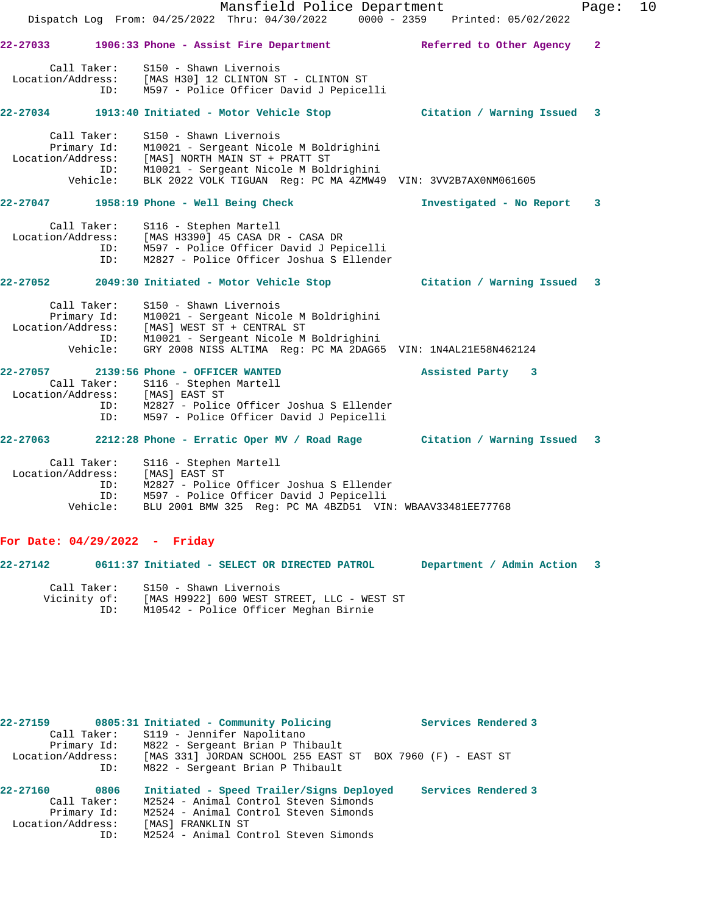**22-27033 1906:33 Phone - Assist Fire Department — Referred to Other Agency 2**

```
        Call Taker:    S150 - Shawn Livernois
  Location/Address:    [MAS H30] 12 CLINTON ST - CLINTON ST
                ID:    M597 - Police Officer David J Pepicelli
```

**22-27034 1913:40 Initiated - Motor Vehicle Stop — Citation / Warning Issued 3**

```
        Call Taker:    S150 - Shawn Livernois
        Primary Id:    M10021 - Sergeant Nicole M Boldrighini
  Location/Address:    [MAS] NORTH MAIN ST + PRATT ST
                ID:    M10021 - Sergeant Nicole M Boldrighini
           Vehicle:    BLK 2022 VOLK TIGUAN  Reg: PC MA 4ZMW49  VIN: 3VV2B7AX0NM061605
```

**22-27047 1958:19 Phone - Well Being Check — Investigated - No Report 3**

```
        Call Taker:    S116 - Stephen Martell
  Location/Address:    [MAS H3390] 45 CASA DR - CASA DR
                ID:    M597 - Police Officer David J Pepicelli
                ID:    M2827 - Police Officer Joshua S Ellender
```

**22-27052 2049:30 Initiated - Motor Vehicle Stop — Citation / Warning Issued 3**

```
        Call Taker:    S150 - Shawn Livernois
        Primary Id:    M10021 - Sergeant Nicole M Boldrighini
  Location/Address:    [MAS] WEST ST + CENTRAL ST
                ID:    M10021 - Sergeant Nicole M Boldrighini
           Vehicle:    GRY 2008 NISS ALTIMA  Reg: PC MA 2DAG65  VIN: 1N4AL21E58N462124
```

**22-27057 2139:56 Phone - OFFICER WANTED — Assisted Party 3**

```
        Call Taker:    S116 - Stephen Martell
  Location/Address:    [MAS] EAST ST
                ID:    M2827 - Police Officer Joshua S Ellender
                ID:    M597 - Police Officer David J Pepicelli
```

**22-27063 2212:28 Phone - Erratic Oper MV / Road Rage — Citation / Warning Issued 3**

```
        Call Taker:    S116 - Stephen Martell
  Location/Address:    [MAS] EAST ST
                ID:    M2827 - Police Officer Joshua S Ellender
                ID:    M597 - Police Officer David J Pepicelli
           Vehicle:    BLU 2001 BMW 325  Reg: PC MA 4BZD51  VIN: WBAAV33481EE77768
```

## For Date: 04/29/2022 - Friday

**22-27142 0611:37 Initiated - SELECT OR DIRECTED PATROL — Department / Admin Action 3**

```
        Call Taker:    S150 - Shawn Livernois
       Vicinity of:    [MAS H9922] 600 WEST STREET, LLC - WEST ST
                ID:    M10542 - Police Officer Meghan Birnie
```

**22-27159 0805:31 Initiated - Community Policing — Services Rendered 3**

```
        Call Taker:    S119 - Jennifer Napolitano
        Primary Id:    M822 - Sergeant Brian P Thibault
  Location/Address:    [MAS 331] JORDAN SCHOOL 255 EAST ST  BOX 7960 (F) - EAST ST
                ID:    M822 - Sergeant Brian P Thibault
```

**22-27160 0806 Initiated - Speed Trailer/Signs Deployed — Services Rendered 3**

```
        Call Taker:    M2524 - Animal Control Steven Simonds
        Primary Id:    M2524 - Animal Control Steven Simonds
  Location/Address:    [MAS] FRANKLIN ST
                ID:    M2524 - Animal Control Steven Simonds
```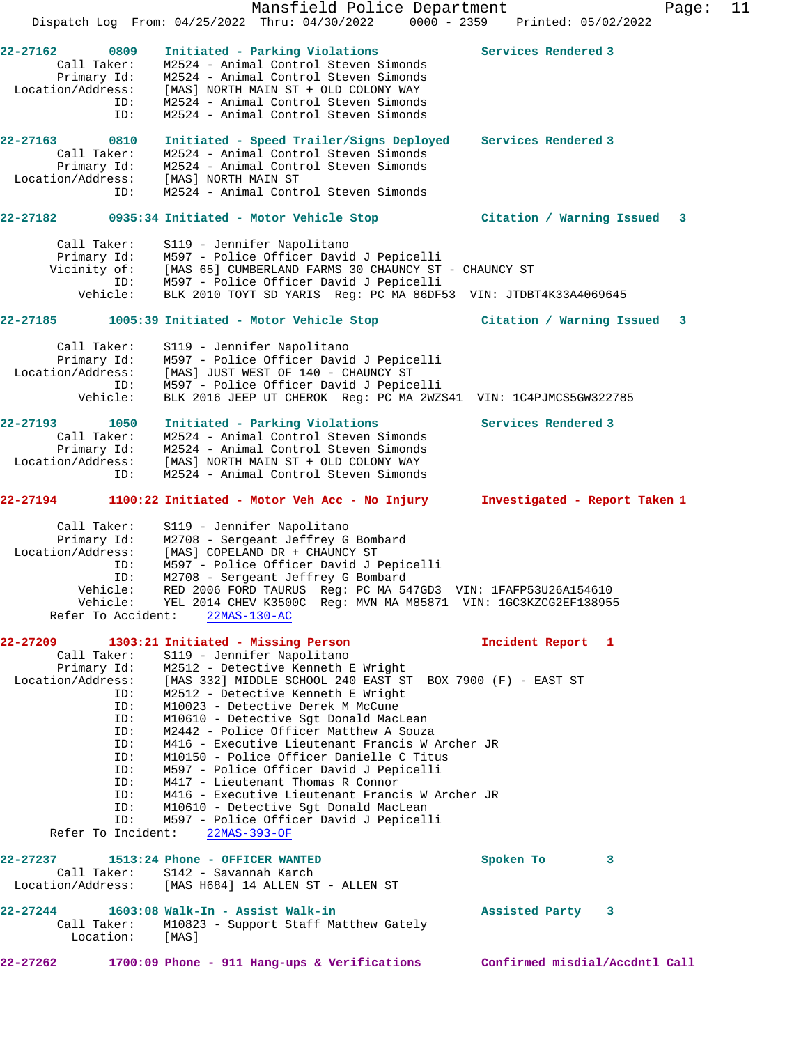22-27162 0809 Initiated - Parking Violations Services Rendered 3
Call Taker: M2524 - Animal Control Steven Simonds
Primary Id: M2524 - Animal Control Steven Simonds
Location/Address: [MAS] NORTH MAIN ST + OLD COLONY WAY
ID: M2524 - Animal Control Steven Simonds
ID: M2524 - Animal Control Steven Simonds

22-27163 0810 Initiated - Speed Trailer/Signs Deployed Services Rendered 3
Call Taker: M2524 - Animal Control Steven Simonds
Primary Id: M2524 - Animal Control Steven Simonds
Location/Address: [MAS] NORTH MAIN ST
ID: M2524 - Animal Control Steven Simonds

22-27182 0935:34 Initiated - Motor Vehicle Stop Citation / Warning Issued 3

Call Taker: S119 - Jennifer Napolitano
Primary Id: M597 - Police Officer David J Pepicelli
Vicinity of: [MAS 65] CUMBERLAND FARMS 30 CHAUNCY ST - CHAUNCY ST
ID: M597 - Police Officer David J Pepicelli
Vehicle: BLK 2010 TOYT SD YARIS Reg: PC MA 86DF53 VIN: JTDBT4K33A4069645

22-27185 1005:39 Initiated - Motor Vehicle Stop Citation / Warning Issued 3

Call Taker: S119 - Jennifer Napolitano
Primary Id: M597 - Police Officer David J Pepicelli
Location/Address: [MAS] JUST WEST OF 140 - CHAUNCY ST
ID: M597 - Police Officer David J Pepicelli
Vehicle: BLK 2016 JEEP UT CHEROK Reg: PC MA 2WZS41 VIN: 1C4PJMCS5GW322785

22-27193 1050 Initiated - Parking Violations Services Rendered 3
Call Taker: M2524 - Animal Control Steven Simonds
Primary Id: M2524 - Animal Control Steven Simonds
Location/Address: [MAS] NORTH MAIN ST + OLD COLONY WAY
ID: M2524 - Animal Control Steven Simonds

22-27194 1100:22 Initiated - Motor Veh Acc - No Injury Investigated - Report Taken 1

Call Taker: S119 - Jennifer Napolitano
Primary Id: M2708 - Sergeant Jeffrey G Bombard
Location/Address: [MAS] COPELAND DR + CHAUNCY ST
ID: M597 - Police Officer David J Pepicelli
ID: M2708 - Sergeant Jeffrey G Bombard
Vehicle: RED 2006 FORD TAURUS Reg: PC MA 547GD3 VIN: 1FAFP53U26A154610
Vehicle: YEL 2014 CHEV K3500C Reg: MVN MA M85871 VIN: 1GC3KZCG2EF138955
Refer To Accident: 22MAS-130-AC

22-27209 1303:21 Initiated - Missing Person Incident Report 1
Call Taker: S119 - Jennifer Napolitano
Primary Id: M2512 - Detective Kenneth E Wright
Location/Address: [MAS 332] MIDDLE SCHOOL 240 EAST ST BOX 7900 (F) - EAST ST
ID: M2512 - Detective Kenneth E Wright
ID: M10023 - Detective Derek M McCune
ID: M10610 - Detective Sgt Donald MacLean
ID: M2442 - Police Officer Matthew A Souza
ID: M416 - Executive Lieutenant Francis W Archer JR
ID: M10150 - Police Officer Danielle C Titus
ID: M597 - Police Officer David J Pepicelli
ID: M417 - Lieutenant Thomas R Connor
ID: M416 - Executive Lieutenant Francis W Archer JR
ID: M10610 - Detective Sgt Donald MacLean
ID: M597 - Police Officer David J Pepicelli
Refer To Incident: 22MAS-393-OF

22-27237 1513:24 Phone - OFFICER WANTED Spoken To 3
Call Taker: S142 - Savannah Karch
Location/Address: [MAS H684] 14 ALLEN ST - ALLEN ST

22-27244 1603:08 Walk-In - Assist Walk-in Assisted Party 3
Call Taker: M10823 - Support Staff Matthew Gately
Location: [MAS]

22-27262 1700:09 Phone - 911 Hang-ups & Verifications Confirmed misdial/Accdntl Call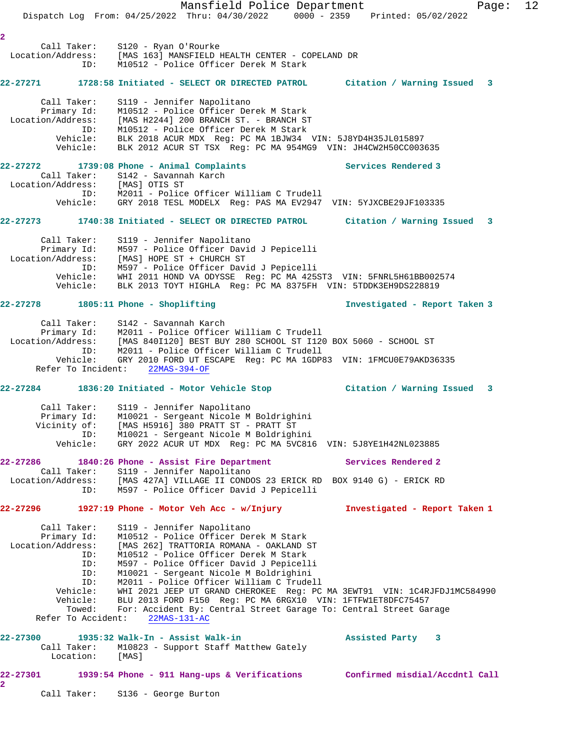2

```
       Call Taker:    S120 - Ryan O'Rourke
 Location/Address:    [MAS 163] MANSFIELD HEALTH CENTER - COPELAND DR
               ID:    M10512 - Police Officer Derek M Stark
```

**22-27271 1728:58 Initiated - SELECT OR DIRECTED PATROL Citation / Warning Issued 3**

```
       Call Taker:    S119 - Jennifer Napolitano
       Primary Id:    M10512 - Police Officer Derek M Stark
 Location/Address:    [MAS H2244] 200 BRANCH ST. - BRANCH ST
               ID:    M10512 - Police Officer Derek M Stark
          Vehicle:    BLK 2018 ACUR MDX  Reg: PC MA 1BJW34  VIN: 5J8YD4H35JL015897
          Vehicle:    BLK 2012 ACUR ST TSX  Reg: PC MA 954MG9  VIN: JH4CW2H50CC003635
```

**22-27272 1739:08 Phone - Animal Complaints Services Rendered 3**

```
       Call Taker:    S142 - Savannah Karch
 Location/Address:    [MAS] OTIS ST
               ID:    M2011 - Police Officer William C Trudell
          Vehicle:    GRY 2018 TESL MODELX  Reg: PAS MA EV2947  VIN: 5YJXCBE29JF103335
```

**22-27273 1740:38 Initiated - SELECT OR DIRECTED PATROL Citation / Warning Issued 3**

```
       Call Taker:    S119 - Jennifer Napolitano
       Primary Id:    M597 - Police Officer David J Pepicelli
 Location/Address:    [MAS] HOPE ST + CHURCH ST
               ID:    M597 - Police Officer David J Pepicelli
          Vehicle:    WHI 2011 HOND VA ODYSSE  Reg: PC MA 425ST3  VIN: 5FNRL5H61BB002574
          Vehicle:    BLK 2013 TOYT HIGHLA  Reg: PC MA 8375FH  VIN: 5TDDK3EH9DS228819
```

**22-27278 1805:11 Phone - Shoplifting Investigated - Report Taken 3**

```
       Call Taker:    S142 - Savannah Karch
       Primary Id:    M2011 - Police Officer William C Trudell
 Location/Address:    [MAS 840I120] BEST BUY 280 SCHOOL ST I120 BOX 5060 - SCHOOL ST
               ID:    M2011 - Police Officer William C Trudell
          Vehicle:    GRY 2010 FORD UT ESCAPE  Reg: PC MA 1GDP83  VIN: 1FMCU0E79AKD36335
     Refer To Incident:    22MAS-394-OF
```

**22-27284 1836:20 Initiated - Motor Vehicle Stop Citation / Warning Issued 3**

```
       Call Taker:    S119 - Jennifer Napolitano
       Primary Id:    M10021 - Sergeant Nicole M Boldrighini
       Vicinity of:   [MAS H5916] 380 PRATT ST - PRATT ST
               ID:    M10021 - Sergeant Nicole M Boldrighini
          Vehicle:    GRY 2022 ACUR UT MDX  Reg: PC MA 5VC816  VIN: 5J8YE1H42NL023885
```

**22-27286 1840:26 Phone - Assist Fire Department Services Rendered 2**

```
       Call Taker:    S119 - Jennifer Napolitano
 Location/Address:    [MAS 427A] VILLAGE II CONDOS 23 ERICK RD  BOX 9140 G) - ERICK RD
               ID:    M597 - Police Officer David J Pepicelli
```

**22-27296 1927:19 Phone - Motor Veh Acc - w/Injury Investigated - Report Taken 1**

```
       Call Taker:    S119 - Jennifer Napolitano
       Primary Id:    M10512 - Police Officer Derek M Stark
 Location/Address:    [MAS 262] TRATTORIA ROMANA - OAKLAND ST
               ID:    M10512 - Police Officer Derek M Stark
               ID:    M597 - Police Officer David J Pepicelli
               ID:    M10021 - Sergeant Nicole M Boldrighini
               ID:    M2011 - Police Officer William C Trudell
          Vehicle:    WHI 2021 JEEP UT GRAND CHEROKEE  Reg: PC MA 3EWT91  VIN: 1C4RJFDJ1MC584990
          Vehicle:    BLU 2013 FORD F150  Reg: PC MA 6RGX10  VIN: 1FTFW1ET8DFC75457
           Towed:    For: Accident By: Central Street Garage To: Central Street Garage
     Refer To Accident:    22MAS-131-AC
```

**22-27300 1935:32 Walk-In - Assist Walk-in Assisted Party 3**

```
       Call Taker:    M10823 - Support Staff Matthew Gately
         Location:    [MAS]
```

**22-27301 1939:54 Phone - 911 Hang-ups & Verifications Confirmed misdial/Accdntl Call 2**

```
       Call Taker:    S136 - George Burton
```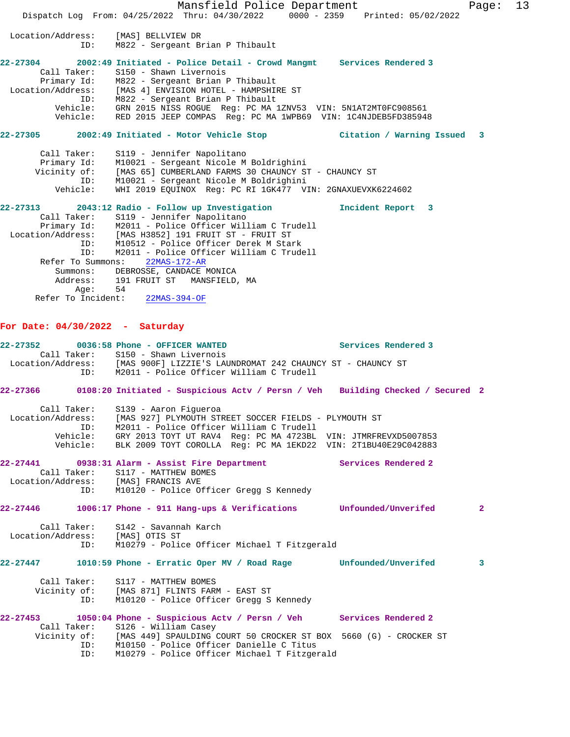```
 Location/Address:    [MAS] BELLVIEW DR
                ID:    M822 - Sergeant Brian P Thibault

22-27304        2002:49 Initiated - Police Detail - Crowd Mangmt      Services Rendered 3
        Call Taker:    S150 - Shawn Livernois
        Primary Id:    M822 - Sergeant Brian P Thibault
  Location/Address:    [MAS 4] ENVISION HOTEL - HAMPSHIRE ST
                ID:    M822 - Sergeant Brian P Thibault
           Vehicle:    GRN 2015 NISS ROGUE  Reg: PC MA 1ZNV53  VIN: 5N1AT2MT0FC908561
           Vehicle:    RED 2015 JEEP COMPAS  Reg: PC MA 1WPB69  VIN: 1C4NJDEB5FD385948

22-27305        2002:49 Initiated - Motor Vehicle Stop            Citation / Warning Issued   3

        Call Taker:    S119 - Jennifer Napolitano
        Primary Id:    M10021 - Sergeant Nicole M Boldrighini
       Vicinity of:    [MAS 65] CUMBERLAND FARMS 30 CHAUNCY ST - CHAUNCY ST
                ID:    M10021 - Sergeant Nicole M Boldrighini
           Vehicle:    WHI 2019 EQUINOX  Reg: PC RI 1GK477  VIN: 2GNAXUEVXK6224602

22-27313        2043:12 Radio - Follow up Investigation           Incident Report   3
        Call Taker:    S119 - Jennifer Napolitano
        Primary Id:    M2011 - Police Officer William C Trudell
  Location/Address:    [MAS H3852] 191 FRUIT ST - FRUIT ST
                ID:    M10512 - Police Officer Derek M Stark
                ID:    M2011 - Police Officer William C Trudell
        Refer To Summons:    22MAS-172-AR
           Summons:    DEBROSSE, CANDACE MONICA
           Address:    191 FRUIT ST   MANSFIELD, MA
               Age:    54
       Refer To Incident:    22MAS-394-OF
```

**For Date: 04/30/2022 - Saturday**

```
22-27352        0036:58 Phone - OFFICER WANTED                    Services Rendered 3
        Call Taker:    S150 - Shawn Livernois
  Location/Address:    [MAS 900F] LIZZIE'S LAUNDROMAT 242 CHAUNCY ST - CHAUNCY ST
                ID:    M2011 - Police Officer William C Trudell

22-27366        0108:20 Initiated - Suspicious Actv / Persn / Veh   Building Checked / Secured  2

        Call Taker:    S139 - Aaron Figueroa
  Location/Address:    [MAS 927] PLYMOUTH STREET SOCCER FIELDS - PLYMOUTH ST
                ID:    M2011 - Police Officer William C Trudell
           Vehicle:    GRY 2013 TOYT UT RAV4  Reg: PC MA 4723BL  VIN: JTMRFREVXD5007853
           Vehicle:    BLK 2009 TOYT COROLLA  Reg: PC MA 1EKD22  VIN: 2T1BU40E29C042883

22-27441        0938:31 Alarm - Assist Fire Department            Services Rendered 2
        Call Taker:    S117 - MATTHEW BOMES
  Location/Address:    [MAS] FRANCIS AVE
                ID:    M10120 - Police Officer Gregg S Kennedy

22-27446        1006:17 Phone - 911 Hang-ups & Verifications      Unfounded/Unverifed         2

        Call Taker:    S142 - Savannah Karch
  Location/Address:    [MAS] OTIS ST
                ID:    M10279 - Police Officer Michael T Fitzgerald

22-27447        1010:59 Phone - Erratic Oper MV / Road Rage       Unfounded/Unverifed         3

        Call Taker:    S117 - MATTHEW BOMES
       Vicinity of:    [MAS 871] FLINTS FARM - EAST ST
                ID:    M10120 - Police Officer Gregg S Kennedy

22-27453        1050:04 Phone - Suspicious Actv / Persn / Veh     Services Rendered 2
        Call Taker:    S126 - William Casey
       Vicinity of:    [MAS 449] SPAULDING COURT 50 CROCKER ST BOX  5660 (G) - CROCKER ST
                ID:    M10150 - Police Officer Danielle C Titus
                ID:    M10279 - Police Officer Michael T Fitzgerald
```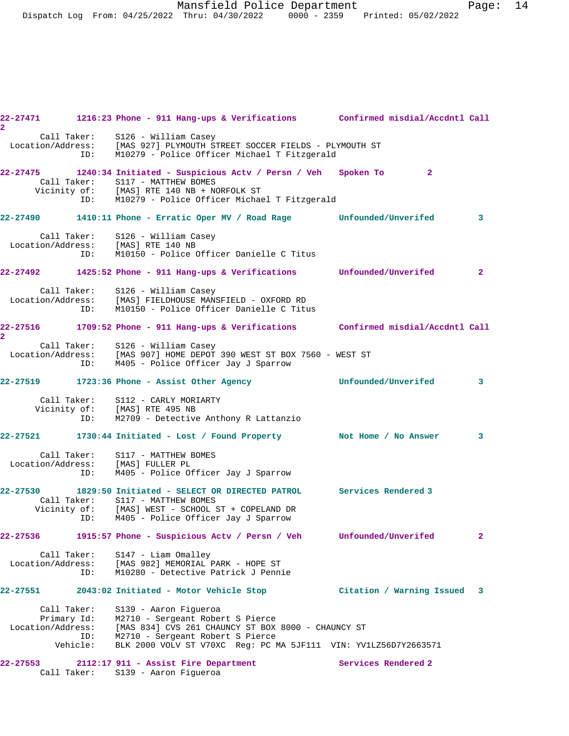**22-27471** 1216:23 Phone - 911 Hang-ups & Verifications — Confirmed misdial/Accdntl Call 2

Call Taker: S126 - William Casey
Location/Address: [MAS 927] PLYMOUTH STREET SOCCER FIELDS - PLYMOUTH ST
ID: M10279 - Police Officer Michael T Fitzgerald

**22-27475** 1240:34 Initiated - Suspicious Actv / Persn / Veh — Spoken To 2

Call Taker: S117 - MATTHEW BOMES
Vicinity of: [MAS] RTE 140 NB + NORFOLK ST
ID: M10279 - Police Officer Michael T Fitzgerald

**22-27490** 1410:11 Phone - Erratic Oper MV / Road Rage — Unfounded/Unverifed 3

Call Taker: S126 - William Casey
Location/Address: [MAS] RTE 140 NB
ID: M10150 - Police Officer Danielle C Titus

**22-27492** 1425:52 Phone - 911 Hang-ups & Verifications — Unfounded/Unverifed 2

Call Taker: S126 - William Casey
Location/Address: [MAS] FIELDHOUSE MANSFIELD - OXFORD RD
ID: M10150 - Police Officer Danielle C Titus

**22-27516** 1709:52 Phone - 911 Hang-ups & Verifications — Confirmed misdial/Accdntl Call 2

Call Taker: S126 - William Casey
Location/Address: [MAS 907] HOME DEPOT 390 WEST ST BOX 7560 - WEST ST
ID: M405 - Police Officer Jay J Sparrow

**22-27519** 1723:36 Phone - Assist Other Agency — Unfounded/Unverifed 3

Call Taker: S112 - CARLY MORIARTY
Vicinity of: [MAS] RTE 495 NB
ID: M2709 - Detective Anthony R Lattanzio

**22-27521** 1730:44 Initiated - Lost / Found Property — Not Home / No Answer 3

Call Taker: S117 - MATTHEW BOMES
Location/Address: [MAS] FULLER PL
ID: M405 - Police Officer Jay J Sparrow

**22-27530** 1829:50 Initiated - SELECT OR DIRECTED PATROL — Services Rendered 3

Call Taker: S117 - MATTHEW BOMES
Vicinity of: [MAS] WEST - SCHOOL ST + COPELAND DR
ID: M405 - Police Officer Jay J Sparrow

**22-27536** 1915:57 Phone - Suspicious Actv / Persn / Veh — Unfounded/Unverifed 2

Call Taker: S147 - Liam Omalley
Location/Address: [MAS 982] MEMORIAL PARK - HOPE ST
ID: M10280 - Detective Patrick J Pennie

**22-27551** 2043:02 Initiated - Motor Vehicle Stop — Citation / Warning Issued 3

Call Taker: S139 - Aaron Figueroa
Primary Id: M2710 - Sergeant Robert S Pierce
Location/Address: [MAS 834] CVS 261 CHAUNCY ST BOX 8000 - CHAUNCY ST
ID: M2710 - Sergeant Robert S Pierce
Vehicle: BLK 2000 VOLV ST V70XC Reg: PC MA 5JF111 VIN: YV1LZ56D7Y2663571

**22-27553** 2112:17 911 - Assist Fire Department — Services Rendered 2

Call Taker: S139 - Aaron Figueroa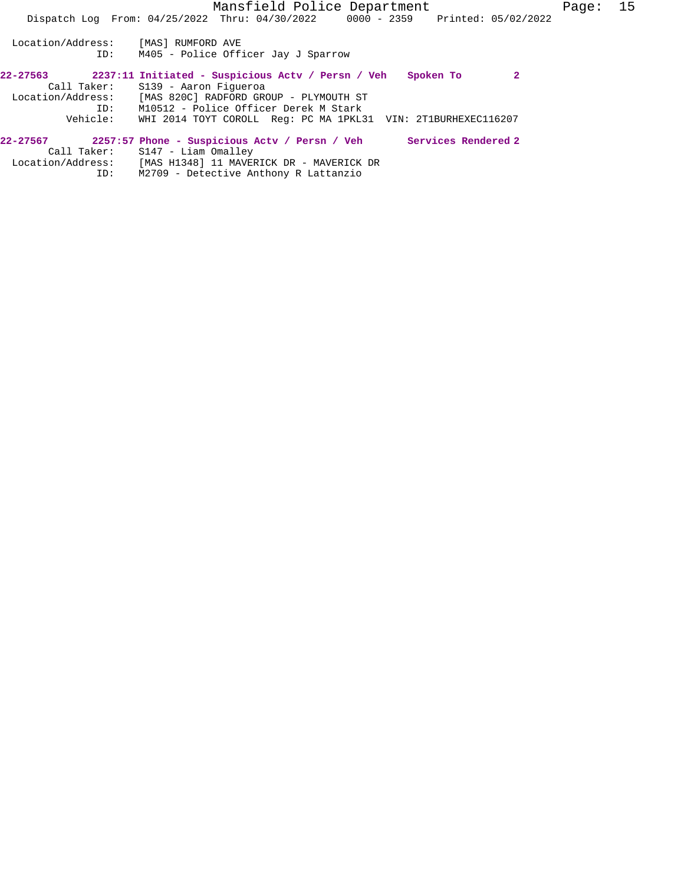Location/Address: [MAS] RUMFORD AVE
ID: M405 - Police Officer Jay J Sparrow

**22-27563 2237:11 Initiated - Suspicious Actv / Persn / Veh Spoken To 2**
Call Taker: S139 - Aaron Figueroa
Location/Address: [MAS 820C] RADFORD GROUP - PLYMOUTH ST
ID: M10512 - Police Officer Derek M Stark
Vehicle: WHI 2014 TOYT COROLL Reg: PC MA 1PKL31 VIN: 2T1BURHEXEC116207

**22-27567 2257:57 Phone - Suspicious Actv / Persn / Veh Services Rendered 2**
Call Taker: S147 - Liam Omalley
Location/Address: [MAS H1348] 11 MAVERICK DR - MAVERICK DR
ID: M2709 - Detective Anthony R Lattanzio